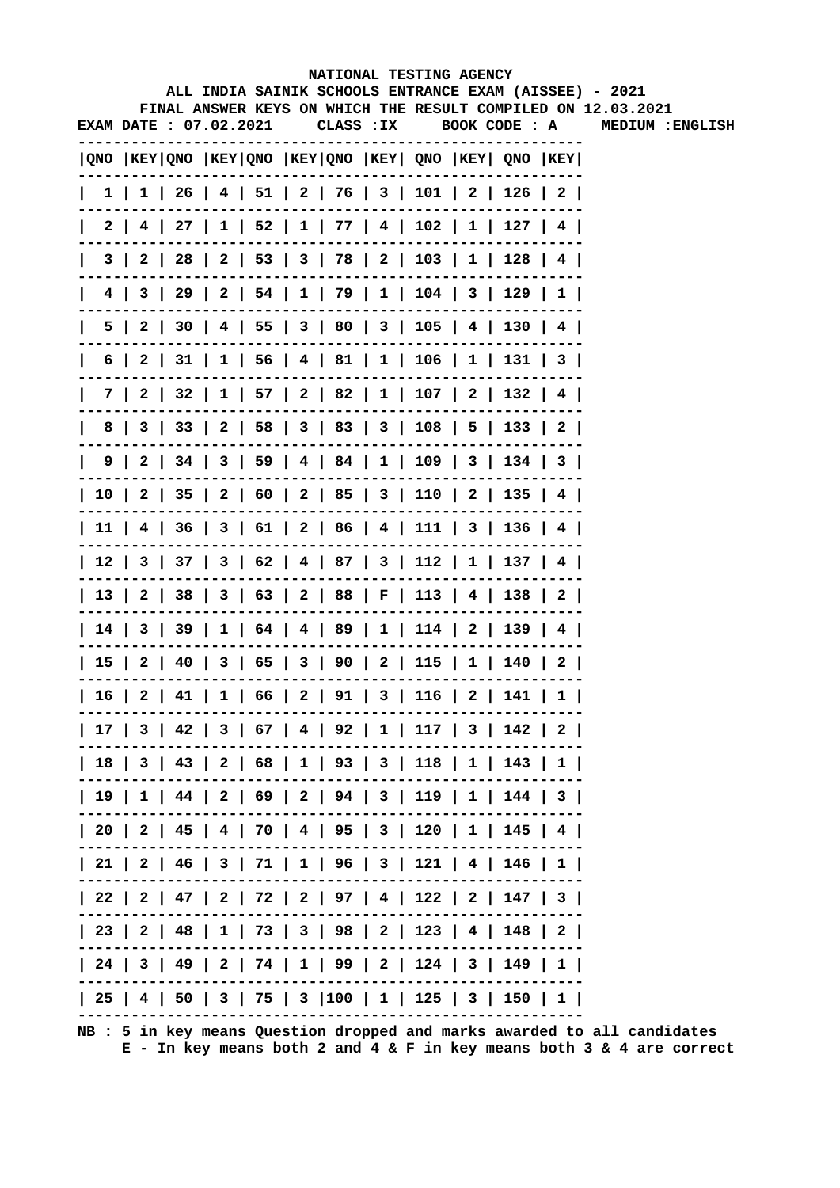# NATIONAL TESTING AGENCY

## ALL INDIA SAINIK SCHOOLS ENTRANCE EXAM (AISSEE) - 2021

### FINAL ANSWER KEYS ON WHICH THE RESULT COMPILED ON 12.03.2021

**EXAM DATE : 07.02.2021 CLASS :IX BOOK CODE : A MEDIUM :ENGLISH**

| QNO | KEY | QNO | KEY | QNO | KEY | QNO | KEY | QNO | KEY | QNO | KEY |
|---|---|---|---|---|---|---|---|---|---|---|---|
| 1 | 1 | 26 | 4 | 51 | 2 | 76 | 3 | 101 | 2 | 126 | 2 |
| 2 | 4 | 27 | 1 | 52 | 1 | 77 | 4 | 102 | 1 | 127 | 4 |
| 3 | 2 | 28 | 2 | 53 | 3 | 78 | 2 | 103 | 1 | 128 | 4 |
| 4 | 3 | 29 | 2 | 54 | 1 | 79 | 1 | 104 | 3 | 129 | 1 |
| 5 | 2 | 30 | 4 | 55 | 3 | 80 | 3 | 105 | 4 | 130 | 4 |
| 6 | 2 | 31 | 1 | 56 | 4 | 81 | 1 | 106 | 1 | 131 | 3 |
| 7 | 2 | 32 | 1 | 57 | 2 | 82 | 1 | 107 | 2 | 132 | 4 |
| 8 | 3 | 33 | 2 | 58 | 3 | 83 | 3 | 108 | 5 | 133 | 2 |
| 9 | 2 | 34 | 3 | 59 | 4 | 84 | 1 | 109 | 3 | 134 | 3 |
| 10 | 2 | 35 | 2 | 60 | 2 | 85 | 3 | 110 | 2 | 135 | 4 |
| 11 | 4 | 36 | 3 | 61 | 2 | 86 | 4 | 111 | 3 | 136 | 4 |
| 12 | 3 | 37 | 3 | 62 | 4 | 87 | 3 | 112 | 1 | 137 | 4 |
| 13 | 2 | 38 | 3 | 63 | 2 | 88 | F | 113 | 4 | 138 | 2 |
| 14 | 3 | 39 | 1 | 64 | 4 | 89 | 1 | 114 | 2 | 139 | 4 |
| 15 | 2 | 40 | 3 | 65 | 3 | 90 | 2 | 115 | 1 | 140 | 2 |
| 16 | 2 | 41 | 1 | 66 | 2 | 91 | 3 | 116 | 2 | 141 | 1 |
| 17 | 3 | 42 | 3 | 67 | 4 | 92 | 1 | 117 | 3 | 142 | 2 |
| 18 | 3 | 43 | 2 | 68 | 1 | 93 | 3 | 118 | 1 | 143 | 1 |
| 19 | 1 | 44 | 2 | 69 | 2 | 94 | 3 | 119 | 1 | 144 | 3 |
| 20 | 2 | 45 | 4 | 70 | 4 | 95 | 3 | 120 | 1 | 145 | 4 |
| 21 | 2 | 46 | 3 | 71 | 1 | 96 | 3 | 121 | 4 | 146 | 1 |
| 22 | 2 | 47 | 2 | 72 | 2 | 97 | 4 | 122 | 2 | 147 | 3 |
| 23 | 2 | 48 | 1 | 73 | 3 | 98 | 2 | 123 | 4 | 148 | 2 |
| 24 | 3 | 49 | 2 | 74 | 1 | 99 | 2 | 124 | 3 | 149 | 1 |
| 25 | 4 | 50 | 3 | 75 | 3 | 100 | 1 | 125 | 3 | 150 | 1 |

**NB : 5 in key means Question dropped and marks awarded to all candidates**
**E - In key means both 2 and 4 & F in key means both 3 & 4 are correct**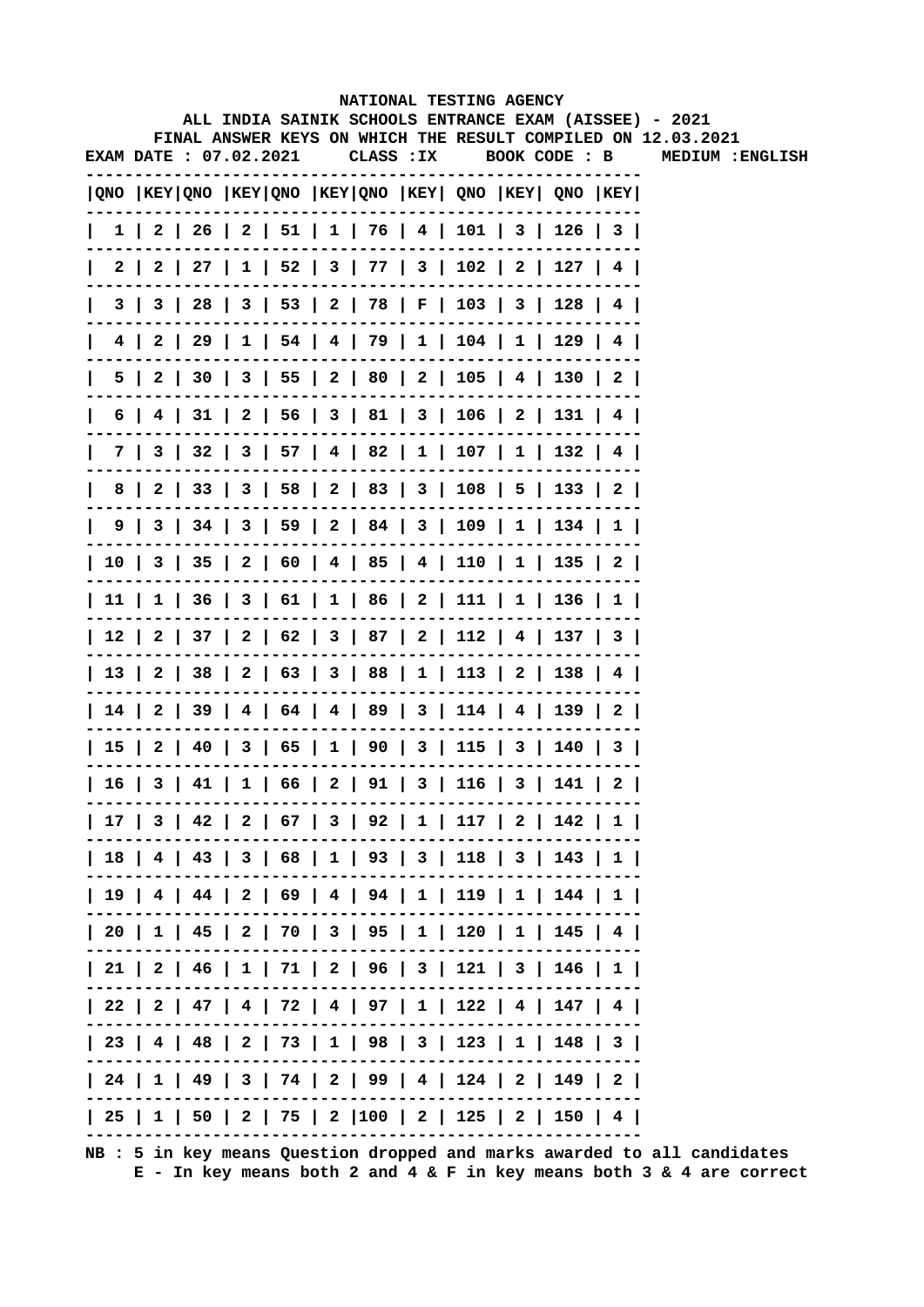# NATIONAL TESTING AGENCY

## ALL INDIA SAINIK SCHOOLS ENTRANCE EXAM (AISSEE) - 2021

### FINAL ANSWER KEYS ON WHICH THE RESULT COMPILED ON 12.03.2021

**EXAM DATE : 07.02.2021    CLASS :IX    BOOK CODE : B    MEDIUM :ENGLISH**

| QNO | KEY | QNO | KEY | QNO | KEY | QNO | KEY | QNO | KEY | QNO | KEY |
|---|---|---|---|---|---|---|---|---|---|---|---|
| 1 | 2 | 26 | 2 | 51 | 1 | 76 | 4 | 101 | 3 | 126 | 3 |
| 2 | 2 | 27 | 1 | 52 | 3 | 77 | 3 | 102 | 2 | 127 | 4 |
| 3 | 3 | 28 | 3 | 53 | 2 | 78 | F | 103 | 3 | 128 | 4 |
| 4 | 2 | 29 | 1 | 54 | 4 | 79 | 1 | 104 | 1 | 129 | 4 |
| 5 | 2 | 30 | 3 | 55 | 2 | 80 | 2 | 105 | 4 | 130 | 2 |
| 6 | 4 | 31 | 2 | 56 | 3 | 81 | 3 | 106 | 2 | 131 | 4 |
| 7 | 3 | 32 | 3 | 57 | 4 | 82 | 1 | 107 | 1 | 132 | 4 |
| 8 | 2 | 33 | 3 | 58 | 2 | 83 | 3 | 108 | 5 | 133 | 2 |
| 9 | 3 | 34 | 3 | 59 | 2 | 84 | 3 | 109 | 1 | 134 | 1 |
| 10 | 3 | 35 | 2 | 60 | 4 | 85 | 4 | 110 | 1 | 135 | 2 |
| 11 | 1 | 36 | 3 | 61 | 1 | 86 | 2 | 111 | 1 | 136 | 1 |
| 12 | 2 | 37 | 2 | 62 | 3 | 87 | 2 | 112 | 4 | 137 | 3 |
| 13 | 2 | 38 | 2 | 63 | 3 | 88 | 1 | 113 | 2 | 138 | 4 |
| 14 | 2 | 39 | 4 | 64 | 4 | 89 | 3 | 114 | 4 | 139 | 2 |
| 15 | 2 | 40 | 3 | 65 | 1 | 90 | 3 | 115 | 3 | 140 | 3 |
| 16 | 3 | 41 | 1 | 66 | 2 | 91 | 3 | 116 | 3 | 141 | 2 |
| 17 | 3 | 42 | 2 | 67 | 3 | 92 | 1 | 117 | 2 | 142 | 1 |
| 18 | 4 | 43 | 3 | 68 | 1 | 93 | 3 | 118 | 3 | 143 | 1 |
| 19 | 4 | 44 | 2 | 69 | 4 | 94 | 1 | 119 | 1 | 144 | 1 |
| 20 | 1 | 45 | 2 | 70 | 3 | 95 | 1 | 120 | 1 | 145 | 4 |
| 21 | 2 | 46 | 1 | 71 | 2 | 96 | 3 | 121 | 3 | 146 | 1 |
| 22 | 2 | 47 | 4 | 72 | 4 | 97 | 1 | 122 | 4 | 147 | 4 |
| 23 | 4 | 48 | 2 | 73 | 1 | 98 | 3 | 123 | 1 | 148 | 3 |
| 24 | 1 | 49 | 3 | 74 | 2 | 99 | 4 | 124 | 2 | 149 | 2 |
| 25 | 1 | 50 | 2 | 75 | 2 | 100 | 2 | 125 | 2 | 150 | 4 |

NB : 5 in key means Question dropped and marks awarded to all candidates
E - In key means both 2 and 4 & F in key means both 3 & 4 are correct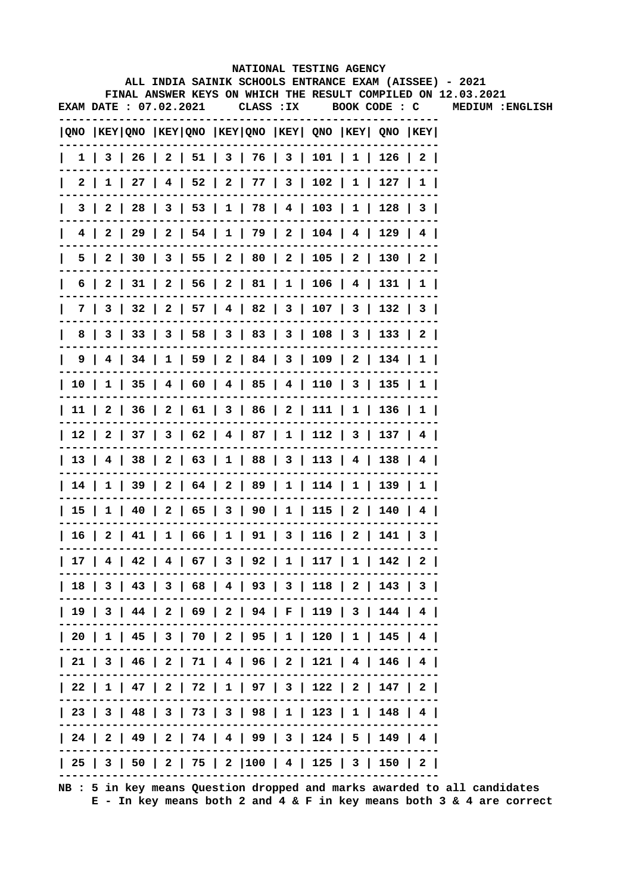# NATIONAL TESTING AGENCY

## ALL INDIA SAINIK SCHOOLS ENTRANCE EXAM (AISSEE) - 2021

### FINAL ANSWER KEYS ON WHICH THE RESULT COMPILED ON 12.03.2021

**EXAM DATE : 07.02.2021 CLASS :IX BOOK CODE : C MEDIUM :ENGLISH**

| QNO | KEY | QNO | KEY | QNO | KEY | QNO | KEY | QNO | KEY | QNO | KEY |
|---|---|---|---|---|---|---|---|---|---|---|---|
| 1 | 3 | 26 | 2 | 51 | 3 | 76 | 3 | 101 | 1 | 126 | 2 |
| 2 | 1 | 27 | 4 | 52 | 2 | 77 | 3 | 102 | 1 | 127 | 1 |
| 3 | 2 | 28 | 3 | 53 | 1 | 78 | 4 | 103 | 1 | 128 | 3 |
| 4 | 2 | 29 | 2 | 54 | 1 | 79 | 2 | 104 | 4 | 129 | 4 |
| 5 | 2 | 30 | 3 | 55 | 2 | 80 | 2 | 105 | 2 | 130 | 2 |
| 6 | 2 | 31 | 2 | 56 | 2 | 81 | 1 | 106 | 4 | 131 | 1 |
| 7 | 3 | 32 | 2 | 57 | 4 | 82 | 3 | 107 | 3 | 132 | 3 |
| 8 | 3 | 33 | 3 | 58 | 3 | 83 | 3 | 108 | 3 | 133 | 2 |
| 9 | 4 | 34 | 1 | 59 | 2 | 84 | 3 | 109 | 2 | 134 | 1 |
| 10 | 1 | 35 | 4 | 60 | 4 | 85 | 4 | 110 | 3 | 135 | 1 |
| 11 | 2 | 36 | 2 | 61 | 3 | 86 | 2 | 111 | 1 | 136 | 1 |
| 12 | 2 | 37 | 3 | 62 | 4 | 87 | 1 | 112 | 3 | 137 | 4 |
| 13 | 4 | 38 | 2 | 63 | 1 | 88 | 3 | 113 | 4 | 138 | 4 |
| 14 | 1 | 39 | 2 | 64 | 2 | 89 | 1 | 114 | 1 | 139 | 1 |
| 15 | 1 | 40 | 2 | 65 | 3 | 90 | 1 | 115 | 2 | 140 | 4 |
| 16 | 2 | 41 | 1 | 66 | 1 | 91 | 3 | 116 | 2 | 141 | 3 |
| 17 | 4 | 42 | 4 | 67 | 3 | 92 | 1 | 117 | 1 | 142 | 2 |
| 18 | 3 | 43 | 3 | 68 | 4 | 93 | 3 | 118 | 2 | 143 | 3 |
| 19 | 3 | 44 | 2 | 69 | 2 | 94 | F | 119 | 3 | 144 | 4 |
| 20 | 1 | 45 | 3 | 70 | 2 | 95 | 1 | 120 | 1 | 145 | 4 |
| 21 | 3 | 46 | 2 | 71 | 4 | 96 | 2 | 121 | 4 | 146 | 4 |
| 22 | 1 | 47 | 2 | 72 | 1 | 97 | 3 | 122 | 2 | 147 | 2 |
| 23 | 3 | 48 | 3 | 73 | 3 | 98 | 1 | 123 | 1 | 148 | 4 |
| 24 | 2 | 49 | 2 | 74 | 4 | 99 | 3 | 124 | 5 | 149 | 4 |
| 25 | 3 | 50 | 2 | 75 | 2 | 100 | 4 | 125 | 3 | 150 | 2 |

**NB : 5 in key means Question dropped and marks awarded to all candidates**
**E - In key means both 2 and 4 & F in key means both 3 & 4 are correct**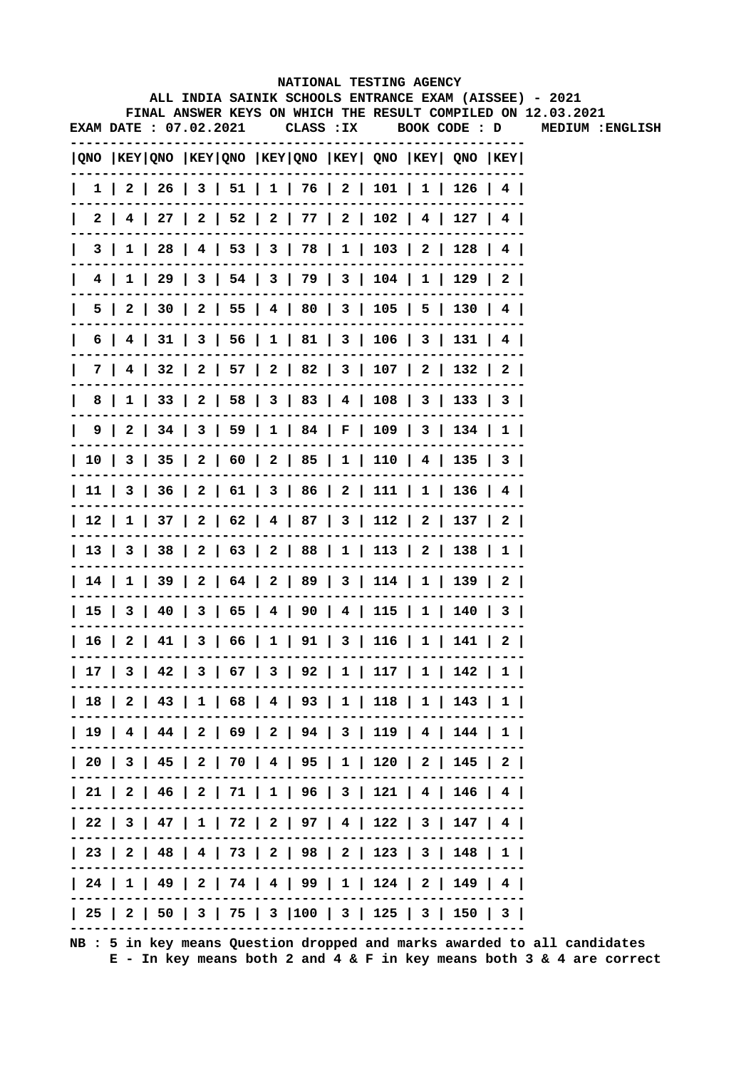NATIONAL TESTING AGENCY

ALL INDIA SAINIK SCHOOLS ENTRANCE EXAM (AISSEE) - 2021

FINAL ANSWER KEYS ON WHICH THE RESULT COMPILED ON 12.03.2021

EXAM DATE : 07.02.2021 CLASS :IX BOOK CODE : D MEDIUM :ENGLISH

| QNO | KEY | QNO | KEY | QNO | KEY | QNO | KEY | QNO | KEY | QNO | KEY |
|---|---|---|---|---|---|---|---|---|---|---|---|
| 1 | 2 | 26 | 3 | 51 | 1 | 76 | 2 | 101 | 1 | 126 | 4 |
| 2 | 4 | 27 | 2 | 52 | 2 | 77 | 2 | 102 | 4 | 127 | 4 |
| 3 | 1 | 28 | 4 | 53 | 3 | 78 | 1 | 103 | 2 | 128 | 4 |
| 4 | 1 | 29 | 3 | 54 | 3 | 79 | 3 | 104 | 1 | 129 | 2 |
| 5 | 2 | 30 | 2 | 55 | 4 | 80 | 3 | 105 | 5 | 130 | 4 |
| 6 | 4 | 31 | 3 | 56 | 1 | 81 | 3 | 106 | 3 | 131 | 4 |
| 7 | 4 | 32 | 2 | 57 | 2 | 82 | 3 | 107 | 2 | 132 | 2 |
| 8 | 1 | 33 | 2 | 58 | 3 | 83 | 4 | 108 | 3 | 133 | 3 |
| 9 | 2 | 34 | 3 | 59 | 1 | 84 | F | 109 | 3 | 134 | 1 |
| 10 | 3 | 35 | 2 | 60 | 2 | 85 | 1 | 110 | 4 | 135 | 3 |
| 11 | 3 | 36 | 2 | 61 | 3 | 86 | 2 | 111 | 1 | 136 | 4 |
| 12 | 1 | 37 | 2 | 62 | 4 | 87 | 3 | 112 | 2 | 137 | 2 |
| 13 | 3 | 38 | 2 | 63 | 2 | 88 | 1 | 113 | 2 | 138 | 1 |
| 14 | 1 | 39 | 2 | 64 | 2 | 89 | 3 | 114 | 1 | 139 | 2 |
| 15 | 3 | 40 | 3 | 65 | 4 | 90 | 4 | 115 | 1 | 140 | 3 |
| 16 | 2 | 41 | 3 | 66 | 1 | 91 | 3 | 116 | 1 | 141 | 2 |
| 17 | 3 | 42 | 3 | 67 | 3 | 92 | 1 | 117 | 1 | 142 | 1 |
| 18 | 2 | 43 | 1 | 68 | 4 | 93 | 1 | 118 | 1 | 143 | 1 |
| 19 | 4 | 44 | 2 | 69 | 2 | 94 | 3 | 119 | 4 | 144 | 1 |
| 20 | 3 | 45 | 2 | 70 | 4 | 95 | 1 | 120 | 2 | 145 | 2 |
| 21 | 2 | 46 | 2 | 71 | 1 | 96 | 3 | 121 | 4 | 146 | 4 |
| 22 | 3 | 47 | 1 | 72 | 2 | 97 | 4 | 122 | 3 | 147 | 4 |
| 23 | 2 | 48 | 4 | 73 | 2 | 98 | 2 | 123 | 3 | 148 | 1 |
| 24 | 1 | 49 | 2 | 74 | 4 | 99 | 1 | 124 | 2 | 149 | 4 |
| 25 | 2 | 50 | 3 | 75 | 3 | 100 | 3 | 125 | 3 | 150 | 3 |

NB : 5 in key means Question dropped and marks awarded to all candidates
E - In key means both 2 and 4 & F in key means both 3 & 4 are correct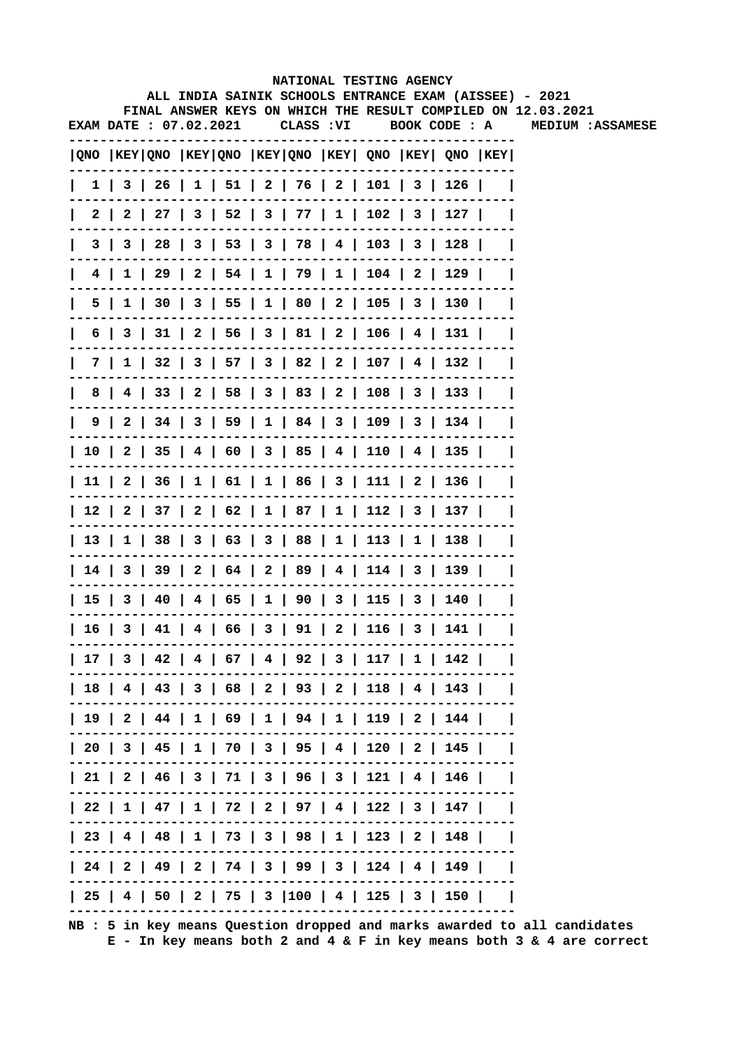# NATIONAL TESTING AGENCY

## ALL INDIA SAINIK SCHOOLS ENTRANCE EXAM (AISSEE) - 2021

### FINAL ANSWER KEYS ON WHICH THE RESULT COMPILED ON 12.03.2021

**EXAM DATE : 07.02.2021 CLASS :VI BOOK CODE : A MEDIUM :ASSAMESE**

| QNO | KEY | QNO | KEY | QNO | KEY | QNO | KEY | QNO | KEY | QNO | KEY |
|---|---|---|---|---|---|---|---|---|---|---|---|
| 1 | 3 | 26 | 1 | 51 | 2 | 76 | 2 | 101 | 3 | 126 | |
| 2 | 2 | 27 | 3 | 52 | 3 | 77 | 1 | 102 | 3 | 127 | |
| 3 | 3 | 28 | 3 | 53 | 3 | 78 | 4 | 103 | 3 | 128 | |
| 4 | 1 | 29 | 2 | 54 | 1 | 79 | 1 | 104 | 2 | 129 | |
| 5 | 1 | 30 | 3 | 55 | 1 | 80 | 2 | 105 | 3 | 130 | |
| 6 | 3 | 31 | 2 | 56 | 3 | 81 | 2 | 106 | 4 | 131 | |
| 7 | 1 | 32 | 3 | 57 | 3 | 82 | 2 | 107 | 4 | 132 | |
| 8 | 4 | 33 | 2 | 58 | 3 | 83 | 2 | 108 | 3 | 133 | |
| 9 | 2 | 34 | 3 | 59 | 1 | 84 | 3 | 109 | 3 | 134 | |
| 10 | 2 | 35 | 4 | 60 | 3 | 85 | 4 | 110 | 4 | 135 | |
| 11 | 2 | 36 | 1 | 61 | 1 | 86 | 3 | 111 | 2 | 136 | |
| 12 | 2 | 37 | 2 | 62 | 1 | 87 | 1 | 112 | 3 | 137 | |
| 13 | 1 | 38 | 3 | 63 | 3 | 88 | 1 | 113 | 1 | 138 | |
| 14 | 3 | 39 | 2 | 64 | 2 | 89 | 4 | 114 | 3 | 139 | |
| 15 | 3 | 40 | 4 | 65 | 1 | 90 | 3 | 115 | 3 | 140 | |
| 16 | 3 | 41 | 4 | 66 | 3 | 91 | 2 | 116 | 3 | 141 | |
| 17 | 3 | 42 | 4 | 67 | 4 | 92 | 3 | 117 | 1 | 142 | |
| 18 | 4 | 43 | 3 | 68 | 2 | 93 | 2 | 118 | 4 | 143 | |
| 19 | 2 | 44 | 1 | 69 | 1 | 94 | 1 | 119 | 2 | 144 | |
| 20 | 3 | 45 | 1 | 70 | 3 | 95 | 4 | 120 | 2 | 145 | |
| 21 | 2 | 46 | 3 | 71 | 3 | 96 | 3 | 121 | 4 | 146 | |
| 22 | 1 | 47 | 1 | 72 | 2 | 97 | 4 | 122 | 3 | 147 | |
| 23 | 4 | 48 | 1 | 73 | 3 | 98 | 1 | 123 | 2 | 148 | |
| 24 | 2 | 49 | 2 | 74 | 3 | 99 | 3 | 124 | 4 | 149 | |
| 25 | 4 | 50 | 2 | 75 | 3 | 100 | 4 | 125 | 3 | 150 | |

NB : 5 in key means Question dropped and marks awarded to all candidates
E - In key means both 2 and 4 & F in key means both 3 & 4 are correct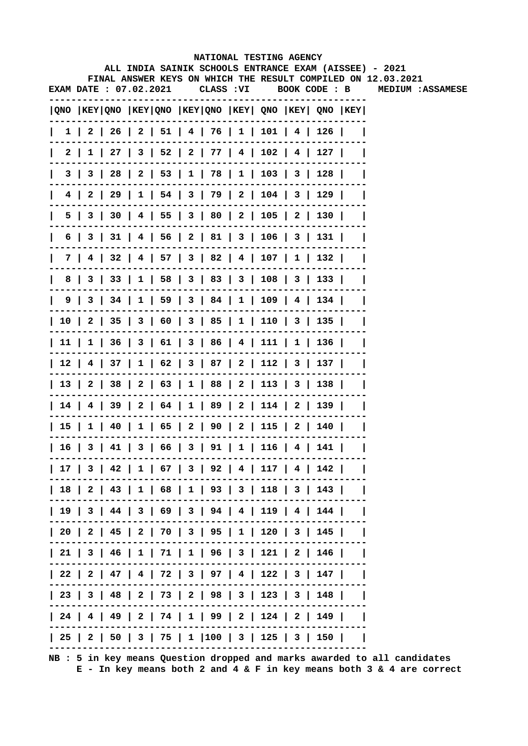NATIONAL TESTING AGENCY

ALL INDIA SAINIK SCHOOLS ENTRANCE EXAM (AISSEE) - 2021

FINAL ANSWER KEYS ON WHICH THE RESULT COMPILED ON 12.03.2021

EXAM DATE : 07.02.2021 CLASS :VI BOOK CODE : B MEDIUM :ASSAMESE

| QNO | KEY | QNO | KEY | QNO | KEY | QNO | KEY | QNO | KEY | QNO | KEY |
|---|---|---|---|---|---|---|---|---|---|---|---|
| 1 | 2 | 26 | 2 | 51 | 4 | 76 | 1 | 101 | 4 | 126 | |
| 2 | 1 | 27 | 3 | 52 | 2 | 77 | 4 | 102 | 4 | 127 | |
| 3 | 3 | 28 | 2 | 53 | 1 | 78 | 1 | 103 | 3 | 128 | |
| 4 | 2 | 29 | 1 | 54 | 3 | 79 | 2 | 104 | 3 | 129 | |
| 5 | 3 | 30 | 4 | 55 | 3 | 80 | 2 | 105 | 2 | 130 | |
| 6 | 3 | 31 | 4 | 56 | 2 | 81 | 3 | 106 | 3 | 131 | |
| 7 | 4 | 32 | 4 | 57 | 3 | 82 | 4 | 107 | 1 | 132 | |
| 8 | 3 | 33 | 1 | 58 | 3 | 83 | 3 | 108 | 3 | 133 | |
| 9 | 3 | 34 | 1 | 59 | 3 | 84 | 1 | 109 | 4 | 134 | |
| 10 | 2 | 35 | 3 | 60 | 3 | 85 | 1 | 110 | 3 | 135 | |
| 11 | 1 | 36 | 3 | 61 | 3 | 86 | 4 | 111 | 1 | 136 | |
| 12 | 4 | 37 | 1 | 62 | 3 | 87 | 2 | 112 | 3 | 137 | |
| 13 | 2 | 38 | 2 | 63 | 1 | 88 | 2 | 113 | 3 | 138 | |
| 14 | 4 | 39 | 2 | 64 | 1 | 89 | 2 | 114 | 2 | 139 | |
| 15 | 1 | 40 | 1 | 65 | 2 | 90 | 2 | 115 | 2 | 140 | |
| 16 | 3 | 41 | 3 | 66 | 3 | 91 | 1 | 116 | 4 | 141 | |
| 17 | 3 | 42 | 1 | 67 | 3 | 92 | 4 | 117 | 4 | 142 | |
| 18 | 2 | 43 | 1 | 68 | 1 | 93 | 3 | 118 | 3 | 143 | |
| 19 | 3 | 44 | 3 | 69 | 3 | 94 | 4 | 119 | 4 | 144 | |
| 20 | 2 | 45 | 2 | 70 | 3 | 95 | 1 | 120 | 3 | 145 | |
| 21 | 3 | 46 | 1 | 71 | 1 | 96 | 3 | 121 | 2 | 146 | |
| 22 | 2 | 47 | 4 | 72 | 3 | 97 | 4 | 122 | 3 | 147 | |
| 23 | 3 | 48 | 2 | 73 | 2 | 98 | 3 | 123 | 3 | 148 | |
| 24 | 4 | 49 | 2 | 74 | 1 | 99 | 2 | 124 | 2 | 149 | |
| 25 | 2 | 50 | 3 | 75 | 1 | 100 | 3 | 125 | 3 | 150 | |

NB : 5 in key means Question dropped and marks awarded to all candidates
E - In key means both 2 and 4 & F in key means both 3 & 4 are correct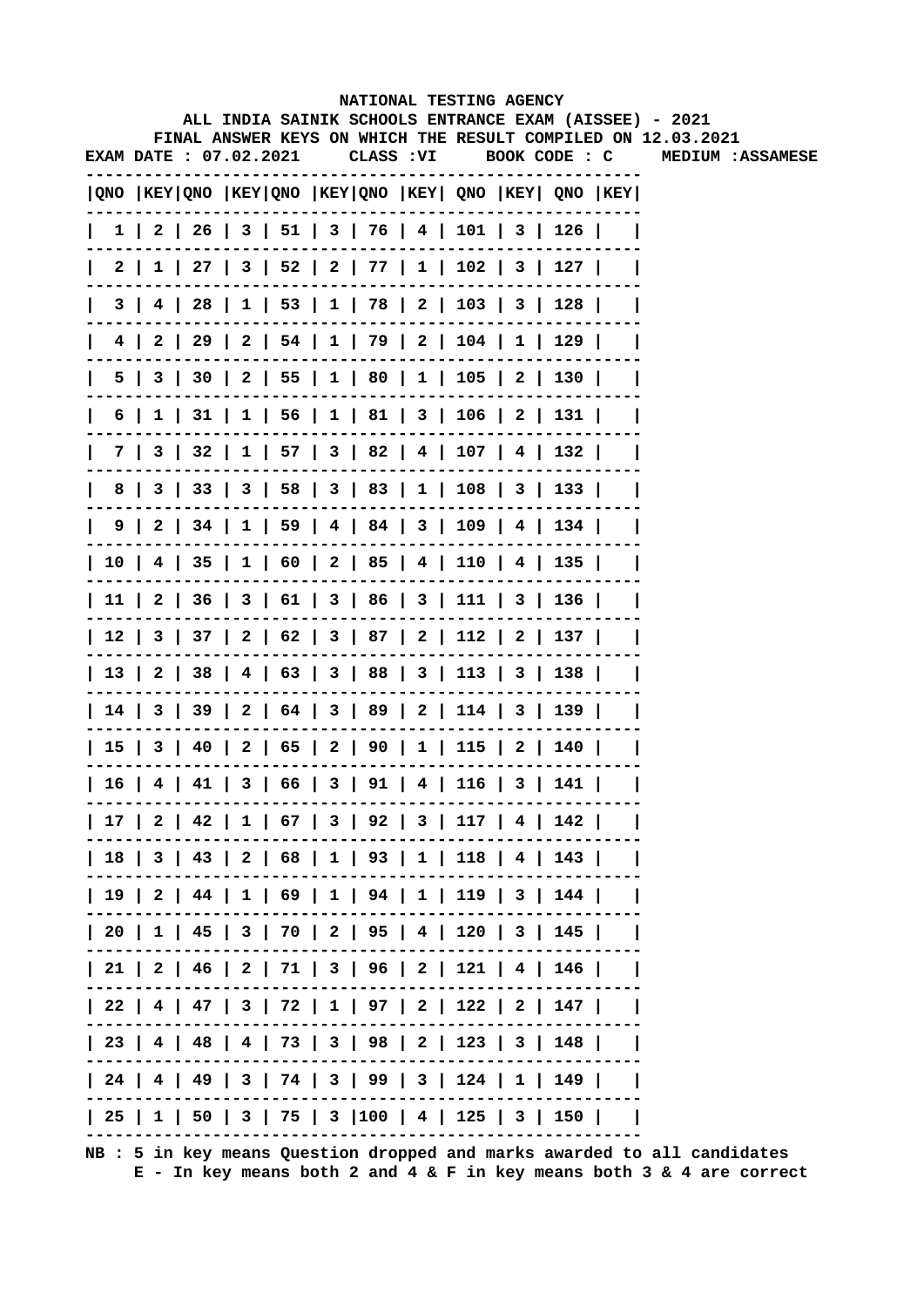**NATIONAL TESTING AGENCY**

**ALL INDIA SAINIK SCHOOLS ENTRANCE EXAM (AISSEE) - 2021**

**FINAL ANSWER KEYS ON WHICH THE RESULT COMPILED ON 12.03.2021**

**EXAM DATE : 07.02.2021 CLASS :VI BOOK CODE : C MEDIUM :ASSAMESE**

| QNO | KEY | QNO | KEY | QNO | KEY | QNO | KEY | QNO | KEY | QNO | KEY |
|---|---|---|---|---|---|---|---|---|---|---|---|
| 1 | 2 | 26 | 3 | 51 | 3 | 76 | 4 | 101 | 3 | 126 | |
| 2 | 1 | 27 | 3 | 52 | 2 | 77 | 1 | 102 | 3 | 127 | |
| 3 | 4 | 28 | 1 | 53 | 1 | 78 | 2 | 103 | 3 | 128 | |
| 4 | 2 | 29 | 2 | 54 | 1 | 79 | 2 | 104 | 1 | 129 | |
| 5 | 3 | 30 | 2 | 55 | 1 | 80 | 1 | 105 | 2 | 130 | |
| 6 | 1 | 31 | 1 | 56 | 1 | 81 | 3 | 106 | 2 | 131 | |
| 7 | 3 | 32 | 1 | 57 | 3 | 82 | 4 | 107 | 4 | 132 | |
| 8 | 3 | 33 | 3 | 58 | 3 | 83 | 1 | 108 | 3 | 133 | |
| 9 | 2 | 34 | 1 | 59 | 4 | 84 | 3 | 109 | 4 | 134 | |
| 10 | 4 | 35 | 1 | 60 | 2 | 85 | 4 | 110 | 4 | 135 | |
| 11 | 2 | 36 | 3 | 61 | 3 | 86 | 3 | 111 | 3 | 136 | |
| 12 | 3 | 37 | 2 | 62 | 3 | 87 | 2 | 112 | 2 | 137 | |
| 13 | 2 | 38 | 4 | 63 | 3 | 88 | 3 | 113 | 3 | 138 | |
| 14 | 3 | 39 | 2 | 64 | 3 | 89 | 2 | 114 | 3 | 139 | |
| 15 | 3 | 40 | 2 | 65 | 2 | 90 | 1 | 115 | 2 | 140 | |
| 16 | 4 | 41 | 3 | 66 | 3 | 91 | 4 | 116 | 3 | 141 | |
| 17 | 2 | 42 | 1 | 67 | 3 | 92 | 3 | 117 | 4 | 142 | |
| 18 | 3 | 43 | 2 | 68 | 1 | 93 | 1 | 118 | 4 | 143 | |
| 19 | 2 | 44 | 1 | 69 | 1 | 94 | 1 | 119 | 3 | 144 | |
| 20 | 1 | 45 | 3 | 70 | 2 | 95 | 4 | 120 | 3 | 145 | |
| 21 | 2 | 46 | 2 | 71 | 3 | 96 | 2 | 121 | 4 | 146 | |
| 22 | 4 | 47 | 3 | 72 | 1 | 97 | 2 | 122 | 2 | 147 | |
| 23 | 4 | 48 | 4 | 73 | 3 | 98 | 2 | 123 | 3 | 148 | |
| 24 | 4 | 49 | 3 | 74 | 3 | 99 | 3 | 124 | 1 | 149 | |
| 25 | 1 | 50 | 3 | 75 | 3 | 100 | 4 | 125 | 3 | 150 | |

**NB : 5 in key means Question dropped and marks awarded to all candidates**

**E - In key means both 2 and 4 & F in key means both 3 & 4 are correct**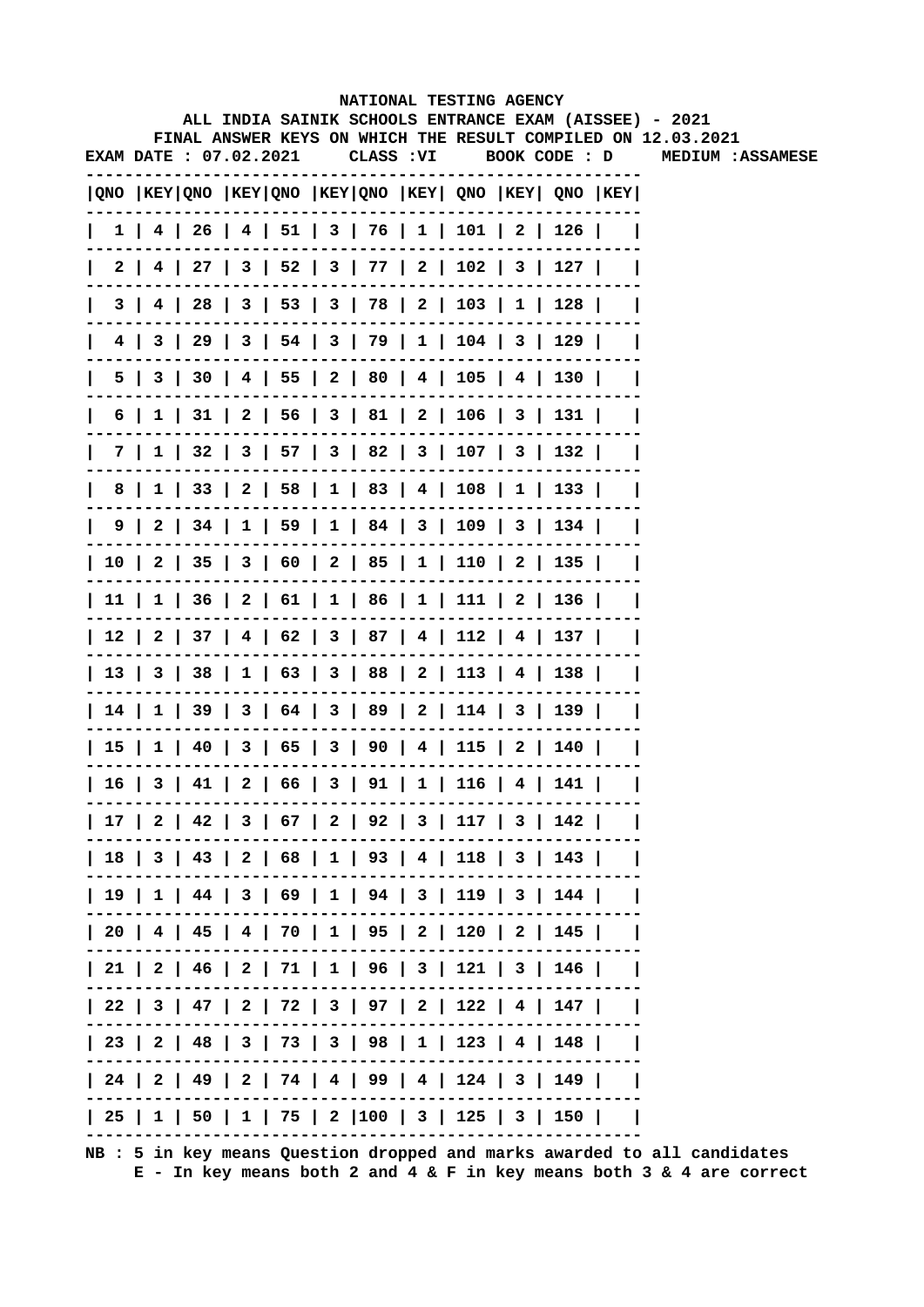NATIONAL TESTING AGENCY

ALL INDIA SAINIK SCHOOLS ENTRANCE EXAM (AISSEE) - 2021

FINAL ANSWER KEYS ON WHICH THE RESULT COMPILED ON 12.03.2021

EXAM DATE : 07.02.2021 CLASS :VI BOOK CODE : D MEDIUM :ASSAMESE

| QNO | KEY | QNO | KEY | QNO | KEY | QNO | KEY | QNO | KEY | QNO | KEY |
|---|---|---|---|---|---|---|---|---|---|---|---|
| 1 | 4 | 26 | 4 | 51 | 3 | 76 | 1 | 101 | 2 | 126 | |
| 2 | 4 | 27 | 3 | 52 | 3 | 77 | 2 | 102 | 3 | 127 | |
| 3 | 4 | 28 | 3 | 53 | 3 | 78 | 2 | 103 | 1 | 128 | |
| 4 | 3 | 29 | 3 | 54 | 3 | 79 | 1 | 104 | 3 | 129 | |
| 5 | 3 | 30 | 4 | 55 | 2 | 80 | 4 | 105 | 4 | 130 | |
| 6 | 1 | 31 | 2 | 56 | 3 | 81 | 2 | 106 | 3 | 131 | |
| 7 | 1 | 32 | 3 | 57 | 3 | 82 | 3 | 107 | 3 | 132 | |
| 8 | 1 | 33 | 2 | 58 | 1 | 83 | 4 | 108 | 1 | 133 | |
| 9 | 2 | 34 | 1 | 59 | 1 | 84 | 3 | 109 | 3 | 134 | |
| 10 | 2 | 35 | 3 | 60 | 2 | 85 | 1 | 110 | 2 | 135 | |
| 11 | 1 | 36 | 2 | 61 | 1 | 86 | 1 | 111 | 2 | 136 | |
| 12 | 2 | 37 | 4 | 62 | 3 | 87 | 4 | 112 | 4 | 137 | |
| 13 | 3 | 38 | 1 | 63 | 3 | 88 | 2 | 113 | 4 | 138 | |
| 14 | 1 | 39 | 3 | 64 | 3 | 89 | 2 | 114 | 3 | 139 | |
| 15 | 1 | 40 | 3 | 65 | 3 | 90 | 4 | 115 | 2 | 140 | |
| 16 | 3 | 41 | 2 | 66 | 3 | 91 | 1 | 116 | 4 | 141 | |
| 17 | 2 | 42 | 3 | 67 | 2 | 92 | 3 | 117 | 3 | 142 | |
| 18 | 3 | 43 | 2 | 68 | 1 | 93 | 4 | 118 | 3 | 143 | |
| 19 | 1 | 44 | 3 | 69 | 1 | 94 | 3 | 119 | 3 | 144 | |
| 20 | 4 | 45 | 4 | 70 | 1 | 95 | 2 | 120 | 2 | 145 | |
| 21 | 2 | 46 | 2 | 71 | 1 | 96 | 3 | 121 | 3 | 146 | |
| 22 | 3 | 47 | 2 | 72 | 3 | 97 | 2 | 122 | 4 | 147 | |
| 23 | 2 | 48 | 3 | 73 | 3 | 98 | 1 | 123 | 4 | 148 | |
| 24 | 2 | 49 | 2 | 74 | 4 | 99 | 4 | 124 | 3 | 149 | |
| 25 | 1 | 50 | 1 | 75 | 2 | 100 | 3 | 125 | 3 | 150 | |

NB : 5 in key means Question dropped and marks awarded to all candidates
E - In key means both 2 and 4 & F in key means both 3 & 4 are correct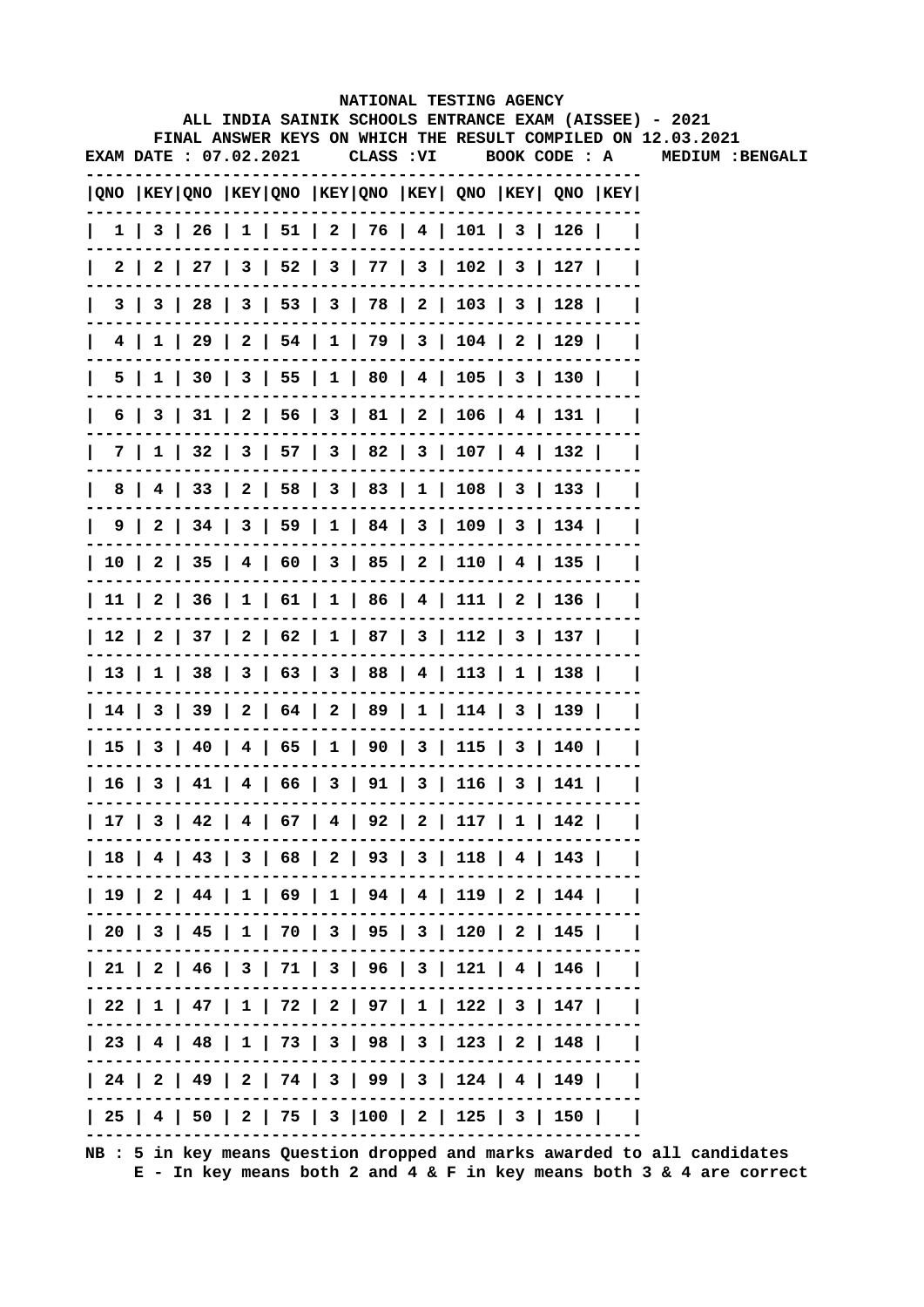**NATIONAL TESTING AGENCY**

**ALL INDIA SAINIK SCHOOLS ENTRANCE EXAM (AISSEE) - 2021**

**FINAL ANSWER KEYS ON WHICH THE RESULT COMPILED ON 12.03.2021**

**EXAM DATE : 07.02.2021 CLASS :VI BOOK CODE : A MEDIUM :BENGALI**

| QNO | KEY | QNO | KEY | QNO | KEY | QNO | KEY | QNO | KEY | QNO | KEY |
|---|---|---|---|---|---|---|---|---|---|---|---|
| 1 | 3 | 26 | 1 | 51 | 2 | 76 | 4 | 101 | 3 | 126 | |
| 2 | 2 | 27 | 3 | 52 | 3 | 77 | 3 | 102 | 3 | 127 | |
| 3 | 3 | 28 | 3 | 53 | 3 | 78 | 2 | 103 | 3 | 128 | |
| 4 | 1 | 29 | 2 | 54 | 1 | 79 | 3 | 104 | 2 | 129 | |
| 5 | 1 | 30 | 3 | 55 | 1 | 80 | 4 | 105 | 3 | 130 | |
| 6 | 3 | 31 | 2 | 56 | 3 | 81 | 2 | 106 | 4 | 131 | |
| 7 | 1 | 32 | 3 | 57 | 3 | 82 | 3 | 107 | 4 | 132 | |
| 8 | 4 | 33 | 2 | 58 | 3 | 83 | 1 | 108 | 3 | 133 | |
| 9 | 2 | 34 | 3 | 59 | 1 | 84 | 3 | 109 | 3 | 134 | |
| 10 | 2 | 35 | 4 | 60 | 3 | 85 | 2 | 110 | 4 | 135 | |
| 11 | 2 | 36 | 1 | 61 | 1 | 86 | 4 | 111 | 2 | 136 | |
| 12 | 2 | 37 | 2 | 62 | 1 | 87 | 3 | 112 | 3 | 137 | |
| 13 | 1 | 38 | 3 | 63 | 3 | 88 | 4 | 113 | 1 | 138 | |
| 14 | 3 | 39 | 2 | 64 | 2 | 89 | 1 | 114 | 3 | 139 | |
| 15 | 3 | 40 | 4 | 65 | 1 | 90 | 3 | 115 | 3 | 140 | |
| 16 | 3 | 41 | 4 | 66 | 3 | 91 | 3 | 116 | 3 | 141 | |
| 17 | 3 | 42 | 4 | 67 | 4 | 92 | 2 | 117 | 1 | 142 | |
| 18 | 4 | 43 | 3 | 68 | 2 | 93 | 3 | 118 | 4 | 143 | |
| 19 | 2 | 44 | 1 | 69 | 1 | 94 | 4 | 119 | 2 | 144 | |
| 20 | 3 | 45 | 1 | 70 | 3 | 95 | 3 | 120 | 2 | 145 | |
| 21 | 2 | 46 | 3 | 71 | 3 | 96 | 3 | 121 | 4 | 146 | |
| 22 | 1 | 47 | 1 | 72 | 2 | 97 | 1 | 122 | 3 | 147 | |
| 23 | 4 | 48 | 1 | 73 | 3 | 98 | 3 | 123 | 2 | 148 | |
| 24 | 2 | 49 | 2 | 74 | 3 | 99 | 3 | 124 | 4 | 149 | |
| 25 | 4 | 50 | 2 | 75 | 3 | 100 | 2 | 125 | 3 | 150 | |

NB : 5 in key means Question dropped and marks awarded to all candidates
E - In key means both 2 and 4 & F in key means both 3 & 4 are correct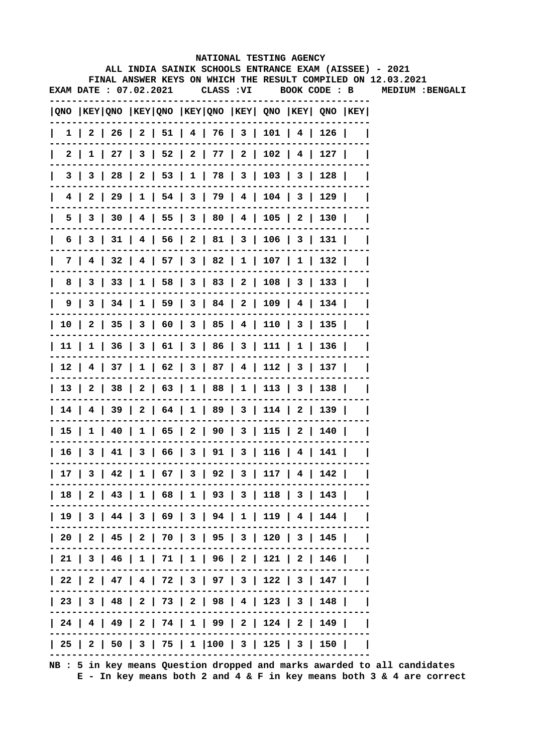NATIONAL TESTING AGENCY

ALL INDIA SAINIK SCHOOLS ENTRANCE EXAM (AISSEE) - 2021

FINAL ANSWER KEYS ON WHICH THE RESULT COMPILED ON 12.03.2021

EXAM DATE : 07.02.2021 CLASS :VI BOOK CODE : B MEDIUM :BENGALI

| QNO | KEY | QNO | KEY | QNO | KEY | QNO | KEY | QNO | KEY | QNO | KEY |
|---|---|---|---|---|---|---|---|---|---|---|---|
| 1 | 2 | 26 | 2 | 51 | 4 | 76 | 3 | 101 | 4 | 126 | |
| 2 | 1 | 27 | 3 | 52 | 2 | 77 | 2 | 102 | 4 | 127 | |
| 3 | 3 | 28 | 2 | 53 | 1 | 78 | 3 | 103 | 3 | 128 | |
| 4 | 2 | 29 | 1 | 54 | 3 | 79 | 4 | 104 | 3 | 129 | |
| 5 | 3 | 30 | 4 | 55 | 3 | 80 | 4 | 105 | 2 | 130 | |
| 6 | 3 | 31 | 4 | 56 | 2 | 81 | 3 | 106 | 3 | 131 | |
| 7 | 4 | 32 | 4 | 57 | 3 | 82 | 1 | 107 | 1 | 132 | |
| 8 | 3 | 33 | 1 | 58 | 3 | 83 | 2 | 108 | 3 | 133 | |
| 9 | 3 | 34 | 1 | 59 | 3 | 84 | 2 | 109 | 4 | 134 | |
| 10 | 2 | 35 | 3 | 60 | 3 | 85 | 4 | 110 | 3 | 135 | |
| 11 | 1 | 36 | 3 | 61 | 3 | 86 | 3 | 111 | 1 | 136 | |
| 12 | 4 | 37 | 1 | 62 | 3 | 87 | 4 | 112 | 3 | 137 | |
| 13 | 2 | 38 | 2 | 63 | 1 | 88 | 1 | 113 | 3 | 138 | |
| 14 | 4 | 39 | 2 | 64 | 1 | 89 | 3 | 114 | 2 | 139 | |
| 15 | 1 | 40 | 1 | 65 | 2 | 90 | 3 | 115 | 2 | 140 | |
| 16 | 3 | 41 | 3 | 66 | 3 | 91 | 3 | 116 | 4 | 141 | |
| 17 | 3 | 42 | 1 | 67 | 3 | 92 | 3 | 117 | 4 | 142 | |
| 18 | 2 | 43 | 1 | 68 | 1 | 93 | 3 | 118 | 3 | 143 | |
| 19 | 3 | 44 | 3 | 69 | 3 | 94 | 1 | 119 | 4 | 144 | |
| 20 | 2 | 45 | 2 | 70 | 3 | 95 | 3 | 120 | 3 | 145 | |
| 21 | 3 | 46 | 1 | 71 | 1 | 96 | 2 | 121 | 2 | 146 | |
| 22 | 2 | 47 | 4 | 72 | 3 | 97 | 3 | 122 | 3 | 147 | |
| 23 | 3 | 48 | 2 | 73 | 2 | 98 | 4 | 123 | 3 | 148 | |
| 24 | 4 | 49 | 2 | 74 | 1 | 99 | 2 | 124 | 2 | 149 | |
| 25 | 2 | 50 | 3 | 75 | 1 | 100 | 3 | 125 | 3 | 150 | |

NB : 5 in key means Question dropped and marks awarded to all candidates
E - In key means both 2 and 4 & F in key means both 3 & 4 are correct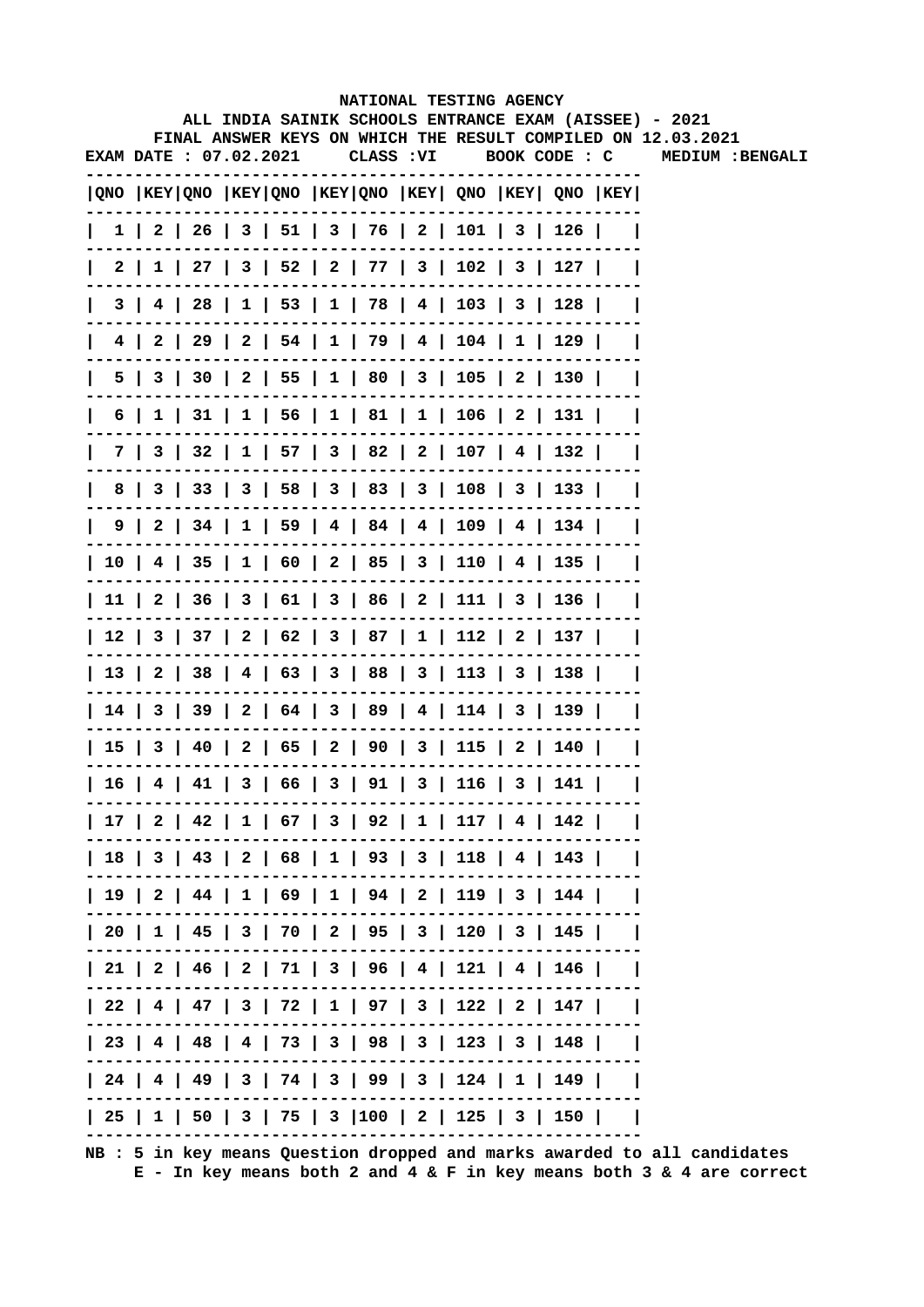NATIONAL TESTING AGENCY

ALL INDIA SAINIK SCHOOLS ENTRANCE EXAM (AISSEE) - 2021

FINAL ANSWER KEYS ON WHICH THE RESULT COMPILED ON 12.03.2021

EXAM DATE : 07.02.2021 CLASS :VI BOOK CODE : C MEDIUM :BENGALI

| QNO | KEY | QNO | KEY | QNO | KEY | QNO | KEY | QNO | KEY | QNO | KEY |
|---|---|---|---|---|---|---|---|---|---|---|---|
| 1 | 2 | 26 | 3 | 51 | 3 | 76 | 2 | 101 | 3 | 126 | |
| 2 | 1 | 27 | 3 | 52 | 2 | 77 | 3 | 102 | 3 | 127 | |
| 3 | 4 | 28 | 1 | 53 | 1 | 78 | 4 | 103 | 3 | 128 | |
| 4 | 2 | 29 | 2 | 54 | 1 | 79 | 4 | 104 | 1 | 129 | |
| 5 | 3 | 30 | 2 | 55 | 1 | 80 | 3 | 105 | 2 | 130 | |
| 6 | 1 | 31 | 1 | 56 | 1 | 81 | 1 | 106 | 2 | 131 | |
| 7 | 3 | 32 | 1 | 57 | 3 | 82 | 2 | 107 | 4 | 132 | |
| 8 | 3 | 33 | 3 | 58 | 3 | 83 | 3 | 108 | 3 | 133 | |
| 9 | 2 | 34 | 1 | 59 | 4 | 84 | 4 | 109 | 4 | 134 | |
| 10 | 4 | 35 | 1 | 60 | 2 | 85 | 3 | 110 | 4 | 135 | |
| 11 | 2 | 36 | 3 | 61 | 3 | 86 | 2 | 111 | 3 | 136 | |
| 12 | 3 | 37 | 2 | 62 | 3 | 87 | 1 | 112 | 2 | 137 | |
| 13 | 2 | 38 | 4 | 63 | 3 | 88 | 3 | 113 | 3 | 138 | |
| 14 | 3 | 39 | 2 | 64 | 3 | 89 | 4 | 114 | 3 | 139 | |
| 15 | 3 | 40 | 2 | 65 | 2 | 90 | 3 | 115 | 2 | 140 | |
| 16 | 4 | 41 | 3 | 66 | 3 | 91 | 3 | 116 | 3 | 141 | |
| 17 | 2 | 42 | 1 | 67 | 3 | 92 | 1 | 117 | 4 | 142 | |
| 18 | 3 | 43 | 2 | 68 | 1 | 93 | 3 | 118 | 4 | 143 | |
| 19 | 2 | 44 | 1 | 69 | 1 | 94 | 2 | 119 | 3 | 144 | |
| 20 | 1 | 45 | 3 | 70 | 2 | 95 | 3 | 120 | 3 | 145 | |
| 21 | 2 | 46 | 2 | 71 | 3 | 96 | 4 | 121 | 4 | 146 | |
| 22 | 4 | 47 | 3 | 72 | 1 | 97 | 3 | 122 | 2 | 147 | |
| 23 | 4 | 48 | 4 | 73 | 3 | 98 | 3 | 123 | 3 | 148 | |
| 24 | 4 | 49 | 3 | 74 | 3 | 99 | 3 | 124 | 1 | 149 | |
| 25 | 1 | 50 | 3 | 75 | 3 | 100 | 2 | 125 | 3 | 150 | |

NB : 5 in key means Question dropped and marks awarded to all candidates
E - In key means both 2 and 4 & F in key means both 3 & 4 are correct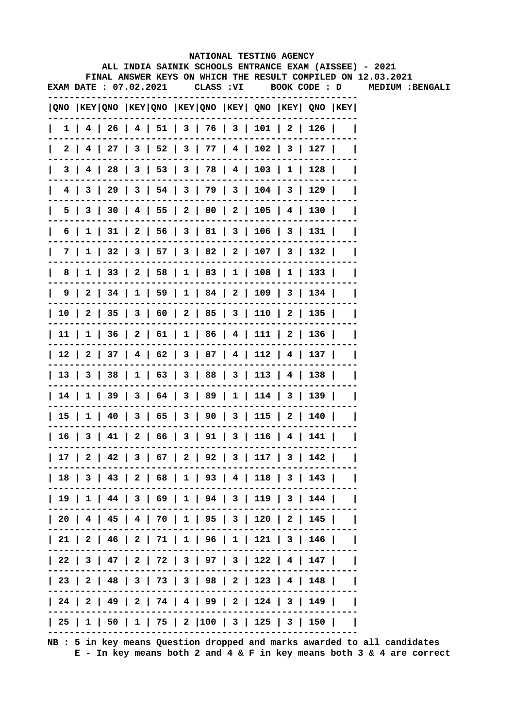# NATIONAL TESTING AGENCY

## ALL INDIA SAINIK SCHOOLS ENTRANCE EXAM (AISSEE) - 2021

### FINAL ANSWER KEYS ON WHICH THE RESULT COMPILED ON 12.03.2021

**EXAM DATE : 07.02.2021 CLASS :VI BOOK CODE : D MEDIUM :BENGALI**

| QNO | KEY | QNO | KEY | QNO | KEY | QNO | KEY | QNO | KEY | QNO | KEY |
|---|---|---|---|---|---|---|---|---|---|---|---|
| 1 | 4 | 26 | 4 | 51 | 3 | 76 | 3 | 101 | 2 | 126 | |
| 2 | 4 | 27 | 3 | 52 | 3 | 77 | 4 | 102 | 3 | 127 | |
| 3 | 4 | 28 | 3 | 53 | 3 | 78 | 4 | 103 | 1 | 128 | |
| 4 | 3 | 29 | 3 | 54 | 3 | 79 | 3 | 104 | 3 | 129 | |
| 5 | 3 | 30 | 4 | 55 | 2 | 80 | 2 | 105 | 4 | 130 | |
| 6 | 1 | 31 | 2 | 56 | 3 | 81 | 3 | 106 | 3 | 131 | |
| 7 | 1 | 32 | 3 | 57 | 3 | 82 | 2 | 107 | 3 | 132 | |
| 8 | 1 | 33 | 2 | 58 | 1 | 83 | 1 | 108 | 1 | 133 | |
| 9 | 2 | 34 | 1 | 59 | 1 | 84 | 2 | 109 | 3 | 134 | |
| 10 | 2 | 35 | 3 | 60 | 2 | 85 | 3 | 110 | 2 | 135 | |
| 11 | 1 | 36 | 2 | 61 | 1 | 86 | 4 | 111 | 2 | 136 | |
| 12 | 2 | 37 | 4 | 62 | 3 | 87 | 4 | 112 | 4 | 137 | |
| 13 | 3 | 38 | 1 | 63 | 3 | 88 | 3 | 113 | 4 | 138 | |
| 14 | 1 | 39 | 3 | 64 | 3 | 89 | 1 | 114 | 3 | 139 | |
| 15 | 1 | 40 | 3 | 65 | 3 | 90 | 3 | 115 | 2 | 140 | |
| 16 | 3 | 41 | 2 | 66 | 3 | 91 | 3 | 116 | 4 | 141 | |
| 17 | 2 | 42 | 3 | 67 | 2 | 92 | 3 | 117 | 3 | 142 | |
| 18 | 3 | 43 | 2 | 68 | 1 | 93 | 4 | 118 | 3 | 143 | |
| 19 | 1 | 44 | 3 | 69 | 1 | 94 | 3 | 119 | 3 | 144 | |
| 20 | 4 | 45 | 4 | 70 | 1 | 95 | 3 | 120 | 2 | 145 | |
| 21 | 2 | 46 | 2 | 71 | 1 | 96 | 1 | 121 | 3 | 146 | |
| 22 | 3 | 47 | 2 | 72 | 3 | 97 | 3 | 122 | 4 | 147 | |
| 23 | 2 | 48 | 3 | 73 | 3 | 98 | 2 | 123 | 4 | 148 | |
| 24 | 2 | 49 | 2 | 74 | 4 | 99 | 2 | 124 | 3 | 149 | |
| 25 | 1 | 50 | 1 | 75 | 2 | 100 | 3 | 125 | 3 | 150 | |

NB : 5 in key means Question dropped and marks awarded to all candidates
E - In key means both 2 and 4 & F in key means both 3 & 4 are correct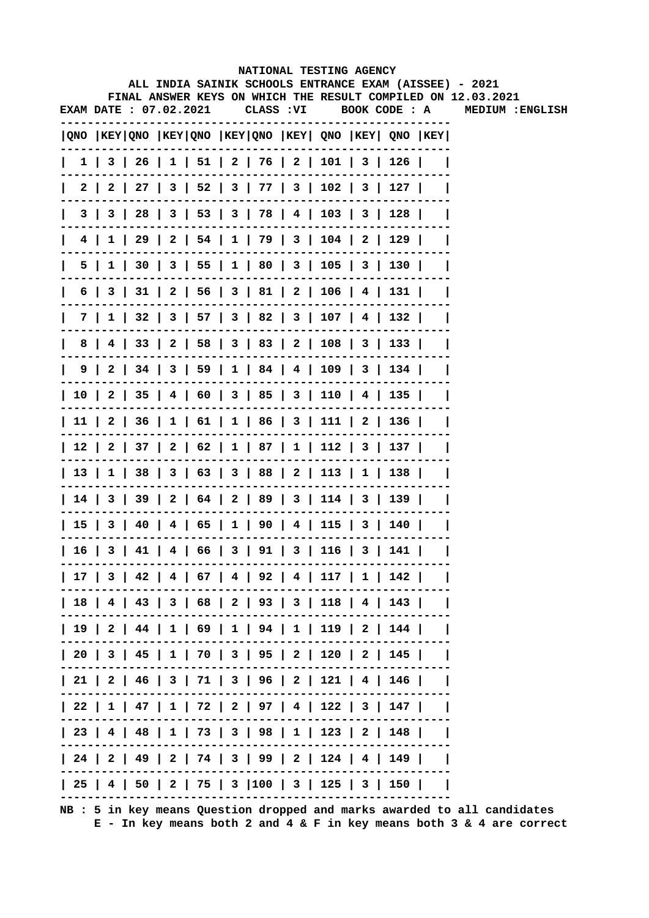**NATIONAL TESTING AGENCY**

**ALL INDIA SAINIK SCHOOLS ENTRANCE EXAM (AISSEE) - 2021**

**FINAL ANSWER KEYS ON WHICH THE RESULT COMPILED ON 12.03.2021**

**EXAM DATE : 07.02.2021 CLASS :VI BOOK CODE : A MEDIUM :ENGLISH**

| QNO | KEY | QNO | KEY | QNO | KEY | QNO | KEY | QNO | KEY | QNO | KEY |
|---|---|---|---|---|---|---|---|---|---|---|---|
| 1 | 3 | 26 | 1 | 51 | 2 | 76 | 2 | 101 | 3 | 126 | |
| 2 | 2 | 27 | 3 | 52 | 3 | 77 | 3 | 102 | 3 | 127 | |
| 3 | 3 | 28 | 3 | 53 | 3 | 78 | 4 | 103 | 3 | 128 | |
| 4 | 1 | 29 | 2 | 54 | 1 | 79 | 3 | 104 | 2 | 129 | |
| 5 | 1 | 30 | 3 | 55 | 1 | 80 | 3 | 105 | 3 | 130 | |
| 6 | 3 | 31 | 2 | 56 | 3 | 81 | 2 | 106 | 4 | 131 | |
| 7 | 1 | 32 | 3 | 57 | 3 | 82 | 3 | 107 | 4 | 132 | |
| 8 | 4 | 33 | 2 | 58 | 3 | 83 | 2 | 108 | 3 | 133 | |
| 9 | 2 | 34 | 3 | 59 | 1 | 84 | 4 | 109 | 3 | 134 | |
| 10 | 2 | 35 | 4 | 60 | 3 | 85 | 3 | 110 | 4 | 135 | |
| 11 | 2 | 36 | 1 | 61 | 1 | 86 | 3 | 111 | 2 | 136 | |
| 12 | 2 | 37 | 2 | 62 | 1 | 87 | 1 | 112 | 3 | 137 | |
| 13 | 1 | 38 | 3 | 63 | 3 | 88 | 2 | 113 | 1 | 138 | |
| 14 | 3 | 39 | 2 | 64 | 2 | 89 | 3 | 114 | 3 | 139 | |
| 15 | 3 | 40 | 4 | 65 | 1 | 90 | 4 | 115 | 3 | 140 | |
| 16 | 3 | 41 | 4 | 66 | 3 | 91 | 3 | 116 | 3 | 141 | |
| 17 | 3 | 42 | 4 | 67 | 4 | 92 | 4 | 117 | 1 | 142 | |
| 18 | 4 | 43 | 3 | 68 | 2 | 93 | 3 | 118 | 4 | 143 | |
| 19 | 2 | 44 | 1 | 69 | 1 | 94 | 1 | 119 | 2 | 144 | |
| 20 | 3 | 45 | 1 | 70 | 3 | 95 | 2 | 120 | 2 | 145 | |
| 21 | 2 | 46 | 3 | 71 | 3 | 96 | 2 | 121 | 4 | 146 | |
| 22 | 1 | 47 | 1 | 72 | 2 | 97 | 4 | 122 | 3 | 147 | |
| 23 | 4 | 48 | 1 | 73 | 3 | 98 | 1 | 123 | 2 | 148 | |
| 24 | 2 | 49 | 2 | 74 | 3 | 99 | 2 | 124 | 4 | 149 | |
| 25 | 4 | 50 | 2 | 75 | 3 | 100 | 3 | 125 | 3 | 150 | |

**NB : 5 in key means Question dropped and marks awarded to all candidates**
**E - In key means both 2 and 4 & F in key means both 3 & 4 are correct**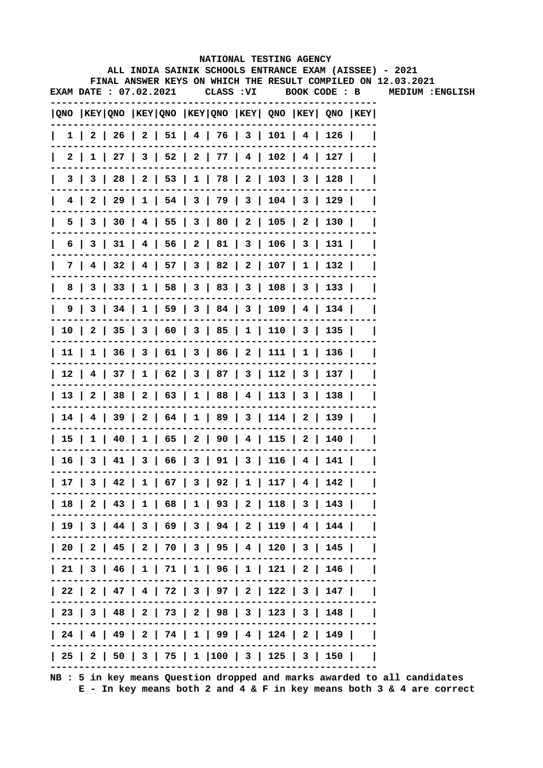NATIONAL TESTING AGENCY

ALL INDIA SAINIK SCHOOLS ENTRANCE EXAM (AISSEE) - 2021

FINAL ANSWER KEYS ON WHICH THE RESULT COMPILED ON 12.03.2021

EXAM DATE : 07.02.2021 CLASS :VI BOOK CODE : B MEDIUM :ENGLISH

| QNO | KEY | QNO | KEY | QNO | KEY | QNO | KEY | QNO | KEY | QNO | KEY |
|---|---|---|---|---|---|---|---|---|---|---|---|
| 1 | 2 | 26 | 2 | 51 | 4 | 76 | 3 | 101 | 4 | 126 | |
| 2 | 1 | 27 | 3 | 52 | 2 | 77 | 4 | 102 | 4 | 127 | |
| 3 | 3 | 28 | 2 | 53 | 1 | 78 | 2 | 103 | 3 | 128 | |
| 4 | 2 | 29 | 1 | 54 | 3 | 79 | 3 | 104 | 3 | 129 | |
| 5 | 3 | 30 | 4 | 55 | 3 | 80 | 2 | 105 | 2 | 130 | |
| 6 | 3 | 31 | 4 | 56 | 2 | 81 | 3 | 106 | 3 | 131 | |
| 7 | 4 | 32 | 4 | 57 | 3 | 82 | 2 | 107 | 1 | 132 | |
| 8 | 3 | 33 | 1 | 58 | 3 | 83 | 3 | 108 | 3 | 133 | |
| 9 | 3 | 34 | 1 | 59 | 3 | 84 | 3 | 109 | 4 | 134 | |
| 10 | 2 | 35 | 3 | 60 | 3 | 85 | 1 | 110 | 3 | 135 | |
| 11 | 1 | 36 | 3 | 61 | 3 | 86 | 2 | 111 | 1 | 136 | |
| 12 | 4 | 37 | 1 | 62 | 3 | 87 | 3 | 112 | 3 | 137 | |
| 13 | 2 | 38 | 2 | 63 | 1 | 88 | 4 | 113 | 3 | 138 | |
| 14 | 4 | 39 | 2 | 64 | 1 | 89 | 3 | 114 | 2 | 139 | |
| 15 | 1 | 40 | 1 | 65 | 2 | 90 | 4 | 115 | 2 | 140 | |
| 16 | 3 | 41 | 3 | 66 | 3 | 91 | 3 | 116 | 4 | 141 | |
| 17 | 3 | 42 | 1 | 67 | 3 | 92 | 1 | 117 | 4 | 142 | |
| 18 | 2 | 43 | 1 | 68 | 1 | 93 | 2 | 118 | 3 | 143 | |
| 19 | 3 | 44 | 3 | 69 | 3 | 94 | 2 | 119 | 4 | 144 | |
| 20 | 2 | 45 | 2 | 70 | 3 | 95 | 4 | 120 | 3 | 145 | |
| 21 | 3 | 46 | 1 | 71 | 1 | 96 | 1 | 121 | 2 | 146 | |
| 22 | 2 | 47 | 4 | 72 | 3 | 97 | 2 | 122 | 3 | 147 | |
| 23 | 3 | 48 | 2 | 73 | 2 | 98 | 3 | 123 | 3 | 148 | |
| 24 | 4 | 49 | 2 | 74 | 1 | 99 | 4 | 124 | 2 | 149 | |
| 25 | 2 | 50 | 3 | 75 | 1 | 100 | 3 | 125 | 3 | 150 | |

NB : 5 in key means Question dropped and marks awarded to all candidates
E - In key means both 2 and 4 & F in key means both 3 & 4 are correct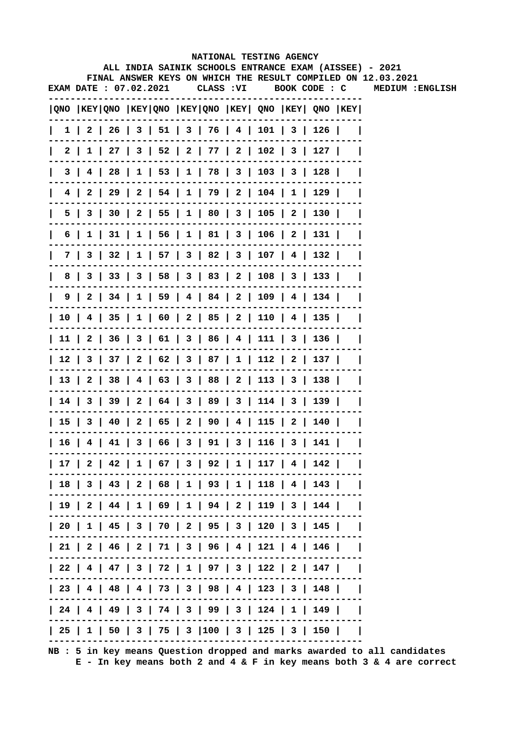NATIONAL TESTING AGENCY

ALL INDIA SAINIK SCHOOLS ENTRANCE EXAM (AISSEE) - 2021

FINAL ANSWER KEYS ON WHICH THE RESULT COMPILED ON 12.03.2021

EXAM DATE : 07.02.2021 CLASS :VI BOOK CODE : C MEDIUM :ENGLISH

| QNO | KEY | QNO | KEY | QNO | KEY | QNO | KEY | QNO | KEY | QNO | KEY |
|---|---|---|---|---|---|---|---|---|---|---|---|
| 1 | 2 | 26 | 3 | 51 | 3 | 76 | 4 | 101 | 3 | 126 | |
| 2 | 1 | 27 | 3 | 52 | 2 | 77 | 2 | 102 | 3 | 127 | |
| 3 | 4 | 28 | 1 | 53 | 1 | 78 | 3 | 103 | 3 | 128 | |
| 4 | 2 | 29 | 2 | 54 | 1 | 79 | 2 | 104 | 1 | 129 | |
| 5 | 3 | 30 | 2 | 55 | 1 | 80 | 3 | 105 | 2 | 130 | |
| 6 | 1 | 31 | 1 | 56 | 1 | 81 | 3 | 106 | 2 | 131 | |
| 7 | 3 | 32 | 1 | 57 | 3 | 82 | 3 | 107 | 4 | 132 | |
| 8 | 3 | 33 | 3 | 58 | 3 | 83 | 2 | 108 | 3 | 133 | |
| 9 | 2 | 34 | 1 | 59 | 4 | 84 | 2 | 109 | 4 | 134 | |
| 10 | 4 | 35 | 1 | 60 | 2 | 85 | 2 | 110 | 4 | 135 | |
| 11 | 2 | 36 | 3 | 61 | 3 | 86 | 4 | 111 | 3 | 136 | |
| 12 | 3 | 37 | 2 | 62 | 3 | 87 | 1 | 112 | 2 | 137 | |
| 13 | 2 | 38 | 4 | 63 | 3 | 88 | 2 | 113 | 3 | 138 | |
| 14 | 3 | 39 | 2 | 64 | 3 | 89 | 3 | 114 | 3 | 139 | |
| 15 | 3 | 40 | 2 | 65 | 2 | 90 | 4 | 115 | 2 | 140 | |
| 16 | 4 | 41 | 3 | 66 | 3 | 91 | 3 | 116 | 3 | 141 | |
| 17 | 2 | 42 | 1 | 67 | 3 | 92 | 1 | 117 | 4 | 142 | |
| 18 | 3 | 43 | 2 | 68 | 1 | 93 | 1 | 118 | 4 | 143 | |
| 19 | 2 | 44 | 1 | 69 | 1 | 94 | 2 | 119 | 3 | 144 | |
| 20 | 1 | 45 | 3 | 70 | 2 | 95 | 3 | 120 | 3 | 145 | |
| 21 | 2 | 46 | 2 | 71 | 3 | 96 | 4 | 121 | 4 | 146 | |
| 22 | 4 | 47 | 3 | 72 | 1 | 97 | 3 | 122 | 2 | 147 | |
| 23 | 4 | 48 | 4 | 73 | 3 | 98 | 4 | 123 | 3 | 148 | |
| 24 | 4 | 49 | 3 | 74 | 3 | 99 | 3 | 124 | 1 | 149 | |
| 25 | 1 | 50 | 3 | 75 | 3 | 100 | 3 | 125 | 3 | 150 | |

NB : 5 in key means Question dropped and marks awarded to all candidates
E - In key means both 2 and 4 & F in key means both 3 & 4 are correct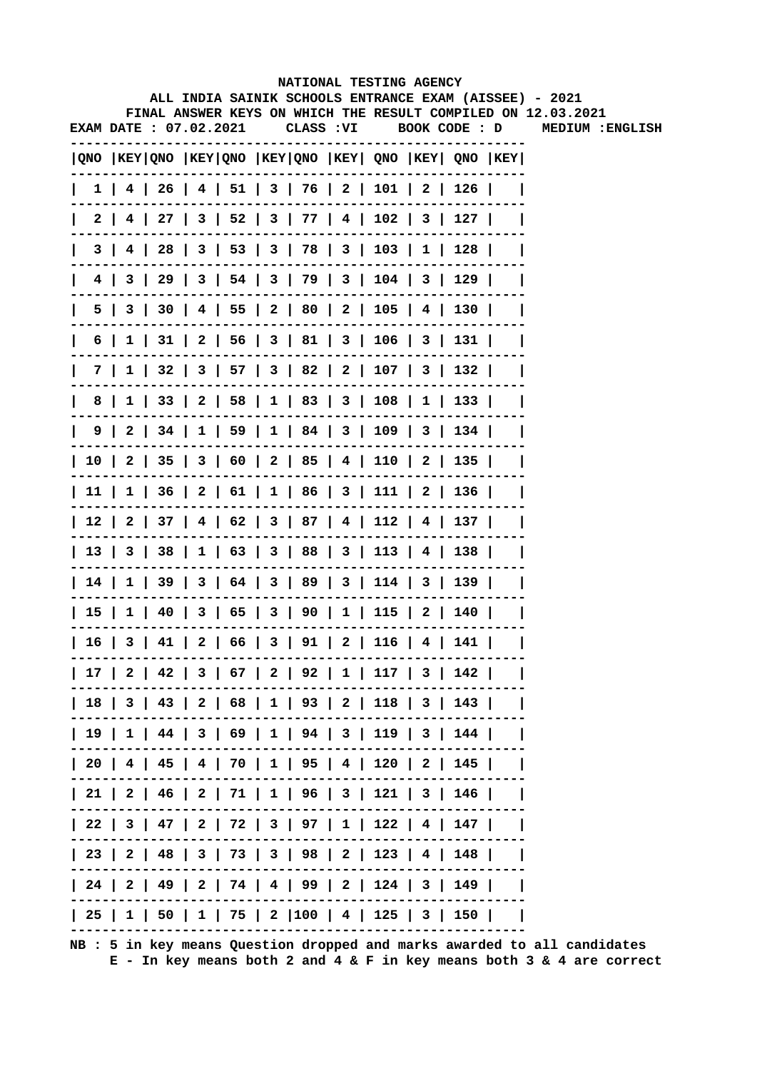NATIONAL TESTING AGENCY

ALL INDIA SAINIK SCHOOLS ENTRANCE EXAM (AISSEE) - 2021

FINAL ANSWER KEYS ON WHICH THE RESULT COMPILED ON 12.03.2021

EXAM DATE : 07.02.2021 CLASS :VI BOOK CODE : D MEDIUM :ENGLISH

| QNO | KEY | QNO | KEY | QNO | KEY | QNO | KEY | QNO | KEY | QNO | KEY |
|---|---|---|---|---|---|---|---|---|---|---|---|
| 1 | 4 | 26 | 4 | 51 | 3 | 76 | 2 | 101 | 2 | 126 | |
| 2 | 4 | 27 | 3 | 52 | 3 | 77 | 4 | 102 | 3 | 127 | |
| 3 | 4 | 28 | 3 | 53 | 3 | 78 | 3 | 103 | 1 | 128 | |
| 4 | 3 | 29 | 3 | 54 | 3 | 79 | 3 | 104 | 3 | 129 | |
| 5 | 3 | 30 | 4 | 55 | 2 | 80 | 2 | 105 | 4 | 130 | |
| 6 | 1 | 31 | 2 | 56 | 3 | 81 | 3 | 106 | 3 | 131 | |
| 7 | 1 | 32 | 3 | 57 | 3 | 82 | 2 | 107 | 3 | 132 | |
| 8 | 1 | 33 | 2 | 58 | 1 | 83 | 3 | 108 | 1 | 133 | |
| 9 | 2 | 34 | 1 | 59 | 1 | 84 | 3 | 109 | 3 | 134 | |
| 10 | 2 | 35 | 3 | 60 | 2 | 85 | 4 | 110 | 2 | 135 | |
| 11 | 1 | 36 | 2 | 61 | 1 | 86 | 3 | 111 | 2 | 136 | |
| 12 | 2 | 37 | 4 | 62 | 3 | 87 | 4 | 112 | 4 | 137 | |
| 13 | 3 | 38 | 1 | 63 | 3 | 88 | 3 | 113 | 4 | 138 | |
| 14 | 1 | 39 | 3 | 64 | 3 | 89 | 3 | 114 | 3 | 139 | |
| 15 | 1 | 40 | 3 | 65 | 3 | 90 | 1 | 115 | 2 | 140 | |
| 16 | 3 | 41 | 2 | 66 | 3 | 91 | 2 | 116 | 4 | 141 | |
| 17 | 2 | 42 | 3 | 67 | 2 | 92 | 1 | 117 | 3 | 142 | |
| 18 | 3 | 43 | 2 | 68 | 1 | 93 | 2 | 118 | 3 | 143 | |
| 19 | 1 | 44 | 3 | 69 | 1 | 94 | 3 | 119 | 3 | 144 | |
| 20 | 4 | 45 | 4 | 70 | 1 | 95 | 4 | 120 | 2 | 145 | |
| 21 | 2 | 46 | 2 | 71 | 1 | 96 | 3 | 121 | 3 | 146 | |
| 22 | 3 | 47 | 2 | 72 | 3 | 97 | 1 | 122 | 4 | 147 | |
| 23 | 2 | 48 | 3 | 73 | 3 | 98 | 2 | 123 | 4 | 148 | |
| 24 | 2 | 49 | 2 | 74 | 4 | 99 | 2 | 124 | 3 | 149 | |
| 25 | 1 | 50 | 1 | 75 | 2 | 100 | 4 | 125 | 3 | 150 | |

NB : 5 in key means Question dropped and marks awarded to all candidates
E - In key means both 2 and 4 & F in key means both 3 & 4 are correct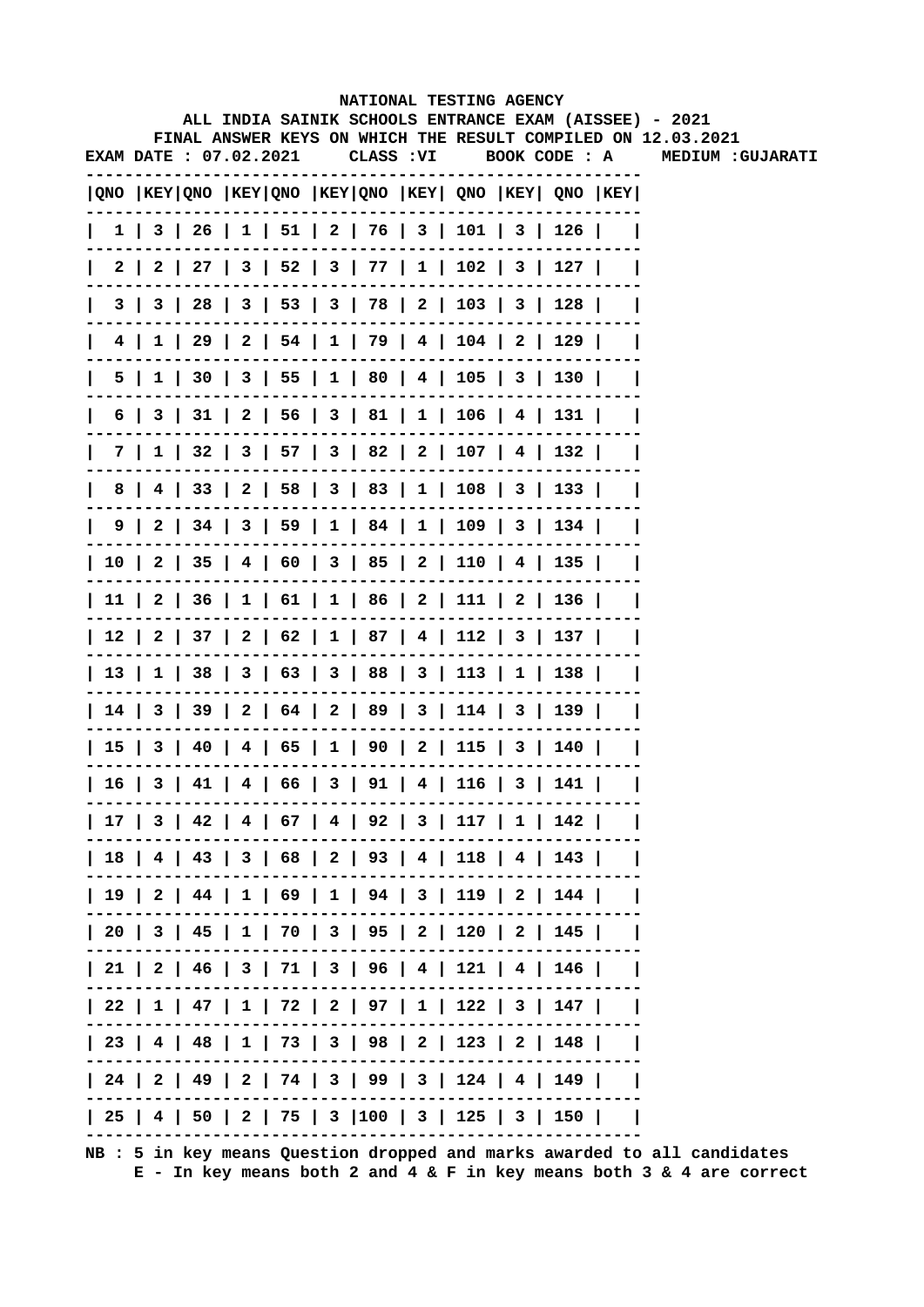NATIONAL TESTING AGENCY

ALL INDIA SAINIK SCHOOLS ENTRANCE EXAM (AISSEE) - 2021

FINAL ANSWER KEYS ON WHICH THE RESULT COMPILED ON 12.03.2021

EXAM DATE : 07.02.2021 CLASS :VI BOOK CODE : A MEDIUM :GUJARATI

| QNO | KEY | QNO | KEY | QNO | KEY | QNO | KEY | QNO | KEY | QNO | KEY |
|---|---|---|---|---|---|---|---|---|---|---|---|
| 1 | 3 | 26 | 1 | 51 | 2 | 76 | 3 | 101 | 3 | 126 | |
| 2 | 2 | 27 | 3 | 52 | 3 | 77 | 1 | 102 | 3 | 127 | |
| 3 | 3 | 28 | 3 | 53 | 3 | 78 | 2 | 103 | 3 | 128 | |
| 4 | 1 | 29 | 2 | 54 | 1 | 79 | 4 | 104 | 2 | 129 | |
| 5 | 1 | 30 | 3 | 55 | 1 | 80 | 4 | 105 | 3 | 130 | |
| 6 | 3 | 31 | 2 | 56 | 3 | 81 | 1 | 106 | 4 | 131 | |
| 7 | 1 | 32 | 3 | 57 | 3 | 82 | 2 | 107 | 4 | 132 | |
| 8 | 4 | 33 | 2 | 58 | 3 | 83 | 1 | 108 | 3 | 133 | |
| 9 | 2 | 34 | 3 | 59 | 1 | 84 | 1 | 109 | 3 | 134 | |
| 10 | 2 | 35 | 4 | 60 | 3 | 85 | 2 | 110 | 4 | 135 | |
| 11 | 2 | 36 | 1 | 61 | 1 | 86 | 2 | 111 | 2 | 136 | |
| 12 | 2 | 37 | 2 | 62 | 1 | 87 | 4 | 112 | 3 | 137 | |
| 13 | 1 | 38 | 3 | 63 | 3 | 88 | 3 | 113 | 1 | 138 | |
| 14 | 3 | 39 | 2 | 64 | 2 | 89 | 3 | 114 | 3 | 139 | |
| 15 | 3 | 40 | 4 | 65 | 1 | 90 | 2 | 115 | 3 | 140 | |
| 16 | 3 | 41 | 4 | 66 | 3 | 91 | 4 | 116 | 3 | 141 | |
| 17 | 3 | 42 | 4 | 67 | 4 | 92 | 3 | 117 | 1 | 142 | |
| 18 | 4 | 43 | 3 | 68 | 2 | 93 | 4 | 118 | 4 | 143 | |
| 19 | 2 | 44 | 1 | 69 | 1 | 94 | 3 | 119 | 2 | 144 | |
| 20 | 3 | 45 | 1 | 70 | 3 | 95 | 2 | 120 | 2 | 145 | |
| 21 | 2 | 46 | 3 | 71 | 3 | 96 | 4 | 121 | 4 | 146 | |
| 22 | 1 | 47 | 1 | 72 | 2 | 97 | 1 | 122 | 3 | 147 | |
| 23 | 4 | 48 | 1 | 73 | 3 | 98 | 2 | 123 | 2 | 148 | |
| 24 | 2 | 49 | 2 | 74 | 3 | 99 | 3 | 124 | 4 | 149 | |
| 25 | 4 | 50 | 2 | 75 | 3 | 100 | 3 | 125 | 3 | 150 | |

NB : 5 in key means Question dropped and marks awarded to all candidates
E - In key means both 2 and 4 & F in key means both 3 & 4 are correct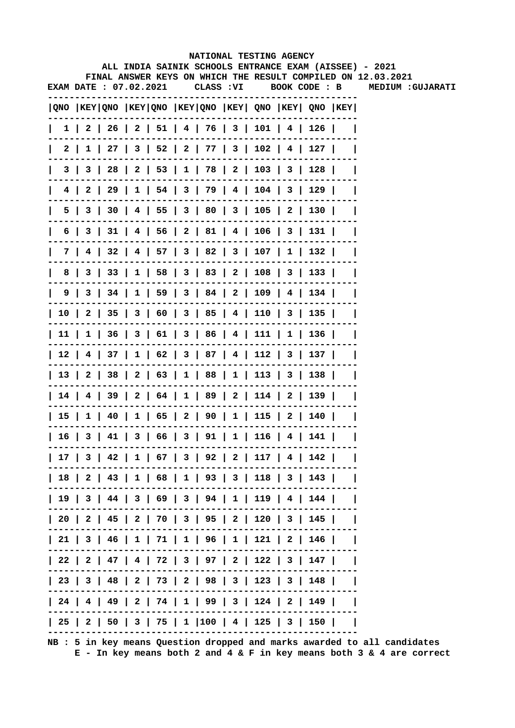# NATIONAL TESTING AGENCY

## ALL INDIA SAINIK SCHOOLS ENTRANCE EXAM (AISSEE) - 2021

### FINAL ANSWER KEYS ON WHICH THE RESULT COMPILED ON 12.03.2021

**EXAM DATE : 07.02.2021 CLASS :VI BOOK CODE : B MEDIUM :GUJARATI**

| QNO | KEY | QNO | KEY | QNO | KEY | QNO | KEY | QNO | KEY | QNO | KEY |
|---|---|---|---|---|---|---|---|---|---|---|---|
| 1 | 2 | 26 | 2 | 51 | 4 | 76 | 3 | 101 | 4 | 126 | |
| 2 | 1 | 27 | 3 | 52 | 2 | 77 | 3 | 102 | 4 | 127 | |
| 3 | 3 | 28 | 2 | 53 | 1 | 78 | 2 | 103 | 3 | 128 | |
| 4 | 2 | 29 | 1 | 54 | 3 | 79 | 4 | 104 | 3 | 129 | |
| 5 | 3 | 30 | 4 | 55 | 3 | 80 | 3 | 105 | 2 | 130 | |
| 6 | 3 | 31 | 4 | 56 | 2 | 81 | 4 | 106 | 3 | 131 | |
| 7 | 4 | 32 | 4 | 57 | 3 | 82 | 3 | 107 | 1 | 132 | |
| 8 | 3 | 33 | 1 | 58 | 3 | 83 | 2 | 108 | 3 | 133 | |
| 9 | 3 | 34 | 1 | 59 | 3 | 84 | 2 | 109 | 4 | 134 | |
| 10 | 2 | 35 | 3 | 60 | 3 | 85 | 4 | 110 | 3 | 135 | |
| 11 | 1 | 36 | 3 | 61 | 3 | 86 | 4 | 111 | 1 | 136 | |
| 12 | 4 | 37 | 1 | 62 | 3 | 87 | 4 | 112 | 3 | 137 | |
| 13 | 2 | 38 | 2 | 63 | 1 | 88 | 1 | 113 | 3 | 138 | |
| 14 | 4 | 39 | 2 | 64 | 1 | 89 | 2 | 114 | 2 | 139 | |
| 15 | 1 | 40 | 1 | 65 | 2 | 90 | 1 | 115 | 2 | 140 | |
| 16 | 3 | 41 | 3 | 66 | 3 | 91 | 1 | 116 | 4 | 141 | |
| 17 | 3 | 42 | 1 | 67 | 3 | 92 | 2 | 117 | 4 | 142 | |
| 18 | 2 | 43 | 1 | 68 | 1 | 93 | 3 | 118 | 3 | 143 | |
| 19 | 3 | 44 | 3 | 69 | 3 | 94 | 1 | 119 | 4 | 144 | |
| 20 | 2 | 45 | 2 | 70 | 3 | 95 | 2 | 120 | 3 | 145 | |
| 21 | 3 | 46 | 1 | 71 | 1 | 96 | 1 | 121 | 2 | 146 | |
| 22 | 2 | 47 | 4 | 72 | 3 | 97 | 2 | 122 | 3 | 147 | |
| 23 | 3 | 48 | 2 | 73 | 2 | 98 | 3 | 123 | 3 | 148 | |
| 24 | 4 | 49 | 2 | 74 | 1 | 99 | 3 | 124 | 2 | 149 | |
| 25 | 2 | 50 | 3 | 75 | 1 | 100 | 4 | 125 | 3 | 150 | |

NB : 5 in key means Question dropped and marks awarded to all candidates
E - In key means both 2 and 4 & F in key means both 3 & 4 are correct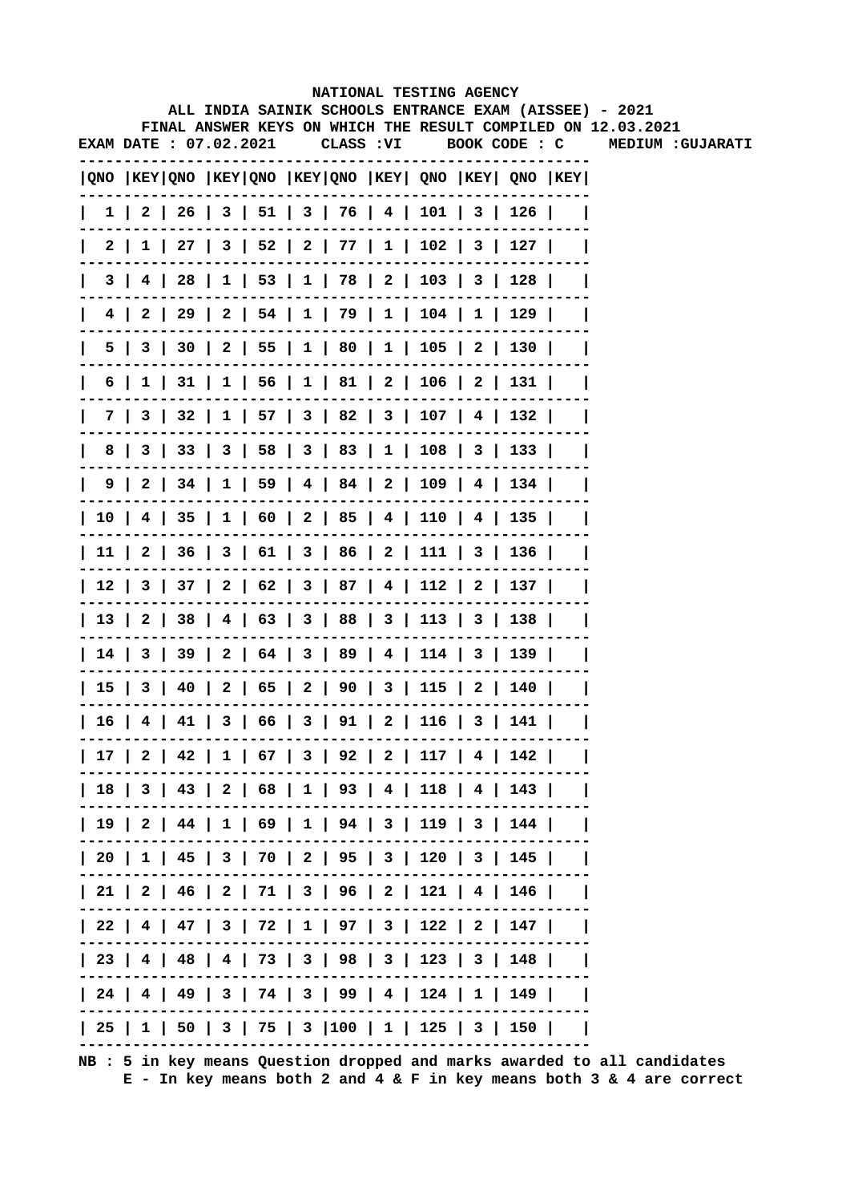NATIONAL TESTING AGENCY

ALL INDIA SAINIK SCHOOLS ENTRANCE EXAM (AISSEE) - 2021

FINAL ANSWER KEYS ON WHICH THE RESULT COMPILED ON 12.03.2021

EXAM DATE : 07.02.2021 CLASS :VI BOOK CODE : C MEDIUM :GUJARATI

| QNO | KEY | QNO | KEY | QNO | KEY | QNO | KEY | QNO | KEY | QNO | KEY |
|---|---|---|---|---|---|---|---|---|---|---|---|
| 1 | 2 | 26 | 3 | 51 | 3 | 76 | 4 | 101 | 3 | 126 | |
| 2 | 1 | 27 | 3 | 52 | 2 | 77 | 1 | 102 | 3 | 127 | |
| 3 | 4 | 28 | 1 | 53 | 1 | 78 | 2 | 103 | 3 | 128 | |
| 4 | 2 | 29 | 2 | 54 | 1 | 79 | 1 | 104 | 1 | 129 | |
| 5 | 3 | 30 | 2 | 55 | 1 | 80 | 1 | 105 | 2 | 130 | |
| 6 | 1 | 31 | 1 | 56 | 1 | 81 | 2 | 106 | 2 | 131 | |
| 7 | 3 | 32 | 1 | 57 | 3 | 82 | 3 | 107 | 4 | 132 | |
| 8 | 3 | 33 | 3 | 58 | 3 | 83 | 1 | 108 | 3 | 133 | |
| 9 | 2 | 34 | 1 | 59 | 4 | 84 | 2 | 109 | 4 | 134 | |
| 10 | 4 | 35 | 1 | 60 | 2 | 85 | 4 | 110 | 4 | 135 | |
| 11 | 2 | 36 | 3 | 61 | 3 | 86 | 2 | 111 | 3 | 136 | |
| 12 | 3 | 37 | 2 | 62 | 3 | 87 | 4 | 112 | 2 | 137 | |
| 13 | 2 | 38 | 4 | 63 | 3 | 88 | 3 | 113 | 3 | 138 | |
| 14 | 3 | 39 | 2 | 64 | 3 | 89 | 4 | 114 | 3 | 139 | |
| 15 | 3 | 40 | 2 | 65 | 2 | 90 | 3 | 115 | 2 | 140 | |
| 16 | 4 | 41 | 3 | 66 | 3 | 91 | 2 | 116 | 3 | 141 | |
| 17 | 2 | 42 | 1 | 67 | 3 | 92 | 2 | 117 | 4 | 142 | |
| 18 | 3 | 43 | 2 | 68 | 1 | 93 | 4 | 118 | 4 | 143 | |
| 19 | 2 | 44 | 1 | 69 | 1 | 94 | 3 | 119 | 3 | 144 | |
| 20 | 1 | 45 | 3 | 70 | 2 | 95 | 3 | 120 | 3 | 145 | |
| 21 | 2 | 46 | 2 | 71 | 3 | 96 | 2 | 121 | 4 | 146 | |
| 22 | 4 | 47 | 3 | 72 | 1 | 97 | 3 | 122 | 2 | 147 | |
| 23 | 4 | 48 | 4 | 73 | 3 | 98 | 3 | 123 | 3 | 148 | |
| 24 | 4 | 49 | 3 | 74 | 3 | 99 | 4 | 124 | 1 | 149 | |
| 25 | 1 | 50 | 3 | 75 | 3 | 100 | 1 | 125 | 3 | 150 | |

NB : 5 in key means Question dropped and marks awarded to all candidates
E - In key means both 2 and 4 & F in key means both 3 & 4 are correct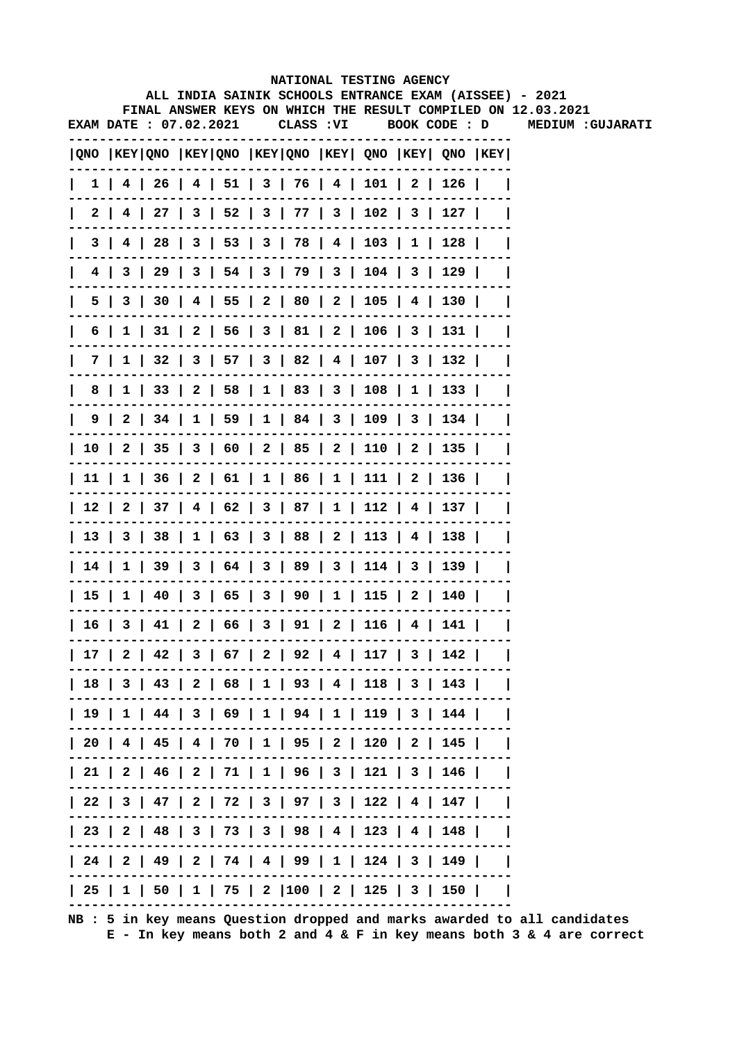NATIONAL TESTING AGENCY

ALL INDIA SAINIK SCHOOLS ENTRANCE EXAM (AISSEE) - 2021

FINAL ANSWER KEYS ON WHICH THE RESULT COMPILED ON 12.03.2021

EXAM DATE : 07.02.2021 CLASS :VI BOOK CODE : D MEDIUM :GUJARATI

| QNO | KEY | QNO | KEY | QNO | KEY | QNO | KEY | QNO | KEY | QNO | KEY |
|---|---|---|---|---|---|---|---|---|---|---|---|
| 1 | 4 | 26 | 4 | 51 | 3 | 76 | 4 | 101 | 2 | 126 | |
| 2 | 4 | 27 | 3 | 52 | 3 | 77 | 3 | 102 | 3 | 127 | |
| 3 | 4 | 28 | 3 | 53 | 3 | 78 | 4 | 103 | 1 | 128 | |
| 4 | 3 | 29 | 3 | 54 | 3 | 79 | 3 | 104 | 3 | 129 | |
| 5 | 3 | 30 | 4 | 55 | 2 | 80 | 2 | 105 | 4 | 130 | |
| 6 | 1 | 31 | 2 | 56 | 3 | 81 | 2 | 106 | 3 | 131 | |
| 7 | 1 | 32 | 3 | 57 | 3 | 82 | 4 | 107 | 3 | 132 | |
| 8 | 1 | 33 | 2 | 58 | 1 | 83 | 3 | 108 | 1 | 133 | |
| 9 | 2 | 34 | 1 | 59 | 1 | 84 | 3 | 109 | 3 | 134 | |
| 10 | 2 | 35 | 3 | 60 | 2 | 85 | 2 | 110 | 2 | 135 | |
| 11 | 1 | 36 | 2 | 61 | 1 | 86 | 1 | 111 | 2 | 136 | |
| 12 | 2 | 37 | 4 | 62 | 3 | 87 | 1 | 112 | 4 | 137 | |
| 13 | 3 | 38 | 1 | 63 | 3 | 88 | 2 | 113 | 4 | 138 | |
| 14 | 1 | 39 | 3 | 64 | 3 | 89 | 3 | 114 | 3 | 139 | |
| 15 | 1 | 40 | 3 | 65 | 3 | 90 | 1 | 115 | 2 | 140 | |
| 16 | 3 | 41 | 2 | 66 | 3 | 91 | 2 | 116 | 4 | 141 | |
| 17 | 2 | 42 | 3 | 67 | 2 | 92 | 4 | 117 | 3 | 142 | |
| 18 | 3 | 43 | 2 | 68 | 1 | 93 | 4 | 118 | 3 | 143 | |
| 19 | 1 | 44 | 3 | 69 | 1 | 94 | 1 | 119 | 3 | 144 | |
| 20 | 4 | 45 | 4 | 70 | 1 | 95 | 2 | 120 | 2 | 145 | |
| 21 | 2 | 46 | 2 | 71 | 1 | 96 | 3 | 121 | 3 | 146 | |
| 22 | 3 | 47 | 2 | 72 | 3 | 97 | 3 | 122 | 4 | 147 | |
| 23 | 2 | 48 | 3 | 73 | 3 | 98 | 4 | 123 | 4 | 148 | |
| 24 | 2 | 49 | 2 | 74 | 4 | 99 | 1 | 124 | 3 | 149 | |
| 25 | 1 | 50 | 1 | 75 | 2 | 100 | 2 | 125 | 3 | 150 | |

NB : 5 in key means Question dropped and marks awarded to all candidates
E - In key means both 2 and 4 & F in key means both 3 & 4 are correct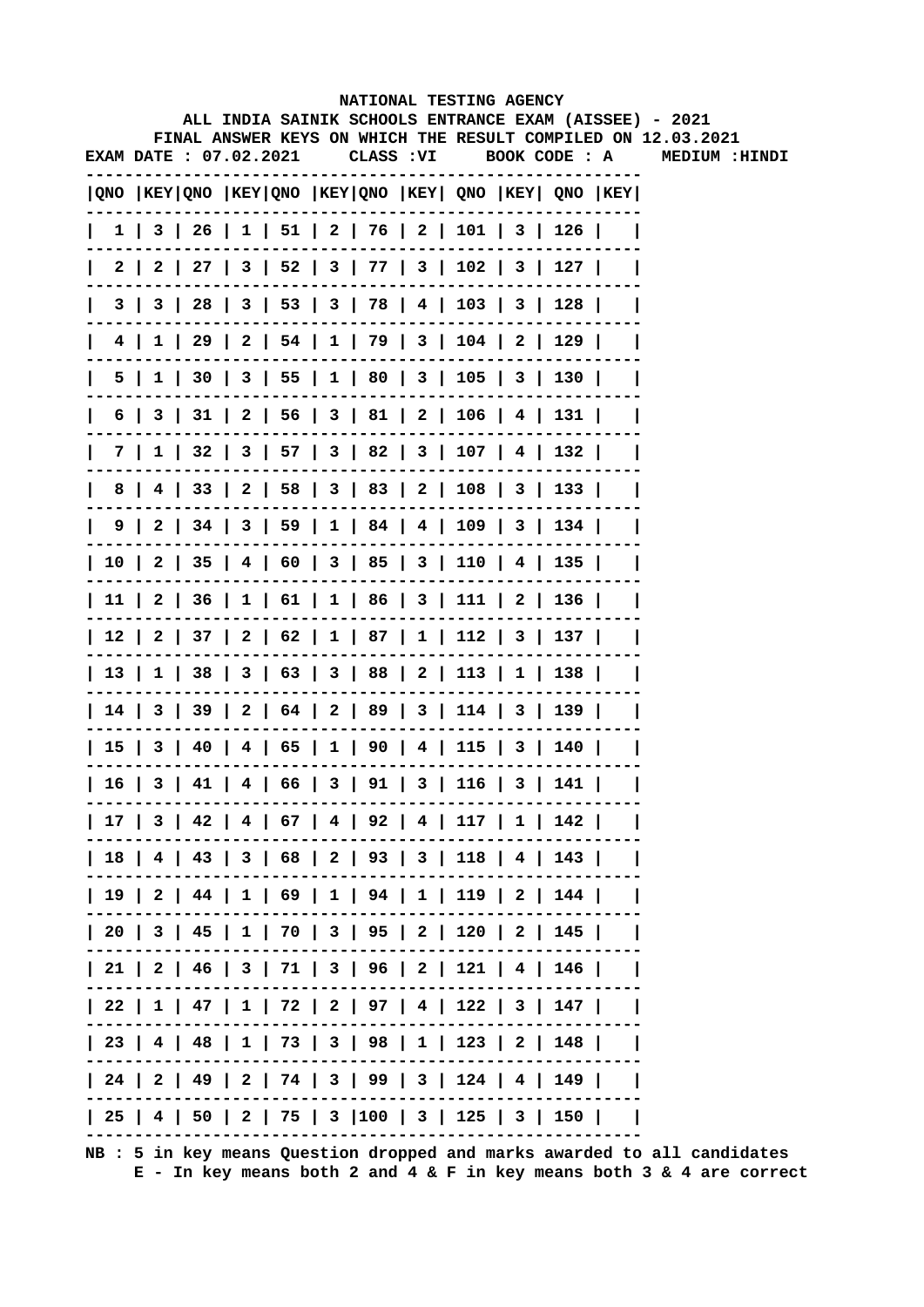# NATIONAL TESTING AGENCY

## ALL INDIA SAINIK SCHOOLS ENTRANCE EXAM (AISSEE) - 2021

### FINAL ANSWER KEYS ON WHICH THE RESULT COMPILED ON 12.03.2021

**EXAM DATE : 07.02.2021 CLASS :VI BOOK CODE : A MEDIUM :HINDI**

| QNO | KEY | QNO | KEY | QNO | KEY | QNO | KEY | QNO | KEY | QNO | KEY |
|---|---|---|---|---|---|---|---|---|---|---|---|
| 1 | 3 | 26 | 1 | 51 | 2 | 76 | 2 | 101 | 3 | 126 | |
| 2 | 2 | 27 | 3 | 52 | 3 | 77 | 3 | 102 | 3 | 127 | |
| 3 | 3 | 28 | 3 | 53 | 3 | 78 | 4 | 103 | 3 | 128 | |
| 4 | 1 | 29 | 2 | 54 | 1 | 79 | 3 | 104 | 2 | 129 | |
| 5 | 1 | 30 | 3 | 55 | 1 | 80 | 3 | 105 | 3 | 130 | |
| 6 | 3 | 31 | 2 | 56 | 3 | 81 | 2 | 106 | 4 | 131 | |
| 7 | 1 | 32 | 3 | 57 | 3 | 82 | 3 | 107 | 4 | 132 | |
| 8 | 4 | 33 | 2 | 58 | 3 | 83 | 2 | 108 | 3 | 133 | |
| 9 | 2 | 34 | 3 | 59 | 1 | 84 | 4 | 109 | 3 | 134 | |
| 10 | 2 | 35 | 4 | 60 | 3 | 85 | 3 | 110 | 4 | 135 | |
| 11 | 2 | 36 | 1 | 61 | 1 | 86 | 3 | 111 | 2 | 136 | |
| 12 | 2 | 37 | 2 | 62 | 1 | 87 | 1 | 112 | 3 | 137 | |
| 13 | 1 | 38 | 3 | 63 | 3 | 88 | 2 | 113 | 1 | 138 | |
| 14 | 3 | 39 | 2 | 64 | 2 | 89 | 3 | 114 | 3 | 139 | |
| 15 | 3 | 40 | 4 | 65 | 1 | 90 | 4 | 115 | 3 | 140 | |
| 16 | 3 | 41 | 4 | 66 | 3 | 91 | 3 | 116 | 3 | 141 | |
| 17 | 3 | 42 | 4 | 67 | 4 | 92 | 4 | 117 | 1 | 142 | |
| 18 | 4 | 43 | 3 | 68 | 2 | 93 | 3 | 118 | 4 | 143 | |
| 19 | 2 | 44 | 1 | 69 | 1 | 94 | 1 | 119 | 2 | 144 | |
| 20 | 3 | 45 | 1 | 70 | 3 | 95 | 2 | 120 | 2 | 145 | |
| 21 | 2 | 46 | 3 | 71 | 3 | 96 | 2 | 121 | 4 | 146 | |
| 22 | 1 | 47 | 1 | 72 | 2 | 97 | 4 | 122 | 3 | 147 | |
| 23 | 4 | 48 | 1 | 73 | 3 | 98 | 1 | 123 | 2 | 148 | |
| 24 | 2 | 49 | 2 | 74 | 3 | 99 | 3 | 124 | 4 | 149 | |
| 25 | 4 | 50 | 2 | 75 | 3 | 100 | 3 | 125 | 3 | 150 | |

NB : 5 in key means Question dropped and marks awarded to all candidates
E - In key means both 2 and 4 & F in key means both 3 & 4 are correct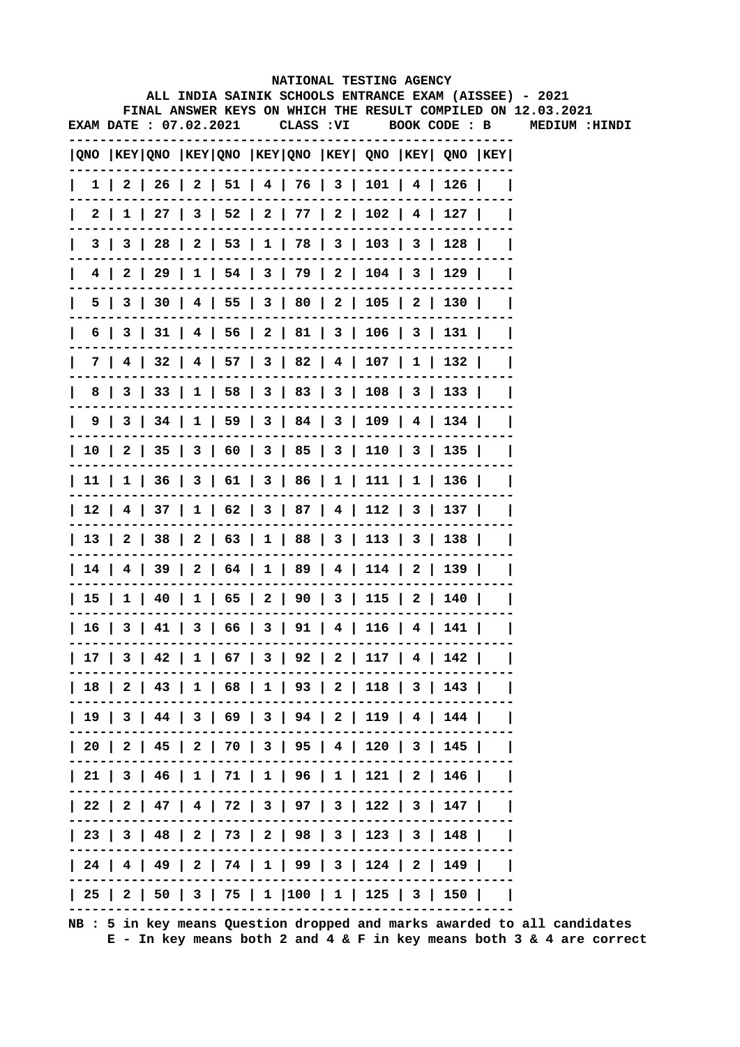NATIONAL TESTING AGENCY

ALL INDIA SAINIK SCHOOLS ENTRANCE EXAM (AISSEE) - 2021

FINAL ANSWER KEYS ON WHICH THE RESULT COMPILED ON 12.03.2021

EXAM DATE : 07.02.2021 CLASS :VI BOOK CODE : B MEDIUM :HINDI

| QNO | KEY | QNO | KEY | QNO | KEY | QNO | KEY | QNO | KEY | QNO | KEY |
|---|---|---|---|---|---|---|---|---|---|---|---|
| 1 | 2 | 26 | 2 | 51 | 4 | 76 | 3 | 101 | 4 | 126 | |
| 2 | 1 | 27 | 3 | 52 | 2 | 77 | 2 | 102 | 4 | 127 | |
| 3 | 3 | 28 | 2 | 53 | 1 | 78 | 3 | 103 | 3 | 128 | |
| 4 | 2 | 29 | 1 | 54 | 3 | 79 | 2 | 104 | 3 | 129 | |
| 5 | 3 | 30 | 4 | 55 | 3 | 80 | 2 | 105 | 2 | 130 | |
| 6 | 3 | 31 | 4 | 56 | 2 | 81 | 3 | 106 | 3 | 131 | |
| 7 | 4 | 32 | 4 | 57 | 3 | 82 | 4 | 107 | 1 | 132 | |
| 8 | 3 | 33 | 1 | 58 | 3 | 83 | 3 | 108 | 3 | 133 | |
| 9 | 3 | 34 | 1 | 59 | 3 | 84 | 3 | 109 | 4 | 134 | |
| 10 | 2 | 35 | 3 | 60 | 3 | 85 | 3 | 110 | 3 | 135 | |
| 11 | 1 | 36 | 3 | 61 | 3 | 86 | 1 | 111 | 1 | 136 | |
| 12 | 4 | 37 | 1 | 62 | 3 | 87 | 4 | 112 | 3 | 137 | |
| 13 | 2 | 38 | 2 | 63 | 1 | 88 | 3 | 113 | 3 | 138 | |
| 14 | 4 | 39 | 2 | 64 | 1 | 89 | 4 | 114 | 2 | 139 | |
| 15 | 1 | 40 | 1 | 65 | 2 | 90 | 3 | 115 | 2 | 140 | |
| 16 | 3 | 41 | 3 | 66 | 3 | 91 | 4 | 116 | 4 | 141 | |
| 17 | 3 | 42 | 1 | 67 | 3 | 92 | 2 | 117 | 4 | 142 | |
| 18 | 2 | 43 | 1 | 68 | 1 | 93 | 2 | 118 | 3 | 143 | |
| 19 | 3 | 44 | 3 | 69 | 3 | 94 | 2 | 119 | 4 | 144 | |
| 20 | 2 | 45 | 2 | 70 | 3 | 95 | 4 | 120 | 3 | 145 | |
| 21 | 3 | 46 | 1 | 71 | 1 | 96 | 1 | 121 | 2 | 146 | |
| 22 | 2 | 47 | 4 | 72 | 3 | 97 | 3 | 122 | 3 | 147 | |
| 23 | 3 | 48 | 2 | 73 | 2 | 98 | 3 | 123 | 3 | 148 | |
| 24 | 4 | 49 | 2 | 74 | 1 | 99 | 3 | 124 | 2 | 149 | |
| 25 | 2 | 50 | 3 | 75 | 1 | 100 | 1 | 125 | 3 | 150 | |

NB : 5 in key means Question dropped and marks awarded to all candidates
E - In key means both 2 and 4 & F in key means both 3 & 4 are correct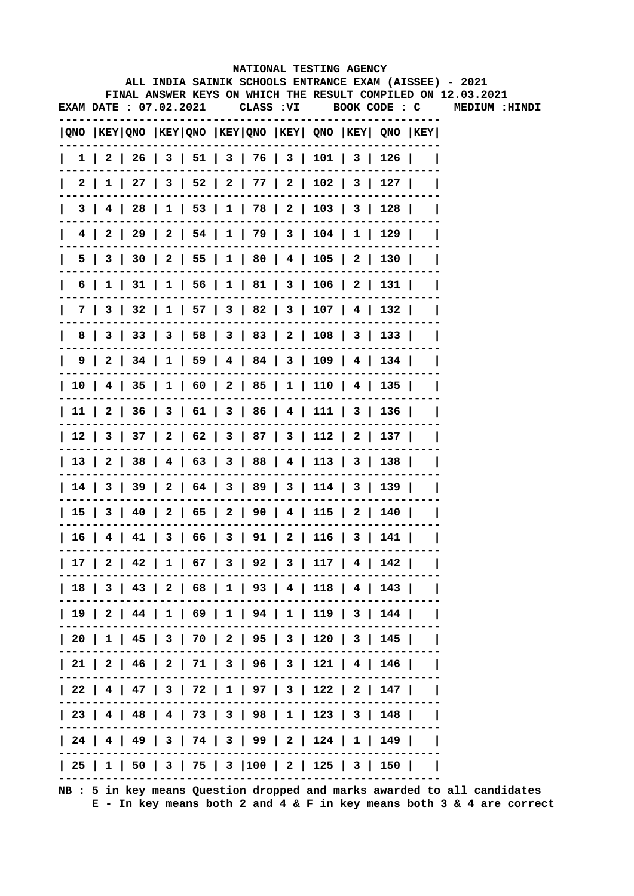NATIONAL TESTING AGENCY

ALL INDIA SAINIK SCHOOLS ENTRANCE EXAM (AISSEE) - 2021

FINAL ANSWER KEYS ON WHICH THE RESULT COMPILED ON 12.03.2021

EXAM DATE : 07.02.2021 CLASS :VI BOOK CODE : C MEDIUM :HINDI

| QNO | KEY | QNO | KEY | QNO | KEY | QNO | KEY | QNO | KEY | QNO | KEY |
|---|---|---|---|---|---|---|---|---|---|---|---|
| 1 | 2 | 26 | 3 | 51 | 3 | 76 | 3 | 101 | 3 | 126 | |
| 2 | 1 | 27 | 3 | 52 | 2 | 77 | 2 | 102 | 3 | 127 | |
| 3 | 4 | 28 | 1 | 53 | 1 | 78 | 2 | 103 | 3 | 128 | |
| 4 | 2 | 29 | 2 | 54 | 1 | 79 | 3 | 104 | 1 | 129 | |
| 5 | 3 | 30 | 2 | 55 | 1 | 80 | 4 | 105 | 2 | 130 | |
| 6 | 1 | 31 | 1 | 56 | 1 | 81 | 3 | 106 | 2 | 131 | |
| 7 | 3 | 32 | 1 | 57 | 3 | 82 | 3 | 107 | 4 | 132 | |
| 8 | 3 | 33 | 3 | 58 | 3 | 83 | 2 | 108 | 3 | 133 | |
| 9 | 2 | 34 | 1 | 59 | 4 | 84 | 3 | 109 | 4 | 134 | |
| 10 | 4 | 35 | 1 | 60 | 2 | 85 | 1 | 110 | 4 | 135 | |
| 11 | 2 | 36 | 3 | 61 | 3 | 86 | 4 | 111 | 3 | 136 | |
| 12 | 3 | 37 | 2 | 62 | 3 | 87 | 3 | 112 | 2 | 137 | |
| 13 | 2 | 38 | 4 | 63 | 3 | 88 | 4 | 113 | 3 | 138 | |
| 14 | 3 | 39 | 2 | 64 | 3 | 89 | 3 | 114 | 3 | 139 | |
| 15 | 3 | 40 | 2 | 65 | 2 | 90 | 4 | 115 | 2 | 140 | |
| 16 | 4 | 41 | 3 | 66 | 3 | 91 | 2 | 116 | 3 | 141 | |
| 17 | 2 | 42 | 1 | 67 | 3 | 92 | 3 | 117 | 4 | 142 | |
| 18 | 3 | 43 | 2 | 68 | 1 | 93 | 4 | 118 | 4 | 143 | |
| 19 | 2 | 44 | 1 | 69 | 1 | 94 | 1 | 119 | 3 | 144 | |
| 20 | 1 | 45 | 3 | 70 | 2 | 95 | 3 | 120 | 3 | 145 | |
| 21 | 2 | 46 | 2 | 71 | 3 | 96 | 3 | 121 | 4 | 146 | |
| 22 | 4 | 47 | 3 | 72 | 1 | 97 | 3 | 122 | 2 | 147 | |
| 23 | 4 | 48 | 4 | 73 | 3 | 98 | 1 | 123 | 3 | 148 | |
| 24 | 4 | 49 | 3 | 74 | 3 | 99 | 2 | 124 | 1 | 149 | |
| 25 | 1 | 50 | 3 | 75 | 3 | 100 | 2 | 125 | 3 | 150 | |

NB : 5 in key means Question dropped and marks awarded to all candidates
E - In key means both 2 and 4 & F in key means both 3 & 4 are correct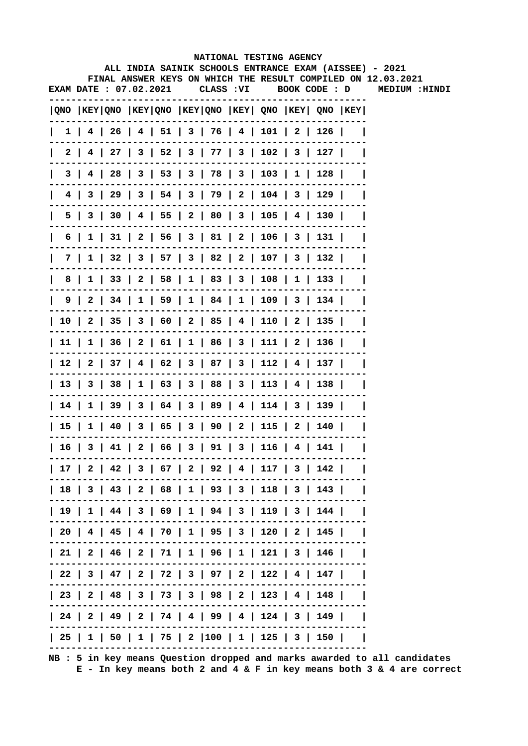# NATIONAL TESTING AGENCY

## ALL INDIA SAINIK SCHOOLS ENTRANCE EXAM (AISSEE) - 2021

### FINAL ANSWER KEYS ON WHICH THE RESULT COMPILED ON 12.03.2021

**EXAM DATE : 07.02.2021 CLASS :VI BOOK CODE : D MEDIUM :HINDI**

| QNO | KEY | QNO | KEY | QNO | KEY | QNO | KEY | QNO | KEY | QNO | KEY |
|---|---|---|---|---|---|---|---|---|---|---|---|
| 1 | 4 | 26 | 4 | 51 | 3 | 76 | 4 | 101 | 2 | 126 | |
| 2 | 4 | 27 | 3 | 52 | 3 | 77 | 3 | 102 | 3 | 127 | |
| 3 | 4 | 28 | 3 | 53 | 3 | 78 | 3 | 103 | 1 | 128 | |
| 4 | 3 | 29 | 3 | 54 | 3 | 79 | 2 | 104 | 3 | 129 | |
| 5 | 3 | 30 | 4 | 55 | 2 | 80 | 3 | 105 | 4 | 130 | |
| 6 | 1 | 31 | 2 | 56 | 3 | 81 | 2 | 106 | 3 | 131 | |
| 7 | 1 | 32 | 3 | 57 | 3 | 82 | 2 | 107 | 3 | 132 | |
| 8 | 1 | 33 | 2 | 58 | 1 | 83 | 3 | 108 | 1 | 133 | |
| 9 | 2 | 34 | 1 | 59 | 1 | 84 | 1 | 109 | 3 | 134 | |
| 10 | 2 | 35 | 3 | 60 | 2 | 85 | 4 | 110 | 2 | 135 | |
| 11 | 1 | 36 | 2 | 61 | 1 | 86 | 3 | 111 | 2 | 136 | |
| 12 | 2 | 37 | 4 | 62 | 3 | 87 | 3 | 112 | 4 | 137 | |
| 13 | 3 | 38 | 1 | 63 | 3 | 88 | 3 | 113 | 4 | 138 | |
| 14 | 1 | 39 | 3 | 64 | 3 | 89 | 4 | 114 | 3 | 139 | |
| 15 | 1 | 40 | 3 | 65 | 3 | 90 | 2 | 115 | 2 | 140 | |
| 16 | 3 | 41 | 2 | 66 | 3 | 91 | 3 | 116 | 4 | 141 | |
| 17 | 2 | 42 | 3 | 67 | 2 | 92 | 4 | 117 | 3 | 142 | |
| 18 | 3 | 43 | 2 | 68 | 1 | 93 | 3 | 118 | 3 | 143 | |
| 19 | 1 | 44 | 3 | 69 | 1 | 94 | 3 | 119 | 3 | 144 | |
| 20 | 4 | 45 | 4 | 70 | 1 | 95 | 3 | 120 | 2 | 145 | |
| 21 | 2 | 46 | 2 | 71 | 1 | 96 | 1 | 121 | 3 | 146 | |
| 22 | 3 | 47 | 2 | 72 | 3 | 97 | 2 | 122 | 4 | 147 | |
| 23 | 2 | 48 | 3 | 73 | 3 | 98 | 2 | 123 | 4 | 148 | |
| 24 | 2 | 49 | 2 | 74 | 4 | 99 | 4 | 124 | 3 | 149 | |
| 25 | 1 | 50 | 1 | 75 | 2 | 100 | 1 | 125 | 3 | 150 | |

NB : 5 in key means Question dropped and marks awarded to all candidates
E - In key means both 2 and 4 & F in key means both 3 & 4 are correct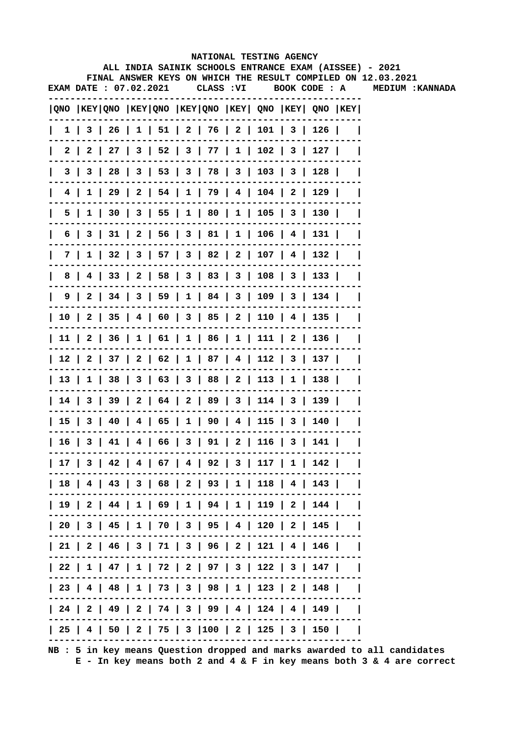NATIONAL TESTING AGENCY

ALL INDIA SAINIK SCHOOLS ENTRANCE EXAM (AISSEE) - 2021

FINAL ANSWER KEYS ON WHICH THE RESULT COMPILED ON 12.03.2021

EXAM DATE : 07.02.2021 CLASS :VI BOOK CODE : A MEDIUM :KANNADA

| QNO | KEY | QNO | KEY | QNO | KEY | QNO | KEY | QNO | KEY | QNO | KEY |
|---|---|---|---|---|---|---|---|---|---|---|---|
| 1 | 3 | 26 | 1 | 51 | 2 | 76 | 2 | 101 | 3 | 126 | |
| 2 | 2 | 27 | 3 | 52 | 3 | 77 | 1 | 102 | 3 | 127 | |
| 3 | 3 | 28 | 3 | 53 | 3 | 78 | 3 | 103 | 3 | 128 | |
| 4 | 1 | 29 | 2 | 54 | 1 | 79 | 4 | 104 | 2 | 129 | |
| 5 | 1 | 30 | 3 | 55 | 1 | 80 | 1 | 105 | 3 | 130 | |
| 6 | 3 | 31 | 2 | 56 | 3 | 81 | 1 | 106 | 4 | 131 | |
| 7 | 1 | 32 | 3 | 57 | 3 | 82 | 2 | 107 | 4 | 132 | |
| 8 | 4 | 33 | 2 | 58 | 3 | 83 | 3 | 108 | 3 | 133 | |
| 9 | 2 | 34 | 3 | 59 | 1 | 84 | 3 | 109 | 3 | 134 | |
| 10 | 2 | 35 | 4 | 60 | 3 | 85 | 2 | 110 | 4 | 135 | |
| 11 | 2 | 36 | 1 | 61 | 1 | 86 | 1 | 111 | 2 | 136 | |
| 12 | 2 | 37 | 2 | 62 | 1 | 87 | 4 | 112 | 3 | 137 | |
| 13 | 1 | 38 | 3 | 63 | 3 | 88 | 2 | 113 | 1 | 138 | |
| 14 | 3 | 39 | 2 | 64 | 2 | 89 | 3 | 114 | 3 | 139 | |
| 15 | 3 | 40 | 4 | 65 | 1 | 90 | 4 | 115 | 3 | 140 | |
| 16 | 3 | 41 | 4 | 66 | 3 | 91 | 2 | 116 | 3 | 141 | |
| 17 | 3 | 42 | 4 | 67 | 4 | 92 | 3 | 117 | 1 | 142 | |
| 18 | 4 | 43 | 3 | 68 | 2 | 93 | 1 | 118 | 4 | 143 | |
| 19 | 2 | 44 | 1 | 69 | 1 | 94 | 1 | 119 | 2 | 144 | |
| 20 | 3 | 45 | 1 | 70 | 3 | 95 | 4 | 120 | 2 | 145 | |
| 21 | 2 | 46 | 3 | 71 | 3 | 96 | 2 | 121 | 4 | 146 | |
| 22 | 1 | 47 | 1 | 72 | 2 | 97 | 3 | 122 | 3 | 147 | |
| 23 | 4 | 48 | 1 | 73 | 3 | 98 | 1 | 123 | 2 | 148 | |
| 24 | 2 | 49 | 2 | 74 | 3 | 99 | 4 | 124 | 4 | 149 | |
| 25 | 4 | 50 | 2 | 75 | 3 | 100 | 2 | 125 | 3 | 150 | |

NB : 5 in key means Question dropped and marks awarded to all candidates
E - In key means both 2 and 4 & F in key means both 3 & 4 are correct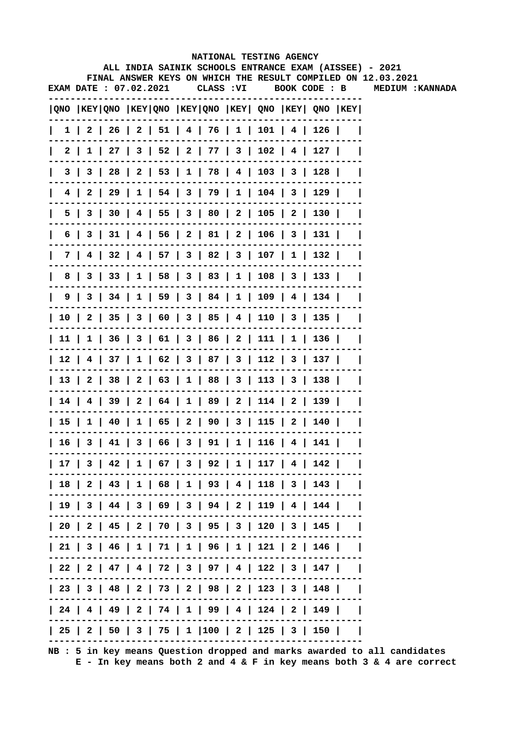# NATIONAL TESTING AGENCY

## ALL INDIA SAINIK SCHOOLS ENTRANCE EXAM (AISSEE) - 2021

### FINAL ANSWER KEYS ON WHICH THE RESULT COMPILED ON 12.03.2021

**EXAM DATE : 07.02.2021 CLASS :VI BOOK CODE : B MEDIUM :KANNADA**

| QNO | KEY | QNO | KEY | QNO | KEY | QNO | KEY | QNO | KEY | QNO | KEY |
|---|---|---|---|---|---|---|---|---|---|---|---|
| 1 | 2 | 26 | 2 | 51 | 4 | 76 | 1 | 101 | 4 | 126 | |
| 2 | 1 | 27 | 3 | 52 | 2 | 77 | 3 | 102 | 4 | 127 | |
| 3 | 3 | 28 | 2 | 53 | 1 | 78 | 4 | 103 | 3 | 128 | |
| 4 | 2 | 29 | 1 | 54 | 3 | 79 | 1 | 104 | 3 | 129 | |
| 5 | 3 | 30 | 4 | 55 | 3 | 80 | 2 | 105 | 2 | 130 | |
| 6 | 3 | 31 | 4 | 56 | 2 | 81 | 2 | 106 | 3 | 131 | |
| 7 | 4 | 32 | 4 | 57 | 3 | 82 | 3 | 107 | 1 | 132 | |
| 8 | 3 | 33 | 1 | 58 | 3 | 83 | 1 | 108 | 3 | 133 | |
| 9 | 3 | 34 | 1 | 59 | 3 | 84 | 1 | 109 | 4 | 134 | |
| 10 | 2 | 35 | 3 | 60 | 3 | 85 | 4 | 110 | 3 | 135 | |
| 11 | 1 | 36 | 3 | 61 | 3 | 86 | 2 | 111 | 1 | 136 | |
| 12 | 4 | 37 | 1 | 62 | 3 | 87 | 3 | 112 | 3 | 137 | |
| 13 | 2 | 38 | 2 | 63 | 1 | 88 | 3 | 113 | 3 | 138 | |
| 14 | 4 | 39 | 2 | 64 | 1 | 89 | 2 | 114 | 2 | 139 | |
| 15 | 1 | 40 | 1 | 65 | 2 | 90 | 3 | 115 | 2 | 140 | |
| 16 | 3 | 41 | 3 | 66 | 3 | 91 | 1 | 116 | 4 | 141 | |
| 17 | 3 | 42 | 1 | 67 | 3 | 92 | 1 | 117 | 4 | 142 | |
| 18 | 2 | 43 | 1 | 68 | 1 | 93 | 4 | 118 | 3 | 143 | |
| 19 | 3 | 44 | 3 | 69 | 3 | 94 | 2 | 119 | 4 | 144 | |
| 20 | 2 | 45 | 2 | 70 | 3 | 95 | 3 | 120 | 3 | 145 | |
| 21 | 3 | 46 | 1 | 71 | 1 | 96 | 1 | 121 | 2 | 146 | |
| 22 | 2 | 47 | 4 | 72 | 3 | 97 | 4 | 122 | 3 | 147 | |
| 23 | 3 | 48 | 2 | 73 | 2 | 98 | 2 | 123 | 3 | 148 | |
| 24 | 4 | 49 | 2 | 74 | 1 | 99 | 4 | 124 | 2 | 149 | |
| 25 | 2 | 50 | 3 | 75 | 1 | 100 | 2 | 125 | 3 | 150 | |

NB : 5 in key means Question dropped and marks awarded to all candidates
E - In key means both 2 and 4 & F in key means both 3 & 4 are correct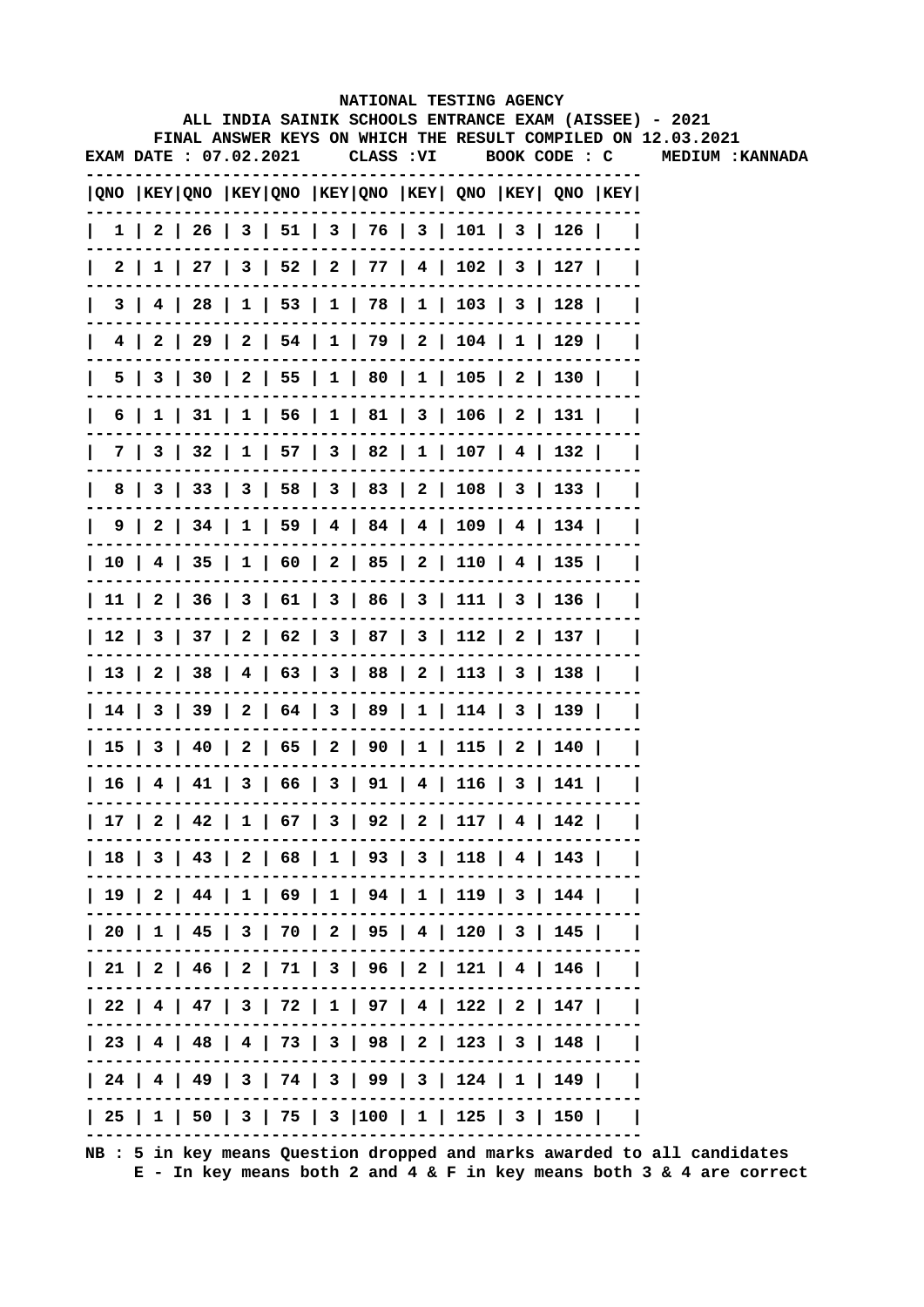# NATIONAL TESTING AGENCY

## ALL INDIA SAINIK SCHOOLS ENTRANCE EXAM (AISSEE) - 2021

### FINAL ANSWER KEYS ON WHICH THE RESULT COMPILED ON 12.03.2021

**EXAM DATE : 07.02.2021 CLASS :VI BOOK CODE : C MEDIUM :KANNADA**

| QNO | KEY | QNO | KEY | QNO | KEY | QNO | KEY | QNO | KEY | QNO | KEY |
|---|---|---|---|---|---|---|---|---|---|---|---|
| 1 | 2 | 26 | 3 | 51 | 3 | 76 | 3 | 101 | 3 | 126 | |
| 2 | 1 | 27 | 3 | 52 | 2 | 77 | 4 | 102 | 3 | 127 | |
| 3 | 4 | 28 | 1 | 53 | 1 | 78 | 1 | 103 | 3 | 128 | |
| 4 | 2 | 29 | 2 | 54 | 1 | 79 | 2 | 104 | 1 | 129 | |
| 5 | 3 | 30 | 2 | 55 | 1 | 80 | 1 | 105 | 2 | 130 | |
| 6 | 1 | 31 | 1 | 56 | 1 | 81 | 3 | 106 | 2 | 131 | |
| 7 | 3 | 32 | 1 | 57 | 3 | 82 | 1 | 107 | 4 | 132 | |
| 8 | 3 | 33 | 3 | 58 | 3 | 83 | 2 | 108 | 3 | 133 | |
| 9 | 2 | 34 | 1 | 59 | 4 | 84 | 4 | 109 | 4 | 134 | |
| 10 | 4 | 35 | 1 | 60 | 2 | 85 | 2 | 110 | 4 | 135 | |
| 11 | 2 | 36 | 3 | 61 | 3 | 86 | 3 | 111 | 3 | 136 | |
| 12 | 3 | 37 | 2 | 62 | 3 | 87 | 3 | 112 | 2 | 137 | |
| 13 | 2 | 38 | 4 | 63 | 3 | 88 | 2 | 113 | 3 | 138 | |
| 14 | 3 | 39 | 2 | 64 | 3 | 89 | 1 | 114 | 3 | 139 | |
| 15 | 3 | 40 | 2 | 65 | 2 | 90 | 1 | 115 | 2 | 140 | |
| 16 | 4 | 41 | 3 | 66 | 3 | 91 | 4 | 116 | 3 | 141 | |
| 17 | 2 | 42 | 1 | 67 | 3 | 92 | 2 | 117 | 4 | 142 | |
| 18 | 3 | 43 | 2 | 68 | 1 | 93 | 3 | 118 | 4 | 143 | |
| 19 | 2 | 44 | 1 | 69 | 1 | 94 | 1 | 119 | 3 | 144 | |
| 20 | 1 | 45 | 3 | 70 | 2 | 95 | 4 | 120 | 3 | 145 | |
| 21 | 2 | 46 | 2 | 71 | 3 | 96 | 2 | 121 | 4 | 146 | |
| 22 | 4 | 47 | 3 | 72 | 1 | 97 | 4 | 122 | 2 | 147 | |
| 23 | 4 | 48 | 4 | 73 | 3 | 98 | 2 | 123 | 3 | 148 | |
| 24 | 4 | 49 | 3 | 74 | 3 | 99 | 3 | 124 | 1 | 149 | |
| 25 | 1 | 50 | 3 | 75 | 3 | 100 | 1 | 125 | 3 | 150 | |

NB : 5 in key means Question dropped and marks awarded to all candidates
E - In key means both 2 and 4 & F in key means both 3 & 4 are correct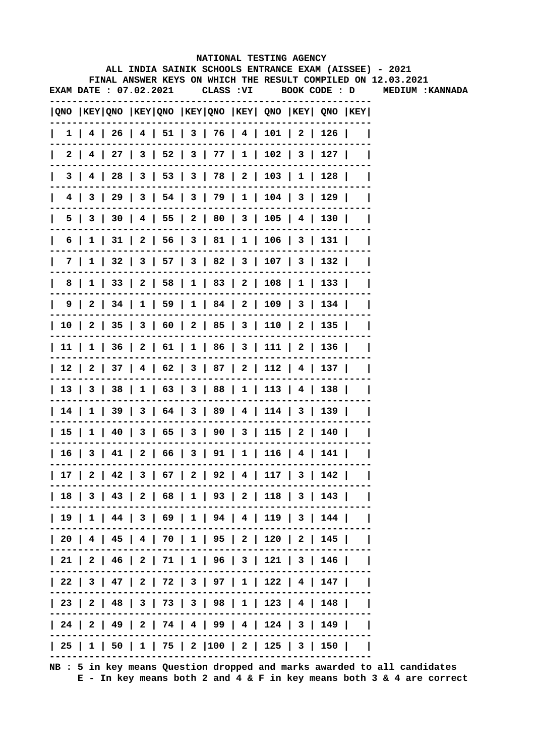NATIONAL TESTING AGENCY

ALL INDIA SAINIK SCHOOLS ENTRANCE EXAM (AISSEE) - 2021

FINAL ANSWER KEYS ON WHICH THE RESULT COMPILED ON 12.03.2021

EXAM DATE : 07.02.2021 CLASS :VI BOOK CODE : D MEDIUM :KANNADA

| QNO | KEY | QNO | KEY | QNO | KEY | QNO | KEY | QNO | KEY | QNO | KEY |
|---|---|---|---|---|---|---|---|---|---|---|---|
| 1 | 4 | 26 | 4 | 51 | 3 | 76 | 4 | 101 | 2 | 126 | |
| 2 | 4 | 27 | 3 | 52 | 3 | 77 | 1 | 102 | 3 | 127 | |
| 3 | 4 | 28 | 3 | 53 | 3 | 78 | 2 | 103 | 1 | 128 | |
| 4 | 3 | 29 | 3 | 54 | 3 | 79 | 1 | 104 | 3 | 129 | |
| 5 | 3 | 30 | 4 | 55 | 2 | 80 | 3 | 105 | 4 | 130 | |
| 6 | 1 | 31 | 2 | 56 | 3 | 81 | 1 | 106 | 3 | 131 | |
| 7 | 1 | 32 | 3 | 57 | 3 | 82 | 3 | 107 | 3 | 132 | |
| 8 | 1 | 33 | 2 | 58 | 1 | 83 | 2 | 108 | 1 | 133 | |
| 9 | 2 | 34 | 1 | 59 | 1 | 84 | 2 | 109 | 3 | 134 | |
| 10 | 2 | 35 | 3 | 60 | 2 | 85 | 3 | 110 | 2 | 135 | |
| 11 | 1 | 36 | 2 | 61 | 1 | 86 | 3 | 111 | 2 | 136 | |
| 12 | 2 | 37 | 4 | 62 | 3 | 87 | 2 | 112 | 4 | 137 | |
| 13 | 3 | 38 | 1 | 63 | 3 | 88 | 1 | 113 | 4 | 138 | |
| 14 | 1 | 39 | 3 | 64 | 3 | 89 | 4 | 114 | 3 | 139 | |
| 15 | 1 | 40 | 3 | 65 | 3 | 90 | 3 | 115 | 2 | 140 | |
| 16 | 3 | 41 | 2 | 66 | 3 | 91 | 1 | 116 | 4 | 141 | |
| 17 | 2 | 42 | 3 | 67 | 2 | 92 | 4 | 117 | 3 | 142 | |
| 18 | 3 | 43 | 2 | 68 | 1 | 93 | 2 | 118 | 3 | 143 | |
| 19 | 1 | 44 | 3 | 69 | 1 | 94 | 4 | 119 | 3 | 144 | |
| 20 | 4 | 45 | 4 | 70 | 1 | 95 | 2 | 120 | 2 | 145 | |
| 21 | 2 | 46 | 2 | 71 | 1 | 96 | 3 | 121 | 3 | 146 | |
| 22 | 3 | 47 | 2 | 72 | 3 | 97 | 1 | 122 | 4 | 147 | |
| 23 | 2 | 48 | 3 | 73 | 3 | 98 | 1 | 123 | 4 | 148 | |
| 24 | 2 | 49 | 2 | 74 | 4 | 99 | 4 | 124 | 3 | 149 | |
| 25 | 1 | 50 | 1 | 75 | 2 | 100 | 2 | 125 | 3 | 150 | |

NB : 5 in key means Question dropped and marks awarded to all candidates
E - In key means both 2 and 4 & F in key means both 3 & 4 are correct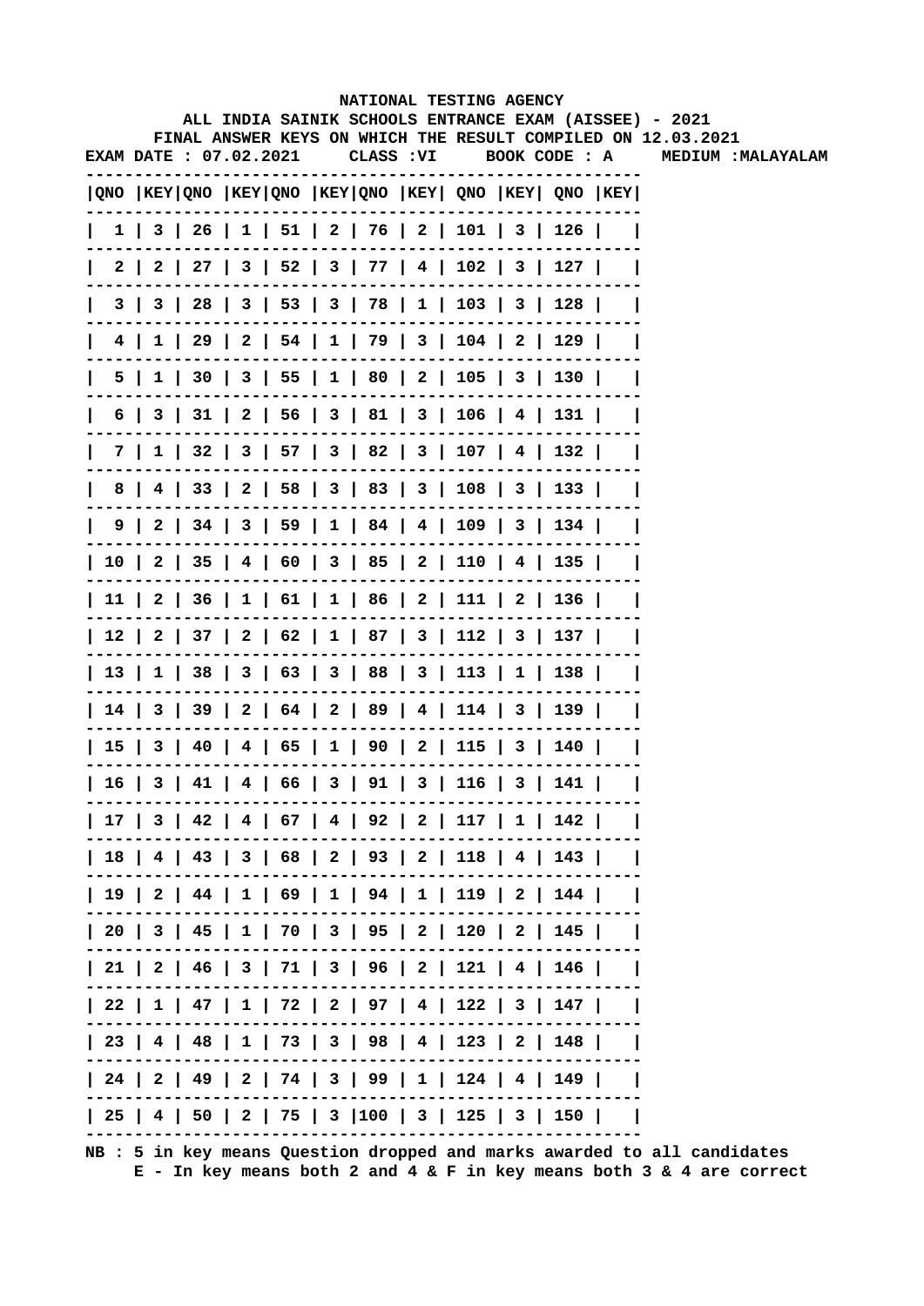**NATIONAL TESTING AGENCY**

**ALL INDIA SAINIK SCHOOLS ENTRANCE EXAM (AISSEE) - 2021**

**FINAL ANSWER KEYS ON WHICH THE RESULT COMPILED ON 12.03.2021**

**EXAM DATE : 07.02.2021 CLASS :VI BOOK CODE : A MEDIUM :MALAYALAM**

| QNO | KEY | QNO | KEY | QNO | KEY | QNO | KEY | QNO | KEY | QNO | KEY |
|---|---|---|---|---|---|---|---|---|---|---|---|
| 1 | 3 | 26 | 1 | 51 | 2 | 76 | 2 | 101 | 3 | 126 | |
| 2 | 2 | 27 | 3 | 52 | 3 | 77 | 4 | 102 | 3 | 127 | |
| 3 | 3 | 28 | 3 | 53 | 3 | 78 | 1 | 103 | 3 | 128 | |
| 4 | 1 | 29 | 2 | 54 | 1 | 79 | 3 | 104 | 2 | 129 | |
| 5 | 1 | 30 | 3 | 55 | 1 | 80 | 2 | 105 | 3 | 130 | |
| 6 | 3 | 31 | 2 | 56 | 3 | 81 | 3 | 106 | 4 | 131 | |
| 7 | 1 | 32 | 3 | 57 | 3 | 82 | 3 | 107 | 4 | 132 | |
| 8 | 4 | 33 | 2 | 58 | 3 | 83 | 3 | 108 | 3 | 133 | |
| 9 | 2 | 34 | 3 | 59 | 1 | 84 | 4 | 109 | 3 | 134 | |
| 10 | 2 | 35 | 4 | 60 | 3 | 85 | 2 | 110 | 4 | 135 | |
| 11 | 2 | 36 | 1 | 61 | 1 | 86 | 2 | 111 | 2 | 136 | |
| 12 | 2 | 37 | 2 | 62 | 1 | 87 | 3 | 112 | 3 | 137 | |
| 13 | 1 | 38 | 3 | 63 | 3 | 88 | 3 | 113 | 1 | 138 | |
| 14 | 3 | 39 | 2 | 64 | 2 | 89 | 4 | 114 | 3 | 139 | |
| 15 | 3 | 40 | 4 | 65 | 1 | 90 | 2 | 115 | 3 | 140 | |
| 16 | 3 | 41 | 4 | 66 | 3 | 91 | 3 | 116 | 3 | 141 | |
| 17 | 3 | 42 | 4 | 67 | 4 | 92 | 2 | 117 | 1 | 142 | |
| 18 | 4 | 43 | 3 | 68 | 2 | 93 | 2 | 118 | 4 | 143 | |
| 19 | 2 | 44 | 1 | 69 | 1 | 94 | 1 | 119 | 2 | 144 | |
| 20 | 3 | 45 | 1 | 70 | 3 | 95 | 2 | 120 | 2 | 145 | |
| 21 | 2 | 46 | 3 | 71 | 3 | 96 | 2 | 121 | 4 | 146 | |
| 22 | 1 | 47 | 1 | 72 | 2 | 97 | 4 | 122 | 3 | 147 | |
| 23 | 4 | 48 | 1 | 73 | 3 | 98 | 4 | 123 | 2 | 148 | |
| 24 | 2 | 49 | 2 | 74 | 3 | 99 | 1 | 124 | 4 | 149 | |
| 25 | 4 | 50 | 2 | 75 | 3 | 100 | 3 | 125 | 3 | 150 | |

**NB : 5 in key means Question dropped and marks awarded to all candidates**
**E - In key means both 2 and 4 & F in key means both 3 & 4 are correct**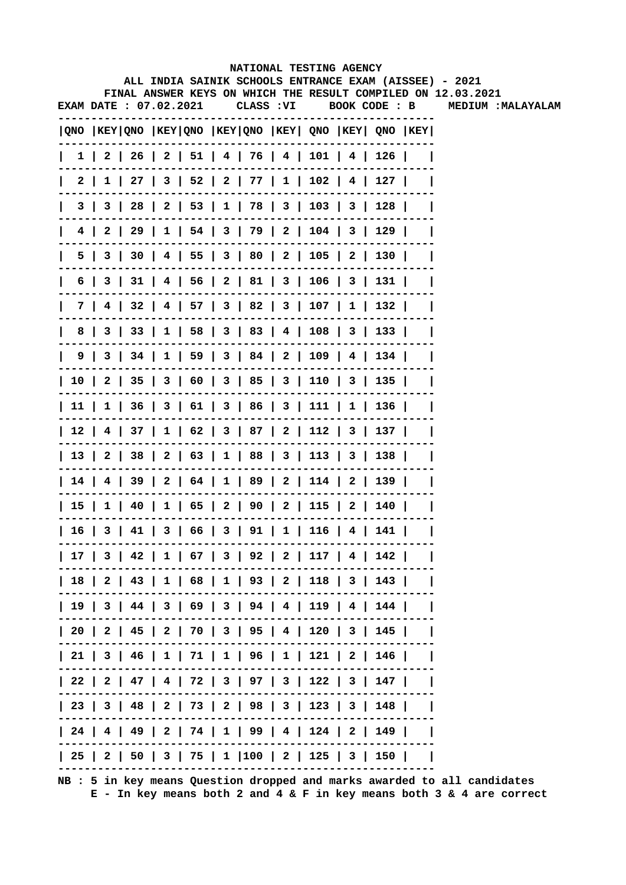NATIONAL TESTING AGENCY

ALL INDIA SAINIK SCHOOLS ENTRANCE EXAM (AISSEE) - 2021

FINAL ANSWER KEYS ON WHICH THE RESULT COMPILED ON 12.03.2021

EXAM DATE : 07.02.2021 CLASS :VI BOOK CODE : B MEDIUM :MALAYALAM

| QNO | KEY | QNO | KEY | QNO | KEY | QNO | KEY | QNO | KEY | QNO | KEY |
|---|---|---|---|---|---|---|---|---|---|---|---|
| 1 | 2 | 26 | 2 | 51 | 4 | 76 | 4 | 101 | 4 | 126 | |
| 2 | 1 | 27 | 3 | 52 | 2 | 77 | 1 | 102 | 4 | 127 | |
| 3 | 3 | 28 | 2 | 53 | 1 | 78 | 3 | 103 | 3 | 128 | |
| 4 | 2 | 29 | 1 | 54 | 3 | 79 | 2 | 104 | 3 | 129 | |
| 5 | 3 | 30 | 4 | 55 | 3 | 80 | 2 | 105 | 2 | 130 | |
| 6 | 3 | 31 | 4 | 56 | 2 | 81 | 3 | 106 | 3 | 131 | |
| 7 | 4 | 32 | 4 | 57 | 3 | 82 | 3 | 107 | 1 | 132 | |
| 8 | 3 | 33 | 1 | 58 | 3 | 83 | 4 | 108 | 3 | 133 | |
| 9 | 3 | 34 | 1 | 59 | 3 | 84 | 2 | 109 | 4 | 134 | |
| 10 | 2 | 35 | 3 | 60 | 3 | 85 | 3 | 110 | 3 | 135 | |
| 11 | 1 | 36 | 3 | 61 | 3 | 86 | 3 | 111 | 1 | 136 | |
| 12 | 4 | 37 | 1 | 62 | 3 | 87 | 2 | 112 | 3 | 137 | |
| 13 | 2 | 38 | 2 | 63 | 1 | 88 | 3 | 113 | 3 | 138 | |
| 14 | 4 | 39 | 2 | 64 | 1 | 89 | 2 | 114 | 2 | 139 | |
| 15 | 1 | 40 | 1 | 65 | 2 | 90 | 2 | 115 | 2 | 140 | |
| 16 | 3 | 41 | 3 | 66 | 3 | 91 | 1 | 116 | 4 | 141 | |
| 17 | 3 | 42 | 1 | 67 | 3 | 92 | 2 | 117 | 4 | 142 | |
| 18 | 2 | 43 | 1 | 68 | 1 | 93 | 2 | 118 | 3 | 143 | |
| 19 | 3 | 44 | 3 | 69 | 3 | 94 | 4 | 119 | 4 | 144 | |
| 20 | 2 | 45 | 2 | 70 | 3 | 95 | 4 | 120 | 3 | 145 | |
| 21 | 3 | 46 | 1 | 71 | 1 | 96 | 1 | 121 | 2 | 146 | |
| 22 | 2 | 47 | 4 | 72 | 3 | 97 | 3 | 122 | 3 | 147 | |
| 23 | 3 | 48 | 2 | 73 | 2 | 98 | 3 | 123 | 3 | 148 | |
| 24 | 4 | 49 | 2 | 74 | 1 | 99 | 4 | 124 | 2 | 149 | |
| 25 | 2 | 50 | 3 | 75 | 1 | 100 | 2 | 125 | 3 | 150 | |

NB : 5 in key means Question dropped and marks awarded to all candidates
E - In key means both 2 and 4 & F in key means both 3 & 4 are correct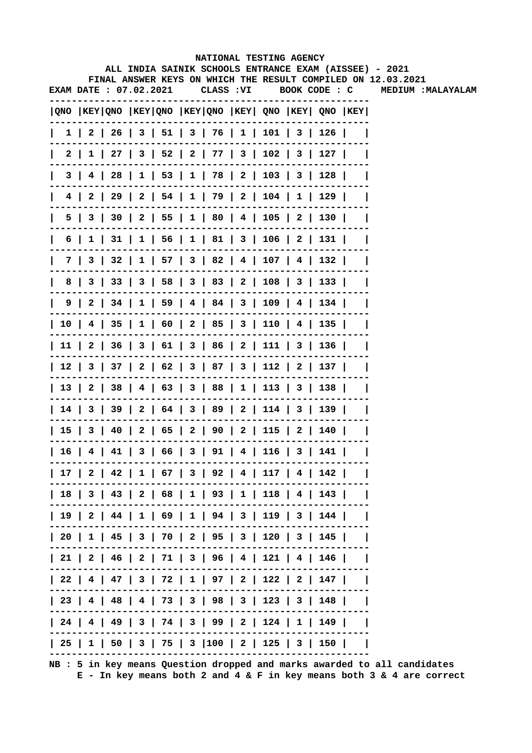**NATIONAL TESTING AGENCY**

**ALL INDIA SAINIK SCHOOLS ENTRANCE EXAM (AISSEE) - 2021**

**FINAL ANSWER KEYS ON WHICH THE RESULT COMPILED ON 12.03.2021**

**EXAM DATE : 07.02.2021 CLASS :VI BOOK CODE : C MEDIUM :MALAYALAM**

| QNO | KEY | QNO | KEY | QNO | KEY | QNO | KEY | QNO | KEY | QNO | KEY |
|---|---|---|---|---|---|---|---|---|---|---|---|
| 1 | 2 | 26 | 3 | 51 | 3 | 76 | 1 | 101 | 3 | 126 | |
| 2 | 1 | 27 | 3 | 52 | 2 | 77 | 3 | 102 | 3 | 127 | |
| 3 | 4 | 28 | 1 | 53 | 1 | 78 | 2 | 103 | 3 | 128 | |
| 4 | 2 | 29 | 2 | 54 | 1 | 79 | 2 | 104 | 1 | 129 | |
| 5 | 3 | 30 | 2 | 55 | 1 | 80 | 4 | 105 | 2 | 130 | |
| 6 | 1 | 31 | 1 | 56 | 1 | 81 | 3 | 106 | 2 | 131 | |
| 7 | 3 | 32 | 1 | 57 | 3 | 82 | 4 | 107 | 4 | 132 | |
| 8 | 3 | 33 | 3 | 58 | 3 | 83 | 2 | 108 | 3 | 133 | |
| 9 | 2 | 34 | 1 | 59 | 4 | 84 | 3 | 109 | 4 | 134 | |
| 10 | 4 | 35 | 1 | 60 | 2 | 85 | 3 | 110 | 4 | 135 | |
| 11 | 2 | 36 | 3 | 61 | 3 | 86 | 2 | 111 | 3 | 136 | |
| 12 | 3 | 37 | 2 | 62 | 3 | 87 | 3 | 112 | 2 | 137 | |
| 13 | 2 | 38 | 4 | 63 | 3 | 88 | 1 | 113 | 3 | 138 | |
| 14 | 3 | 39 | 2 | 64 | 3 | 89 | 2 | 114 | 3 | 139 | |
| 15 | 3 | 40 | 2 | 65 | 2 | 90 | 2 | 115 | 2 | 140 | |
| 16 | 4 | 41 | 3 | 66 | 3 | 91 | 4 | 116 | 3 | 141 | |
| 17 | 2 | 42 | 1 | 67 | 3 | 92 | 4 | 117 | 4 | 142 | |
| 18 | 3 | 43 | 2 | 68 | 1 | 93 | 1 | 118 | 4 | 143 | |
| 19 | 2 | 44 | 1 | 69 | 1 | 94 | 3 | 119 | 3 | 144 | |
| 20 | 1 | 45 | 3 | 70 | 2 | 95 | 3 | 120 | 3 | 145 | |
| 21 | 2 | 46 | 2 | 71 | 3 | 96 | 4 | 121 | 4 | 146 | |
| 22 | 4 | 47 | 3 | 72 | 1 | 97 | 2 | 122 | 2 | 147 | |
| 23 | 4 | 48 | 4 | 73 | 3 | 98 | 3 | 123 | 3 | 148 | |
| 24 | 4 | 49 | 3 | 74 | 3 | 99 | 2 | 124 | 1 | 149 | |
| 25 | 1 | 50 | 3 | 75 | 3 | 100 | 2 | 125 | 3 | 150 | |

**NB : 5 in key means Question dropped and marks awarded to all candidates**
**E - In key means both 2 and 4 & F in key means both 3 & 4 are correct**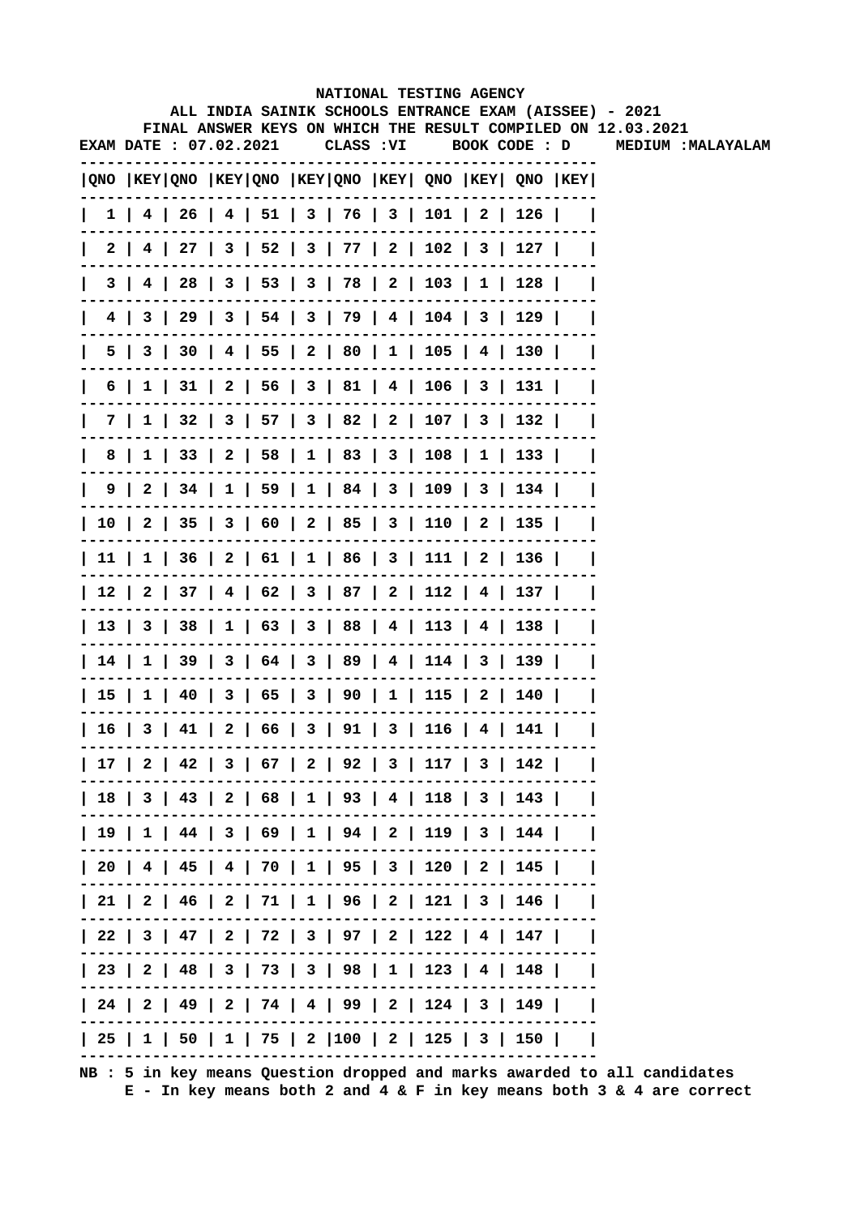NATIONAL TESTING AGENCY

ALL INDIA SAINIK SCHOOLS ENTRANCE EXAM (AISSEE) - 2021

FINAL ANSWER KEYS ON WHICH THE RESULT COMPILED ON 12.03.2021

EXAM DATE : 07.02.2021 CLASS :VI BOOK CODE : D MEDIUM :MALAYALAM

| QNO | KEY | QNO | KEY | QNO | KEY | QNO | KEY | QNO | KEY | QNO | KEY |
|---|---|---|---|---|---|---|---|---|---|---|---|
| 1 | 4 | 26 | 4 | 51 | 3 | 76 | 3 | 101 | 2 | 126 | |
| 2 | 4 | 27 | 3 | 52 | 3 | 77 | 2 | 102 | 3 | 127 | |
| 3 | 4 | 28 | 3 | 53 | 3 | 78 | 2 | 103 | 1 | 128 | |
| 4 | 3 | 29 | 3 | 54 | 3 | 79 | 4 | 104 | 3 | 129 | |
| 5 | 3 | 30 | 4 | 55 | 2 | 80 | 1 | 105 | 4 | 130 | |
| 6 | 1 | 31 | 2 | 56 | 3 | 81 | 4 | 106 | 3 | 131 | |
| 7 | 1 | 32 | 3 | 57 | 3 | 82 | 2 | 107 | 3 | 132 | |
| 8 | 1 | 33 | 2 | 58 | 1 | 83 | 3 | 108 | 1 | 133 | |
| 9 | 2 | 34 | 1 | 59 | 1 | 84 | 3 | 109 | 3 | 134 | |
| 10 | 2 | 35 | 3 | 60 | 2 | 85 | 3 | 110 | 2 | 135 | |
| 11 | 1 | 36 | 2 | 61 | 1 | 86 | 3 | 111 | 2 | 136 | |
| 12 | 2 | 37 | 4 | 62 | 3 | 87 | 2 | 112 | 4 | 137 | |
| 13 | 3 | 38 | 1 | 63 | 3 | 88 | 4 | 113 | 4 | 138 | |
| 14 | 1 | 39 | 3 | 64 | 3 | 89 | 4 | 114 | 3 | 139 | |
| 15 | 1 | 40 | 3 | 65 | 3 | 90 | 1 | 115 | 2 | 140 | |
| 16 | 3 | 41 | 2 | 66 | 3 | 91 | 3 | 116 | 4 | 141 | |
| 17 | 2 | 42 | 3 | 67 | 2 | 92 | 3 | 117 | 3 | 142 | |
| 18 | 3 | 43 | 2 | 68 | 1 | 93 | 4 | 118 | 3 | 143 | |
| 19 | 1 | 44 | 3 | 69 | 1 | 94 | 2 | 119 | 3 | 144 | |
| 20 | 4 | 45 | 4 | 70 | 1 | 95 | 3 | 120 | 2 | 145 | |
| 21 | 2 | 46 | 2 | 71 | 1 | 96 | 2 | 121 | 3 | 146 | |
| 22 | 3 | 47 | 2 | 72 | 3 | 97 | 2 | 122 | 4 | 147 | |
| 23 | 2 | 48 | 3 | 73 | 3 | 98 | 1 | 123 | 4 | 148 | |
| 24 | 2 | 49 | 2 | 74 | 4 | 99 | 2 | 124 | 3 | 149 | |
| 25 | 1 | 50 | 1 | 75 | 2 | 100 | 2 | 125 | 3 | 150 | |

NB : 5 in key means Question dropped and marks awarded to all candidates
E - In key means both 2 and 4 & F in key means both 3 & 4 are correct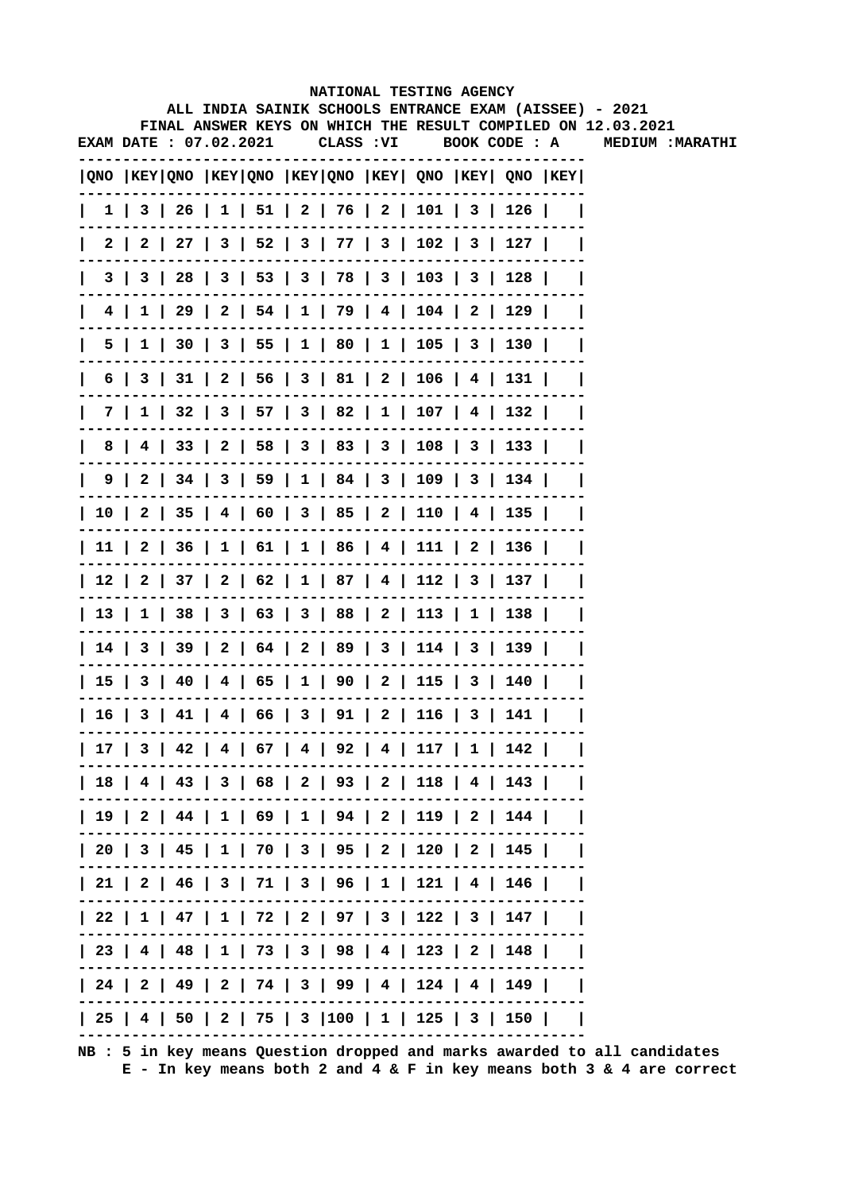**NATIONAL TESTING AGENCY**

**ALL INDIA SAINIK SCHOOLS ENTRANCE EXAM (AISSEE) - 2021**

**FINAL ANSWER KEYS ON WHICH THE RESULT COMPILED ON 12.03.2021**

**EXAM DATE : 07.02.2021 CLASS :VI BOOK CODE : A MEDIUM :MARATHI**

| QNO | KEY | QNO | KEY | QNO | KEY | QNO | KEY | QNO | KEY | QNO | KEY |
|---|---|---|---|---|---|---|---|---|---|---|---|
| 1 | 3 | 26 | 1 | 51 | 2 | 76 | 2 | 101 | 3 | 126 | |
| 2 | 2 | 27 | 3 | 52 | 3 | 77 | 3 | 102 | 3 | 127 | |
| 3 | 3 | 28 | 3 | 53 | 3 | 78 | 3 | 103 | 3 | 128 | |
| 4 | 1 | 29 | 2 | 54 | 1 | 79 | 4 | 104 | 2 | 129 | |
| 5 | 1 | 30 | 3 | 55 | 1 | 80 | 1 | 105 | 3 | 130 | |
| 6 | 3 | 31 | 2 | 56 | 3 | 81 | 2 | 106 | 4 | 131 | |
| 7 | 1 | 32 | 3 | 57 | 3 | 82 | 1 | 107 | 4 | 132 | |
| 8 | 4 | 33 | 2 | 58 | 3 | 83 | 3 | 108 | 3 | 133 | |
| 9 | 2 | 34 | 3 | 59 | 1 | 84 | 3 | 109 | 3 | 134 | |
| 10 | 2 | 35 | 4 | 60 | 3 | 85 | 2 | 110 | 4 | 135 | |
| 11 | 2 | 36 | 1 | 61 | 1 | 86 | 4 | 111 | 2 | 136 | |
| 12 | 2 | 37 | 2 | 62 | 1 | 87 | 4 | 112 | 3 | 137 | |
| 13 | 1 | 38 | 3 | 63 | 3 | 88 | 2 | 113 | 1 | 138 | |
| 14 | 3 | 39 | 2 | 64 | 2 | 89 | 3 | 114 | 3 | 139 | |
| 15 | 3 | 40 | 4 | 65 | 1 | 90 | 2 | 115 | 3 | 140 | |
| 16 | 3 | 41 | 4 | 66 | 3 | 91 | 2 | 116 | 3 | 141 | |
| 17 | 3 | 42 | 4 | 67 | 4 | 92 | 4 | 117 | 1 | 142 | |
| 18 | 4 | 43 | 3 | 68 | 2 | 93 | 2 | 118 | 4 | 143 | |
| 19 | 2 | 44 | 1 | 69 | 1 | 94 | 2 | 119 | 2 | 144 | |
| 20 | 3 | 45 | 1 | 70 | 3 | 95 | 2 | 120 | 2 | 145 | |
| 21 | 2 | 46 | 3 | 71 | 3 | 96 | 1 | 121 | 4 | 146 | |
| 22 | 1 | 47 | 1 | 72 | 2 | 97 | 3 | 122 | 3 | 147 | |
| 23 | 4 | 48 | 1 | 73 | 3 | 98 | 4 | 123 | 2 | 148 | |
| 24 | 2 | 49 | 2 | 74 | 3 | 99 | 4 | 124 | 4 | 149 | |
| 25 | 4 | 50 | 2 | 75 | 3 | 100 | 1 | 125 | 3 | 150 | |

**NB : 5 in key means Question dropped and marks awarded to all candidates**
**E - In key means both 2 and 4 & F in key means both 3 & 4 are correct**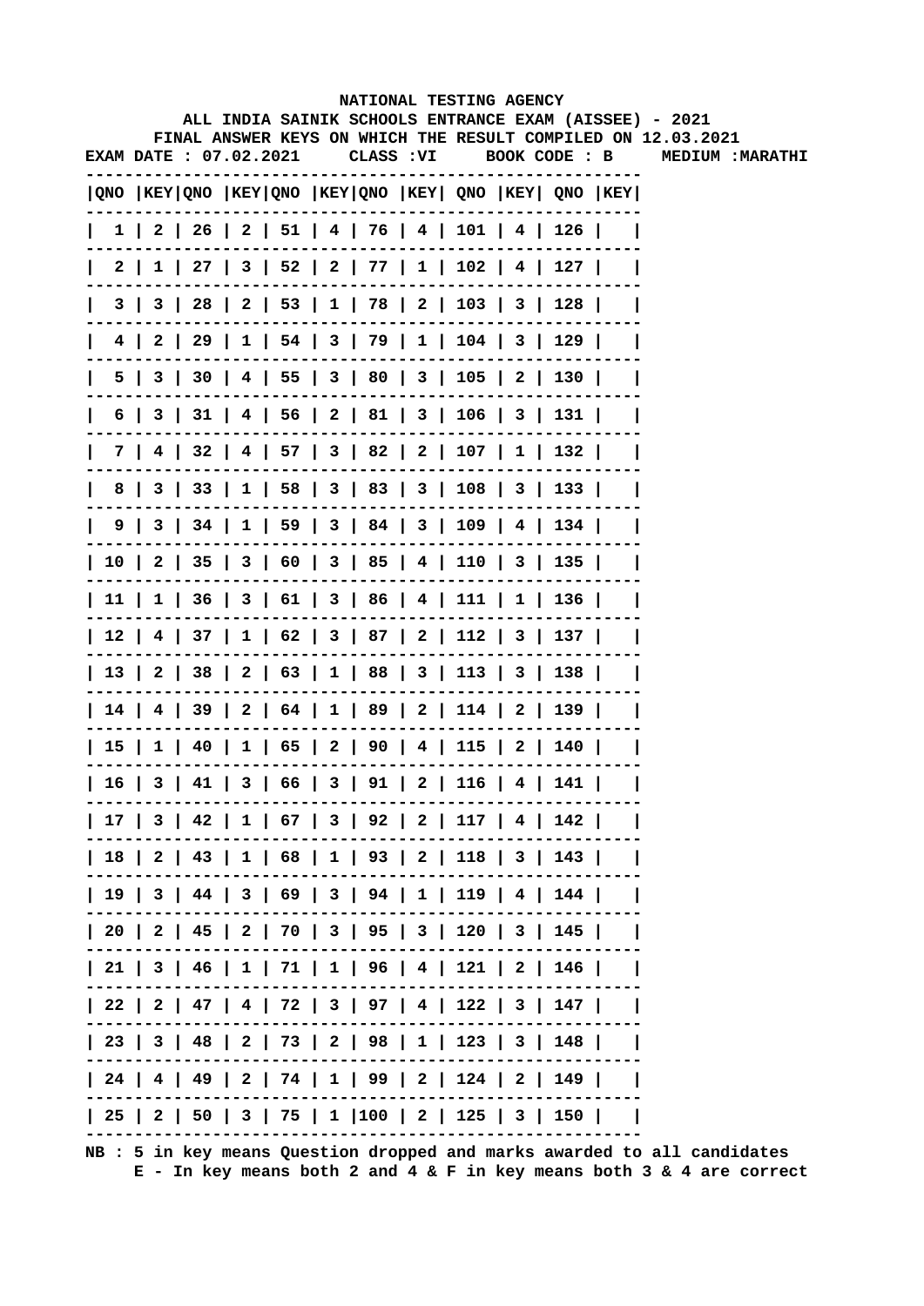NATIONAL TESTING AGENCY

ALL INDIA SAINIK SCHOOLS ENTRANCE EXAM (AISSEE) - 2021

FINAL ANSWER KEYS ON WHICH THE RESULT COMPILED ON 12.03.2021

EXAM DATE : 07.02.2021 CLASS :VI BOOK CODE : B MEDIUM :MARATHI

| QNO | KEY | QNO | KEY | QNO | KEY | QNO | KEY | QNO | KEY | QNO | KEY |
|---|---|---|---|---|---|---|---|---|---|---|---|
| 1 | 2 | 26 | 2 | 51 | 4 | 76 | 4 | 101 | 4 | 126 | |
| 2 | 1 | 27 | 3 | 52 | 2 | 77 | 1 | 102 | 4 | 127 | |
| 3 | 3 | 28 | 2 | 53 | 1 | 78 | 2 | 103 | 3 | 128 | |
| 4 | 2 | 29 | 1 | 54 | 3 | 79 | 1 | 104 | 3 | 129 | |
| 5 | 3 | 30 | 4 | 55 | 3 | 80 | 3 | 105 | 2 | 130 | |
| 6 | 3 | 31 | 4 | 56 | 2 | 81 | 3 | 106 | 3 | 131 | |
| 7 | 4 | 32 | 4 | 57 | 3 | 82 | 2 | 107 | 1 | 132 | |
| 8 | 3 | 33 | 1 | 58 | 3 | 83 | 3 | 108 | 3 | 133 | |
| 9 | 3 | 34 | 1 | 59 | 3 | 84 | 3 | 109 | 4 | 134 | |
| 10 | 2 | 35 | 3 | 60 | 3 | 85 | 4 | 110 | 3 | 135 | |
| 11 | 1 | 36 | 3 | 61 | 3 | 86 | 4 | 111 | 1 | 136 | |
| 12 | 4 | 37 | 1 | 62 | 3 | 87 | 2 | 112 | 3 | 137 | |
| 13 | 2 | 38 | 2 | 63 | 1 | 88 | 3 | 113 | 3 | 138 | |
| 14 | 4 | 39 | 2 | 64 | 1 | 89 | 2 | 114 | 2 | 139 | |
| 15 | 1 | 40 | 1 | 65 | 2 | 90 | 4 | 115 | 2 | 140 | |
| 16 | 3 | 41 | 3 | 66 | 3 | 91 | 2 | 116 | 4 | 141 | |
| 17 | 3 | 42 | 1 | 67 | 3 | 92 | 2 | 117 | 4 | 142 | |
| 18 | 2 | 43 | 1 | 68 | 1 | 93 | 2 | 118 | 3 | 143 | |
| 19 | 3 | 44 | 3 | 69 | 3 | 94 | 1 | 119 | 4 | 144 | |
| 20 | 2 | 45 | 2 | 70 | 3 | 95 | 3 | 120 | 3 | 145 | |
| 21 | 3 | 46 | 1 | 71 | 1 | 96 | 4 | 121 | 2 | 146 | |
| 22 | 2 | 47 | 4 | 72 | 3 | 97 | 4 | 122 | 3 | 147 | |
| 23 | 3 | 48 | 2 | 73 | 2 | 98 | 1 | 123 | 3 | 148 | |
| 24 | 4 | 49 | 2 | 74 | 1 | 99 | 2 | 124 | 2 | 149 | |
| 25 | 2 | 50 | 3 | 75 | 1 | 100 | 2 | 125 | 3 | 150 | |

NB : 5 in key means Question dropped and marks awarded to all candidates
E - In key means both 2 and 4 & F in key means both 3 & 4 are correct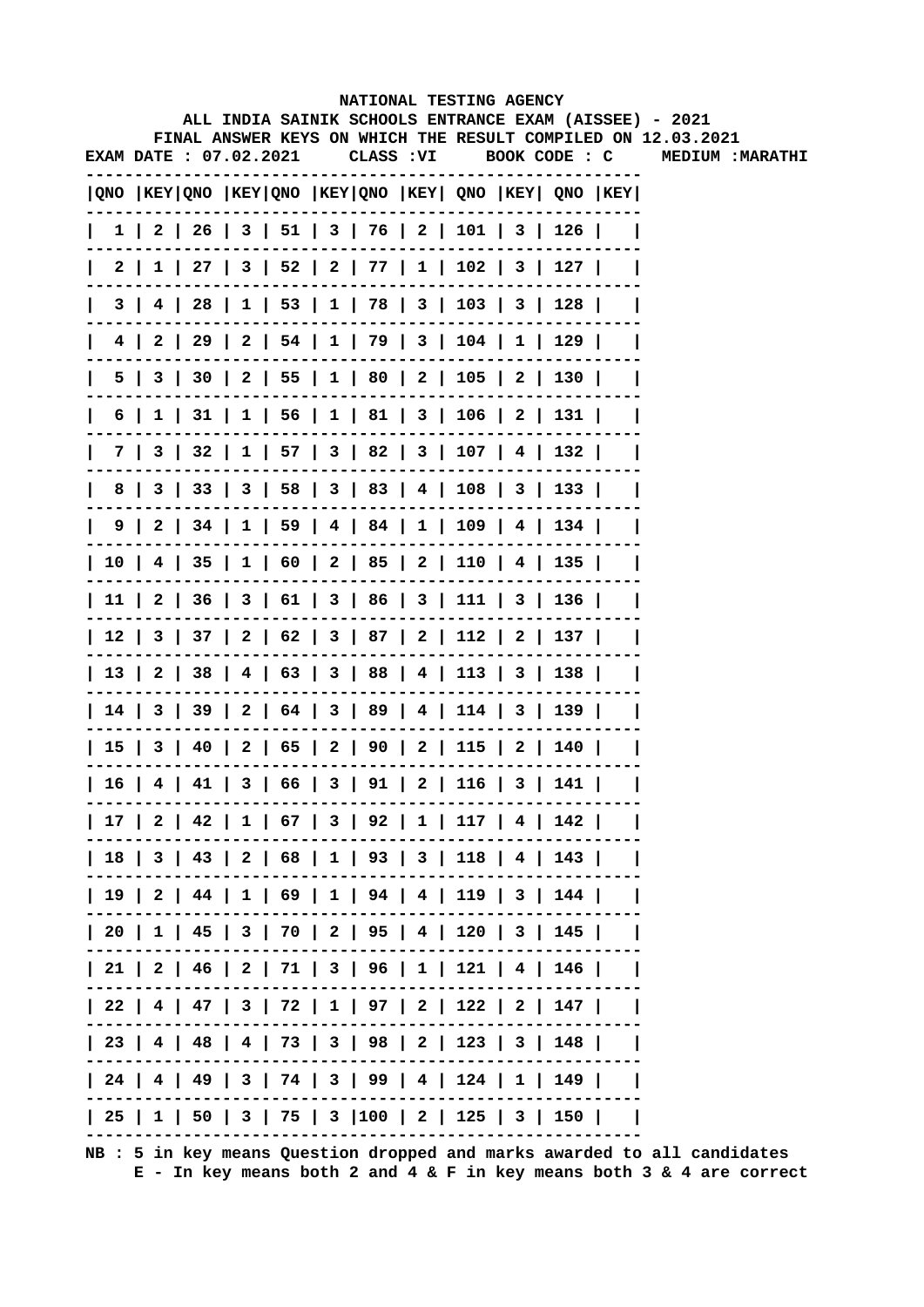# NATIONAL TESTING AGENCY

## ALL INDIA SAINIK SCHOOLS ENTRANCE EXAM (AISSEE) - 2021

### FINAL ANSWER KEYS ON WHICH THE RESULT COMPILED ON 12.03.2021

**EXAM DATE : 07.02.2021 CLASS :VI BOOK CODE : C MEDIUM :MARATHI**

| QNO | KEY | QNO | KEY | QNO | KEY | QNO | KEY | QNO | KEY | QNO | KEY |
|---|---|---|---|---|---|---|---|---|---|---|---|
| 1 | 2 | 26 | 3 | 51 | 3 | 76 | 2 | 101 | 3 | 126 | |
| 2 | 1 | 27 | 3 | 52 | 2 | 77 | 1 | 102 | 3 | 127 | |
| 3 | 4 | 28 | 1 | 53 | 1 | 78 | 3 | 103 | 3 | 128 | |
| 4 | 2 | 29 | 2 | 54 | 1 | 79 | 3 | 104 | 1 | 129 | |
| 5 | 3 | 30 | 2 | 55 | 1 | 80 | 2 | 105 | 2 | 130 | |
| 6 | 1 | 31 | 1 | 56 | 1 | 81 | 3 | 106 | 2 | 131 | |
| 7 | 3 | 32 | 1 | 57 | 3 | 82 | 3 | 107 | 4 | 132 | |
| 8 | 3 | 33 | 3 | 58 | 3 | 83 | 4 | 108 | 3 | 133 | |
| 9 | 2 | 34 | 1 | 59 | 4 | 84 | 1 | 109 | 4 | 134 | |
| 10 | 4 | 35 | 1 | 60 | 2 | 85 | 2 | 110 | 4 | 135 | |
| 11 | 2 | 36 | 3 | 61 | 3 | 86 | 3 | 111 | 3 | 136 | |
| 12 | 3 | 37 | 2 | 62 | 3 | 87 | 2 | 112 | 2 | 137 | |
| 13 | 2 | 38 | 4 | 63 | 3 | 88 | 4 | 113 | 3 | 138 | |
| 14 | 3 | 39 | 2 | 64 | 3 | 89 | 4 | 114 | 3 | 139 | |
| 15 | 3 | 40 | 2 | 65 | 2 | 90 | 2 | 115 | 2 | 140 | |
| 16 | 4 | 41 | 3 | 66 | 3 | 91 | 2 | 116 | 3 | 141 | |
| 17 | 2 | 42 | 1 | 67 | 3 | 92 | 1 | 117 | 4 | 142 | |
| 18 | 3 | 43 | 2 | 68 | 1 | 93 | 3 | 118 | 4 | 143 | |
| 19 | 2 | 44 | 1 | 69 | 1 | 94 | 4 | 119 | 3 | 144 | |
| 20 | 1 | 45 | 3 | 70 | 2 | 95 | 4 | 120 | 3 | 145 | |
| 21 | 2 | 46 | 2 | 71 | 3 | 96 | 1 | 121 | 4 | 146 | |
| 22 | 4 | 47 | 3 | 72 | 1 | 97 | 2 | 122 | 2 | 147 | |
| 23 | 4 | 48 | 4 | 73 | 3 | 98 | 2 | 123 | 3 | 148 | |
| 24 | 4 | 49 | 3 | 74 | 3 | 99 | 4 | 124 | 1 | 149 | |
| 25 | 1 | 50 | 3 | 75 | 3 | 100 | 2 | 125 | 3 | 150 | |

**NB : 5 in key means Question dropped and marks awarded to all candidates**
**E - In key means both 2 and 4 & F in key means both 3 & 4 are correct**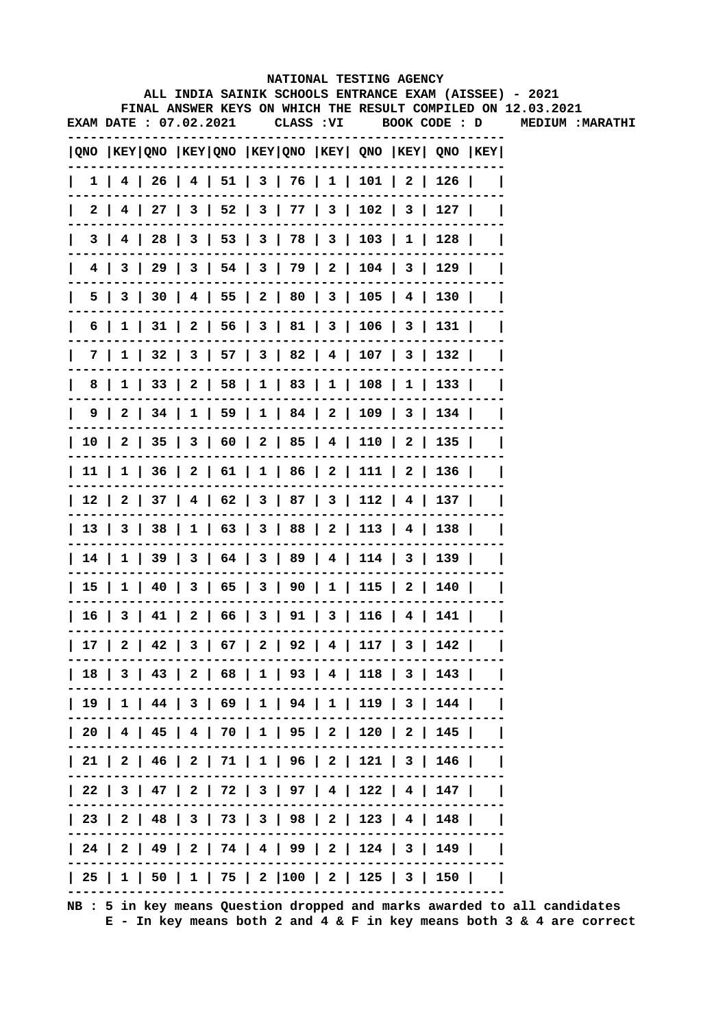# NATIONAL TESTING AGENCY

## ALL INDIA SAINIK SCHOOLS ENTRANCE EXAM (AISSEE) - 2021

### FINAL ANSWER KEYS ON WHICH THE RESULT COMPILED ON 12.03.2021

**EXAM DATE : 07.02.2021 CLASS :VI BOOK CODE : D MEDIUM :MARATHI**

| QNO | KEY | QNO | KEY | QNO | KEY | QNO | KEY | QNO | KEY | QNO | KEY |
|---|---|---|---|---|---|---|---|---|---|---|---|
| 1 | 4 | 26 | 4 | 51 | 3 | 76 | 1 | 101 | 2 | 126 | |
| 2 | 4 | 27 | 3 | 52 | 3 | 77 | 3 | 102 | 3 | 127 | |
| 3 | 4 | 28 | 3 | 53 | 3 | 78 | 3 | 103 | 1 | 128 | |
| 4 | 3 | 29 | 3 | 54 | 3 | 79 | 2 | 104 | 3 | 129 | |
| 5 | 3 | 30 | 4 | 55 | 2 | 80 | 3 | 105 | 4 | 130 | |
| 6 | 1 | 31 | 2 | 56 | 3 | 81 | 3 | 106 | 3 | 131 | |
| 7 | 1 | 32 | 3 | 57 | 3 | 82 | 4 | 107 | 3 | 132 | |
| 8 | 1 | 33 | 2 | 58 | 1 | 83 | 1 | 108 | 1 | 133 | |
| 9 | 2 | 34 | 1 | 59 | 1 | 84 | 2 | 109 | 3 | 134 | |
| 10 | 2 | 35 | 3 | 60 | 2 | 85 | 4 | 110 | 2 | 135 | |
| 11 | 1 | 36 | 2 | 61 | 1 | 86 | 2 | 111 | 2 | 136 | |
| 12 | 2 | 37 | 4 | 62 | 3 | 87 | 3 | 112 | 4 | 137 | |
| 13 | 3 | 38 | 1 | 63 | 3 | 88 | 2 | 113 | 4 | 138 | |
| 14 | 1 | 39 | 3 | 64 | 3 | 89 | 4 | 114 | 3 | 139 | |
| 15 | 1 | 40 | 3 | 65 | 3 | 90 | 1 | 115 | 2 | 140 | |
| 16 | 3 | 41 | 2 | 66 | 3 | 91 | 3 | 116 | 4 | 141 | |
| 17 | 2 | 42 | 3 | 67 | 2 | 92 | 4 | 117 | 3 | 142 | |
| 18 | 3 | 43 | 2 | 68 | 1 | 93 | 4 | 118 | 3 | 143 | |
| 19 | 1 | 44 | 3 | 69 | 1 | 94 | 1 | 119 | 3 | 144 | |
| 20 | 4 | 45 | 4 | 70 | 1 | 95 | 2 | 120 | 2 | 145 | |
| 21 | 2 | 46 | 2 | 71 | 1 | 96 | 2 | 121 | 3 | 146 | |
| 22 | 3 | 47 | 2 | 72 | 3 | 97 | 4 | 122 | 4 | 147 | |
| 23 | 2 | 48 | 3 | 73 | 3 | 98 | 2 | 123 | 4 | 148 | |
| 24 | 2 | 49 | 2 | 74 | 4 | 99 | 2 | 124 | 3 | 149 | |
| 25 | 1 | 50 | 1 | 75 | 2 | 100 | 2 | 125 | 3 | 150 | |

NB : 5 in key means Question dropped and marks awarded to all candidates
E - In key means both 2 and 4 & F in key means both 3 & 4 are correct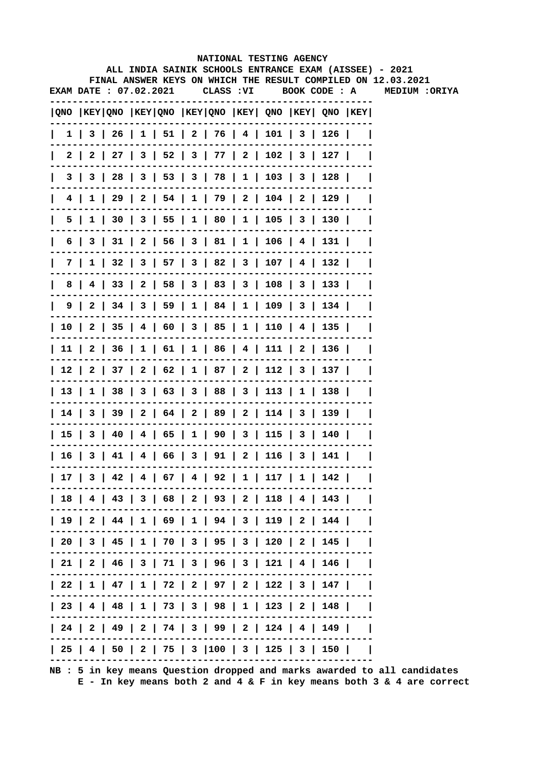NATIONAL TESTING AGENCY

ALL INDIA SAINIK SCHOOLS ENTRANCE EXAM (AISSEE) - 2021

FINAL ANSWER KEYS ON WHICH THE RESULT COMPILED ON 12.03.2021

EXAM DATE : 07.02.2021 CLASS :VI BOOK CODE : A MEDIUM :ORIYA

| QNO | KEY | QNO | KEY | QNO | KEY | QNO | KEY | QNO | KEY | QNO | KEY |
|---|---|---|---|---|---|---|---|---|---|---|---|
| 1 | 3 | 26 | 1 | 51 | 2 | 76 | 4 | 101 | 3 | 126 | |
| 2 | 2 | 27 | 3 | 52 | 3 | 77 | 2 | 102 | 3 | 127 | |
| 3 | 3 | 28 | 3 | 53 | 3 | 78 | 1 | 103 | 3 | 128 | |
| 4 | 1 | 29 | 2 | 54 | 1 | 79 | 2 | 104 | 2 | 129 | |
| 5 | 1 | 30 | 3 | 55 | 1 | 80 | 1 | 105 | 3 | 130 | |
| 6 | 3 | 31 | 2 | 56 | 3 | 81 | 1 | 106 | 4 | 131 | |
| 7 | 1 | 32 | 3 | 57 | 3 | 82 | 3 | 107 | 4 | 132 | |
| 8 | 4 | 33 | 2 | 58 | 3 | 83 | 3 | 108 | 3 | 133 | |
| 9 | 2 | 34 | 3 | 59 | 1 | 84 | 1 | 109 | 3 | 134 | |
| 10 | 2 | 35 | 4 | 60 | 3 | 85 | 1 | 110 | 4 | 135 | |
| 11 | 2 | 36 | 1 | 61 | 1 | 86 | 4 | 111 | 2 | 136 | |
| 12 | 2 | 37 | 2 | 62 | 1 | 87 | 2 | 112 | 3 | 137 | |
| 13 | 1 | 38 | 3 | 63 | 3 | 88 | 3 | 113 | 1 | 138 | |
| 14 | 3 | 39 | 2 | 64 | 2 | 89 | 2 | 114 | 3 | 139 | |
| 15 | 3 | 40 | 4 | 65 | 1 | 90 | 3 | 115 | 3 | 140 | |
| 16 | 3 | 41 | 4 | 66 | 3 | 91 | 2 | 116 | 3 | 141 | |
| 17 | 3 | 42 | 4 | 67 | 4 | 92 | 1 | 117 | 1 | 142 | |
| 18 | 4 | 43 | 3 | 68 | 2 | 93 | 2 | 118 | 4 | 143 | |
| 19 | 2 | 44 | 1 | 69 | 1 | 94 | 3 | 119 | 2 | 144 | |
| 20 | 3 | 45 | 1 | 70 | 3 | 95 | 3 | 120 | 2 | 145 | |
| 21 | 2 | 46 | 3 | 71 | 3 | 96 | 3 | 121 | 4 | 146 | |
| 22 | 1 | 47 | 1 | 72 | 2 | 97 | 2 | 122 | 3 | 147 | |
| 23 | 4 | 48 | 1 | 73 | 3 | 98 | 1 | 123 | 2 | 148 | |
| 24 | 2 | 49 | 2 | 74 | 3 | 99 | 2 | 124 | 4 | 149 | |
| 25 | 4 | 50 | 2 | 75 | 3 | 100 | 3 | 125 | 3 | 150 | |

NB : 5 in key means Question dropped and marks awarded to all candidates
E - In key means both 2 and 4 & F in key means both 3 & 4 are correct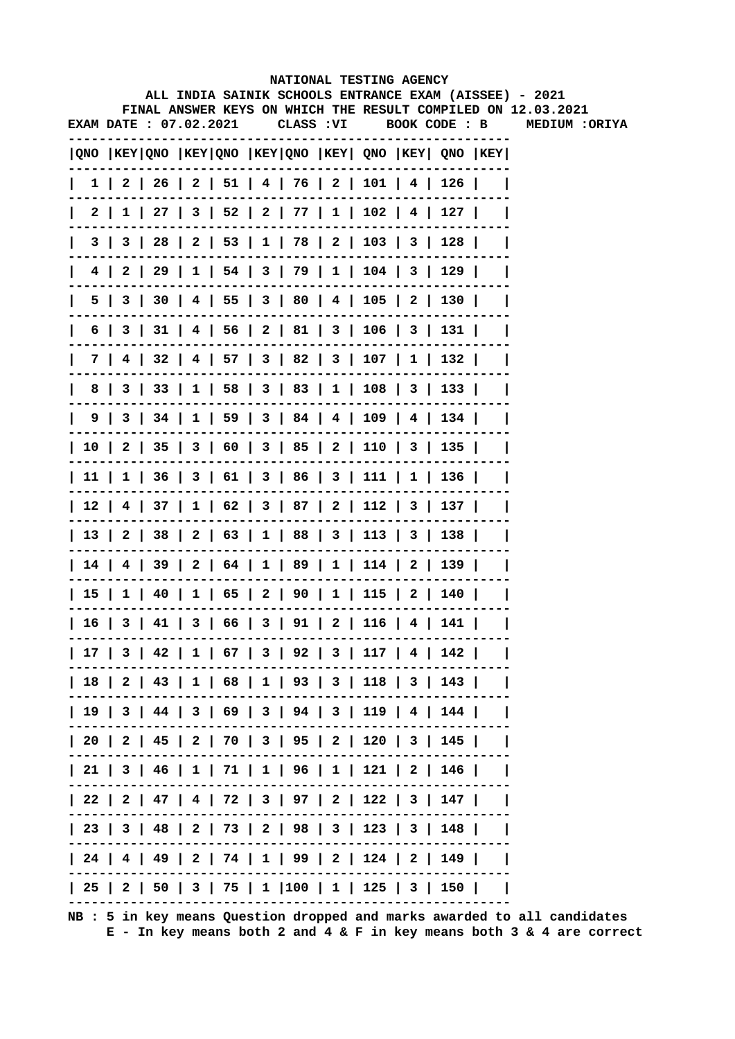**NATIONAL TESTING AGENCY**

**ALL INDIA SAINIK SCHOOLS ENTRANCE EXAM (AISSEE) - 2021**

**FINAL ANSWER KEYS ON WHICH THE RESULT COMPILED ON 12.03.2021**

**EXAM DATE : 07.02.2021 CLASS :VI BOOK CODE : B MEDIUM :ORIYA**

| QNO | KEY | QNO | KEY | QNO | KEY | QNO | KEY | QNO | KEY | QNO | KEY |
|---|---|---|---|---|---|---|---|---|---|---|---|
| 1 | 2 | 26 | 2 | 51 | 4 | 76 | 2 | 101 | 4 | 126 | |
| 2 | 1 | 27 | 3 | 52 | 2 | 77 | 1 | 102 | 4 | 127 | |
| 3 | 3 | 28 | 2 | 53 | 1 | 78 | 2 | 103 | 3 | 128 | |
| 4 | 2 | 29 | 1 | 54 | 3 | 79 | 1 | 104 | 3 | 129 | |
| 5 | 3 | 30 | 4 | 55 | 3 | 80 | 4 | 105 | 2 | 130 | |
| 6 | 3 | 31 | 4 | 56 | 2 | 81 | 3 | 106 | 3 | 131 | |
| 7 | 4 | 32 | 4 | 57 | 3 | 82 | 3 | 107 | 1 | 132 | |
| 8 | 3 | 33 | 1 | 58 | 3 | 83 | 1 | 108 | 3 | 133 | |
| 9 | 3 | 34 | 1 | 59 | 3 | 84 | 4 | 109 | 4 | 134 | |
| 10 | 2 | 35 | 3 | 60 | 3 | 85 | 2 | 110 | 3 | 135 | |
| 11 | 1 | 36 | 3 | 61 | 3 | 86 | 3 | 111 | 1 | 136 | |
| 12 | 4 | 37 | 1 | 62 | 3 | 87 | 2 | 112 | 3 | 137 | |
| 13 | 2 | 38 | 2 | 63 | 1 | 88 | 3 | 113 | 3 | 138 | |
| 14 | 4 | 39 | 2 | 64 | 1 | 89 | 1 | 114 | 2 | 139 | |
| 15 | 1 | 40 | 1 | 65 | 2 | 90 | 1 | 115 | 2 | 140 | |
| 16 | 3 | 41 | 3 | 66 | 3 | 91 | 2 | 116 | 4 | 141 | |
| 17 | 3 | 42 | 1 | 67 | 3 | 92 | 3 | 117 | 4 | 142 | |
| 18 | 2 | 43 | 1 | 68 | 1 | 93 | 3 | 118 | 3 | 143 | |
| 19 | 3 | 44 | 3 | 69 | 3 | 94 | 3 | 119 | 4 | 144 | |
| 20 | 2 | 45 | 2 | 70 | 3 | 95 | 2 | 120 | 3 | 145 | |
| 21 | 3 | 46 | 1 | 71 | 1 | 96 | 1 | 121 | 2 | 146 | |
| 22 | 2 | 47 | 4 | 72 | 3 | 97 | 2 | 122 | 3 | 147 | |
| 23 | 3 | 48 | 2 | 73 | 2 | 98 | 3 | 123 | 3 | 148 | |
| 24 | 4 | 49 | 2 | 74 | 1 | 99 | 2 | 124 | 2 | 149 | |
| 25 | 2 | 50 | 3 | 75 | 1 | 100 | 1 | 125 | 3 | 150 | |

**NB : 5 in key means Question dropped and marks awarded to all candidates**
**E - In key means both 2 and 4 & F in key means both 3 & 4 are correct**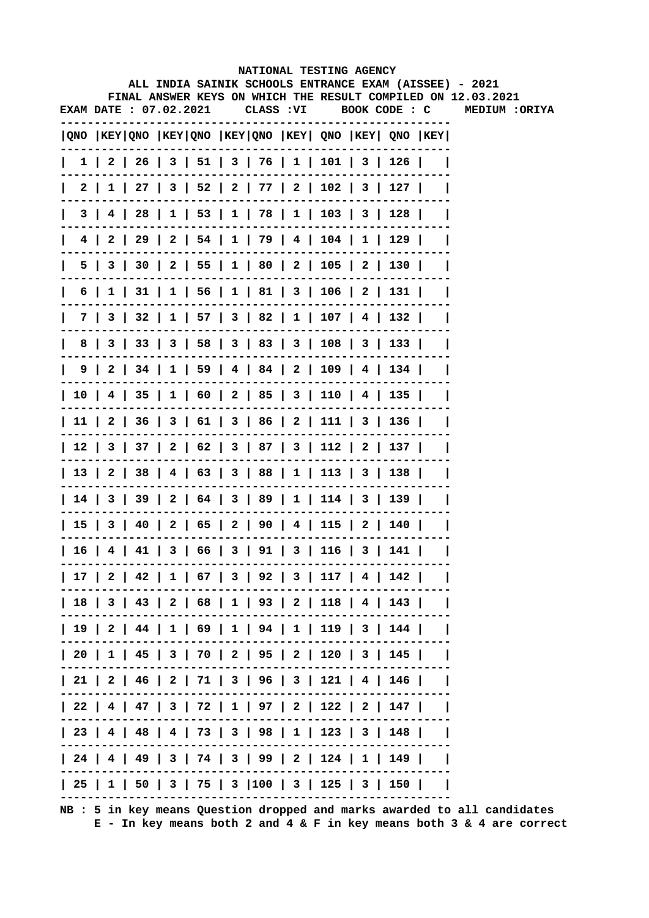# NATIONAL TESTING AGENCY

## ALL INDIA SAINIK SCHOOLS ENTRANCE EXAM (AISSEE) - 2021

### FINAL ANSWER KEYS ON WHICH THE RESULT COMPILED ON 12.03.2021

**EXAM DATE : 07.02.2021 CLASS :VI BOOK CODE : C MEDIUM :ORIYA**

| QNO | KEY | QNO | KEY | QNO | KEY | QNO | KEY | QNO | KEY | QNO | KEY |
|---|---|---|---|---|---|---|---|---|---|---|---|
| 1 | 2 | 26 | 3 | 51 | 3 | 76 | 1 | 101 | 3 | 126 | |
| 2 | 1 | 27 | 3 | 52 | 2 | 77 | 2 | 102 | 3 | 127 | |
| 3 | 4 | 28 | 1 | 53 | 1 | 78 | 1 | 103 | 3 | 128 | |
| 4 | 2 | 29 | 2 | 54 | 1 | 79 | 4 | 104 | 1 | 129 | |
| 5 | 3 | 30 | 2 | 55 | 1 | 80 | 2 | 105 | 2 | 130 | |
| 6 | 1 | 31 | 1 | 56 | 1 | 81 | 3 | 106 | 2 | 131 | |
| 7 | 3 | 32 | 1 | 57 | 3 | 82 | 1 | 107 | 4 | 132 | |
| 8 | 3 | 33 | 3 | 58 | 3 | 83 | 3 | 108 | 3 | 133 | |
| 9 | 2 | 34 | 1 | 59 | 4 | 84 | 2 | 109 | 4 | 134 | |
| 10 | 4 | 35 | 1 | 60 | 2 | 85 | 3 | 110 | 4 | 135 | |
| 11 | 2 | 36 | 3 | 61 | 3 | 86 | 2 | 111 | 3 | 136 | |
| 12 | 3 | 37 | 2 | 62 | 3 | 87 | 3 | 112 | 2 | 137 | |
| 13 | 2 | 38 | 4 | 63 | 3 | 88 | 1 | 113 | 3 | 138 | |
| 14 | 3 | 39 | 2 | 64 | 3 | 89 | 1 | 114 | 3 | 139 | |
| 15 | 3 | 40 | 2 | 65 | 2 | 90 | 4 | 115 | 2 | 140 | |
| 16 | 4 | 41 | 3 | 66 | 3 | 91 | 3 | 116 | 3 | 141 | |
| 17 | 2 | 42 | 1 | 67 | 3 | 92 | 3 | 117 | 4 | 142 | |
| 18 | 3 | 43 | 2 | 68 | 1 | 93 | 2 | 118 | 4 | 143 | |
| 19 | 2 | 44 | 1 | 69 | 1 | 94 | 1 | 119 | 3 | 144 | |
| 20 | 1 | 45 | 3 | 70 | 2 | 95 | 2 | 120 | 3 | 145 | |
| 21 | 2 | 46 | 2 | 71 | 3 | 96 | 3 | 121 | 4 | 146 | |
| 22 | 4 | 47 | 3 | 72 | 1 | 97 | 2 | 122 | 2 | 147 | |
| 23 | 4 | 48 | 4 | 73 | 3 | 98 | 1 | 123 | 3 | 148 | |
| 24 | 4 | 49 | 3 | 74 | 3 | 99 | 2 | 124 | 1 | 149 | |
| 25 | 1 | 50 | 3 | 75 | 3 | 100 | 3 | 125 | 3 | 150 | |

NB : 5 in key means Question dropped and marks awarded to all candidates
E - In key means both 2 and 4 & F in key means both 3 & 4 are correct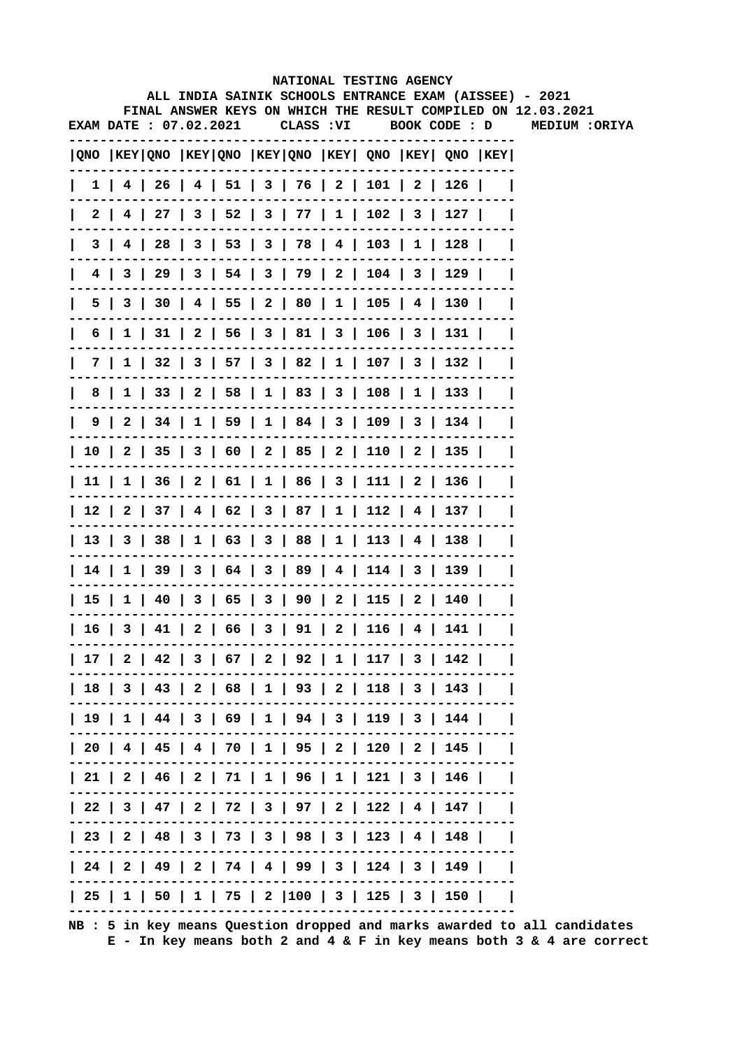NATIONAL TESTING AGENCY

ALL INDIA SAINIK SCHOOLS ENTRANCE EXAM (AISSEE) - 2021

FINAL ANSWER KEYS ON WHICH THE RESULT COMPILED ON 12.03.2021

EXAM DATE : 07.02.2021 CLASS :VI BOOK CODE : D MEDIUM :ORIYA

| QNO | KEY | QNO | KEY | QNO | KEY | QNO | KEY | QNO | KEY | QNO | KEY |
|---|---|---|---|---|---|---|---|---|---|---|---|
| 1 | 4 | 26 | 4 | 51 | 3 | 76 | 2 | 101 | 2 | 126 | |
| 2 | 4 | 27 | 3 | 52 | 3 | 77 | 1 | 102 | 3 | 127 | |
| 3 | 4 | 28 | 3 | 53 | 3 | 78 | 4 | 103 | 1 | 128 | |
| 4 | 3 | 29 | 3 | 54 | 3 | 79 | 2 | 104 | 3 | 129 | |
| 5 | 3 | 30 | 4 | 55 | 2 | 80 | 1 | 105 | 4 | 130 | |
| 6 | 1 | 31 | 2 | 56 | 3 | 81 | 3 | 106 | 3 | 131 | |
| 7 | 1 | 32 | 3 | 57 | 3 | 82 | 1 | 107 | 3 | 132 | |
| 8 | 1 | 33 | 2 | 58 | 1 | 83 | 3 | 108 | 1 | 133 | |
| 9 | 2 | 34 | 1 | 59 | 1 | 84 | 3 | 109 | 3 | 134 | |
| 10 | 2 | 35 | 3 | 60 | 2 | 85 | 2 | 110 | 2 | 135 | |
| 11 | 1 | 36 | 2 | 61 | 1 | 86 | 3 | 111 | 2 | 136 | |
| 12 | 2 | 37 | 4 | 62 | 3 | 87 | 1 | 112 | 4 | 137 | |
| 13 | 3 | 38 | 1 | 63 | 3 | 88 | 1 | 113 | 4 | 138 | |
| 14 | 1 | 39 | 3 | 64 | 3 | 89 | 4 | 114 | 3 | 139 | |
| 15 | 1 | 40 | 3 | 65 | 3 | 90 | 2 | 115 | 2 | 140 | |
| 16 | 3 | 41 | 2 | 66 | 3 | 91 | 2 | 116 | 4 | 141 | |
| 17 | 2 | 42 | 3 | 67 | 2 | 92 | 1 | 117 | 3 | 142 | |
| 18 | 3 | 43 | 2 | 68 | 1 | 93 | 2 | 118 | 3 | 143 | |
| 19 | 1 | 44 | 3 | 69 | 1 | 94 | 3 | 119 | 3 | 144 | |
| 20 | 4 | 45 | 4 | 70 | 1 | 95 | 2 | 120 | 2 | 145 | |
| 21 | 2 | 46 | 2 | 71 | 1 | 96 | 1 | 121 | 3 | 146 | |
| 22 | 3 | 47 | 2 | 72 | 3 | 97 | 2 | 122 | 4 | 147 | |
| 23 | 2 | 48 | 3 | 73 | 3 | 98 | 3 | 123 | 4 | 148 | |
| 24 | 2 | 49 | 2 | 74 | 4 | 99 | 3 | 124 | 3 | 149 | |
| 25 | 1 | 50 | 1 | 75 | 2 | 100 | 3 | 125 | 3 | 150 | |

NB : 5 in key means Question dropped and marks awarded to all candidates
E - In key means both 2 and 4 & F in key means both 3 & 4 are correct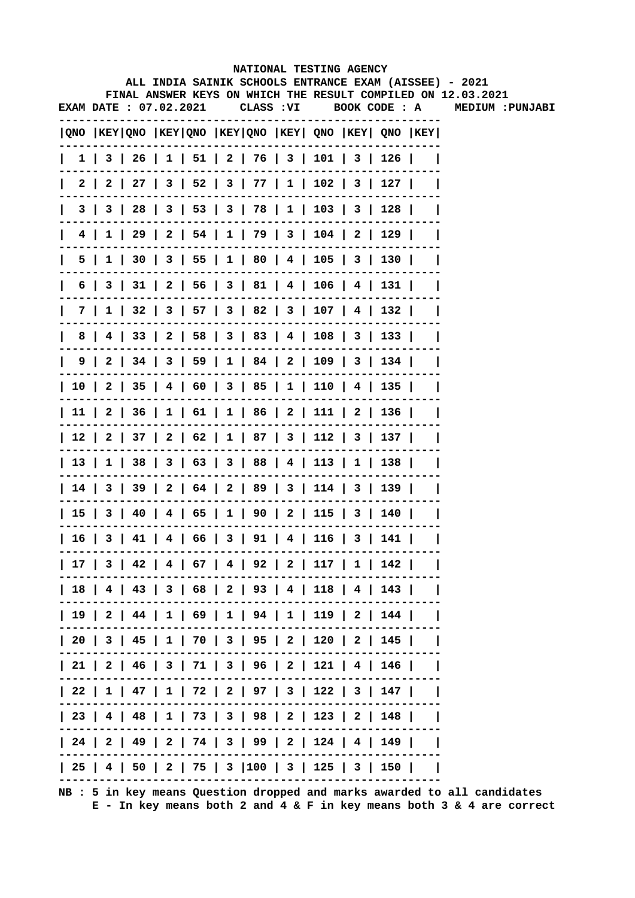NATIONAL TESTING AGENCY

ALL INDIA SAINIK SCHOOLS ENTRANCE EXAM (AISSEE) - 2021

FINAL ANSWER KEYS ON WHICH THE RESULT COMPILED ON 12.03.2021

EXAM DATE : 07.02.2021 CLASS :VI BOOK CODE : A MEDIUM :PUNJABI

| QNO | KEY | QNO | KEY | QNO | KEY | QNO | KEY | QNO | KEY | QNO | KEY |
|---|---|---|---|---|---|---|---|---|---|---|---|
| 1 | 3 | 26 | 1 | 51 | 2 | 76 | 3 | 101 | 3 | 126 | |
| 2 | 2 | 27 | 3 | 52 | 3 | 77 | 1 | 102 | 3 | 127 | |
| 3 | 3 | 28 | 3 | 53 | 3 | 78 | 1 | 103 | 3 | 128 | |
| 4 | 1 | 29 | 2 | 54 | 1 | 79 | 3 | 104 | 2 | 129 | |
| 5 | 1 | 30 | 3 | 55 | 1 | 80 | 4 | 105 | 3 | 130 | |
| 6 | 3 | 31 | 2 | 56 | 3 | 81 | 4 | 106 | 4 | 131 | |
| 7 | 1 | 32 | 3 | 57 | 3 | 82 | 3 | 107 | 4 | 132 | |
| 8 | 4 | 33 | 2 | 58 | 3 | 83 | 4 | 108 | 3 | 133 | |
| 9 | 2 | 34 | 3 | 59 | 1 | 84 | 2 | 109 | 3 | 134 | |
| 10 | 2 | 35 | 4 | 60 | 3 | 85 | 1 | 110 | 4 | 135 | |
| 11 | 2 | 36 | 1 | 61 | 1 | 86 | 2 | 111 | 2 | 136 | |
| 12 | 2 | 37 | 2 | 62 | 1 | 87 | 3 | 112 | 3 | 137 | |
| 13 | 1 | 38 | 3 | 63 | 3 | 88 | 4 | 113 | 1 | 138 | |
| 14 | 3 | 39 | 2 | 64 | 2 | 89 | 3 | 114 | 3 | 139 | |
| 15 | 3 | 40 | 4 | 65 | 1 | 90 | 2 | 115 | 3 | 140 | |
| 16 | 3 | 41 | 4 | 66 | 3 | 91 | 4 | 116 | 3 | 141 | |
| 17 | 3 | 42 | 4 | 67 | 4 | 92 | 2 | 117 | 1 | 142 | |
| 18 | 4 | 43 | 3 | 68 | 2 | 93 | 4 | 118 | 4 | 143 | |
| 19 | 2 | 44 | 1 | 69 | 1 | 94 | 1 | 119 | 2 | 144 | |
| 20 | 3 | 45 | 1 | 70 | 3 | 95 | 2 | 120 | 2 | 145 | |
| 21 | 2 | 46 | 3 | 71 | 3 | 96 | 2 | 121 | 4 | 146 | |
| 22 | 1 | 47 | 1 | 72 | 2 | 97 | 3 | 122 | 3 | 147 | |
| 23 | 4 | 48 | 1 | 73 | 3 | 98 | 2 | 123 | 2 | 148 | |
| 24 | 2 | 49 | 2 | 74 | 3 | 99 | 2 | 124 | 4 | 149 | |
| 25 | 4 | 50 | 2 | 75 | 3 | 100 | 3 | 125 | 3 | 150 | |

NB : 5 in key means Question dropped and marks awarded to all candidates
E - In key means both 2 and 4 & F in key means both 3 & 4 are correct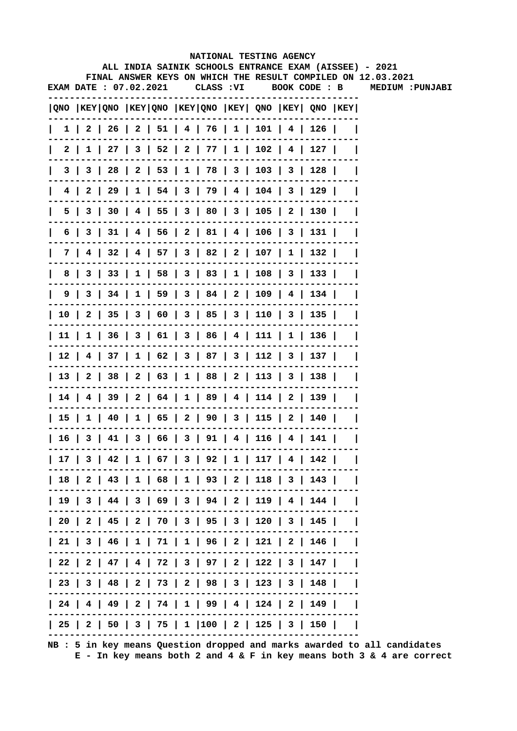NATIONAL TESTING AGENCY

ALL INDIA SAINIK SCHOOLS ENTRANCE EXAM (AISSEE) - 2021

FINAL ANSWER KEYS ON WHICH THE RESULT COMPILED ON 12.03.2021

EXAM DATE : 07.02.2021 CLASS :VI BOOK CODE : B MEDIUM :PUNJABI

| QNO | KEY | QNO | KEY | QNO | KEY | QNO | KEY | QNO | KEY | QNO | KEY |
|---|---|---|---|---|---|---|---|---|---|---|---|
| 1 | 2 | 26 | 2 | 51 | 4 | 76 | 1 | 101 | 4 | 126 | |
| 2 | 1 | 27 | 3 | 52 | 2 | 77 | 1 | 102 | 4 | 127 | |
| 3 | 3 | 28 | 2 | 53 | 1 | 78 | 3 | 103 | 3 | 128 | |
| 4 | 2 | 29 | 1 | 54 | 3 | 79 | 4 | 104 | 3 | 129 | |
| 5 | 3 | 30 | 4 | 55 | 3 | 80 | 3 | 105 | 2 | 130 | |
| 6 | 3 | 31 | 4 | 56 | 2 | 81 | 4 | 106 | 3 | 131 | |
| 7 | 4 | 32 | 4 | 57 | 3 | 82 | 2 | 107 | 1 | 132 | |
| 8 | 3 | 33 | 1 | 58 | 3 | 83 | 1 | 108 | 3 | 133 | |
| 9 | 3 | 34 | 1 | 59 | 3 | 84 | 2 | 109 | 4 | 134 | |
| 10 | 2 | 35 | 3 | 60 | 3 | 85 | 3 | 110 | 3 | 135 | |
| 11 | 1 | 36 | 3 | 61 | 3 | 86 | 4 | 111 | 1 | 136 | |
| 12 | 4 | 37 | 1 | 62 | 3 | 87 | 3 | 112 | 3 | 137 | |
| 13 | 2 | 38 | 2 | 63 | 1 | 88 | 2 | 113 | 3 | 138 | |
| 14 | 4 | 39 | 2 | 64 | 1 | 89 | 4 | 114 | 2 | 139 | |
| 15 | 1 | 40 | 1 | 65 | 2 | 90 | 3 | 115 | 2 | 140 | |
| 16 | 3 | 41 | 3 | 66 | 3 | 91 | 4 | 116 | 4 | 141 | |
| 17 | 3 | 42 | 1 | 67 | 3 | 92 | 1 | 117 | 4 | 142 | |
| 18 | 2 | 43 | 1 | 68 | 1 | 93 | 2 | 118 | 3 | 143 | |
| 19 | 3 | 44 | 3 | 69 | 3 | 94 | 2 | 119 | 4 | 144 | |
| 20 | 2 | 45 | 2 | 70 | 3 | 95 | 3 | 120 | 3 | 145 | |
| 21 | 3 | 46 | 1 | 71 | 1 | 96 | 2 | 121 | 2 | 146 | |
| 22 | 2 | 47 | 4 | 72 | 3 | 97 | 2 | 122 | 3 | 147 | |
| 23 | 3 | 48 | 2 | 73 | 2 | 98 | 3 | 123 | 3 | 148 | |
| 24 | 4 | 49 | 2 | 74 | 1 | 99 | 4 | 124 | 2 | 149 | |
| 25 | 2 | 50 | 3 | 75 | 1 | 100 | 2 | 125 | 3 | 150 | |

NB : 5 in key means Question dropped and marks awarded to all candidates

E - In key means both 2 and 4 & F in key means both 3 & 4 are correct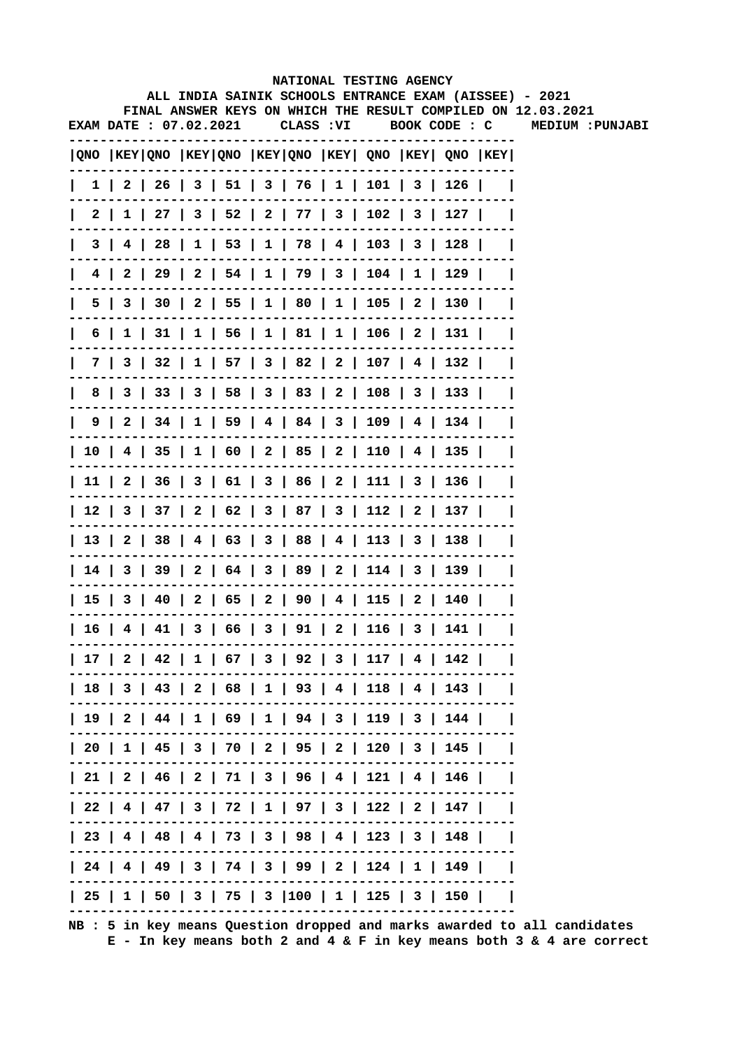NATIONAL TESTING AGENCY

ALL INDIA SAINIK SCHOOLS ENTRANCE EXAM (AISSEE) - 2021

FINAL ANSWER KEYS ON WHICH THE RESULT COMPILED ON 12.03.2021

EXAM DATE : 07.02.2021 CLASS :VI BOOK CODE : C MEDIUM :PUNJABI

| QNO | KEY | QNO | KEY | QNO | KEY | QNO | KEY | QNO | KEY | QNO | KEY |
|---|---|---|---|---|---|---|---|---|---|---|---|
| 1 | 2 | 26 | 3 | 51 | 3 | 76 | 1 | 101 | 3 | 126 | |
| 2 | 1 | 27 | 3 | 52 | 2 | 77 | 3 | 102 | 3 | 127 | |
| 3 | 4 | 28 | 1 | 53 | 1 | 78 | 4 | 103 | 3 | 128 | |
| 4 | 2 | 29 | 2 | 54 | 1 | 79 | 3 | 104 | 1 | 129 | |
| 5 | 3 | 30 | 2 | 55 | 1 | 80 | 1 | 105 | 2 | 130 | |
| 6 | 1 | 31 | 1 | 56 | 1 | 81 | 1 | 106 | 2 | 131 | |
| 7 | 3 | 32 | 1 | 57 | 3 | 82 | 2 | 107 | 4 | 132 | |
| 8 | 3 | 33 | 3 | 58 | 3 | 83 | 2 | 108 | 3 | 133 | |
| 9 | 2 | 34 | 1 | 59 | 4 | 84 | 3 | 109 | 4 | 134 | |
| 10 | 4 | 35 | 1 | 60 | 2 | 85 | 2 | 110 | 4 | 135 | |
| 11 | 2 | 36 | 3 | 61 | 3 | 86 | 2 | 111 | 3 | 136 | |
| 12 | 3 | 37 | 2 | 62 | 3 | 87 | 3 | 112 | 2 | 137 | |
| 13 | 2 | 38 | 4 | 63 | 3 | 88 | 4 | 113 | 3 | 138 | |
| 14 | 3 | 39 | 2 | 64 | 3 | 89 | 2 | 114 | 3 | 139 | |
| 15 | 3 | 40 | 2 | 65 | 2 | 90 | 4 | 115 | 2 | 140 | |
| 16 | 4 | 41 | 3 | 66 | 3 | 91 | 2 | 116 | 3 | 141 | |
| 17 | 2 | 42 | 1 | 67 | 3 | 92 | 3 | 117 | 4 | 142 | |
| 18 | 3 | 43 | 2 | 68 | 1 | 93 | 4 | 118 | 4 | 143 | |
| 19 | 2 | 44 | 1 | 69 | 1 | 94 | 3 | 119 | 3 | 144 | |
| 20 | 1 | 45 | 3 | 70 | 2 | 95 | 2 | 120 | 3 | 145 | |
| 21 | 2 | 46 | 2 | 71 | 3 | 96 | 4 | 121 | 4 | 146 | |
| 22 | 4 | 47 | 3 | 72 | 1 | 97 | 3 | 122 | 2 | 147 | |
| 23 | 4 | 48 | 4 | 73 | 3 | 98 | 4 | 123 | 3 | 148 | |
| 24 | 4 | 49 | 3 | 74 | 3 | 99 | 2 | 124 | 1 | 149 | |
| 25 | 1 | 50 | 3 | 75 | 3 | 100 | 1 | 125 | 3 | 150 | |

NB : 5 in key means Question dropped and marks awarded to all candidates
E - In key means both 2 and 4 & F in key means both 3 & 4 are correct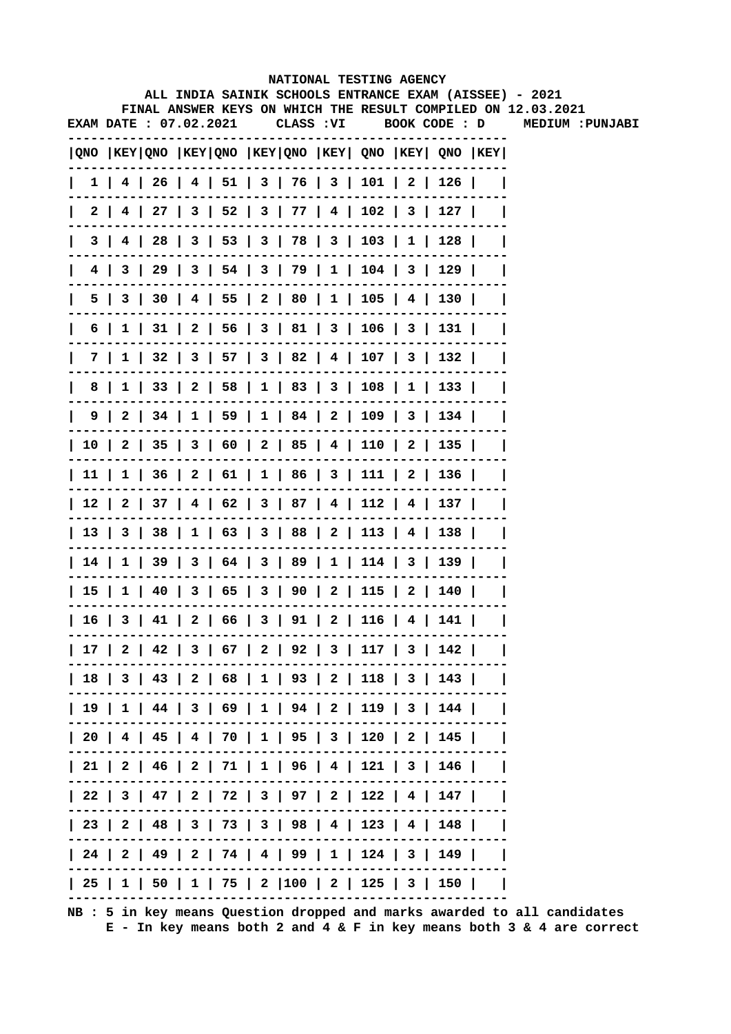NATIONAL TESTING AGENCY

ALL INDIA SAINIK SCHOOLS ENTRANCE EXAM (AISSEE) - 2021

FINAL ANSWER KEYS ON WHICH THE RESULT COMPILED ON 12.03.2021

EXAM DATE : 07.02.2021 CLASS :VI BOOK CODE : D MEDIUM :PUNJABI

| QNO | KEY | QNO | KEY | QNO | KEY | QNO | KEY | QNO | KEY | QNO | KEY |
|---|---|---|---|---|---|---|---|---|---|---|---|
| 1 | 4 | 26 | 4 | 51 | 3 | 76 | 3 | 101 | 2 | 126 | |
| 2 | 4 | 27 | 3 | 52 | 3 | 77 | 4 | 102 | 3 | 127 | |
| 3 | 4 | 28 | 3 | 53 | 3 | 78 | 3 | 103 | 1 | 128 | |
| 4 | 3 | 29 | 3 | 54 | 3 | 79 | 1 | 104 | 3 | 129 | |
| 5 | 3 | 30 | 4 | 55 | 2 | 80 | 1 | 105 | 4 | 130 | |
| 6 | 1 | 31 | 2 | 56 | 3 | 81 | 3 | 106 | 3 | 131 | |
| 7 | 1 | 32 | 3 | 57 | 3 | 82 | 4 | 107 | 3 | 132 | |
| 8 | 1 | 33 | 2 | 58 | 1 | 83 | 3 | 108 | 1 | 133 | |
| 9 | 2 | 34 | 1 | 59 | 1 | 84 | 2 | 109 | 3 | 134 | |
| 10 | 2 | 35 | 3 | 60 | 2 | 85 | 4 | 110 | 2 | 135 | |
| 11 | 1 | 36 | 2 | 61 | 1 | 86 | 3 | 111 | 2 | 136 | |
| 12 | 2 | 37 | 4 | 62 | 3 | 87 | 4 | 112 | 4 | 137 | |
| 13 | 3 | 38 | 1 | 63 | 3 | 88 | 2 | 113 | 4 | 138 | |
| 14 | 1 | 39 | 3 | 64 | 3 | 89 | 1 | 114 | 3 | 139 | |
| 15 | 1 | 40 | 3 | 65 | 3 | 90 | 2 | 115 | 2 | 140 | |
| 16 | 3 | 41 | 2 | 66 | 3 | 91 | 2 | 116 | 4 | 141 | |
| 17 | 2 | 42 | 3 | 67 | 2 | 92 | 3 | 117 | 3 | 142 | |
| 18 | 3 | 43 | 2 | 68 | 1 | 93 | 2 | 118 | 3 | 143 | |
| 19 | 1 | 44 | 3 | 69 | 1 | 94 | 2 | 119 | 3 | 144 | |
| 20 | 4 | 45 | 4 | 70 | 1 | 95 | 3 | 120 | 2 | 145 | |
| 21 | 2 | 46 | 2 | 71 | 1 | 96 | 4 | 121 | 3 | 146 | |
| 22 | 3 | 47 | 2 | 72 | 3 | 97 | 2 | 122 | 4 | 147 | |
| 23 | 2 | 48 | 3 | 73 | 3 | 98 | 4 | 123 | 4 | 148 | |
| 24 | 2 | 49 | 2 | 74 | 4 | 99 | 1 | 124 | 3 | 149 | |
| 25 | 1 | 50 | 1 | 75 | 2 | 100 | 2 | 125 | 3 | 150 | |

NB : 5 in key means Question dropped and marks awarded to all candidates
E - In key means both 2 and 4 & F in key means both 3 & 4 are correct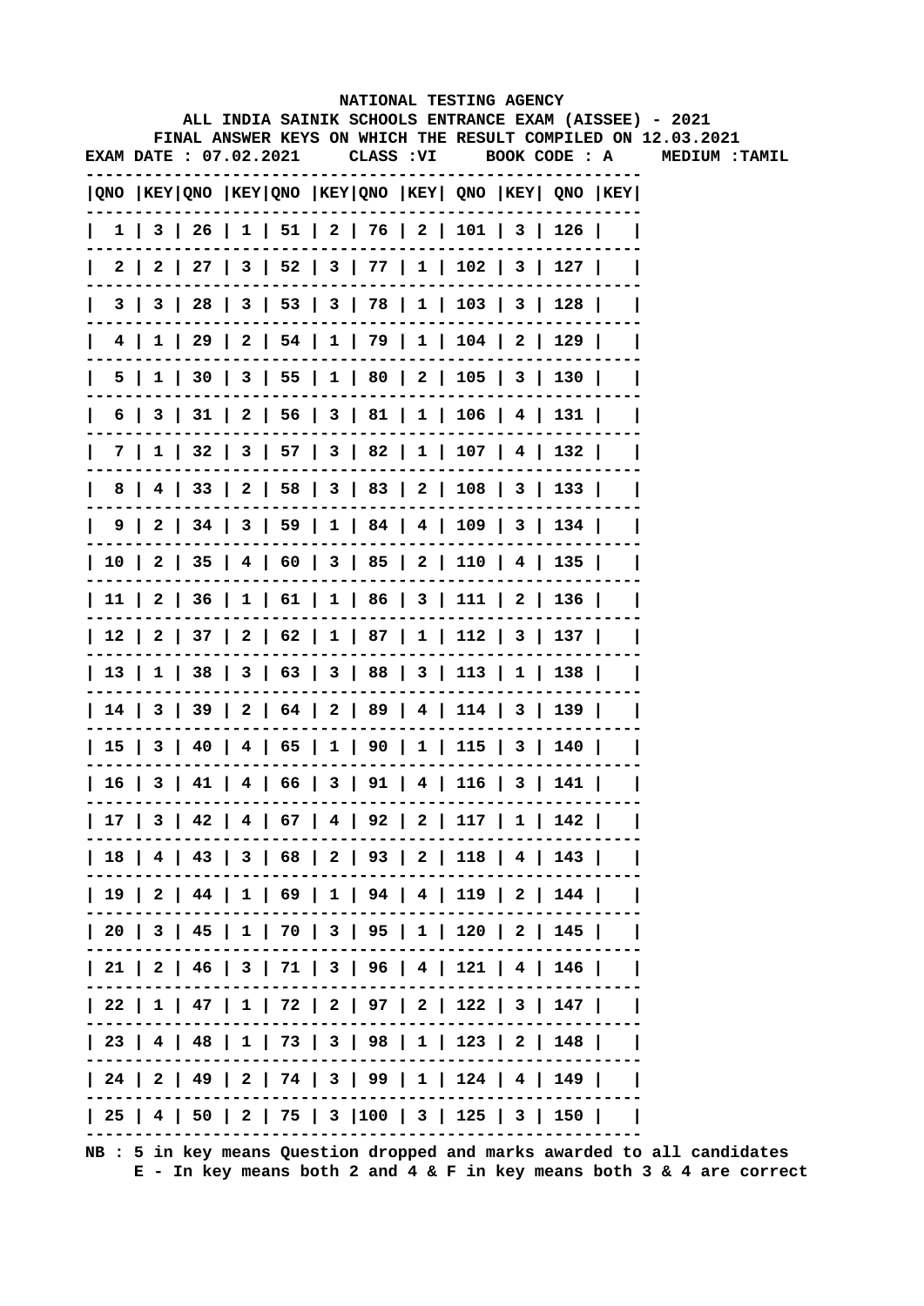**NATIONAL TESTING AGENCY**

**ALL INDIA SAINIK SCHOOLS ENTRANCE EXAM (AISSEE) - 2021**

**FINAL ANSWER KEYS ON WHICH THE RESULT COMPILED ON 12.03.2021**

**EXAM DATE : 07.02.2021 CLASS :VI BOOK CODE : A MEDIUM :TAMIL**

| QNO | KEY | QNO | KEY | QNO | KEY | QNO | KEY | QNO | KEY | QNO | KEY |
|---|---|---|---|---|---|---|---|---|---|---|---|
| 1 | 3 | 26 | 1 | 51 | 2 | 76 | 2 | 101 | 3 | 126 | |
| 2 | 2 | 27 | 3 | 52 | 3 | 77 | 1 | 102 | 3 | 127 | |
| 3 | 3 | 28 | 3 | 53 | 3 | 78 | 1 | 103 | 3 | 128 | |
| 4 | 1 | 29 | 2 | 54 | 1 | 79 | 1 | 104 | 2 | 129 | |
| 5 | 1 | 30 | 3 | 55 | 1 | 80 | 2 | 105 | 3 | 130 | |
| 6 | 3 | 31 | 2 | 56 | 3 | 81 | 1 | 106 | 4 | 131 | |
| 7 | 1 | 32 | 3 | 57 | 3 | 82 | 1 | 107 | 4 | 132 | |
| 8 | 4 | 33 | 2 | 58 | 3 | 83 | 2 | 108 | 3 | 133 | |
| 9 | 2 | 34 | 3 | 59 | 1 | 84 | 4 | 109 | 3 | 134 | |
| 10 | 2 | 35 | 4 | 60 | 3 | 85 | 2 | 110 | 4 | 135 | |
| 11 | 2 | 36 | 1 | 61 | 1 | 86 | 3 | 111 | 2 | 136 | |
| 12 | 2 | 37 | 2 | 62 | 1 | 87 | 1 | 112 | 3 | 137 | |
| 13 | 1 | 38 | 3 | 63 | 3 | 88 | 3 | 113 | 1 | 138 | |
| 14 | 3 | 39 | 2 | 64 | 2 | 89 | 4 | 114 | 3 | 139 | |
| 15 | 3 | 40 | 4 | 65 | 1 | 90 | 1 | 115 | 3 | 140 | |
| 16 | 3 | 41 | 4 | 66 | 3 | 91 | 4 | 116 | 3 | 141 | |
| 17 | 3 | 42 | 4 | 67 | 4 | 92 | 2 | 117 | 1 | 142 | |
| 18 | 4 | 43 | 3 | 68 | 2 | 93 | 2 | 118 | 4 | 143 | |
| 19 | 2 | 44 | 1 | 69 | 1 | 94 | 4 | 119 | 2 | 144 | |
| 20 | 3 | 45 | 1 | 70 | 3 | 95 | 1 | 120 | 2 | 145 | |
| 21 | 2 | 46 | 3 | 71 | 3 | 96 | 4 | 121 | 4 | 146 | |
| 22 | 1 | 47 | 1 | 72 | 2 | 97 | 2 | 122 | 3 | 147 | |
| 23 | 4 | 48 | 1 | 73 | 3 | 98 | 1 | 123 | 2 | 148 | |
| 24 | 2 | 49 | 2 | 74 | 3 | 99 | 1 | 124 | 4 | 149 | |
| 25 | 4 | 50 | 2 | 75 | 3 | 100 | 3 | 125 | 3 | 150 | |

**NB : 5 in key means Question dropped and marks awarded to all candidates**
**E - In key means both 2 and 4 & F in key means both 3 & 4 are correct**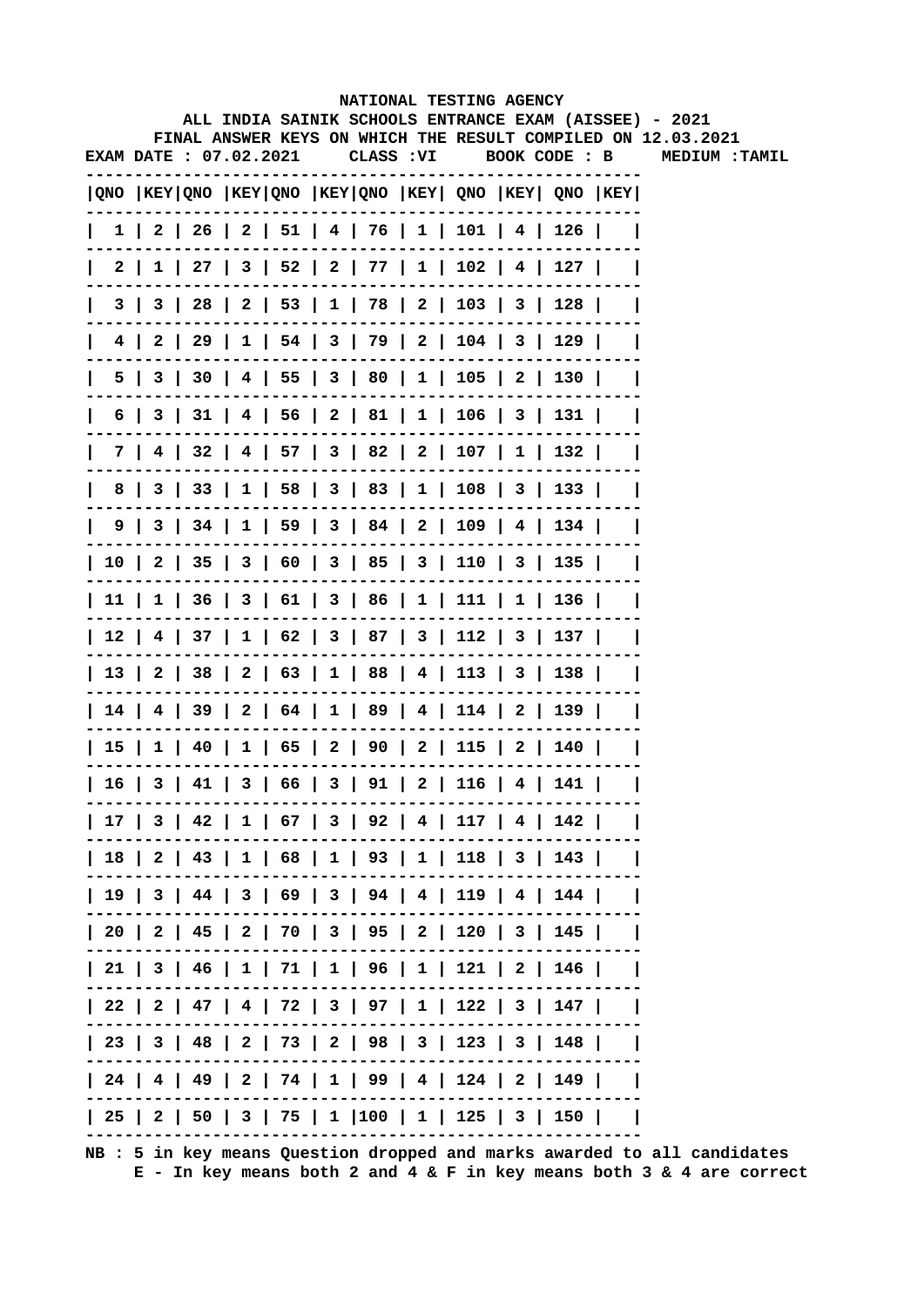NATIONAL TESTING AGENCY

ALL INDIA SAINIK SCHOOLS ENTRANCE EXAM (AISSEE) - 2021

FINAL ANSWER KEYS ON WHICH THE RESULT COMPILED ON 12.03.2021

EXAM DATE : 07.02.2021 CLASS :VI BOOK CODE : B MEDIUM :TAMIL

| QNO | KEY | QNO | KEY | QNO | KEY | QNO | KEY | QNO | KEY | QNO | KEY |
|---|---|---|---|---|---|---|---|---|---|---|---|
| 1 | 2 | 26 | 2 | 51 | 4 | 76 | 1 | 101 | 4 | 126 | |
| 2 | 1 | 27 | 3 | 52 | 2 | 77 | 1 | 102 | 4 | 127 | |
| 3 | 3 | 28 | 2 | 53 | 1 | 78 | 2 | 103 | 3 | 128 | |
| 4 | 2 | 29 | 1 | 54 | 3 | 79 | 2 | 104 | 3 | 129 | |
| 5 | 3 | 30 | 4 | 55 | 3 | 80 | 1 | 105 | 2 | 130 | |
| 6 | 3 | 31 | 4 | 56 | 2 | 81 | 1 | 106 | 3 | 131 | |
| 7 | 4 | 32 | 4 | 57 | 3 | 82 | 2 | 107 | 1 | 132 | |
| 8 | 3 | 33 | 1 | 58 | 3 | 83 | 1 | 108 | 3 | 133 | |
| 9 | 3 | 34 | 1 | 59 | 3 | 84 | 2 | 109 | 4 | 134 | |
| 10 | 2 | 35 | 3 | 60 | 3 | 85 | 3 | 110 | 3 | 135 | |
| 11 | 1 | 36 | 3 | 61 | 3 | 86 | 1 | 111 | 1 | 136 | |
| 12 | 4 | 37 | 1 | 62 | 3 | 87 | 3 | 112 | 3 | 137 | |
| 13 | 2 | 38 | 2 | 63 | 1 | 88 | 4 | 113 | 3 | 138 | |
| 14 | 4 | 39 | 2 | 64 | 1 | 89 | 4 | 114 | 2 | 139 | |
| 15 | 1 | 40 | 1 | 65 | 2 | 90 | 2 | 115 | 2 | 140 | |
| 16 | 3 | 41 | 3 | 66 | 3 | 91 | 2 | 116 | 4 | 141 | |
| 17 | 3 | 42 | 1 | 67 | 3 | 92 | 4 | 117 | 4 | 142 | |
| 18 | 2 | 43 | 1 | 68 | 1 | 93 | 1 | 118 | 3 | 143 | |
| 19 | 3 | 44 | 3 | 69 | 3 | 94 | 4 | 119 | 4 | 144 | |
| 20 | 2 | 45 | 2 | 70 | 3 | 95 | 2 | 120 | 3 | 145 | |
| 21 | 3 | 46 | 1 | 71 | 1 | 96 | 1 | 121 | 2 | 146 | |
| 22 | 2 | 47 | 4 | 72 | 3 | 97 | 1 | 122 | 3 | 147 | |
| 23 | 3 | 48 | 2 | 73 | 2 | 98 | 3 | 123 | 3 | 148 | |
| 24 | 4 | 49 | 2 | 74 | 1 | 99 | 4 | 124 | 2 | 149 | |
| 25 | 2 | 50 | 3 | 75 | 1 | 100 | 1 | 125 | 3 | 150 | |

NB : 5 in key means Question dropped and marks awarded to all candidates
E - In key means both 2 and 4 & F in key means both 3 & 4 are correct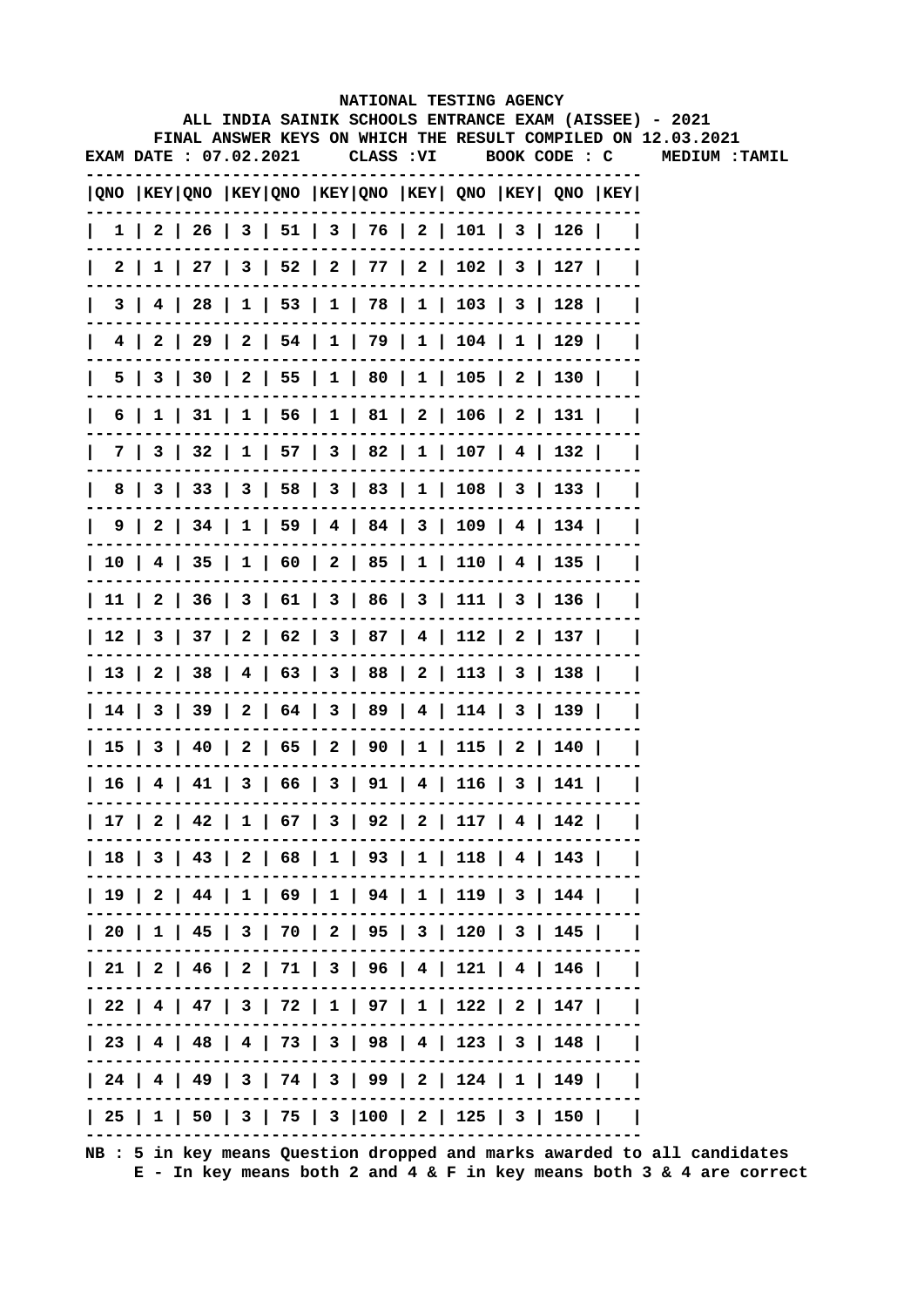NATIONAL TESTING AGENCY

ALL INDIA SAINIK SCHOOLS ENTRANCE EXAM (AISSEE) - 2021

FINAL ANSWER KEYS ON WHICH THE RESULT COMPILED ON 12.03.2021

EXAM DATE : 07.02.2021 CLASS :VI BOOK CODE : C MEDIUM :TAMIL

| QNO | KEY | QNO | KEY | QNO | KEY | QNO | KEY | QNO | KEY | QNO | KEY |
|---|---|---|---|---|---|---|---|---|---|---|---|
| 1 | 2 | 26 | 3 | 51 | 3 | 76 | 2 | 101 | 3 | 126 | |
| 2 | 1 | 27 | 3 | 52 | 2 | 77 | 2 | 102 | 3 | 127 | |
| 3 | 4 | 28 | 1 | 53 | 1 | 78 | 1 | 103 | 3 | 128 | |
| 4 | 2 | 29 | 2 | 54 | 1 | 79 | 1 | 104 | 1 | 129 | |
| 5 | 3 | 30 | 2 | 55 | 1 | 80 | 1 | 105 | 2 | 130 | |
| 6 | 1 | 31 | 1 | 56 | 1 | 81 | 2 | 106 | 2 | 131 | |
| 7 | 3 | 32 | 1 | 57 | 3 | 82 | 1 | 107 | 4 | 132 | |
| 8 | 3 | 33 | 3 | 58 | 3 | 83 | 1 | 108 | 3 | 133 | |
| 9 | 2 | 34 | 1 | 59 | 4 | 84 | 3 | 109 | 4 | 134 | |
| 10 | 4 | 35 | 1 | 60 | 2 | 85 | 1 | 110 | 4 | 135 | |
| 11 | 2 | 36 | 3 | 61 | 3 | 86 | 3 | 111 | 3 | 136 | |
| 12 | 3 | 37 | 2 | 62 | 3 | 87 | 4 | 112 | 2 | 137 | |
| 13 | 2 | 38 | 4 | 63 | 3 | 88 | 2 | 113 | 3 | 138 | |
| 14 | 3 | 39 | 2 | 64 | 3 | 89 | 4 | 114 | 3 | 139 | |
| 15 | 3 | 40 | 2 | 65 | 2 | 90 | 1 | 115 | 2 | 140 | |
| 16 | 4 | 41 | 3 | 66 | 3 | 91 | 4 | 116 | 3 | 141 | |
| 17 | 2 | 42 | 1 | 67 | 3 | 92 | 2 | 117 | 4 | 142 | |
| 18 | 3 | 43 | 2 | 68 | 1 | 93 | 1 | 118 | 4 | 143 | |
| 19 | 2 | 44 | 1 | 69 | 1 | 94 | 1 | 119 | 3 | 144 | |
| 20 | 1 | 45 | 3 | 70 | 2 | 95 | 3 | 120 | 3 | 145 | |
| 21 | 2 | 46 | 2 | 71 | 3 | 96 | 4 | 121 | 4 | 146 | |
| 22 | 4 | 47 | 3 | 72 | 1 | 97 | 1 | 122 | 2 | 147 | |
| 23 | 4 | 48 | 4 | 73 | 3 | 98 | 4 | 123 | 3 | 148 | |
| 24 | 4 | 49 | 3 | 74 | 3 | 99 | 2 | 124 | 1 | 149 | |
| 25 | 1 | 50 | 3 | 75 | 3 | 100 | 2 | 125 | 3 | 150 | |

NB : 5 in key means Question dropped and marks awarded to all candidates
E - In key means both 2 and 4 & F in key means both 3 & 4 are correct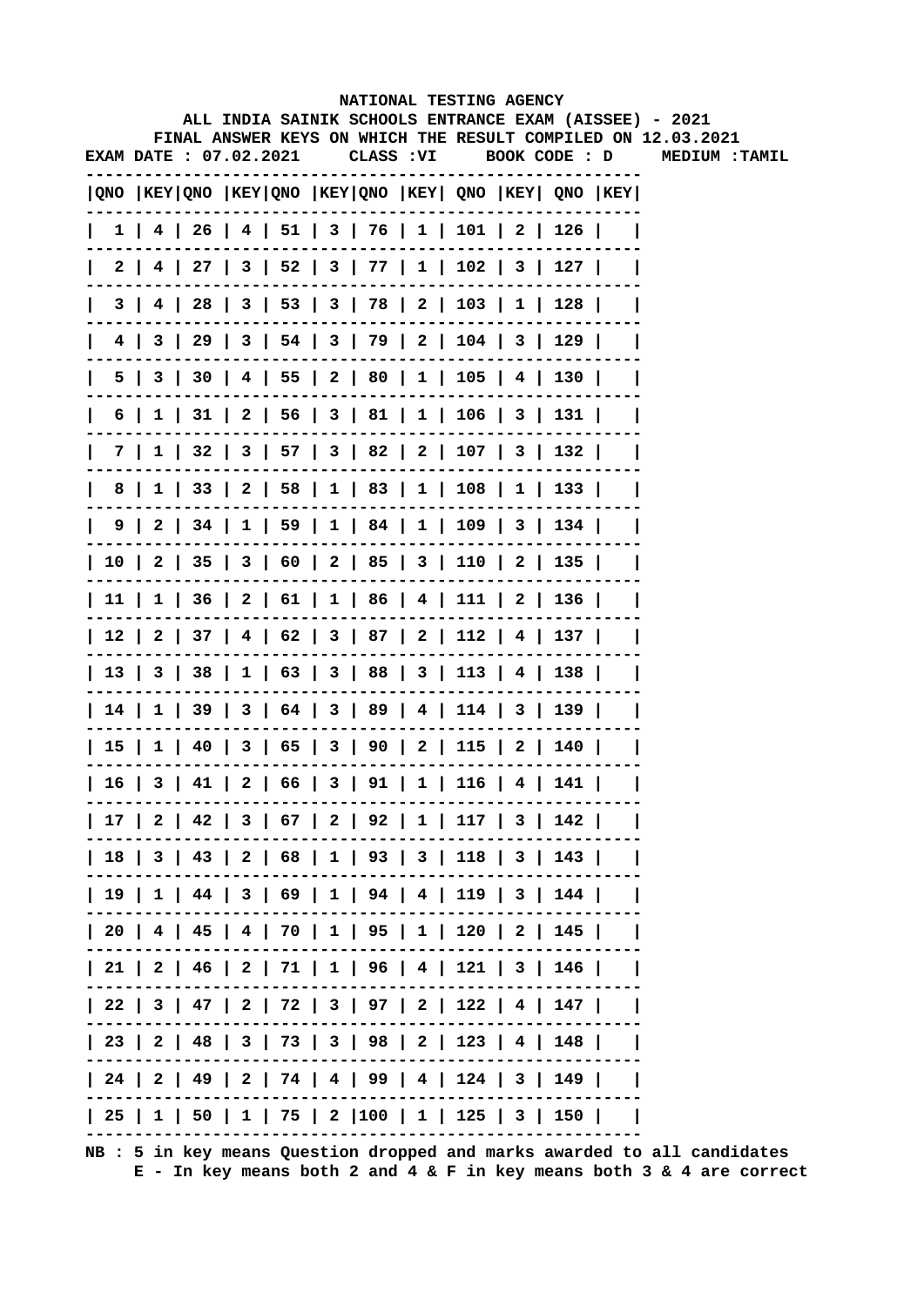**NATIONAL TESTING AGENCY**

**ALL INDIA SAINIK SCHOOLS ENTRANCE EXAM (AISSEE) - 2021**

**FINAL ANSWER KEYS ON WHICH THE RESULT COMPILED ON 12.03.2021**

**EXAM DATE : 07.02.2021 CLASS :VI BOOK CODE : D MEDIUM :TAMIL**

| QNO | KEY | QNO | KEY | QNO | KEY | QNO | KEY | QNO | KEY | QNO | KEY |
|---|---|---|---|---|---|---|---|---|---|---|---|
| 1 | 4 | 26 | 4 | 51 | 3 | 76 | 1 | 101 | 2 | 126 | |
| 2 | 4 | 27 | 3 | 52 | 3 | 77 | 1 | 102 | 3 | 127 | |
| 3 | 4 | 28 | 3 | 53 | 3 | 78 | 2 | 103 | 1 | 128 | |
| 4 | 3 | 29 | 3 | 54 | 3 | 79 | 2 | 104 | 3 | 129 | |
| 5 | 3 | 30 | 4 | 55 | 2 | 80 | 1 | 105 | 4 | 130 | |
| 6 | 1 | 31 | 2 | 56 | 3 | 81 | 1 | 106 | 3 | 131 | |
| 7 | 1 | 32 | 3 | 57 | 3 | 82 | 2 | 107 | 3 | 132 | |
| 8 | 1 | 33 | 2 | 58 | 1 | 83 | 1 | 108 | 1 | 133 | |
| 9 | 2 | 34 | 1 | 59 | 1 | 84 | 1 | 109 | 3 | 134 | |
| 10 | 2 | 35 | 3 | 60 | 2 | 85 | 3 | 110 | 2 | 135 | |
| 11 | 1 | 36 | 2 | 61 | 1 | 86 | 4 | 111 | 2 | 136 | |
| 12 | 2 | 37 | 4 | 62 | 3 | 87 | 2 | 112 | 4 | 137 | |
| 13 | 3 | 38 | 1 | 63 | 3 | 88 | 3 | 113 | 4 | 138 | |
| 14 | 1 | 39 | 3 | 64 | 3 | 89 | 4 | 114 | 3 | 139 | |
| 15 | 1 | 40 | 3 | 65 | 3 | 90 | 2 | 115 | 2 | 140 | |
| 16 | 3 | 41 | 2 | 66 | 3 | 91 | 1 | 116 | 4 | 141 | |
| 17 | 2 | 42 | 3 | 67 | 2 | 92 | 1 | 117 | 3 | 142 | |
| 18 | 3 | 43 | 2 | 68 | 1 | 93 | 3 | 118 | 3 | 143 | |
| 19 | 1 | 44 | 3 | 69 | 1 | 94 | 4 | 119 | 3 | 144 | |
| 20 | 4 | 45 | 4 | 70 | 1 | 95 | 1 | 120 | 2 | 145 | |
| 21 | 2 | 46 | 2 | 71 | 1 | 96 | 4 | 121 | 3 | 146 | |
| 22 | 3 | 47 | 2 | 72 | 3 | 97 | 2 | 122 | 4 | 147 | |
| 23 | 2 | 48 | 3 | 73 | 3 | 98 | 2 | 123 | 4 | 148 | |
| 24 | 2 | 49 | 2 | 74 | 4 | 99 | 4 | 124 | 3 | 149 | |
| 25 | 1 | 50 | 1 | 75 | 2 | 100 | 1 | 125 | 3 | 150 | |

**NB : 5 in key means Question dropped and marks awarded to all candidates**

**E - In key means both 2 and 4 & F in key means both 3 & 4 are correct**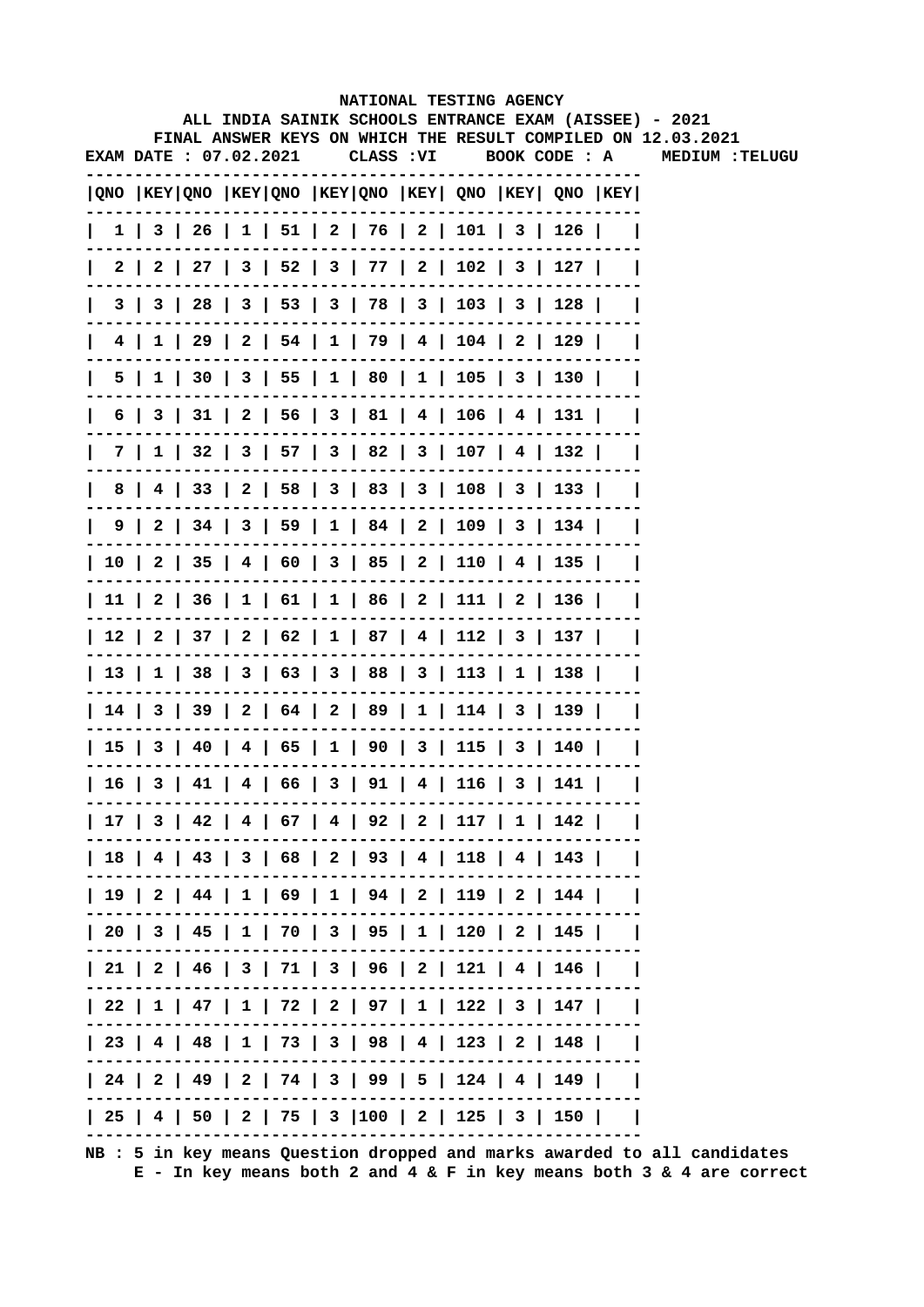NATIONAL TESTING AGENCY

ALL INDIA SAINIK SCHOOLS ENTRANCE EXAM (AISSEE) - 2021

FINAL ANSWER KEYS ON WHICH THE RESULT COMPILED ON 12.03.2021

EXAM DATE : 07.02.2021 CLASS :VI BOOK CODE : A MEDIUM :TELUGU

| QNO | KEY | QNO | KEY | QNO | KEY | QNO | KEY | QNO | KEY | QNO | KEY |
|---|---|---|---|---|---|---|---|---|---|---|---|
| 1 | 3 | 26 | 1 | 51 | 2 | 76 | 2 | 101 | 3 | 126 | |
| 2 | 2 | 27 | 3 | 52 | 3 | 77 | 2 | 102 | 3 | 127 | |
| 3 | 3 | 28 | 3 | 53 | 3 | 78 | 3 | 103 | 3 | 128 | |
| 4 | 1 | 29 | 2 | 54 | 1 | 79 | 4 | 104 | 2 | 129 | |
| 5 | 1 | 30 | 3 | 55 | 1 | 80 | 1 | 105 | 3 | 130 | |
| 6 | 3 | 31 | 2 | 56 | 3 | 81 | 4 | 106 | 4 | 131 | |
| 7 | 1 | 32 | 3 | 57 | 3 | 82 | 3 | 107 | 4 | 132 | |
| 8 | 4 | 33 | 2 | 58 | 3 | 83 | 3 | 108 | 3 | 133 | |
| 9 | 2 | 34 | 3 | 59 | 1 | 84 | 2 | 109 | 3 | 134 | |
| 10 | 2 | 35 | 4 | 60 | 3 | 85 | 2 | 110 | 4 | 135 | |
| 11 | 2 | 36 | 1 | 61 | 1 | 86 | 2 | 111 | 2 | 136 | |
| 12 | 2 | 37 | 2 | 62 | 1 | 87 | 4 | 112 | 3 | 137 | |
| 13 | 1 | 38 | 3 | 63 | 3 | 88 | 3 | 113 | 1 | 138 | |
| 14 | 3 | 39 | 2 | 64 | 2 | 89 | 1 | 114 | 3 | 139 | |
| 15 | 3 | 40 | 4 | 65 | 1 | 90 | 3 | 115 | 3 | 140 | |
| 16 | 3 | 41 | 4 | 66 | 3 | 91 | 4 | 116 | 3 | 141 | |
| 17 | 3 | 42 | 4 | 67 | 4 | 92 | 2 | 117 | 1 | 142 | |
| 18 | 4 | 43 | 3 | 68 | 2 | 93 | 4 | 118 | 4 | 143 | |
| 19 | 2 | 44 | 1 | 69 | 1 | 94 | 2 | 119 | 2 | 144 | |
| 20 | 3 | 45 | 1 | 70 | 3 | 95 | 1 | 120 | 2 | 145 | |
| 21 | 2 | 46 | 3 | 71 | 3 | 96 | 2 | 121 | 4 | 146 | |
| 22 | 1 | 47 | 1 | 72 | 2 | 97 | 1 | 122 | 3 | 147 | |
| 23 | 4 | 48 | 1 | 73 | 3 | 98 | 4 | 123 | 2 | 148 | |
| 24 | 2 | 49 | 2 | 74 | 3 | 99 | 5 | 124 | 4 | 149 | |
| 25 | 4 | 50 | 2 | 75 | 3 | 100 | 2 | 125 | 3 | 150 | |

NB : 5 in key means Question dropped and marks awarded to all candidates
E - In key means both 2 and 4 & F in key means both 3 & 4 are correct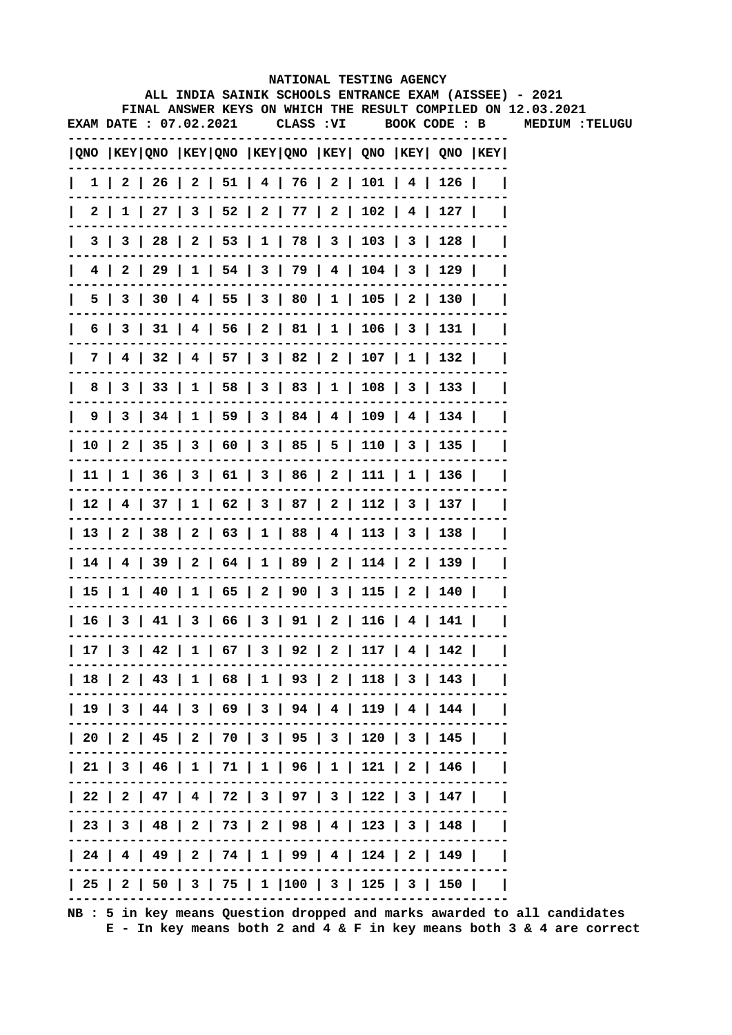NATIONAL TESTING AGENCY

ALL INDIA SAINIK SCHOOLS ENTRANCE EXAM (AISSEE) - 2021

FINAL ANSWER KEYS ON WHICH THE RESULT COMPILED ON 12.03.2021

EXAM DATE : 07.02.2021 CLASS :VI BOOK CODE : B MEDIUM :TELUGU

| QNO | KEY | QNO | KEY | QNO | KEY | QNO | KEY | QNO | KEY | QNO | KEY |
|---|---|---|---|---|---|---|---|---|---|---|---|
| 1 | 2 | 26 | 2 | 51 | 4 | 76 | 2 | 101 | 4 | 126 | |
| 2 | 1 | 27 | 3 | 52 | 2 | 77 | 2 | 102 | 4 | 127 | |
| 3 | 3 | 28 | 2 | 53 | 1 | 78 | 3 | 103 | 3 | 128 | |
| 4 | 2 | 29 | 1 | 54 | 3 | 79 | 4 | 104 | 3 | 129 | |
| 5 | 3 | 30 | 4 | 55 | 3 | 80 | 1 | 105 | 2 | 130 | |
| 6 | 3 | 31 | 4 | 56 | 2 | 81 | 1 | 106 | 3 | 131 | |
| 7 | 4 | 32 | 4 | 57 | 3 | 82 | 2 | 107 | 1 | 132 | |
| 8 | 3 | 33 | 1 | 58 | 3 | 83 | 1 | 108 | 3 | 133 | |
| 9 | 3 | 34 | 1 | 59 | 3 | 84 | 4 | 109 | 4 | 134 | |
| 10 | 2 | 35 | 3 | 60 | 3 | 85 | 5 | 110 | 3 | 135 | |
| 11 | 1 | 36 | 3 | 61 | 3 | 86 | 2 | 111 | 1 | 136 | |
| 12 | 4 | 37 | 1 | 62 | 3 | 87 | 2 | 112 | 3 | 137 | |
| 13 | 2 | 38 | 2 | 63 | 1 | 88 | 4 | 113 | 3 | 138 | |
| 14 | 4 | 39 | 2 | 64 | 1 | 89 | 2 | 114 | 2 | 139 | |
| 15 | 1 | 40 | 1 | 65 | 2 | 90 | 3 | 115 | 2 | 140 | |
| 16 | 3 | 41 | 3 | 66 | 3 | 91 | 2 | 116 | 4 | 141 | |
| 17 | 3 | 42 | 1 | 67 | 3 | 92 | 2 | 117 | 4 | 142 | |
| 18 | 2 | 43 | 1 | 68 | 1 | 93 | 2 | 118 | 3 | 143 | |
| 19 | 3 | 44 | 3 | 69 | 3 | 94 | 4 | 119 | 4 | 144 | |
| 20 | 2 | 45 | 2 | 70 | 3 | 95 | 3 | 120 | 3 | 145 | |
| 21 | 3 | 46 | 1 | 71 | 1 | 96 | 1 | 121 | 2 | 146 | |
| 22 | 2 | 47 | 4 | 72 | 3 | 97 | 3 | 122 | 3 | 147 | |
| 23 | 3 | 48 | 2 | 73 | 2 | 98 | 4 | 123 | 3 | 148 | |
| 24 | 4 | 49 | 2 | 74 | 1 | 99 | 4 | 124 | 2 | 149 | |
| 25 | 2 | 50 | 3 | 75 | 1 | 100 | 3 | 125 | 3 | 150 | |

NB : 5 in key means Question dropped and marks awarded to all candidates
E - In key means both 2 and 4 & F in key means both 3 & 4 are correct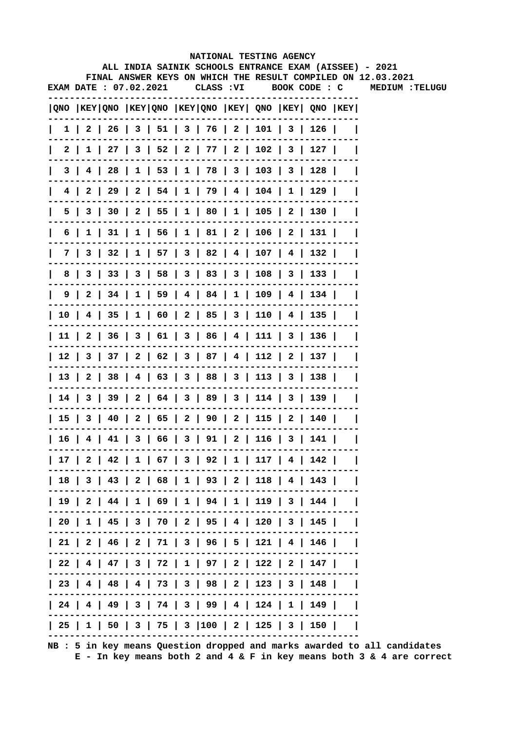NATIONAL TESTING AGENCY

ALL INDIA SAINIK SCHOOLS ENTRANCE EXAM (AISSEE) - 2021

FINAL ANSWER KEYS ON WHICH THE RESULT COMPILED ON 12.03.2021

EXAM DATE : 07.02.2021 CLASS :VI BOOK CODE : C MEDIUM :TELUGU

| QNO | KEY | QNO | KEY | QNO | KEY | QNO | KEY | QNO | KEY | QNO | KEY |
|---|---|---|---|---|---|---|---|---|---|---|---|
| 1 | 2 | 26 | 3 | 51 | 3 | 76 | 2 | 101 | 3 | 126 | |
| 2 | 1 | 27 | 3 | 52 | 2 | 77 | 2 | 102 | 3 | 127 | |
| 3 | 4 | 28 | 1 | 53 | 1 | 78 | 3 | 103 | 3 | 128 | |
| 4 | 2 | 29 | 2 | 54 | 1 | 79 | 4 | 104 | 1 | 129 | |
| 5 | 3 | 30 | 2 | 55 | 1 | 80 | 1 | 105 | 2 | 130 | |
| 6 | 1 | 31 | 1 | 56 | 1 | 81 | 2 | 106 | 2 | 131 | |
| 7 | 3 | 32 | 1 | 57 | 3 | 82 | 4 | 107 | 4 | 132 | |
| 8 | 3 | 33 | 3 | 58 | 3 | 83 | 3 | 108 | 3 | 133 | |
| 9 | 2 | 34 | 1 | 59 | 4 | 84 | 1 | 109 | 4 | 134 | |
| 10 | 4 | 35 | 1 | 60 | 2 | 85 | 3 | 110 | 4 | 135 | |
| 11 | 2 | 36 | 3 | 61 | 3 | 86 | 4 | 111 | 3 | 136 | |
| 12 | 3 | 37 | 2 | 62 | 3 | 87 | 4 | 112 | 2 | 137 | |
| 13 | 2 | 38 | 4 | 63 | 3 | 88 | 3 | 113 | 3 | 138 | |
| 14 | 3 | 39 | 2 | 64 | 3 | 89 | 3 | 114 | 3 | 139 | |
| 15 | 3 | 40 | 2 | 65 | 2 | 90 | 2 | 115 | 2 | 140 | |
| 16 | 4 | 41 | 3 | 66 | 3 | 91 | 2 | 116 | 3 | 141 | |
| 17 | 2 | 42 | 1 | 67 | 3 | 92 | 1 | 117 | 4 | 142 | |
| 18 | 3 | 43 | 2 | 68 | 1 | 93 | 2 | 118 | 4 | 143 | |
| 19 | 2 | 44 | 1 | 69 | 1 | 94 | 1 | 119 | 3 | 144 | |
| 20 | 1 | 45 | 3 | 70 | 2 | 95 | 4 | 120 | 3 | 145 | |
| 21 | 2 | 46 | 2 | 71 | 3 | 96 | 5 | 121 | 4 | 146 | |
| 22 | 4 | 47 | 3 | 72 | 1 | 97 | 2 | 122 | 2 | 147 | |
| 23 | 4 | 48 | 4 | 73 | 3 | 98 | 2 | 123 | 3 | 148 | |
| 24 | 4 | 49 | 3 | 74 | 3 | 99 | 4 | 124 | 1 | 149 | |
| 25 | 1 | 50 | 3 | 75 | 3 | 100 | 2 | 125 | 3 | 150 | |

NB : 5 in key means Question dropped and marks awarded to all candidates
E - In key means both 2 and 4 & F in key means both 3 & 4 are correct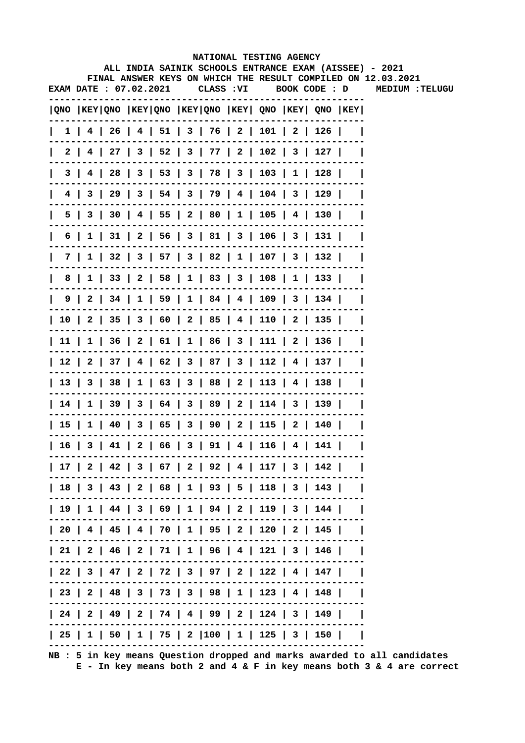NATIONAL TESTING AGENCY

ALL INDIA SAINIK SCHOOLS ENTRANCE EXAM (AISSEE) - 2021

FINAL ANSWER KEYS ON WHICH THE RESULT COMPILED ON 12.03.2021

EXAM DATE : 07.02.2021 CLASS :VI BOOK CODE : D MEDIUM :TELUGU

| QNO | KEY | QNO | KEY | QNO | KEY | QNO | KEY | QNO | KEY | QNO | KEY |
|---|---|---|---|---|---|---|---|---|---|---|---|
| 1 | 4 | 26 | 4 | 51 | 3 | 76 | 2 | 101 | 2 | 126 | |
| 2 | 4 | 27 | 3 | 52 | 3 | 77 | 2 | 102 | 3 | 127 | |
| 3 | 4 | 28 | 3 | 53 | 3 | 78 | 3 | 103 | 1 | 128 | |
| 4 | 3 | 29 | 3 | 54 | 3 | 79 | 4 | 104 | 3 | 129 | |
| 5 | 3 | 30 | 4 | 55 | 2 | 80 | 1 | 105 | 4 | 130 | |
| 6 | 1 | 31 | 2 | 56 | 3 | 81 | 3 | 106 | 3 | 131 | |
| 7 | 1 | 32 | 3 | 57 | 3 | 82 | 1 | 107 | 3 | 132 | |
| 8 | 1 | 33 | 2 | 58 | 1 | 83 | 3 | 108 | 1 | 133 | |
| 9 | 2 | 34 | 1 | 59 | 1 | 84 | 4 | 109 | 3 | 134 | |
| 10 | 2 | 35 | 3 | 60 | 2 | 85 | 4 | 110 | 2 | 135 | |
| 11 | 1 | 36 | 2 | 61 | 1 | 86 | 3 | 111 | 2 | 136 | |
| 12 | 2 | 37 | 4 | 62 | 3 | 87 | 3 | 112 | 4 | 137 | |
| 13 | 3 | 38 | 1 | 63 | 3 | 88 | 2 | 113 | 4 | 138 | |
| 14 | 1 | 39 | 3 | 64 | 3 | 89 | 2 | 114 | 3 | 139 | |
| 15 | 1 | 40 | 3 | 65 | 3 | 90 | 2 | 115 | 2 | 140 | |
| 16 | 3 | 41 | 2 | 66 | 3 | 91 | 4 | 116 | 4 | 141 | |
| 17 | 2 | 42 | 3 | 67 | 2 | 92 | 4 | 117 | 3 | 142 | |
| 18 | 3 | 43 | 2 | 68 | 1 | 93 | 5 | 118 | 3 | 143 | |
| 19 | 1 | 44 | 3 | 69 | 1 | 94 | 2 | 119 | 3 | 144 | |
| 20 | 4 | 45 | 4 | 70 | 1 | 95 | 2 | 120 | 2 | 145 | |
| 21 | 2 | 46 | 2 | 71 | 1 | 96 | 4 | 121 | 3 | 146 | |
| 22 | 3 | 47 | 2 | 72 | 3 | 97 | 2 | 122 | 4 | 147 | |
| 23 | 2 | 48 | 3 | 73 | 3 | 98 | 1 | 123 | 4 | 148 | |
| 24 | 2 | 49 | 2 | 74 | 4 | 99 | 2 | 124 | 3 | 149 | |
| 25 | 1 | 50 | 1 | 75 | 2 | 100 | 1 | 125 | 3 | 150 | |

NB : 5 in key means Question dropped and marks awarded to all candidates
E - In key means both 2 and 4 & F in key means both 3 & 4 are correct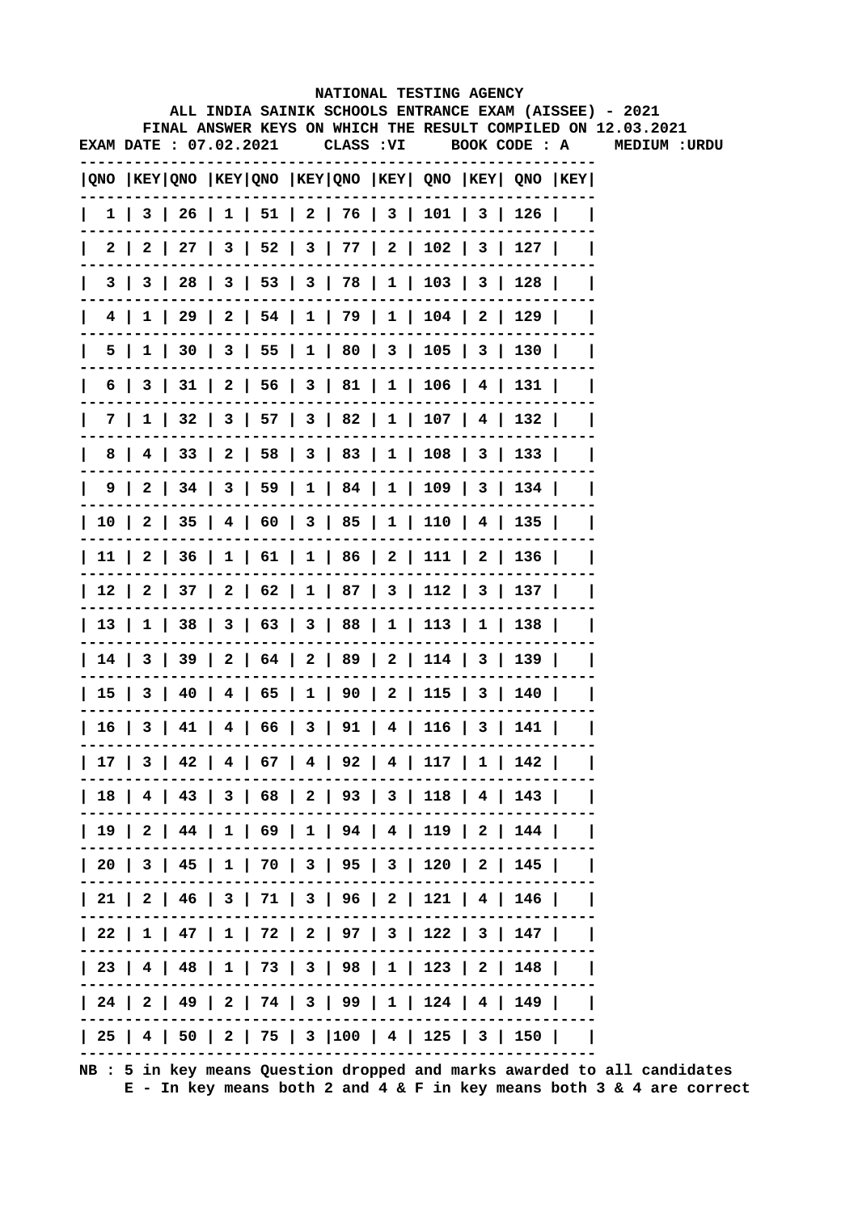# NATIONAL TESTING AGENCY

## ALL INDIA SAINIK SCHOOLS ENTRANCE EXAM (AISSEE) - 2021

### FINAL ANSWER KEYS ON WHICH THE RESULT COMPILED ON 12.03.2021

**EXAM DATE : 07.02.2021 CLASS :VI BOOK CODE : A MEDIUM :URDU**

| QNO | KEY | QNO | KEY | QNO | KEY | QNO | KEY | QNO | KEY | QNO | KEY |
|---|---|---|---|---|---|---|---|---|---|---|---|
| 1 | 3 | 26 | 1 | 51 | 2 | 76 | 3 | 101 | 3 | 126 | |
| 2 | 2 | 27 | 3 | 52 | 3 | 77 | 2 | 102 | 3 | 127 | |
| 3 | 3 | 28 | 3 | 53 | 3 | 78 | 1 | 103 | 3 | 128 | |
| 4 | 1 | 29 | 2 | 54 | 1 | 79 | 1 | 104 | 2 | 129 | |
| 5 | 1 | 30 | 3 | 55 | 1 | 80 | 3 | 105 | 3 | 130 | |
| 6 | 3 | 31 | 2 | 56 | 3 | 81 | 1 | 106 | 4 | 131 | |
| 7 | 1 | 32 | 3 | 57 | 3 | 82 | 1 | 107 | 4 | 132 | |
| 8 | 4 | 33 | 2 | 58 | 3 | 83 | 1 | 108 | 3 | 133 | |
| 9 | 2 | 34 | 3 | 59 | 1 | 84 | 1 | 109 | 3 | 134 | |
| 10 | 2 | 35 | 4 | 60 | 3 | 85 | 1 | 110 | 4 | 135 | |
| 11 | 2 | 36 | 1 | 61 | 1 | 86 | 2 | 111 | 2 | 136 | |
| 12 | 2 | 37 | 2 | 62 | 1 | 87 | 3 | 112 | 3 | 137 | |
| 13 | 1 | 38 | 3 | 63 | 3 | 88 | 1 | 113 | 1 | 138 | |
| 14 | 3 | 39 | 2 | 64 | 2 | 89 | 2 | 114 | 3 | 139 | |
| 15 | 3 | 40 | 4 | 65 | 1 | 90 | 2 | 115 | 3 | 140 | |
| 16 | 3 | 41 | 4 | 66 | 3 | 91 | 4 | 116 | 3 | 141 | |
| 17 | 3 | 42 | 4 | 67 | 4 | 92 | 4 | 117 | 1 | 142 | |
| 18 | 4 | 43 | 3 | 68 | 2 | 93 | 3 | 118 | 4 | 143 | |
| 19 | 2 | 44 | 1 | 69 | 1 | 94 | 4 | 119 | 2 | 144 | |
| 20 | 3 | 45 | 1 | 70 | 3 | 95 | 3 | 120 | 2 | 145 | |
| 21 | 2 | 46 | 3 | 71 | 3 | 96 | 2 | 121 | 4 | 146 | |
| 22 | 1 | 47 | 1 | 72 | 2 | 97 | 3 | 122 | 3 | 147 | |
| 23 | 4 | 48 | 1 | 73 | 3 | 98 | 1 | 123 | 2 | 148 | |
| 24 | 2 | 49 | 2 | 74 | 3 | 99 | 1 | 124 | 4 | 149 | |
| 25 | 4 | 50 | 2 | 75 | 3 | 100 | 4 | 125 | 3 | 150 | |

**NB : 5 in key means Question dropped and marks awarded to all candidates**
**E - In key means both 2 and 4 & F in key means both 3 & 4 are correct**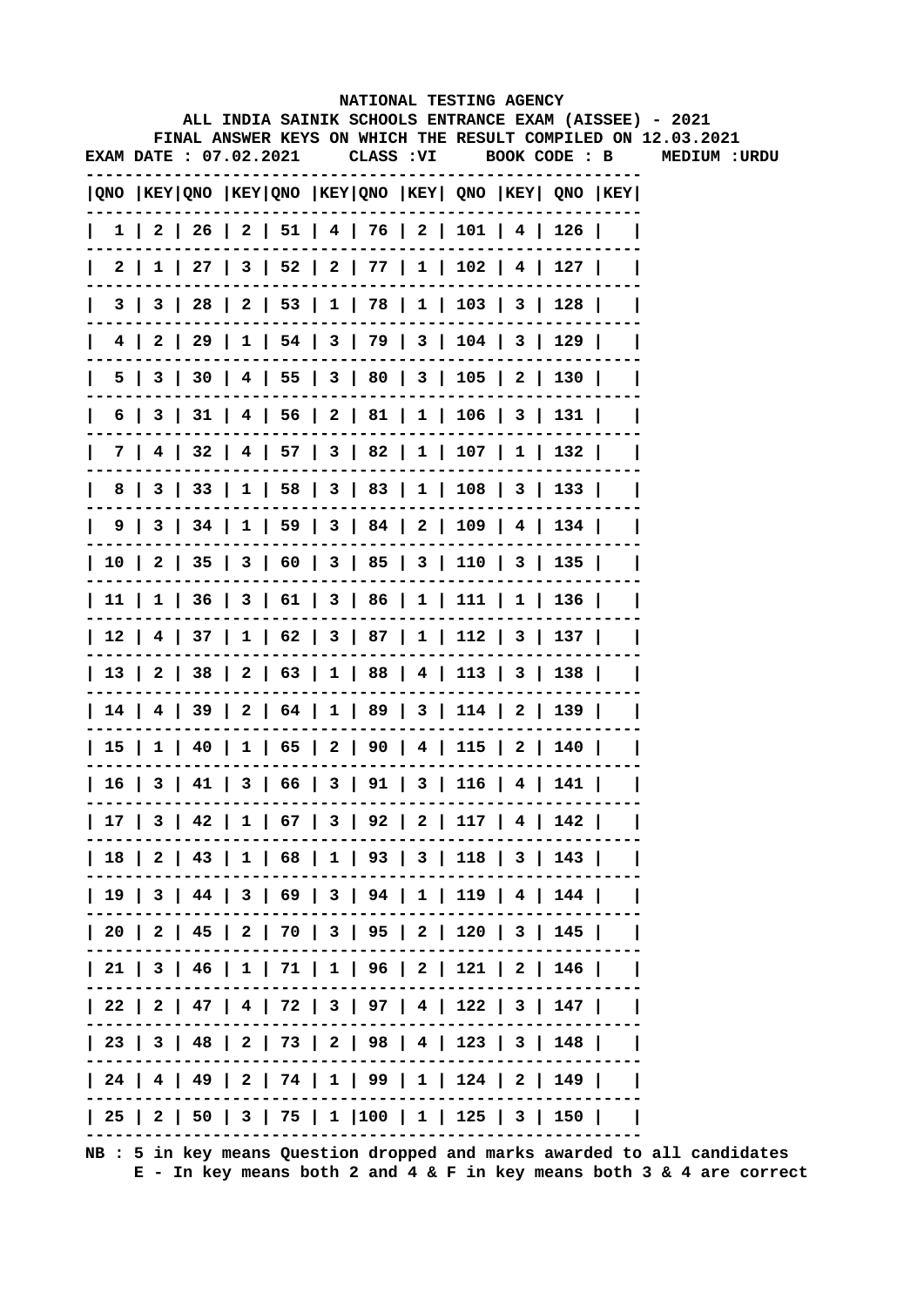NATIONAL TESTING AGENCY

ALL INDIA SAINIK SCHOOLS ENTRANCE EXAM (AISSEE) - 2021

FINAL ANSWER KEYS ON WHICH THE RESULT COMPILED ON 12.03.2021

EXAM DATE : 07.02.2021 CLASS :VI BOOK CODE : B MEDIUM :URDU

| QNO | KEY | QNO | KEY | QNO | KEY | QNO | KEY | QNO | KEY | QNO | KEY |
|---|---|---|---|---|---|---|---|---|---|---|---|
| 1 | 2 | 26 | 2 | 51 | 4 | 76 | 2 | 101 | 4 | 126 | |
| 2 | 1 | 27 | 3 | 52 | 2 | 77 | 1 | 102 | 4 | 127 | |
| 3 | 3 | 28 | 2 | 53 | 1 | 78 | 1 | 103 | 3 | 128 | |
| 4 | 2 | 29 | 1 | 54 | 3 | 79 | 3 | 104 | 3 | 129 | |
| 5 | 3 | 30 | 4 | 55 | 3 | 80 | 3 | 105 | 2 | 130 | |
| 6 | 3 | 31 | 4 | 56 | 2 | 81 | 1 | 106 | 3 | 131 | |
| 7 | 4 | 32 | 4 | 57 | 3 | 82 | 1 | 107 | 1 | 132 | |
| 8 | 3 | 33 | 1 | 58 | 3 | 83 | 1 | 108 | 3 | 133 | |
| 9 | 3 | 34 | 1 | 59 | 3 | 84 | 2 | 109 | 4 | 134 | |
| 10 | 2 | 35 | 3 | 60 | 3 | 85 | 3 | 110 | 3 | 135 | |
| 11 | 1 | 36 | 3 | 61 | 3 | 86 | 1 | 111 | 1 | 136 | |
| 12 | 4 | 37 | 1 | 62 | 3 | 87 | 1 | 112 | 3 | 137 | |
| 13 | 2 | 38 | 2 | 63 | 1 | 88 | 4 | 113 | 3 | 138 | |
| 14 | 4 | 39 | 2 | 64 | 1 | 89 | 3 | 114 | 2 | 139 | |
| 15 | 1 | 40 | 1 | 65 | 2 | 90 | 4 | 115 | 2 | 140 | |
| 16 | 3 | 41 | 3 | 66 | 3 | 91 | 3 | 116 | 4 | 141 | |
| 17 | 3 | 42 | 1 | 67 | 3 | 92 | 2 | 117 | 4 | 142 | |
| 18 | 2 | 43 | 1 | 68 | 1 | 93 | 3 | 118 | 3 | 143 | |
| 19 | 3 | 44 | 3 | 69 | 3 | 94 | 1 | 119 | 4 | 144 | |
| 20 | 2 | 45 | 2 | 70 | 3 | 95 | 2 | 120 | 3 | 145 | |
| 21 | 3 | 46 | 1 | 71 | 1 | 96 | 2 | 121 | 2 | 146 | |
| 22 | 2 | 47 | 4 | 72 | 3 | 97 | 4 | 122 | 3 | 147 | |
| 23 | 3 | 48 | 2 | 73 | 2 | 98 | 4 | 123 | 3 | 148 | |
| 24 | 4 | 49 | 2 | 74 | 1 | 99 | 1 | 124 | 2 | 149 | |
| 25 | 2 | 50 | 3 | 75 | 1 | 100 | 1 | 125 | 3 | 150 | |

NB : 5 in key means Question dropped and marks awarded to all candidates
E - In key means both 2 and 4 & F in key means both 3 & 4 are correct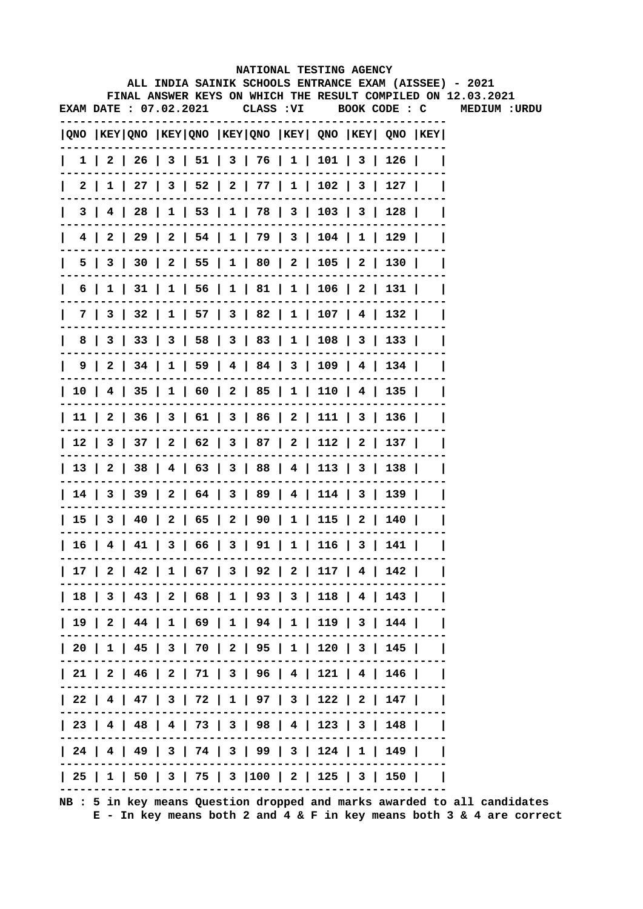NATIONAL TESTING AGENCY

ALL INDIA SAINIK SCHOOLS ENTRANCE EXAM (AISSEE) - 2021

FINAL ANSWER KEYS ON WHICH THE RESULT COMPILED ON 12.03.2021

EXAM DATE : 07.02.2021 CLASS :VI BOOK CODE : C MEDIUM :URDU

| QNO | KEY | QNO | KEY | QNO | KEY | QNO | KEY | QNO | KEY | QNO | KEY |
|---|---|---|---|---|---|---|---|---|---|---|---|
| 1 | 2 | 26 | 3 | 51 | 3 | 76 | 1 | 101 | 3 | 126 | |
| 2 | 1 | 27 | 3 | 52 | 2 | 77 | 1 | 102 | 3 | 127 | |
| 3 | 4 | 28 | 1 | 53 | 1 | 78 | 3 | 103 | 3 | 128 | |
| 4 | 2 | 29 | 2 | 54 | 1 | 79 | 3 | 104 | 1 | 129 | |
| 5 | 3 | 30 | 2 | 55 | 1 | 80 | 2 | 105 | 2 | 130 | |
| 6 | 1 | 31 | 1 | 56 | 1 | 81 | 1 | 106 | 2 | 131 | |
| 7 | 3 | 32 | 1 | 57 | 3 | 82 | 1 | 107 | 4 | 132 | |
| 8 | 3 | 33 | 3 | 58 | 3 | 83 | 1 | 108 | 3 | 133 | |
| 9 | 2 | 34 | 1 | 59 | 4 | 84 | 3 | 109 | 4 | 134 | |
| 10 | 4 | 35 | 1 | 60 | 2 | 85 | 1 | 110 | 4 | 135 | |
| 11 | 2 | 36 | 3 | 61 | 3 | 86 | 2 | 111 | 3 | 136 | |
| 12 | 3 | 37 | 2 | 62 | 3 | 87 | 2 | 112 | 2 | 137 | |
| 13 | 2 | 38 | 4 | 63 | 3 | 88 | 4 | 113 | 3 | 138 | |
| 14 | 3 | 39 | 2 | 64 | 3 | 89 | 4 | 114 | 3 | 139 | |
| 15 | 3 | 40 | 2 | 65 | 2 | 90 | 1 | 115 | 2 | 140 | |
| 16 | 4 | 41 | 3 | 66 | 3 | 91 | 1 | 116 | 3 | 141 | |
| 17 | 2 | 42 | 1 | 67 | 3 | 92 | 2 | 117 | 4 | 142 | |
| 18 | 3 | 43 | 2 | 68 | 1 | 93 | 3 | 118 | 4 | 143 | |
| 19 | 2 | 44 | 1 | 69 | 1 | 94 | 1 | 119 | 3 | 144 | |
| 20 | 1 | 45 | 3 | 70 | 2 | 95 | 1 | 120 | 3 | 145 | |
| 21 | 2 | 46 | 2 | 71 | 3 | 96 | 4 | 121 | 4 | 146 | |
| 22 | 4 | 47 | 3 | 72 | 1 | 97 | 3 | 122 | 2 | 147 | |
| 23 | 4 | 48 | 4 | 73 | 3 | 98 | 4 | 123 | 3 | 148 | |
| 24 | 4 | 49 | 3 | 74 | 3 | 99 | 3 | 124 | 1 | 149 | |
| 25 | 1 | 50 | 3 | 75 | 3 | 100 | 2 | 125 | 3 | 150 | |

NB : 5 in key means Question dropped and marks awarded to all candidates
E - In key means both 2 and 4 & F in key means both 3 & 4 are correct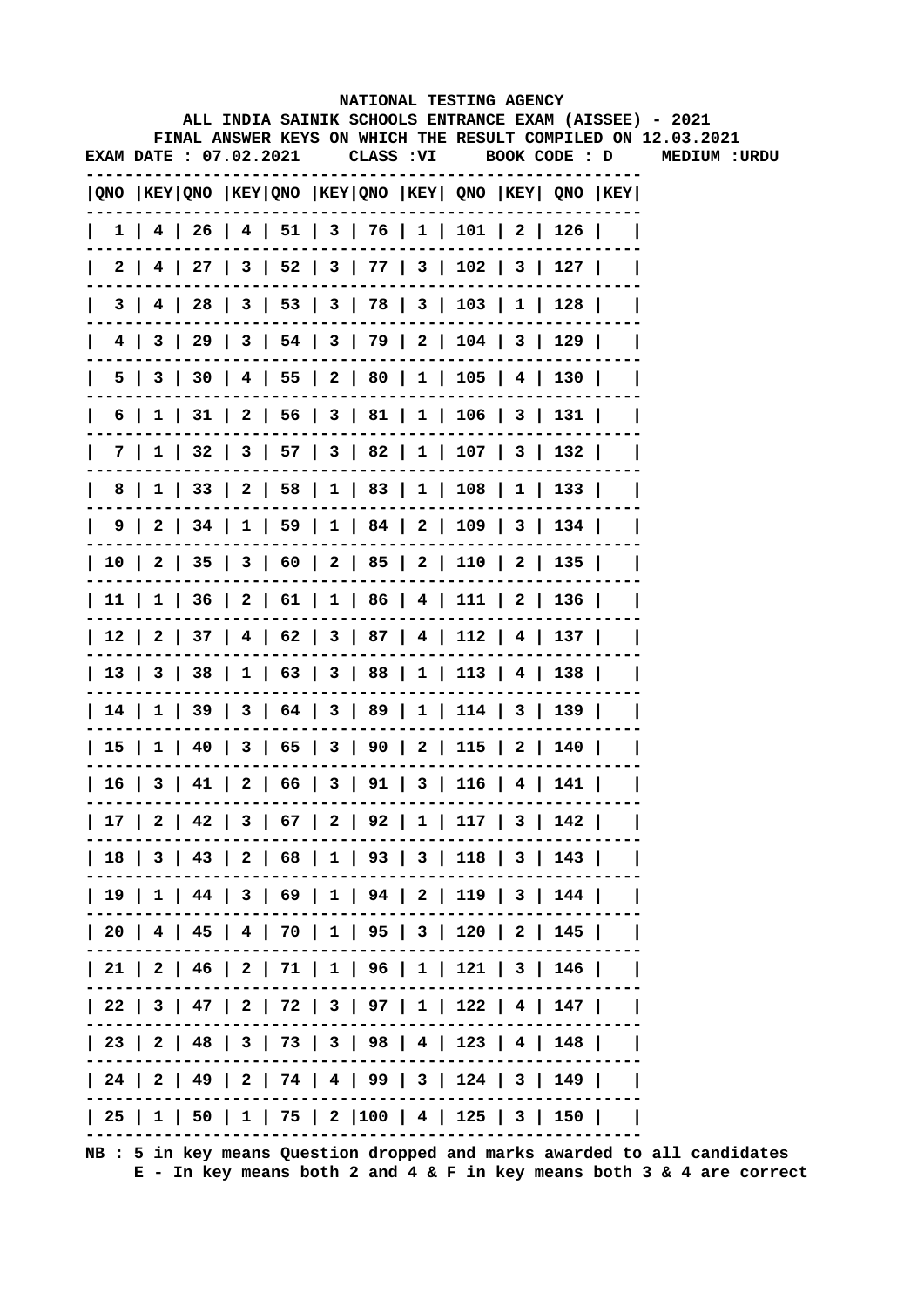NATIONAL TESTING AGENCY

ALL INDIA SAINIK SCHOOLS ENTRANCE EXAM (AISSEE) - 2021

FINAL ANSWER KEYS ON WHICH THE RESULT COMPILED ON 12.03.2021

EXAM DATE : 07.02.2021 CLASS :VI BOOK CODE : D MEDIUM :URDU

| QNO | KEY | QNO | KEY | QNO | KEY | QNO | KEY | QNO | KEY | QNO | KEY |
|---|---|---|---|---|---|---|---|---|---|---|---|
| 1 | 4 | 26 | 4 | 51 | 3 | 76 | 1 | 101 | 2 | 126 | |
| 2 | 4 | 27 | 3 | 52 | 3 | 77 | 3 | 102 | 3 | 127 | |
| 3 | 4 | 28 | 3 | 53 | 3 | 78 | 3 | 103 | 1 | 128 | |
| 4 | 3 | 29 | 3 | 54 | 3 | 79 | 2 | 104 | 3 | 129 | |
| 5 | 3 | 30 | 4 | 55 | 2 | 80 | 1 | 105 | 4 | 130 | |
| 6 | 1 | 31 | 2 | 56 | 3 | 81 | 1 | 106 | 3 | 131 | |
| 7 | 1 | 32 | 3 | 57 | 3 | 82 | 1 | 107 | 3 | 132 | |
| 8 | 1 | 33 | 2 | 58 | 1 | 83 | 1 | 108 | 1 | 133 | |
| 9 | 2 | 34 | 1 | 59 | 1 | 84 | 2 | 109 | 3 | 134 | |
| 10 | 2 | 35 | 3 | 60 | 2 | 85 | 2 | 110 | 2 | 135 | |
| 11 | 1 | 36 | 2 | 61 | 1 | 86 | 4 | 111 | 2 | 136 | |
| 12 | 2 | 37 | 4 | 62 | 3 | 87 | 4 | 112 | 4 | 137 | |
| 13 | 3 | 38 | 1 | 63 | 3 | 88 | 1 | 113 | 4 | 138 | |
| 14 | 1 | 39 | 3 | 64 | 3 | 89 | 1 | 114 | 3 | 139 | |
| 15 | 1 | 40 | 3 | 65 | 3 | 90 | 2 | 115 | 2 | 140 | |
| 16 | 3 | 41 | 2 | 66 | 3 | 91 | 3 | 116 | 4 | 141 | |
| 17 | 2 | 42 | 3 | 67 | 2 | 92 | 1 | 117 | 3 | 142 | |
| 18 | 3 | 43 | 2 | 68 | 1 | 93 | 3 | 118 | 3 | 143 | |
| 19 | 1 | 44 | 3 | 69 | 1 | 94 | 2 | 119 | 3 | 144 | |
| 20 | 4 | 45 | 4 | 70 | 1 | 95 | 3 | 120 | 2 | 145 | |
| 21 | 2 | 46 | 2 | 71 | 1 | 96 | 1 | 121 | 3 | 146 | |
| 22 | 3 | 47 | 2 | 72 | 3 | 97 | 1 | 122 | 4 | 147 | |
| 23 | 2 | 48 | 3 | 73 | 3 | 98 | 4 | 123 | 4 | 148 | |
| 24 | 2 | 49 | 2 | 74 | 4 | 99 | 3 | 124 | 3 | 149 | |
| 25 | 1 | 50 | 1 | 75 | 2 | 100 | 4 | 125 | 3 | 150 | |

NB : 5 in key means Question dropped and marks awarded to all candidates
E - In key means both 2 and 4 & F in key means both 3 & 4 are correct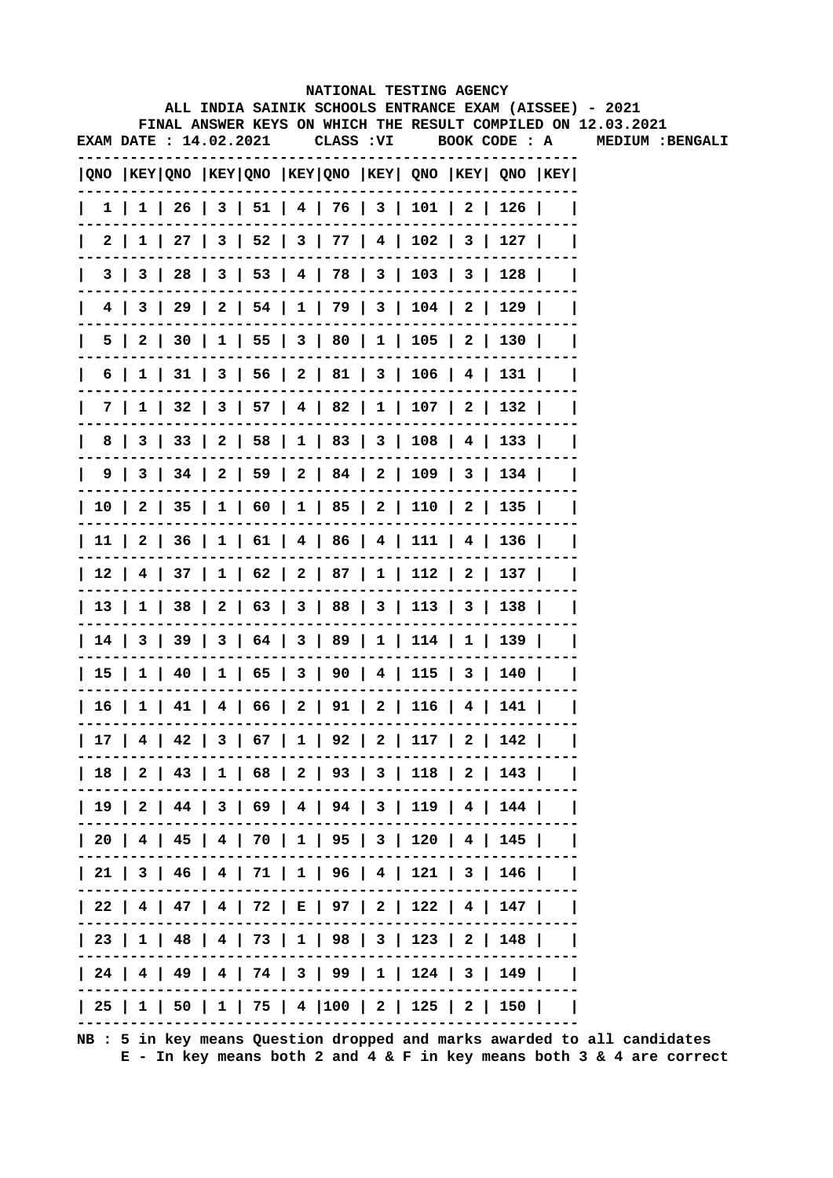**NATIONAL TESTING AGENCY**

**ALL INDIA SAINIK SCHOOLS ENTRANCE EXAM (AISSEE) - 2021**

**FINAL ANSWER KEYS ON WHICH THE RESULT COMPILED ON 12.03.2021**

**EXAM DATE : 14.02.2021 CLASS :VI BOOK CODE : A MEDIUM :BENGALI**

| QNO | KEY | QNO | KEY | QNO | KEY | QNO | KEY | QNO | KEY | QNO | KEY |
|---|---|---|---|---|---|---|---|---|---|---|---|
| 1 | 1 | 26 | 3 | 51 | 4 | 76 | 3 | 101 | 2 | 126 | |
| 2 | 1 | 27 | 3 | 52 | 3 | 77 | 4 | 102 | 3 | 127 | |
| 3 | 3 | 28 | 3 | 53 | 4 | 78 | 3 | 103 | 3 | 128 | |
| 4 | 3 | 29 | 2 | 54 | 1 | 79 | 3 | 104 | 2 | 129 | |
| 5 | 2 | 30 | 1 | 55 | 3 | 80 | 1 | 105 | 2 | 130 | |
| 6 | 1 | 31 | 3 | 56 | 2 | 81 | 3 | 106 | 4 | 131 | |
| 7 | 1 | 32 | 3 | 57 | 4 | 82 | 1 | 107 | 2 | 132 | |
| 8 | 3 | 33 | 2 | 58 | 1 | 83 | 3 | 108 | 4 | 133 | |
| 9 | 3 | 34 | 2 | 59 | 2 | 84 | 2 | 109 | 3 | 134 | |
| 10 | 2 | 35 | 1 | 60 | 1 | 85 | 2 | 110 | 2 | 135 | |
| 11 | 2 | 36 | 1 | 61 | 4 | 86 | 4 | 111 | 4 | 136 | |
| 12 | 4 | 37 | 1 | 62 | 2 | 87 | 1 | 112 | 2 | 137 | |
| 13 | 1 | 38 | 2 | 63 | 3 | 88 | 3 | 113 | 3 | 138 | |
| 14 | 3 | 39 | 3 | 64 | 3 | 89 | 1 | 114 | 1 | 139 | |
| 15 | 1 | 40 | 1 | 65 | 3 | 90 | 4 | 115 | 3 | 140 | |
| 16 | 1 | 41 | 4 | 66 | 2 | 91 | 2 | 116 | 4 | 141 | |
| 17 | 4 | 42 | 3 | 67 | 1 | 92 | 2 | 117 | 2 | 142 | |
| 18 | 2 | 43 | 1 | 68 | 2 | 93 | 3 | 118 | 2 | 143 | |
| 19 | 2 | 44 | 3 | 69 | 4 | 94 | 3 | 119 | 4 | 144 | |
| 20 | 4 | 45 | 4 | 70 | 1 | 95 | 3 | 120 | 4 | 145 | |
| 21 | 3 | 46 | 4 | 71 | 1 | 96 | 4 | 121 | 3 | 146 | |
| 22 | 4 | 47 | 4 | 72 | E | 97 | 2 | 122 | 4 | 147 | |
| 23 | 1 | 48 | 4 | 73 | 1 | 98 | 3 | 123 | 2 | 148 | |
| 24 | 4 | 49 | 4 | 74 | 3 | 99 | 1 | 124 | 3 | 149 | |
| 25 | 1 | 50 | 1 | 75 | 4 | 100 | 2 | 125 | 2 | 150 | |

**NB : 5 in key means Question dropped and marks awarded to all candidates**
**E - In key means both 2 and 4 & F in key means both 3 & 4 are correct**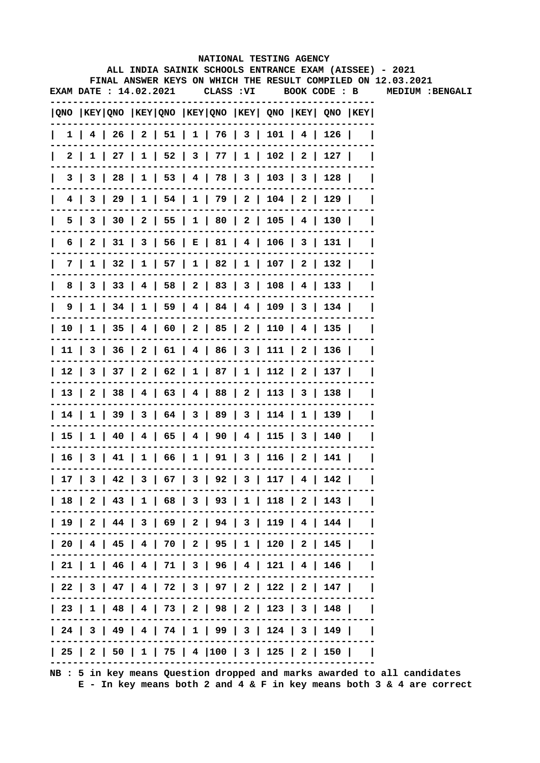NATIONAL TESTING AGENCY

ALL INDIA SAINIK SCHOOLS ENTRANCE EXAM (AISSEE) - 2021

FINAL ANSWER KEYS ON WHICH THE RESULT COMPILED ON 12.03.2021

EXAM DATE : 14.02.2021 CLASS :VI BOOK CODE : B MEDIUM :BENGALI

| QNO | KEY | QNO | KEY | QNO | KEY | QNO | KEY | QNO | KEY | QNO | KEY |
|---|---|---|---|---|---|---|---|---|---|---|---|
| 1 | 4 | 26 | 2 | 51 | 1 | 76 | 3 | 101 | 4 | 126 | |
| 2 | 1 | 27 | 1 | 52 | 3 | 77 | 1 | 102 | 2 | 127 | |
| 3 | 3 | 28 | 1 | 53 | 4 | 78 | 3 | 103 | 3 | 128 | |
| 4 | 3 | 29 | 1 | 54 | 1 | 79 | 2 | 104 | 2 | 129 | |
| 5 | 3 | 30 | 2 | 55 | 1 | 80 | 2 | 105 | 4 | 130 | |
| 6 | 2 | 31 | 3 | 56 | E | 81 | 4 | 106 | 3 | 131 | |
| 7 | 1 | 32 | 1 | 57 | 1 | 82 | 1 | 107 | 2 | 132 | |
| 8 | 3 | 33 | 4 | 58 | 2 | 83 | 3 | 108 | 4 | 133 | |
| 9 | 1 | 34 | 1 | 59 | 4 | 84 | 4 | 109 | 3 | 134 | |
| 10 | 1 | 35 | 4 | 60 | 2 | 85 | 2 | 110 | 4 | 135 | |
| 11 | 3 | 36 | 2 | 61 | 4 | 86 | 3 | 111 | 2 | 136 | |
| 12 | 3 | 37 | 2 | 62 | 1 | 87 | 1 | 112 | 2 | 137 | |
| 13 | 2 | 38 | 4 | 63 | 4 | 88 | 2 | 113 | 3 | 138 | |
| 14 | 1 | 39 | 3 | 64 | 3 | 89 | 3 | 114 | 1 | 139 | |
| 15 | 1 | 40 | 4 | 65 | 4 | 90 | 4 | 115 | 3 | 140 | |
| 16 | 3 | 41 | 1 | 66 | 1 | 91 | 3 | 116 | 2 | 141 | |
| 17 | 3 | 42 | 3 | 67 | 3 | 92 | 3 | 117 | 4 | 142 | |
| 18 | 2 | 43 | 1 | 68 | 3 | 93 | 1 | 118 | 2 | 143 | |
| 19 | 2 | 44 | 3 | 69 | 2 | 94 | 3 | 119 | 4 | 144 | |
| 20 | 4 | 45 | 4 | 70 | 2 | 95 | 1 | 120 | 2 | 145 | |
| 21 | 1 | 46 | 4 | 71 | 3 | 96 | 4 | 121 | 4 | 146 | |
| 22 | 3 | 47 | 4 | 72 | 3 | 97 | 2 | 122 | 2 | 147 | |
| 23 | 1 | 48 | 4 | 73 | 2 | 98 | 2 | 123 | 3 | 148 | |
| 24 | 3 | 49 | 4 | 74 | 1 | 99 | 3 | 124 | 3 | 149 | |
| 25 | 2 | 50 | 1 | 75 | 4 | 100 | 3 | 125 | 2 | 150 | |

NB : 5 in key means Question dropped and marks awarded to all candidates

E - In key means both 2 and 4 & F in key means both 3 & 4 are correct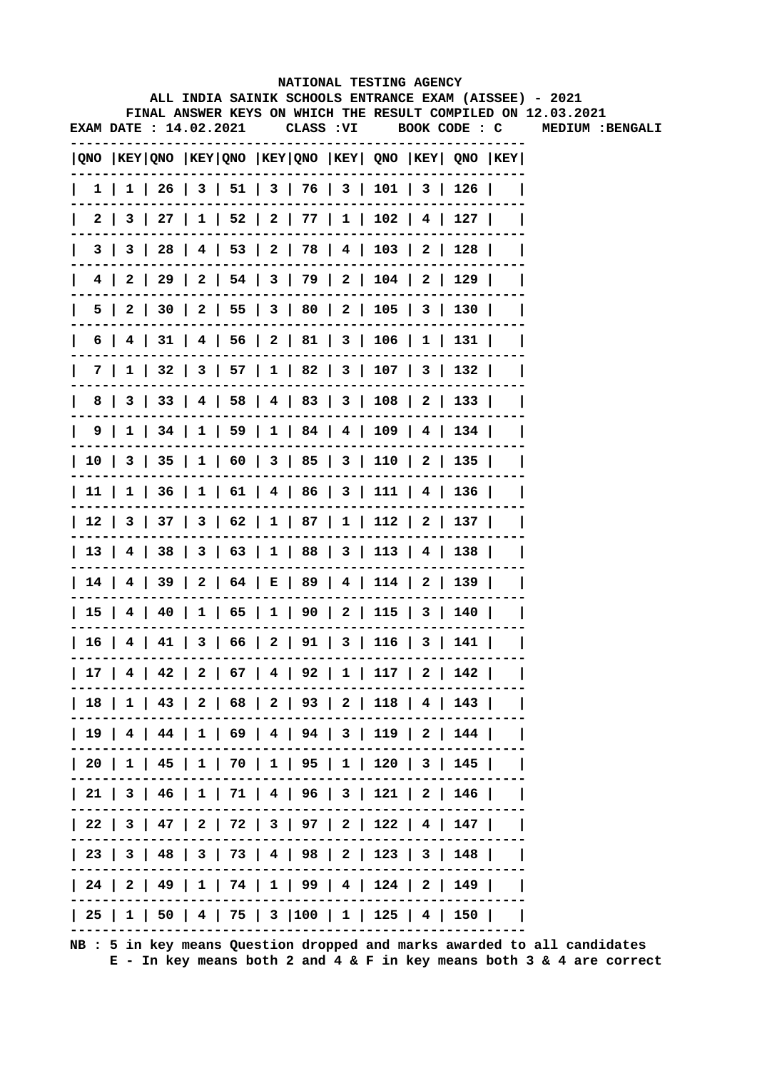**NATIONAL TESTING AGENCY**

**ALL INDIA SAINIK SCHOOLS ENTRANCE EXAM (AISSEE) - 2021**

**FINAL ANSWER KEYS ON WHICH THE RESULT COMPILED ON 12.03.2021**

**EXAM DATE : 14.02.2021 CLASS :VI BOOK CODE : C MEDIUM :BENGALI**

| QNO | KEY | QNO | KEY | QNO | KEY | QNO | KEY | QNO | KEY | QNO | KEY |
|---|---|---|---|---|---|---|---|---|---|---|---|
| 1 | 1 | 26 | 3 | 51 | 3 | 76 | 3 | 101 | 3 | 126 | |
| 2 | 3 | 27 | 1 | 52 | 2 | 77 | 1 | 102 | 4 | 127 | |
| 3 | 3 | 28 | 4 | 53 | 2 | 78 | 4 | 103 | 2 | 128 | |
| 4 | 2 | 29 | 2 | 54 | 3 | 79 | 2 | 104 | 2 | 129 | |
| 5 | 2 | 30 | 2 | 55 | 3 | 80 | 2 | 105 | 3 | 130 | |
| 6 | 4 | 31 | 4 | 56 | 2 | 81 | 3 | 106 | 1 | 131 | |
| 7 | 1 | 32 | 3 | 57 | 1 | 82 | 3 | 107 | 3 | 132 | |
| 8 | 3 | 33 | 4 | 58 | 4 | 83 | 3 | 108 | 2 | 133 | |
| 9 | 1 | 34 | 1 | 59 | 1 | 84 | 4 | 109 | 4 | 134 | |
| 10 | 3 | 35 | 1 | 60 | 3 | 85 | 3 | 110 | 2 | 135 | |
| 11 | 1 | 36 | 1 | 61 | 4 | 86 | 3 | 111 | 4 | 136 | |
| 12 | 3 | 37 | 3 | 62 | 1 | 87 | 1 | 112 | 2 | 137 | |
| 13 | 4 | 38 | 3 | 63 | 1 | 88 | 3 | 113 | 4 | 138 | |
| 14 | 4 | 39 | 2 | 64 | E | 89 | 4 | 114 | 2 | 139 | |
| 15 | 4 | 40 | 1 | 65 | 1 | 90 | 2 | 115 | 3 | 140 | |
| 16 | 4 | 41 | 3 | 66 | 2 | 91 | 3 | 116 | 3 | 141 | |
| 17 | 4 | 42 | 2 | 67 | 4 | 92 | 1 | 117 | 2 | 142 | |
| 18 | 1 | 43 | 2 | 68 | 2 | 93 | 2 | 118 | 4 | 143 | |
| 19 | 4 | 44 | 1 | 69 | 4 | 94 | 3 | 119 | 2 | 144 | |
| 20 | 1 | 45 | 1 | 70 | 1 | 95 | 1 | 120 | 3 | 145 | |
| 21 | 3 | 46 | 1 | 71 | 4 | 96 | 3 | 121 | 2 | 146 | |
| 22 | 3 | 47 | 2 | 72 | 3 | 97 | 2 | 122 | 4 | 147 | |
| 23 | 3 | 48 | 3 | 73 | 4 | 98 | 2 | 123 | 3 | 148 | |
| 24 | 2 | 49 | 1 | 74 | 1 | 99 | 4 | 124 | 2 | 149 | |
| 25 | 1 | 50 | 4 | 75 | 3 | 100 | 1 | 125 | 4 | 150 | |

NB : 5 in key means Question dropped and marks awarded to all candidates
E - In key means both 2 and 4 & F in key means both 3 & 4 are correct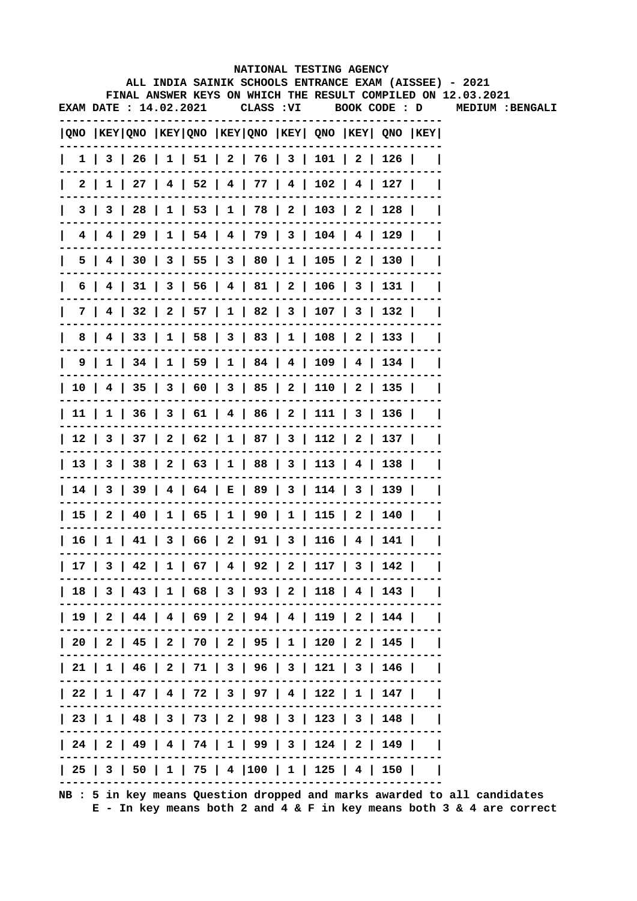NATIONAL TESTING AGENCY

ALL INDIA SAINIK SCHOOLS ENTRANCE EXAM (AISSEE) - 2021

FINAL ANSWER KEYS ON WHICH THE RESULT COMPILED ON 12.03.2021

EXAM DATE : 14.02.2021 CLASS :VI BOOK CODE : D MEDIUM :BENGALI

| QNO | KEY | QNO | KEY | QNO | KEY | QNO | KEY | QNO | KEY | QNO | KEY |
|---|---|---|---|---|---|---|---|---|---|---|---|
| 1 | 3 | 26 | 1 | 51 | 2 | 76 | 3 | 101 | 2 | 126 | |
| 2 | 1 | 27 | 4 | 52 | 4 | 77 | 4 | 102 | 4 | 127 | |
| 3 | 3 | 28 | 1 | 53 | 1 | 78 | 2 | 103 | 2 | 128 | |
| 4 | 4 | 29 | 1 | 54 | 4 | 79 | 3 | 104 | 4 | 129 | |
| 5 | 4 | 30 | 3 | 55 | 3 | 80 | 1 | 105 | 2 | 130 | |
| 6 | 4 | 31 | 3 | 56 | 4 | 81 | 2 | 106 | 3 | 131 | |
| 7 | 4 | 32 | 2 | 57 | 1 | 82 | 3 | 107 | 3 | 132 | |
| 8 | 4 | 33 | 1 | 58 | 3 | 83 | 1 | 108 | 2 | 133 | |
| 9 | 1 | 34 | 1 | 59 | 1 | 84 | 4 | 109 | 4 | 134 | |
| 10 | 4 | 35 | 3 | 60 | 3 | 85 | 2 | 110 | 2 | 135 | |
| 11 | 1 | 36 | 3 | 61 | 4 | 86 | 2 | 111 | 3 | 136 | |
| 12 | 3 | 37 | 2 | 62 | 1 | 87 | 3 | 112 | 2 | 137 | |
| 13 | 3 | 38 | 2 | 63 | 1 | 88 | 3 | 113 | 4 | 138 | |
| 14 | 3 | 39 | 4 | 64 | E | 89 | 3 | 114 | 3 | 139 | |
| 15 | 2 | 40 | 1 | 65 | 1 | 90 | 1 | 115 | 2 | 140 | |
| 16 | 1 | 41 | 3 | 66 | 2 | 91 | 3 | 116 | 4 | 141 | |
| 17 | 3 | 42 | 1 | 67 | 4 | 92 | 2 | 117 | 3 | 142 | |
| 18 | 3 | 43 | 1 | 68 | 3 | 93 | 2 | 118 | 4 | 143 | |
| 19 | 2 | 44 | 4 | 69 | 2 | 94 | 4 | 119 | 2 | 144 | |
| 20 | 2 | 45 | 2 | 70 | 2 | 95 | 1 | 120 | 2 | 145 | |
| 21 | 1 | 46 | 2 | 71 | 3 | 96 | 3 | 121 | 3 | 146 | |
| 22 | 1 | 47 | 4 | 72 | 3 | 97 | 4 | 122 | 1 | 147 | |
| 23 | 1 | 48 | 3 | 73 | 2 | 98 | 3 | 123 | 3 | 148 | |
| 24 | 2 | 49 | 4 | 74 | 1 | 99 | 3 | 124 | 2 | 149 | |
| 25 | 3 | 50 | 1 | 75 | 4 | 100 | 1 | 125 | 4 | 150 | |

NB : 5 in key means Question dropped and marks awarded to all candidates
E - In key means both 2 and 4 & F in key means both 3 & 4 are correct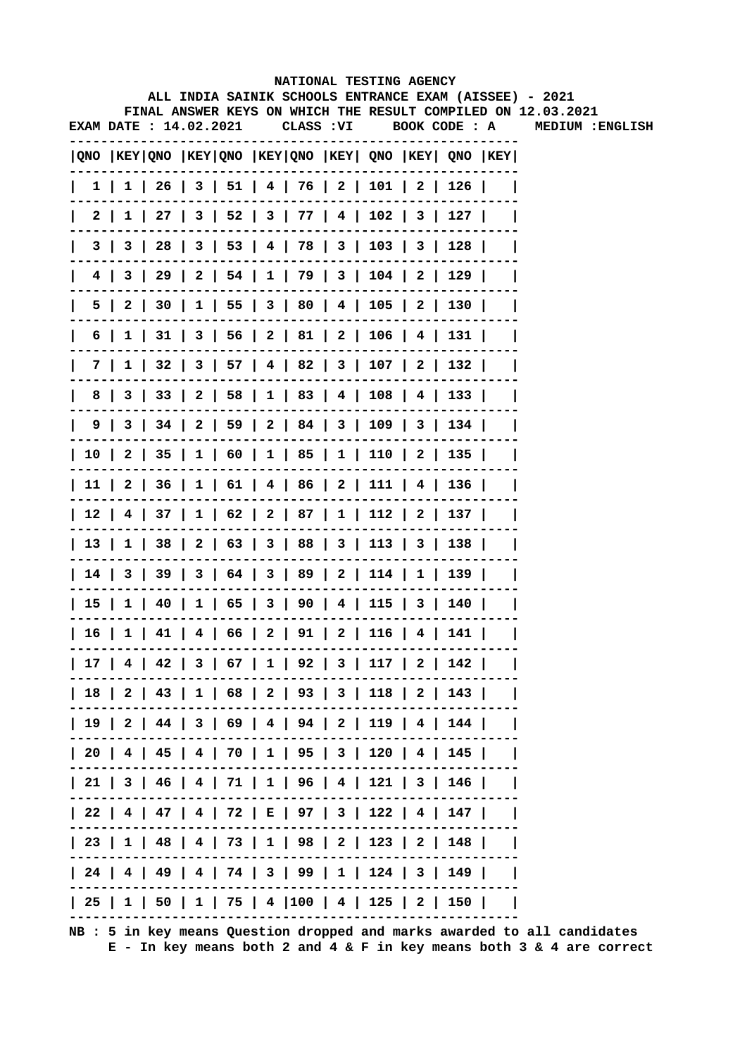**NATIONAL TESTING AGENCY**

**ALL INDIA SAINIK SCHOOLS ENTRANCE EXAM (AISSEE) - 2021**

**FINAL ANSWER KEYS ON WHICH THE RESULT COMPILED ON 12.03.2021**

**EXAM DATE : 14.02.2021 CLASS :VI BOOK CODE : A MEDIUM :ENGLISH**

| QNO | KEY | QNO | KEY | QNO | KEY | QNO | KEY | QNO | KEY | QNO | KEY |
|---|---|---|---|---|---|---|---|---|---|---|---|
| 1 | 1 | 26 | 3 | 51 | 4 | 76 | 2 | 101 | 2 | 126 | |
| 2 | 1 | 27 | 3 | 52 | 3 | 77 | 4 | 102 | 3 | 127 | |
| 3 | 3 | 28 | 3 | 53 | 4 | 78 | 3 | 103 | 3 | 128 | |
| 4 | 3 | 29 | 2 | 54 | 1 | 79 | 3 | 104 | 2 | 129 | |
| 5 | 2 | 30 | 1 | 55 | 3 | 80 | 4 | 105 | 2 | 130 | |
| 6 | 1 | 31 | 3 | 56 | 2 | 81 | 2 | 106 | 4 | 131 | |
| 7 | 1 | 32 | 3 | 57 | 4 | 82 | 3 | 107 | 2 | 132 | |
| 8 | 3 | 33 | 2 | 58 | 1 | 83 | 4 | 108 | 4 | 133 | |
| 9 | 3 | 34 | 2 | 59 | 2 | 84 | 3 | 109 | 3 | 134 | |
| 10 | 2 | 35 | 1 | 60 | 1 | 85 | 1 | 110 | 2 | 135 | |
| 11 | 2 | 36 | 1 | 61 | 4 | 86 | 2 | 111 | 4 | 136 | |
| 12 | 4 | 37 | 1 | 62 | 2 | 87 | 1 | 112 | 2 | 137 | |
| 13 | 1 | 38 | 2 | 63 | 3 | 88 | 3 | 113 | 3 | 138 | |
| 14 | 3 | 39 | 3 | 64 | 3 | 89 | 2 | 114 | 1 | 139 | |
| 15 | 1 | 40 | 1 | 65 | 3 | 90 | 4 | 115 | 3 | 140 | |
| 16 | 1 | 41 | 4 | 66 | 2 | 91 | 2 | 116 | 4 | 141 | |
| 17 | 4 | 42 | 3 | 67 | 1 | 92 | 3 | 117 | 2 | 142 | |
| 18 | 2 | 43 | 1 | 68 | 2 | 93 | 3 | 118 | 2 | 143 | |
| 19 | 2 | 44 | 3 | 69 | 4 | 94 | 2 | 119 | 4 | 144 | |
| 20 | 4 | 45 | 4 | 70 | 1 | 95 | 3 | 120 | 4 | 145 | |
| 21 | 3 | 46 | 4 | 71 | 1 | 96 | 4 | 121 | 3 | 146 | |
| 22 | 4 | 47 | 4 | 72 | E | 97 | 3 | 122 | 4 | 147 | |
| 23 | 1 | 48 | 4 | 73 | 1 | 98 | 2 | 123 | 2 | 148 | |
| 24 | 4 | 49 | 4 | 74 | 3 | 99 | 1 | 124 | 3 | 149 | |
| 25 | 1 | 50 | 1 | 75 | 4 | 100 | 4 | 125 | 2 | 150 | |

**NB : 5 in key means Question dropped and marks awarded to all candidates**
**E - In key means both 2 and 4 & F in key means both 3 & 4 are correct**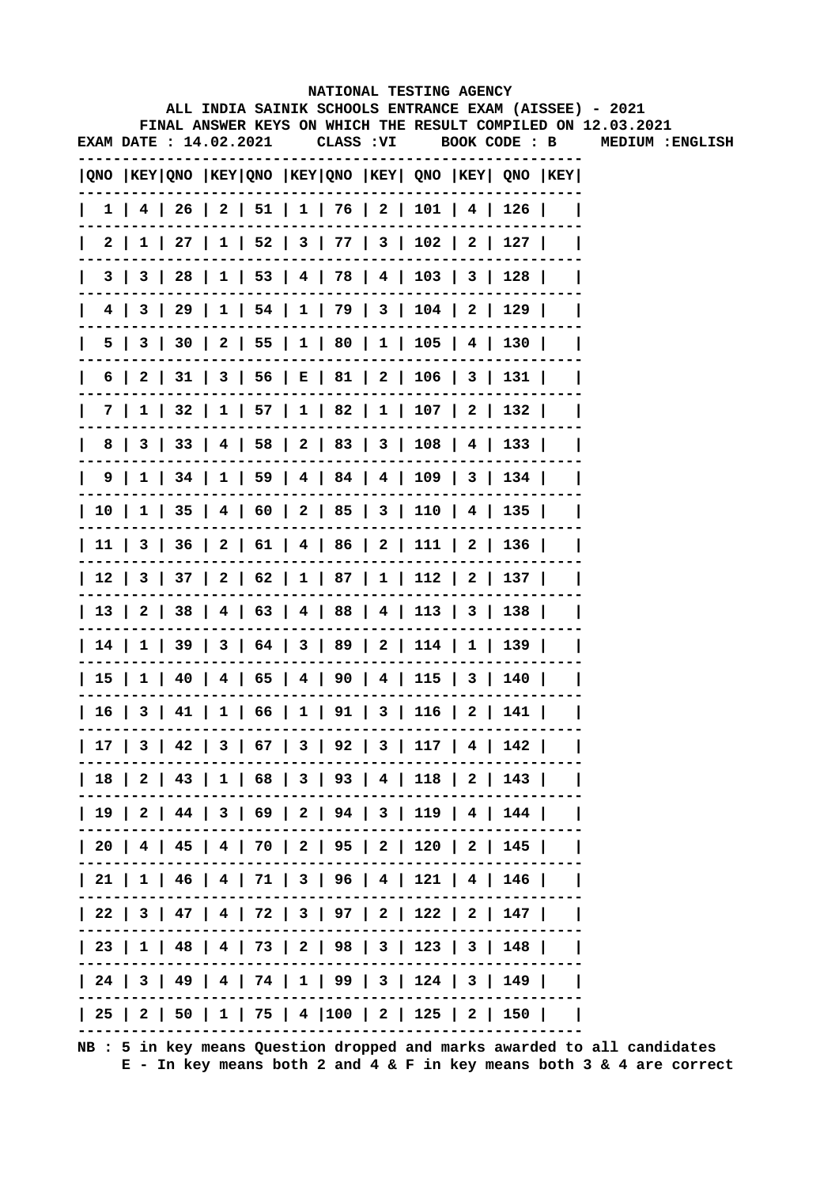**NATIONAL TESTING AGENCY**

**ALL INDIA SAINIK SCHOOLS ENTRANCE EXAM (AISSEE) - 2021**

**FINAL ANSWER KEYS ON WHICH THE RESULT COMPILED ON 12.03.2021**

**EXAM DATE : 14.02.2021 CLASS :VI BOOK CODE : B MEDIUM :ENGLISH**

| QNO | KEY | QNO | KEY | QNO | KEY | QNO | KEY | QNO | KEY | QNO | KEY |
|---|---|---|---|---|---|---|---|---|---|---|---|
| 1 | 4 | 26 | 2 | 51 | 1 | 76 | 2 | 101 | 4 | 126 | |
| 2 | 1 | 27 | 1 | 52 | 3 | 77 | 3 | 102 | 2 | 127 | |
| 3 | 3 | 28 | 1 | 53 | 4 | 78 | 4 | 103 | 3 | 128 | |
| 4 | 3 | 29 | 1 | 54 | 1 | 79 | 3 | 104 | 2 | 129 | |
| 5 | 3 | 30 | 2 | 55 | 1 | 80 | 1 | 105 | 4 | 130 | |
| 6 | 2 | 31 | 3 | 56 | E | 81 | 2 | 106 | 3 | 131 | |
| 7 | 1 | 32 | 1 | 57 | 1 | 82 | 1 | 107 | 2 | 132 | |
| 8 | 3 | 33 | 4 | 58 | 2 | 83 | 3 | 108 | 4 | 133 | |
| 9 | 1 | 34 | 1 | 59 | 4 | 84 | 4 | 109 | 3 | 134 | |
| 10 | 1 | 35 | 4 | 60 | 2 | 85 | 3 | 110 | 4 | 135 | |
| 11 | 3 | 36 | 2 | 61 | 4 | 86 | 2 | 111 | 2 | 136 | |
| 12 | 3 | 37 | 2 | 62 | 1 | 87 | 1 | 112 | 2 | 137 | |
| 13 | 2 | 38 | 4 | 63 | 4 | 88 | 4 | 113 | 3 | 138 | |
| 14 | 1 | 39 | 3 | 64 | 3 | 89 | 2 | 114 | 1 | 139 | |
| 15 | 1 | 40 | 4 | 65 | 4 | 90 | 4 | 115 | 3 | 140 | |
| 16 | 3 | 41 | 1 | 66 | 1 | 91 | 3 | 116 | 2 | 141 | |
| 17 | 3 | 42 | 3 | 67 | 3 | 92 | 3 | 117 | 4 | 142 | |
| 18 | 2 | 43 | 1 | 68 | 3 | 93 | 4 | 118 | 2 | 143 | |
| 19 | 2 | 44 | 3 | 69 | 2 | 94 | 3 | 119 | 4 | 144 | |
| 20 | 4 | 45 | 4 | 70 | 2 | 95 | 2 | 120 | 2 | 145 | |
| 21 | 1 | 46 | 4 | 71 | 3 | 96 | 4 | 121 | 4 | 146 | |
| 22 | 3 | 47 | 4 | 72 | 3 | 97 | 2 | 122 | 2 | 147 | |
| 23 | 1 | 48 | 4 | 73 | 2 | 98 | 3 | 123 | 3 | 148 | |
| 24 | 3 | 49 | 4 | 74 | 1 | 99 | 3 | 124 | 3 | 149 | |
| 25 | 2 | 50 | 1 | 75 | 4 | 100 | 2 | 125 | 2 | 150 | |

**NB : 5 in key means Question dropped and marks awarded to all candidates**
**E - In key means both 2 and 4 & F in key means both 3 & 4 are correct**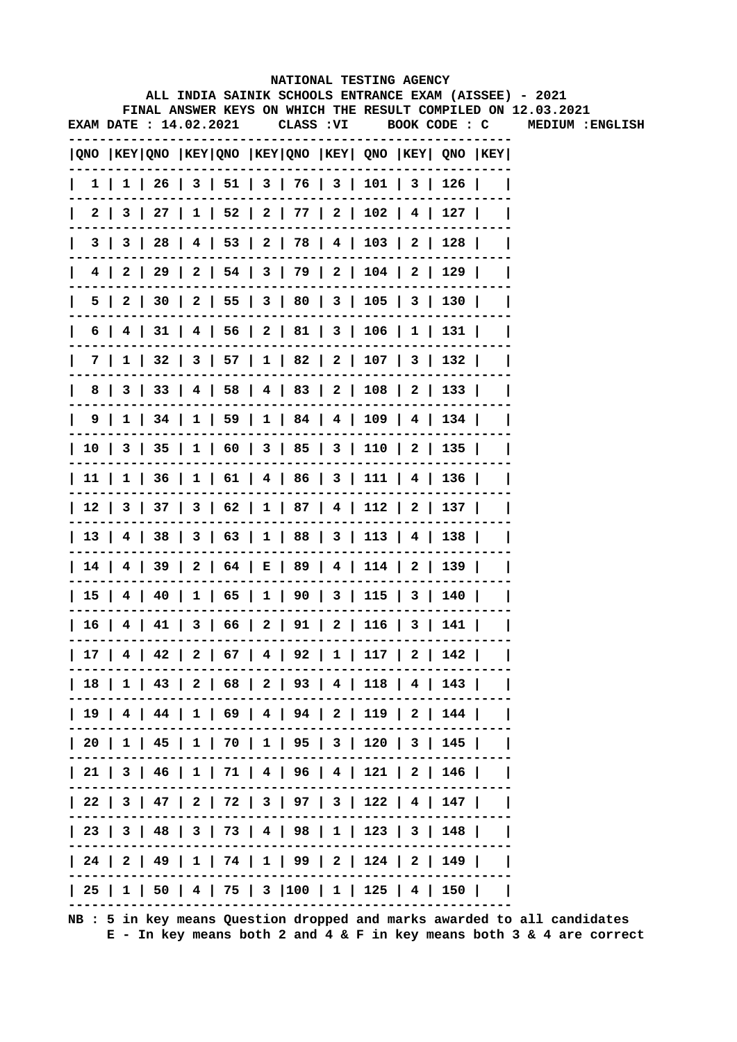NATIONAL TESTING AGENCY

ALL INDIA SAINIK SCHOOLS ENTRANCE EXAM (AISSEE) - 2021

FINAL ANSWER KEYS ON WHICH THE RESULT COMPILED ON 12.03.2021

EXAM DATE : 14.02.2021 CLASS :VI BOOK CODE : C MEDIUM :ENGLISH

| QNO | KEY | QNO | KEY | QNO | KEY | QNO | KEY | QNO | KEY | QNO | KEY |
|---|---|---|---|---|---|---|---|---|---|---|---|
| 1 | 1 | 26 | 3 | 51 | 3 | 76 | 3 | 101 | 3 | 126 | |
| 2 | 3 | 27 | 1 | 52 | 2 | 77 | 2 | 102 | 4 | 127 | |
| 3 | 3 | 28 | 4 | 53 | 2 | 78 | 4 | 103 | 2 | 128 | |
| 4 | 2 | 29 | 2 | 54 | 3 | 79 | 2 | 104 | 2 | 129 | |
| 5 | 2 | 30 | 2 | 55 | 3 | 80 | 3 | 105 | 3 | 130 | |
| 6 | 4 | 31 | 4 | 56 | 2 | 81 | 3 | 106 | 1 | 131 | |
| 7 | 1 | 32 | 3 | 57 | 1 | 82 | 2 | 107 | 3 | 132 | |
| 8 | 3 | 33 | 4 | 58 | 4 | 83 | 2 | 108 | 2 | 133 | |
| 9 | 1 | 34 | 1 | 59 | 1 | 84 | 4 | 109 | 4 | 134 | |
| 10 | 3 | 35 | 1 | 60 | 3 | 85 | 3 | 110 | 2 | 135 | |
| 11 | 1 | 36 | 1 | 61 | 4 | 86 | 3 | 111 | 4 | 136 | |
| 12 | 3 | 37 | 3 | 62 | 1 | 87 | 4 | 112 | 2 | 137 | |
| 13 | 4 | 38 | 3 | 63 | 1 | 88 | 3 | 113 | 4 | 138 | |
| 14 | 4 | 39 | 2 | 64 | E | 89 | 4 | 114 | 2 | 139 | |
| 15 | 4 | 40 | 1 | 65 | 1 | 90 | 3 | 115 | 3 | 140 | |
| 16 | 4 | 41 | 3 | 66 | 2 | 91 | 2 | 116 | 3 | 141 | |
| 17 | 4 | 42 | 2 | 67 | 4 | 92 | 1 | 117 | 2 | 142 | |
| 18 | 1 | 43 | 2 | 68 | 2 | 93 | 4 | 118 | 4 | 143 | |
| 19 | 4 | 44 | 1 | 69 | 4 | 94 | 2 | 119 | 2 | 144 | |
| 20 | 1 | 45 | 1 | 70 | 1 | 95 | 3 | 120 | 3 | 145 | |
| 21 | 3 | 46 | 1 | 71 | 4 | 96 | 4 | 121 | 2 | 146 | |
| 22 | 3 | 47 | 2 | 72 | 3 | 97 | 3 | 122 | 4 | 147 | |
| 23 | 3 | 48 | 3 | 73 | 4 | 98 | 1 | 123 | 3 | 148 | |
| 24 | 2 | 49 | 1 | 74 | 1 | 99 | 2 | 124 | 2 | 149 | |
| 25 | 1 | 50 | 4 | 75 | 3 | 100 | 1 | 125 | 4 | 150 | |

NB : 5 in key means Question dropped and marks awarded to all candidates
E - In key means both 2 and 4 & F in key means both 3 & 4 are correct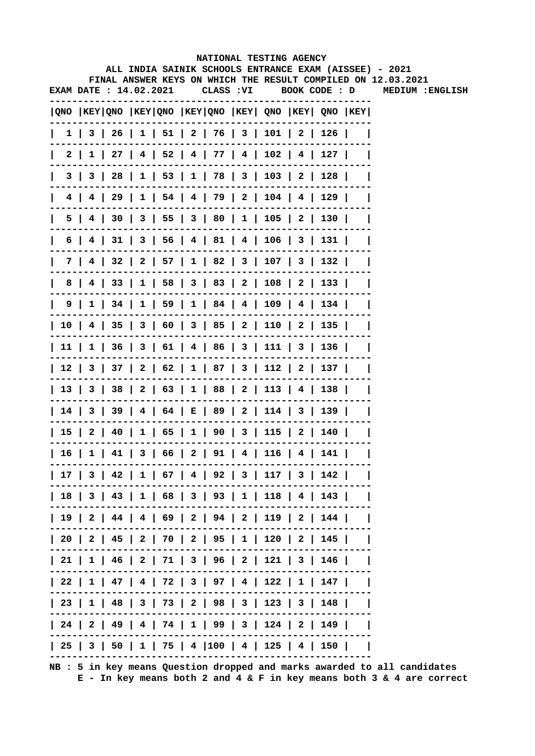**NATIONAL TESTING AGENCY**

**ALL INDIA SAINIK SCHOOLS ENTRANCE EXAM (AISSEE) - 2021**

**FINAL ANSWER KEYS ON WHICH THE RESULT COMPILED ON 12.03.2021**

**EXAM DATE : 14.02.2021 CLASS :VI BOOK CODE : D MEDIUM :ENGLISH**

| QNO | KEY | QNO | KEY | QNO | KEY | QNO | KEY | QNO | KEY | QNO | KEY |
|---|---|---|---|---|---|---|---|---|---|---|---|
| 1 | 3 | 26 | 1 | 51 | 2 | 76 | 3 | 101 | 2 | 126 | |
| 2 | 1 | 27 | 4 | 52 | 4 | 77 | 4 | 102 | 4 | 127 | |
| 3 | 3 | 28 | 1 | 53 | 1 | 78 | 3 | 103 | 2 | 128 | |
| 4 | 4 | 29 | 1 | 54 | 4 | 79 | 2 | 104 | 4 | 129 | |
| 5 | 4 | 30 | 3 | 55 | 3 | 80 | 1 | 105 | 2 | 130 | |
| 6 | 4 | 31 | 3 | 56 | 4 | 81 | 4 | 106 | 3 | 131 | |
| 7 | 4 | 32 | 2 | 57 | 1 | 82 | 3 | 107 | 3 | 132 | |
| 8 | 4 | 33 | 1 | 58 | 3 | 83 | 2 | 108 | 2 | 133 | |
| 9 | 1 | 34 | 1 | 59 | 1 | 84 | 4 | 109 | 4 | 134 | |
| 10 | 4 | 35 | 3 | 60 | 3 | 85 | 2 | 110 | 2 | 135 | |
| 11 | 1 | 36 | 3 | 61 | 4 | 86 | 3 | 111 | 3 | 136 | |
| 12 | 3 | 37 | 2 | 62 | 1 | 87 | 3 | 112 | 2 | 137 | |
| 13 | 3 | 38 | 2 | 63 | 1 | 88 | 2 | 113 | 4 | 138 | |
| 14 | 3 | 39 | 4 | 64 | E | 89 | 2 | 114 | 3 | 139 | |
| 15 | 2 | 40 | 1 | 65 | 1 | 90 | 3 | 115 | 2 | 140 | |
| 16 | 1 | 41 | 3 | 66 | 2 | 91 | 4 | 116 | 4 | 141 | |
| 17 | 3 | 42 | 1 | 67 | 4 | 92 | 3 | 117 | 3 | 142 | |
| 18 | 3 | 43 | 1 | 68 | 3 | 93 | 1 | 118 | 4 | 143 | |
| 19 | 2 | 44 | 4 | 69 | 2 | 94 | 2 | 119 | 2 | 144 | |
| 20 | 2 | 45 | 2 | 70 | 2 | 95 | 1 | 120 | 2 | 145 | |
| 21 | 1 | 46 | 2 | 71 | 3 | 96 | 2 | 121 | 3 | 146 | |
| 22 | 1 | 47 | 4 | 72 | 3 | 97 | 4 | 122 | 1 | 147 | |
| 23 | 1 | 48 | 3 | 73 | 2 | 98 | 3 | 123 | 3 | 148 | |
| 24 | 2 | 49 | 4 | 74 | 1 | 99 | 3 | 124 | 2 | 149 | |
| 25 | 3 | 50 | 1 | 75 | 4 | 100 | 4 | 125 | 4 | 150 | |

**NB : 5 in key means Question dropped and marks awarded to all candidates**

**E - In key means both 2 and 4 & F in key means both 3 & 4 are correct**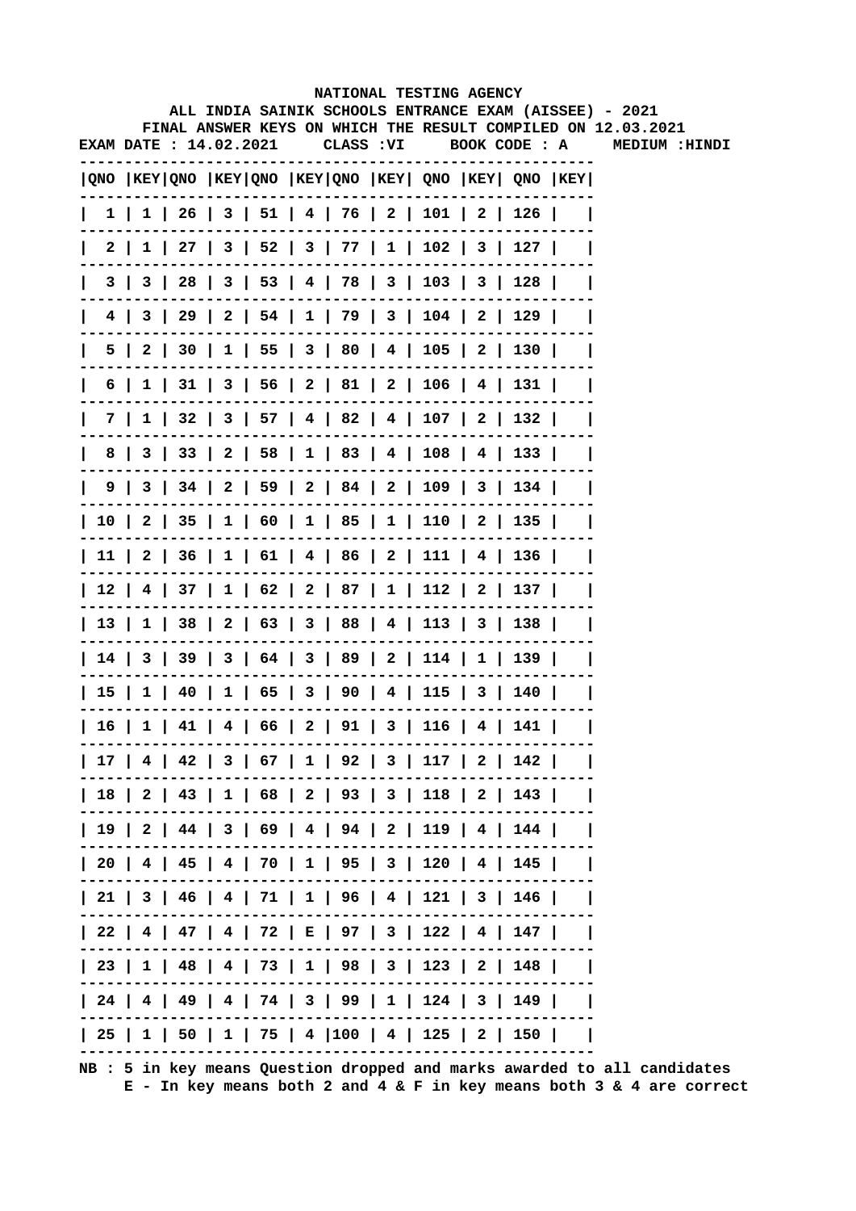NATIONAL TESTING AGENCY

ALL INDIA SAINIK SCHOOLS ENTRANCE EXAM (AISSEE) - 2021

FINAL ANSWER KEYS ON WHICH THE RESULT COMPILED ON 12.03.2021

EXAM DATE : 14.02.2021 CLASS :VI BOOK CODE : A MEDIUM :HINDI

| QNO | KEY | QNO | KEY | QNO | KEY | QNO | KEY | QNO | KEY | QNO | KEY |
|---|---|---|---|---|---|---|---|---|---|---|---|
| 1 | 1 | 26 | 3 | 51 | 4 | 76 | 2 | 101 | 2 | 126 | |
| 2 | 1 | 27 | 3 | 52 | 3 | 77 | 1 | 102 | 3 | 127 | |
| 3 | 3 | 28 | 3 | 53 | 4 | 78 | 3 | 103 | 3 | 128 | |
| 4 | 3 | 29 | 2 | 54 | 1 | 79 | 3 | 104 | 2 | 129 | |
| 5 | 2 | 30 | 1 | 55 | 3 | 80 | 4 | 105 | 2 | 130 | |
| 6 | 1 | 31 | 3 | 56 | 2 | 81 | 2 | 106 | 4 | 131 | |
| 7 | 1 | 32 | 3 | 57 | 4 | 82 | 4 | 107 | 2 | 132 | |
| 8 | 3 | 33 | 2 | 58 | 1 | 83 | 4 | 108 | 4 | 133 | |
| 9 | 3 | 34 | 2 | 59 | 2 | 84 | 2 | 109 | 3 | 134 | |
| 10 | 2 | 35 | 1 | 60 | 1 | 85 | 1 | 110 | 2 | 135 | |
| 11 | 2 | 36 | 1 | 61 | 4 | 86 | 2 | 111 | 4 | 136 | |
| 12 | 4 | 37 | 1 | 62 | 2 | 87 | 1 | 112 | 2 | 137 | |
| 13 | 1 | 38 | 2 | 63 | 3 | 88 | 4 | 113 | 3 | 138 | |
| 14 | 3 | 39 | 3 | 64 | 3 | 89 | 2 | 114 | 1 | 139 | |
| 15 | 1 | 40 | 1 | 65 | 3 | 90 | 4 | 115 | 3 | 140 | |
| 16 | 1 | 41 | 4 | 66 | 2 | 91 | 3 | 116 | 4 | 141 | |
| 17 | 4 | 42 | 3 | 67 | 1 | 92 | 3 | 117 | 2 | 142 | |
| 18 | 2 | 43 | 1 | 68 | 2 | 93 | 3 | 118 | 2 | 143 | |
| 19 | 2 | 44 | 3 | 69 | 4 | 94 | 2 | 119 | 4 | 144 | |
| 20 | 4 | 45 | 4 | 70 | 1 | 95 | 3 | 120 | 4 | 145 | |
| 21 | 3 | 46 | 4 | 71 | 1 | 96 | 4 | 121 | 3 | 146 | |
| 22 | 4 | 47 | 4 | 72 | E | 97 | 3 | 122 | 4 | 147 | |
| 23 | 1 | 48 | 4 | 73 | 1 | 98 | 3 | 123 | 2 | 148 | |
| 24 | 4 | 49 | 4 | 74 | 3 | 99 | 1 | 124 | 3 | 149 | |
| 25 | 1 | 50 | 1 | 75 | 4 | 100 | 4 | 125 | 2 | 150 | |

NB : 5 in key means Question dropped and marks awarded to all candidates

E - In key means both 2 and 4 & F in key means both 3 & 4 are correct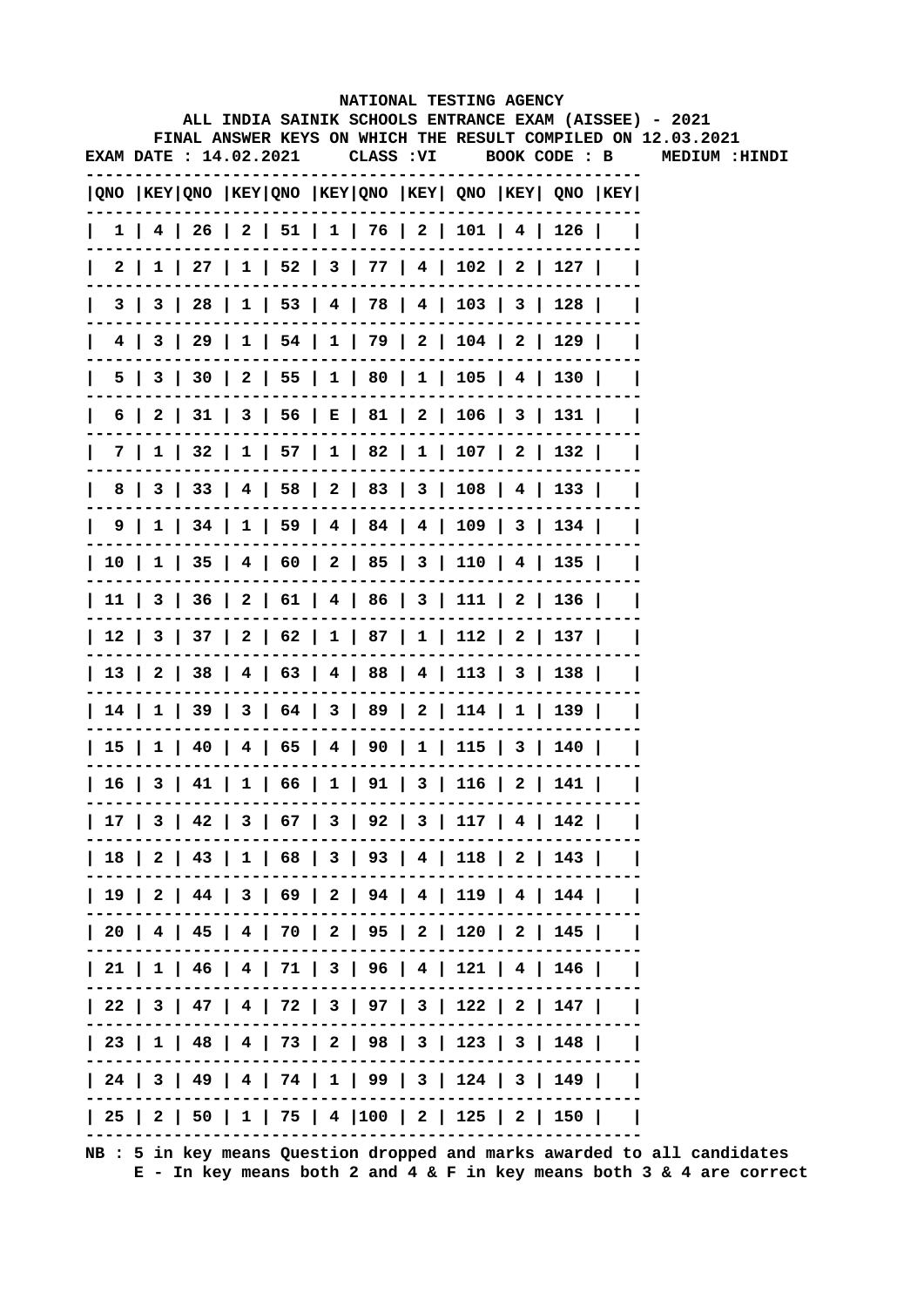NATIONAL TESTING AGENCY

ALL INDIA SAINIK SCHOOLS ENTRANCE EXAM (AISSEE) - 2021

FINAL ANSWER KEYS ON WHICH THE RESULT COMPILED ON 12.03.2021

EXAM DATE : 14.02.2021 CLASS :VI BOOK CODE : B MEDIUM :HINDI

| QNO | KEY | QNO | KEY | QNO | KEY | QNO | KEY | QNO | KEY | QNO | KEY |
|---|---|---|---|---|---|---|---|---|---|---|---|
| 1 | 4 | 26 | 2 | 51 | 1 | 76 | 2 | 101 | 4 | 126 | |
| 2 | 1 | 27 | 1 | 52 | 3 | 77 | 4 | 102 | 2 | 127 | |
| 3 | 3 | 28 | 1 | 53 | 4 | 78 | 4 | 103 | 3 | 128 | |
| 4 | 3 | 29 | 1 | 54 | 1 | 79 | 2 | 104 | 2 | 129 | |
| 5 | 3 | 30 | 2 | 55 | 1 | 80 | 1 | 105 | 4 | 130 | |
| 6 | 2 | 31 | 3 | 56 | E | 81 | 2 | 106 | 3 | 131 | |
| 7 | 1 | 32 | 1 | 57 | 1 | 82 | 1 | 107 | 2 | 132 | |
| 8 | 3 | 33 | 4 | 58 | 2 | 83 | 3 | 108 | 4 | 133 | |
| 9 | 1 | 34 | 1 | 59 | 4 | 84 | 4 | 109 | 3 | 134 | |
| 10 | 1 | 35 | 4 | 60 | 2 | 85 | 3 | 110 | 4 | 135 | |
| 11 | 3 | 36 | 2 | 61 | 4 | 86 | 3 | 111 | 2 | 136 | |
| 12 | 3 | 37 | 2 | 62 | 1 | 87 | 1 | 112 | 2 | 137 | |
| 13 | 2 | 38 | 4 | 63 | 4 | 88 | 4 | 113 | 3 | 138 | |
| 14 | 1 | 39 | 3 | 64 | 3 | 89 | 2 | 114 | 1 | 139 | |
| 15 | 1 | 40 | 4 | 65 | 4 | 90 | 1 | 115 | 3 | 140 | |
| 16 | 3 | 41 | 1 | 66 | 1 | 91 | 3 | 116 | 2 | 141 | |
| 17 | 3 | 42 | 3 | 67 | 3 | 92 | 3 | 117 | 4 | 142 | |
| 18 | 2 | 43 | 1 | 68 | 3 | 93 | 4 | 118 | 2 | 143 | |
| 19 | 2 | 44 | 3 | 69 | 2 | 94 | 4 | 119 | 4 | 144 | |
| 20 | 4 | 45 | 4 | 70 | 2 | 95 | 2 | 120 | 2 | 145 | |
| 21 | 1 | 46 | 4 | 71 | 3 | 96 | 4 | 121 | 4 | 146 | |
| 22 | 3 | 47 | 4 | 72 | 3 | 97 | 3 | 122 | 2 | 147 | |
| 23 | 1 | 48 | 4 | 73 | 2 | 98 | 3 | 123 | 3 | 148 | |
| 24 | 3 | 49 | 4 | 74 | 1 | 99 | 3 | 124 | 3 | 149 | |
| 25 | 2 | 50 | 1 | 75 | 4 | 100 | 2 | 125 | 2 | 150 | |

NB : 5 in key means Question dropped and marks awarded to all candidates
E - In key means both 2 and 4 & F in key means both 3 & 4 are correct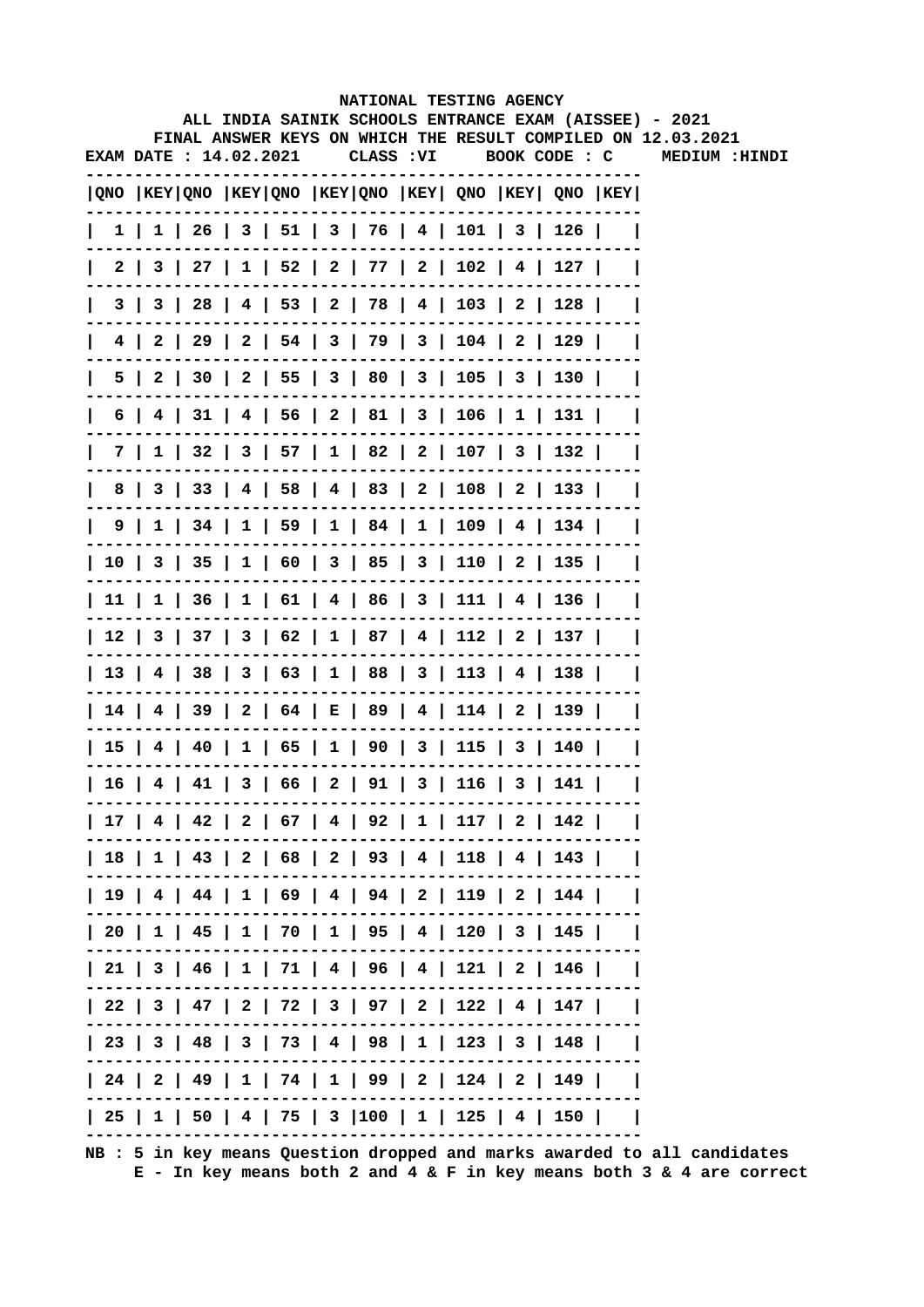NATIONAL TESTING AGENCY

ALL INDIA SAINIK SCHOOLS ENTRANCE EXAM (AISSEE) - 2021

FINAL ANSWER KEYS ON WHICH THE RESULT COMPILED ON 12.03.2021

EXAM DATE : 14.02.2021 CLASS :VI BOOK CODE : C MEDIUM :HINDI

| QNO | KEY | QNO | KEY | QNO | KEY | QNO | KEY | QNO | KEY | QNO | KEY |
|---|---|---|---|---|---|---|---|---|---|---|---|
| 1 | 1 | 26 | 3 | 51 | 3 | 76 | 4 | 101 | 3 | 126 | |
| 2 | 3 | 27 | 1 | 52 | 2 | 77 | 2 | 102 | 4 | 127 | |
| 3 | 3 | 28 | 4 | 53 | 2 | 78 | 4 | 103 | 2 | 128 | |
| 4 | 2 | 29 | 2 | 54 | 3 | 79 | 3 | 104 | 2 | 129 | |
| 5 | 2 | 30 | 2 | 55 | 3 | 80 | 3 | 105 | 3 | 130 | |
| 6 | 4 | 31 | 4 | 56 | 2 | 81 | 3 | 106 | 1 | 131 | |
| 7 | 1 | 32 | 3 | 57 | 1 | 82 | 2 | 107 | 3 | 132 | |
| 8 | 3 | 33 | 4 | 58 | 4 | 83 | 2 | 108 | 2 | 133 | |
| 9 | 1 | 34 | 1 | 59 | 1 | 84 | 1 | 109 | 4 | 134 | |
| 10 | 3 | 35 | 1 | 60 | 3 | 85 | 3 | 110 | 2 | 135 | |
| 11 | 1 | 36 | 1 | 61 | 4 | 86 | 3 | 111 | 4 | 136 | |
| 12 | 3 | 37 | 3 | 62 | 1 | 87 | 4 | 112 | 2 | 137 | |
| 13 | 4 | 38 | 3 | 63 | 1 | 88 | 3 | 113 | 4 | 138 | |
| 14 | 4 | 39 | 2 | 64 | E | 89 | 4 | 114 | 2 | 139 | |
| 15 | 4 | 40 | 1 | 65 | 1 | 90 | 3 | 115 | 3 | 140 | |
| 16 | 4 | 41 | 3 | 66 | 2 | 91 | 3 | 116 | 3 | 141 | |
| 17 | 4 | 42 | 2 | 67 | 4 | 92 | 1 | 117 | 2 | 142 | |
| 18 | 1 | 43 | 2 | 68 | 2 | 93 | 4 | 118 | 4 | 143 | |
| 19 | 4 | 44 | 1 | 69 | 4 | 94 | 2 | 119 | 2 | 144 | |
| 20 | 1 | 45 | 1 | 70 | 1 | 95 | 4 | 120 | 3 | 145 | |
| 21 | 3 | 46 | 1 | 71 | 4 | 96 | 4 | 121 | 2 | 146 | |
| 22 | 3 | 47 | 2 | 72 | 3 | 97 | 2 | 122 | 4 | 147 | |
| 23 | 3 | 48 | 3 | 73 | 4 | 98 | 1 | 123 | 3 | 148 | |
| 24 | 2 | 49 | 1 | 74 | 1 | 99 | 2 | 124 | 2 | 149 | |
| 25 | 1 | 50 | 4 | 75 | 3 | 100 | 1 | 125 | 4 | 150 | |

NB : 5 in key means Question dropped and marks awarded to all candidates
E - In key means both 2 and 4 & F in key means both 3 & 4 are correct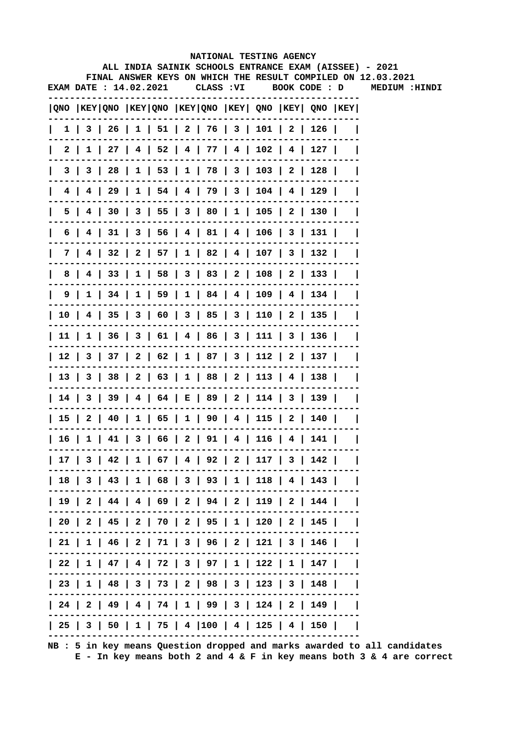# NATIONAL TESTING AGENCY

## ALL INDIA SAINIK SCHOOLS ENTRANCE EXAM (AISSEE) - 2021

### FINAL ANSWER KEYS ON WHICH THE RESULT COMPILED ON 12.03.2021

**EXAM DATE : 14.02.2021 CLASS :VI BOOK CODE : D MEDIUM :HINDI**

| QNO | KEY | QNO | KEY | QNO | KEY | QNO | KEY | QNO | KEY | QNO | KEY |
|---|---|---|---|---|---|---|---|---|---|---|---|
| 1 | 3 | 26 | 1 | 51 | 2 | 76 | 3 | 101 | 2 | 126 | |
| 2 | 1 | 27 | 4 | 52 | 4 | 77 | 4 | 102 | 4 | 127 | |
| 3 | 3 | 28 | 1 | 53 | 1 | 78 | 3 | 103 | 2 | 128 | |
| 4 | 4 | 29 | 1 | 54 | 4 | 79 | 3 | 104 | 4 | 129 | |
| 5 | 4 | 30 | 3 | 55 | 3 | 80 | 1 | 105 | 2 | 130 | |
| 6 | 4 | 31 | 3 | 56 | 4 | 81 | 4 | 106 | 3 | 131 | |
| 7 | 4 | 32 | 2 | 57 | 1 | 82 | 4 | 107 | 3 | 132 | |
| 8 | 4 | 33 | 1 | 58 | 3 | 83 | 2 | 108 | 2 | 133 | |
| 9 | 1 | 34 | 1 | 59 | 1 | 84 | 4 | 109 | 4 | 134 | |
| 10 | 4 | 35 | 3 | 60 | 3 | 85 | 3 | 110 | 2 | 135 | |
| 11 | 1 | 36 | 3 | 61 | 4 | 86 | 3 | 111 | 3 | 136 | |
| 12 | 3 | 37 | 2 | 62 | 1 | 87 | 3 | 112 | 2 | 137 | |
| 13 | 3 | 38 | 2 | 63 | 1 | 88 | 2 | 113 | 4 | 138 | |
| 14 | 3 | 39 | 4 | 64 | E | 89 | 2 | 114 | 3 | 139 | |
| 15 | 2 | 40 | 1 | 65 | 1 | 90 | 4 | 115 | 2 | 140 | |
| 16 | 1 | 41 | 3 | 66 | 2 | 91 | 4 | 116 | 4 | 141 | |
| 17 | 3 | 42 | 1 | 67 | 4 | 92 | 2 | 117 | 3 | 142 | |
| 18 | 3 | 43 | 1 | 68 | 3 | 93 | 1 | 118 | 4 | 143 | |
| 19 | 2 | 44 | 4 | 69 | 2 | 94 | 2 | 119 | 2 | 144 | |
| 20 | 2 | 45 | 2 | 70 | 2 | 95 | 1 | 120 | 2 | 145 | |
| 21 | 1 | 46 | 2 | 71 | 3 | 96 | 2 | 121 | 3 | 146 | |
| 22 | 1 | 47 | 4 | 72 | 3 | 97 | 1 | 122 | 1 | 147 | |
| 23 | 1 | 48 | 3 | 73 | 2 | 98 | 3 | 123 | 3 | 148 | |
| 24 | 2 | 49 | 4 | 74 | 1 | 99 | 3 | 124 | 2 | 149 | |
| 25 | 3 | 50 | 1 | 75 | 4 | 100 | 4 | 125 | 4 | 150 | |

NB : 5 in key means Question dropped and marks awarded to all candidates
E - In key means both 2 and 4 & F in key means both 3 & 4 are correct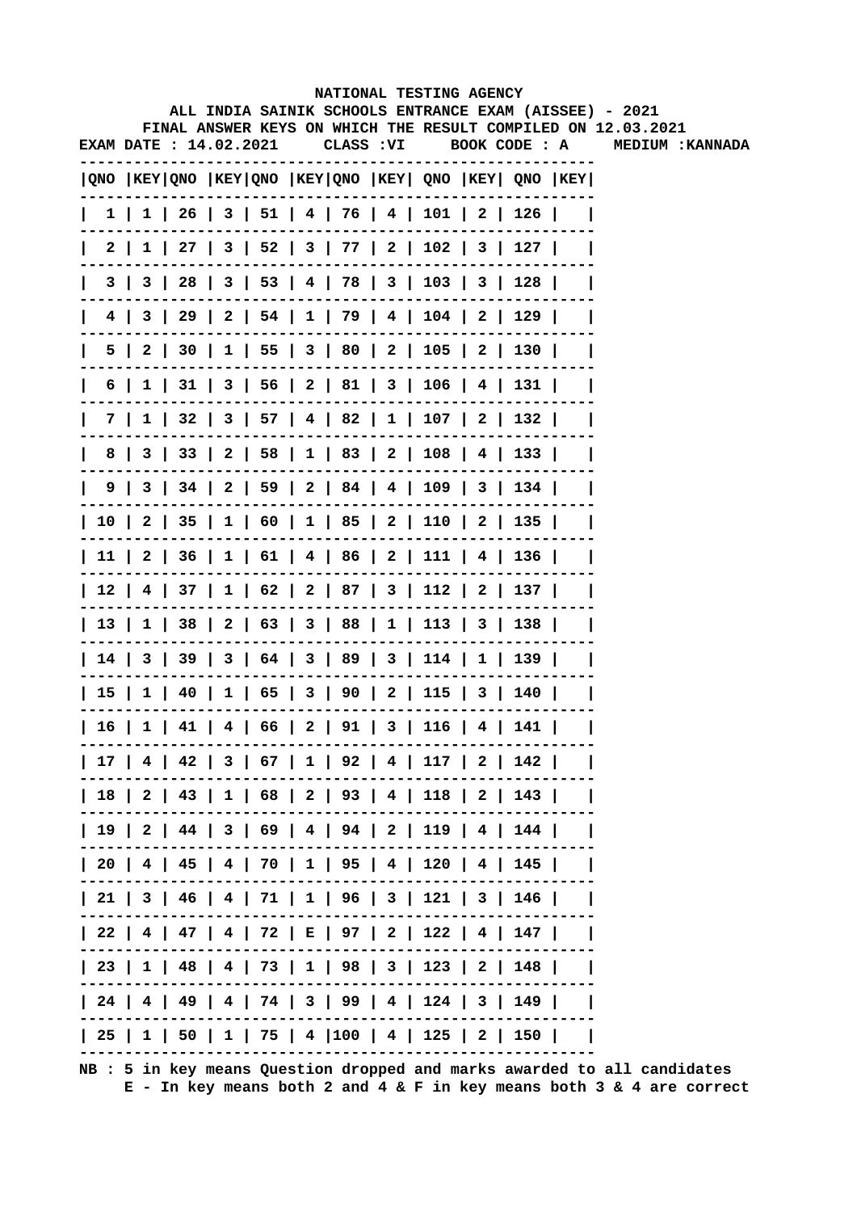NATIONAL TESTING AGENCY

ALL INDIA SAINIK SCHOOLS ENTRANCE EXAM (AISSEE) - 2021

FINAL ANSWER KEYS ON WHICH THE RESULT COMPILED ON 12.03.2021

EXAM DATE : 14.02.2021 CLASS :VI BOOK CODE : A MEDIUM :KANNADA

| QNO | KEY | QNO | KEY | QNO | KEY | QNO | KEY | QNO | KEY | QNO | KEY |
|---|---|---|---|---|---|---|---|---|---|---|---|
| 1 | 1 | 26 | 3 | 51 | 4 | 76 | 4 | 101 | 2 | 126 | |
| 2 | 1 | 27 | 3 | 52 | 3 | 77 | 2 | 102 | 3 | 127 | |
| 3 | 3 | 28 | 3 | 53 | 4 | 78 | 3 | 103 | 3 | 128 | |
| 4 | 3 | 29 | 2 | 54 | 1 | 79 | 4 | 104 | 2 | 129 | |
| 5 | 2 | 30 | 1 | 55 | 3 | 80 | 2 | 105 | 2 | 130 | |
| 6 | 1 | 31 | 3 | 56 | 2 | 81 | 3 | 106 | 4 | 131 | |
| 7 | 1 | 32 | 3 | 57 | 4 | 82 | 1 | 107 | 2 | 132 | |
| 8 | 3 | 33 | 2 | 58 | 1 | 83 | 2 | 108 | 4 | 133 | |
| 9 | 3 | 34 | 2 | 59 | 2 | 84 | 4 | 109 | 3 | 134 | |
| 10 | 2 | 35 | 1 | 60 | 1 | 85 | 2 | 110 | 2 | 135 | |
| 11 | 2 | 36 | 1 | 61 | 4 | 86 | 2 | 111 | 4 | 136 | |
| 12 | 4 | 37 | 1 | 62 | 2 | 87 | 3 | 112 | 2 | 137 | |
| 13 | 1 | 38 | 2 | 63 | 3 | 88 | 1 | 113 | 3 | 138 | |
| 14 | 3 | 39 | 3 | 64 | 3 | 89 | 3 | 114 | 1 | 139 | |
| 15 | 1 | 40 | 1 | 65 | 3 | 90 | 2 | 115 | 3 | 140 | |
| 16 | 1 | 41 | 4 | 66 | 2 | 91 | 3 | 116 | 4 | 141 | |
| 17 | 4 | 42 | 3 | 67 | 1 | 92 | 4 | 117 | 2 | 142 | |
| 18 | 2 | 43 | 1 | 68 | 2 | 93 | 4 | 118 | 2 | 143 | |
| 19 | 2 | 44 | 3 | 69 | 4 | 94 | 2 | 119 | 4 | 144 | |
| 20 | 4 | 45 | 4 | 70 | 1 | 95 | 4 | 120 | 4 | 145 | |
| 21 | 3 | 46 | 4 | 71 | 1 | 96 | 3 | 121 | 3 | 146 | |
| 22 | 4 | 47 | 4 | 72 | E | 97 | 2 | 122 | 4 | 147 | |
| 23 | 1 | 48 | 4 | 73 | 1 | 98 | 3 | 123 | 2 | 148 | |
| 24 | 4 | 49 | 4 | 74 | 3 | 99 | 4 | 124 | 3 | 149 | |
| 25 | 1 | 50 | 1 | 75 | 4 | 100 | 4 | 125 | 2 | 150 | |

NB : 5 in key means Question dropped and marks awarded to all candidates
E - In key means both 2 and 4 & F in key means both 3 & 4 are correct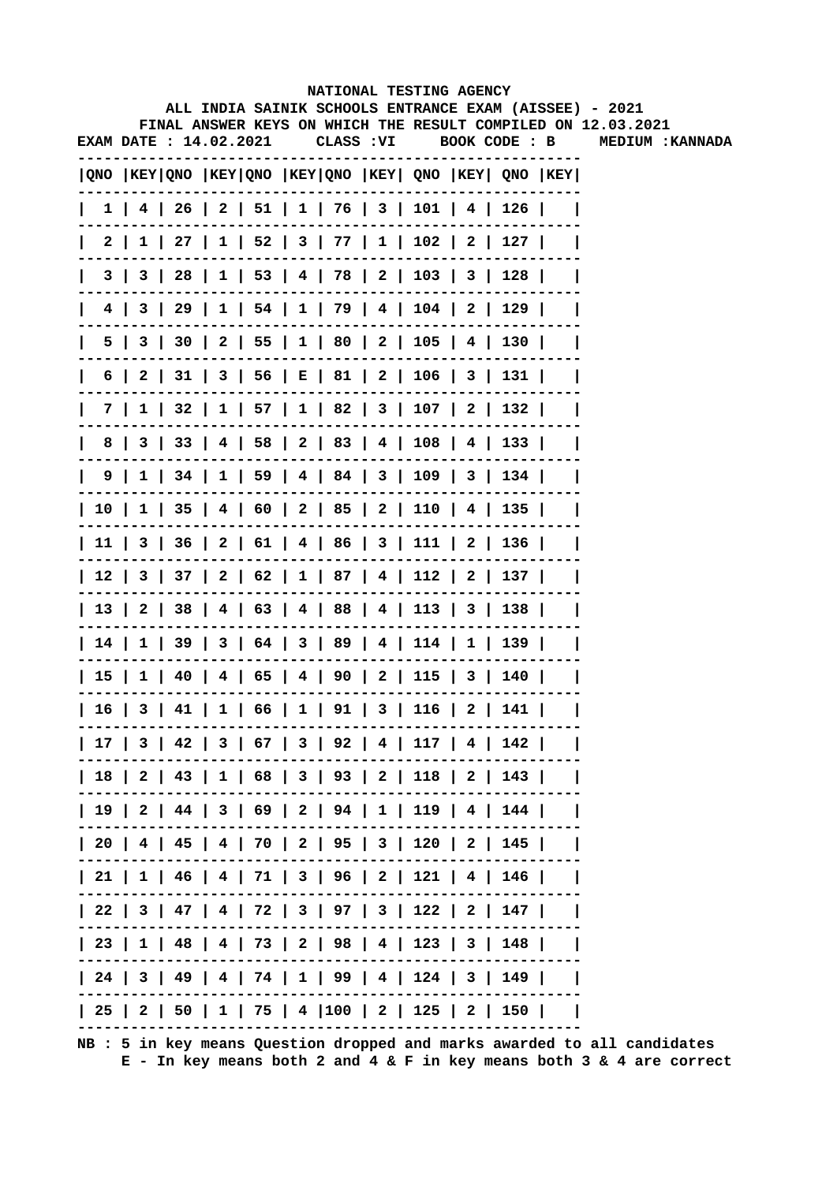NATIONAL TESTING AGENCY

ALL INDIA SAINIK SCHOOLS ENTRANCE EXAM (AISSEE) - 2021

FINAL ANSWER KEYS ON WHICH THE RESULT COMPILED ON 12.03.2021

EXAM DATE : 14.02.2021 CLASS :VI BOOK CODE : B MEDIUM :KANNADA

| QNO | KEY | QNO | KEY | QNO | KEY | QNO | KEY | QNO | KEY | QNO | KEY |
|---|---|---|---|---|---|---|---|---|---|---|---|
| 1 | 4 | 26 | 2 | 51 | 1 | 76 | 3 | 101 | 4 | 126 | |
| 2 | 1 | 27 | 1 | 52 | 3 | 77 | 1 | 102 | 2 | 127 | |
| 3 | 3 | 28 | 1 | 53 | 4 | 78 | 2 | 103 | 3 | 128 | |
| 4 | 3 | 29 | 1 | 54 | 1 | 79 | 4 | 104 | 2 | 129 | |
| 5 | 3 | 30 | 2 | 55 | 1 | 80 | 2 | 105 | 4 | 130 | |
| 6 | 2 | 31 | 3 | 56 | E | 81 | 2 | 106 | 3 | 131 | |
| 7 | 1 | 32 | 1 | 57 | 1 | 82 | 3 | 107 | 2 | 132 | |
| 8 | 3 | 33 | 4 | 58 | 2 | 83 | 4 | 108 | 4 | 133 | |
| 9 | 1 | 34 | 1 | 59 | 4 | 84 | 3 | 109 | 3 | 134 | |
| 10 | 1 | 35 | 4 | 60 | 2 | 85 | 2 | 110 | 4 | 135 | |
| 11 | 3 | 36 | 2 | 61 | 4 | 86 | 3 | 111 | 2 | 136 | |
| 12 | 3 | 37 | 2 | 62 | 1 | 87 | 4 | 112 | 2 | 137 | |
| 13 | 2 | 38 | 4 | 63 | 4 | 88 | 4 | 113 | 3 | 138 | |
| 14 | 1 | 39 | 3 | 64 | 3 | 89 | 4 | 114 | 1 | 139 | |
| 15 | 1 | 40 | 4 | 65 | 4 | 90 | 2 | 115 | 3 | 140 | |
| 16 | 3 | 41 | 1 | 66 | 1 | 91 | 3 | 116 | 2 | 141 | |
| 17 | 3 | 42 | 3 | 67 | 3 | 92 | 4 | 117 | 4 | 142 | |
| 18 | 2 | 43 | 1 | 68 | 3 | 93 | 2 | 118 | 2 | 143 | |
| 19 | 2 | 44 | 3 | 69 | 2 | 94 | 1 | 119 | 4 | 144 | |
| 20 | 4 | 45 | 4 | 70 | 2 | 95 | 3 | 120 | 2 | 145 | |
| 21 | 1 | 46 | 4 | 71 | 3 | 96 | 2 | 121 | 4 | 146 | |
| 22 | 3 | 47 | 4 | 72 | 3 | 97 | 3 | 122 | 2 | 147 | |
| 23 | 1 | 48 | 4 | 73 | 2 | 98 | 4 | 123 | 3 | 148 | |
| 24 | 3 | 49 | 4 | 74 | 1 | 99 | 4 | 124 | 3 | 149 | |
| 25 | 2 | 50 | 1 | 75 | 4 | 100 | 2 | 125 | 2 | 150 | |

NB : 5 in key means Question dropped and marks awarded to all candidates
E - In key means both 2 and 4 & F in key means both 3 & 4 are correct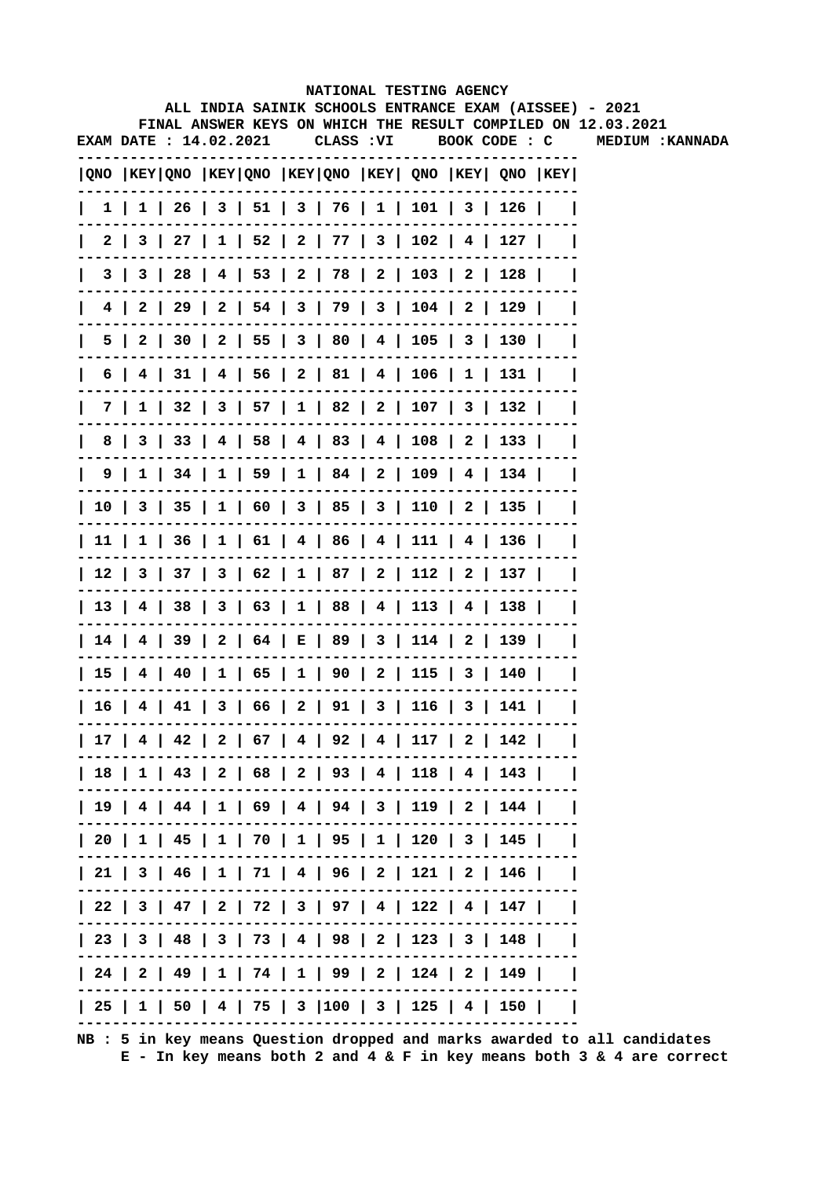NATIONAL TESTING AGENCY

ALL INDIA SAINIK SCHOOLS ENTRANCE EXAM (AISSEE) - 2021

FINAL ANSWER KEYS ON WHICH THE RESULT COMPILED ON 12.03.2021

EXAM DATE : 14.02.2021    CLASS :VI    BOOK CODE : C    MEDIUM :KANNADA

| QNO | KEY | QNO | KEY | QNO | KEY | QNO | KEY | QNO | KEY | QNO | KEY |
|---|---|---|---|---|---|---|---|---|---|---|---|
| 1 | 1 | 26 | 3 | 51 | 3 | 76 | 1 | 101 | 3 | 126 | |
| 2 | 3 | 27 | 1 | 52 | 2 | 77 | 3 | 102 | 4 | 127 | |
| 3 | 3 | 28 | 4 | 53 | 2 | 78 | 2 | 103 | 2 | 128 | |
| 4 | 2 | 29 | 2 | 54 | 3 | 79 | 3 | 104 | 2 | 129 | |
| 5 | 2 | 30 | 2 | 55 | 3 | 80 | 4 | 105 | 3 | 130 | |
| 6 | 4 | 31 | 4 | 56 | 2 | 81 | 4 | 106 | 1 | 131 | |
| 7 | 1 | 32 | 3 | 57 | 1 | 82 | 2 | 107 | 3 | 132 | |
| 8 | 3 | 33 | 4 | 58 | 4 | 83 | 4 | 108 | 2 | 133 | |
| 9 | 1 | 34 | 1 | 59 | 1 | 84 | 2 | 109 | 4 | 134 | |
| 10 | 3 | 35 | 1 | 60 | 3 | 85 | 3 | 110 | 2 | 135 | |
| 11 | 1 | 36 | 1 | 61 | 4 | 86 | 4 | 111 | 4 | 136 | |
| 12 | 3 | 37 | 3 | 62 | 1 | 87 | 2 | 112 | 2 | 137 | |
| 13 | 4 | 38 | 3 | 63 | 1 | 88 | 4 | 113 | 4 | 138 | |
| 14 | 4 | 39 | 2 | 64 | E | 89 | 3 | 114 | 2 | 139 | |
| 15 | 4 | 40 | 1 | 65 | 1 | 90 | 2 | 115 | 3 | 140 | |
| 16 | 4 | 41 | 3 | 66 | 2 | 91 | 3 | 116 | 3 | 141 | |
| 17 | 4 | 42 | 2 | 67 | 4 | 92 | 4 | 117 | 2 | 142 | |
| 18 | 1 | 43 | 2 | 68 | 2 | 93 | 4 | 118 | 4 | 143 | |
| 19 | 4 | 44 | 1 | 69 | 4 | 94 | 3 | 119 | 2 | 144 | |
| 20 | 1 | 45 | 1 | 70 | 1 | 95 | 1 | 120 | 3 | 145 | |
| 21 | 3 | 46 | 1 | 71 | 4 | 96 | 2 | 121 | 2 | 146 | |
| 22 | 3 | 47 | 2 | 72 | 3 | 97 | 4 | 122 | 4 | 147 | |
| 23 | 3 | 48 | 3 | 73 | 4 | 98 | 2 | 123 | 3 | 148 | |
| 24 | 2 | 49 | 1 | 74 | 1 | 99 | 2 | 124 | 2 | 149 | |
| 25 | 1 | 50 | 4 | 75 | 3 | 100 | 3 | 125 | 4 | 150 | |

NB : 5 in key means Question dropped and marks awarded to all candidates

E - In key means both 2 and 4 & F in key means both 3 & 4 are correct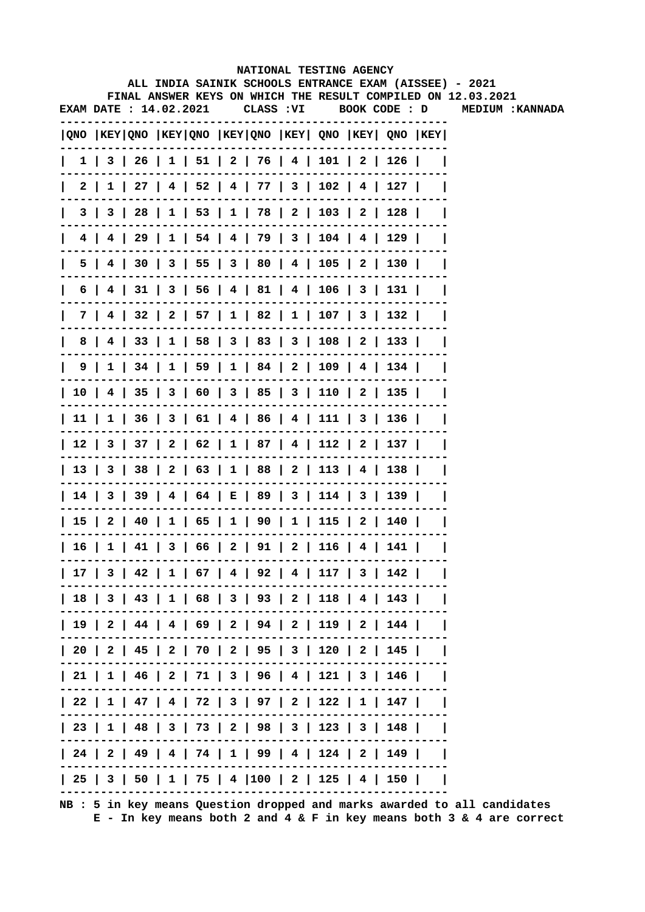NATIONAL TESTING AGENCY

ALL INDIA SAINIK SCHOOLS ENTRANCE EXAM (AISSEE) - 2021

FINAL ANSWER KEYS ON WHICH THE RESULT COMPILED ON 12.03.2021

EXAM DATE : 14.02.2021 CLASS :VI BOOK CODE : D MEDIUM :KANNADA

| QNO | KEY | QNO | KEY | QNO | KEY | QNO | KEY | QNO | KEY | QNO | KEY |
|---|---|---|---|---|---|---|---|---|---|---|---|
| 1 | 3 | 26 | 1 | 51 | 2 | 76 | 4 | 101 | 2 | 126 | |
| 2 | 1 | 27 | 4 | 52 | 4 | 77 | 3 | 102 | 4 | 127 | |
| 3 | 3 | 28 | 1 | 53 | 1 | 78 | 2 | 103 | 2 | 128 | |
| 4 | 4 | 29 | 1 | 54 | 4 | 79 | 3 | 104 | 4 | 129 | |
| 5 | 4 | 30 | 3 | 55 | 3 | 80 | 4 | 105 | 2 | 130 | |
| 6 | 4 | 31 | 3 | 56 | 4 | 81 | 4 | 106 | 3 | 131 | |
| 7 | 4 | 32 | 2 | 57 | 1 | 82 | 1 | 107 | 3 | 132 | |
| 8 | 4 | 33 | 1 | 58 | 3 | 83 | 3 | 108 | 2 | 133 | |
| 9 | 1 | 34 | 1 | 59 | 1 | 84 | 2 | 109 | 4 | 134 | |
| 10 | 4 | 35 | 3 | 60 | 3 | 85 | 3 | 110 | 2 | 135 | |
| 11 | 1 | 36 | 3 | 61 | 4 | 86 | 4 | 111 | 3 | 136 | |
| 12 | 3 | 37 | 2 | 62 | 1 | 87 | 4 | 112 | 2 | 137 | |
| 13 | 3 | 38 | 2 | 63 | 1 | 88 | 2 | 113 | 4 | 138 | |
| 14 | 3 | 39 | 4 | 64 | E | 89 | 3 | 114 | 3 | 139 | |
| 15 | 2 | 40 | 1 | 65 | 1 | 90 | 1 | 115 | 2 | 140 | |
| 16 | 1 | 41 | 3 | 66 | 2 | 91 | 2 | 116 | 4 | 141 | |
| 17 | 3 | 42 | 1 | 67 | 4 | 92 | 4 | 117 | 3 | 142 | |
| 18 | 3 | 43 | 1 | 68 | 3 | 93 | 2 | 118 | 4 | 143 | |
| 19 | 2 | 44 | 4 | 69 | 2 | 94 | 2 | 119 | 2 | 144 | |
| 20 | 2 | 45 | 2 | 70 | 2 | 95 | 3 | 120 | 2 | 145 | |
| 21 | 1 | 46 | 2 | 71 | 3 | 96 | 4 | 121 | 3 | 146 | |
| 22 | 1 | 47 | 4 | 72 | 3 | 97 | 2 | 122 | 1 | 147 | |
| 23 | 1 | 48 | 3 | 73 | 2 | 98 | 3 | 123 | 3 | 148 | |
| 24 | 2 | 49 | 4 | 74 | 1 | 99 | 4 | 124 | 2 | 149 | |
| 25 | 3 | 50 | 1 | 75 | 4 | 100 | 2 | 125 | 4 | 150 | |

NB : 5 in key means Question dropped and marks awarded to all candidates

E - In key means both 2 and 4 & F in key means both 3 & 4 are correct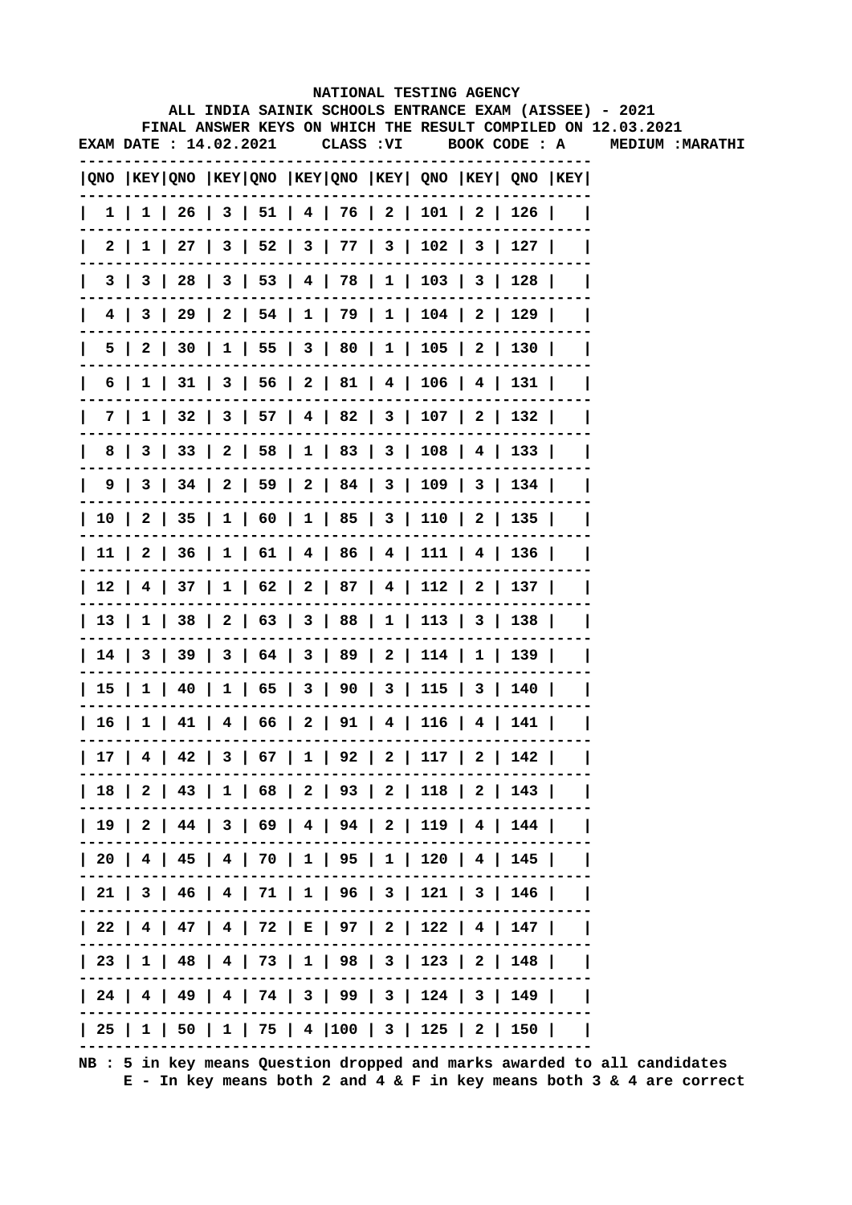# NATIONAL TESTING AGENCY

## ALL INDIA SAINIK SCHOOLS ENTRANCE EXAM (AISSEE) - 2021

### FINAL ANSWER KEYS ON WHICH THE RESULT COMPILED ON 12.03.2021

**EXAM DATE : 14.02.2021 CLASS :VI BOOK CODE : A MEDIUM :MARATHI**

| QNO | KEY | QNO | KEY | QNO | KEY | QNO | KEY | QNO | KEY | QNO | KEY |
|---|---|---|---|---|---|---|---|---|---|---|---|
| 1 | 1 | 26 | 3 | 51 | 4 | 76 | 2 | 101 | 2 | 126 | |
| 2 | 1 | 27 | 3 | 52 | 3 | 77 | 3 | 102 | 3 | 127 | |
| 3 | 3 | 28 | 3 | 53 | 4 | 78 | 1 | 103 | 3 | 128 | |
| 4 | 3 | 29 | 2 | 54 | 1 | 79 | 1 | 104 | 2 | 129 | |
| 5 | 2 | 30 | 1 | 55 | 3 | 80 | 1 | 105 | 2 | 130 | |
| 6 | 1 | 31 | 3 | 56 | 2 | 81 | 4 | 106 | 4 | 131 | |
| 7 | 1 | 32 | 3 | 57 | 4 | 82 | 3 | 107 | 2 | 132 | |
| 8 | 3 | 33 | 2 | 58 | 1 | 83 | 3 | 108 | 4 | 133 | |
| 9 | 3 | 34 | 2 | 59 | 2 | 84 | 3 | 109 | 3 | 134 | |
| 10 | 2 | 35 | 1 | 60 | 1 | 85 | 3 | 110 | 2 | 135 | |
| 11 | 2 | 36 | 1 | 61 | 4 | 86 | 4 | 111 | 4 | 136 | |
| 12 | 4 | 37 | 1 | 62 | 2 | 87 | 4 | 112 | 2 | 137 | |
| 13 | 1 | 38 | 2 | 63 | 3 | 88 | 1 | 113 | 3 | 138 | |
| 14 | 3 | 39 | 3 | 64 | 3 | 89 | 2 | 114 | 1 | 139 | |
| 15 | 1 | 40 | 1 | 65 | 3 | 90 | 3 | 115 | 3 | 140 | |
| 16 | 1 | 41 | 4 | 66 | 2 | 91 | 4 | 116 | 4 | 141 | |
| 17 | 4 | 42 | 3 | 67 | 1 | 92 | 2 | 117 | 2 | 142 | |
| 18 | 2 | 43 | 1 | 68 | 2 | 93 | 2 | 118 | 2 | 143 | |
| 19 | 2 | 44 | 3 | 69 | 4 | 94 | 2 | 119 | 4 | 144 | |
| 20 | 4 | 45 | 4 | 70 | 1 | 95 | 1 | 120 | 4 | 145 | |
| 21 | 3 | 46 | 4 | 71 | 1 | 96 | 3 | 121 | 3 | 146 | |
| 22 | 4 | 47 | 4 | 72 | E | 97 | 2 | 122 | 4 | 147 | |
| 23 | 1 | 48 | 4 | 73 | 1 | 98 | 3 | 123 | 2 | 148 | |
| 24 | 4 | 49 | 4 | 74 | 3 | 99 | 3 | 124 | 3 | 149 | |
| 25 | 1 | 50 | 1 | 75 | 4 | 100 | 3 | 125 | 2 | 150 | |

NB : 5 in key means Question dropped and marks awarded to all candidates
E - In key means both 2 and 4 & F in key means both 3 & 4 are correct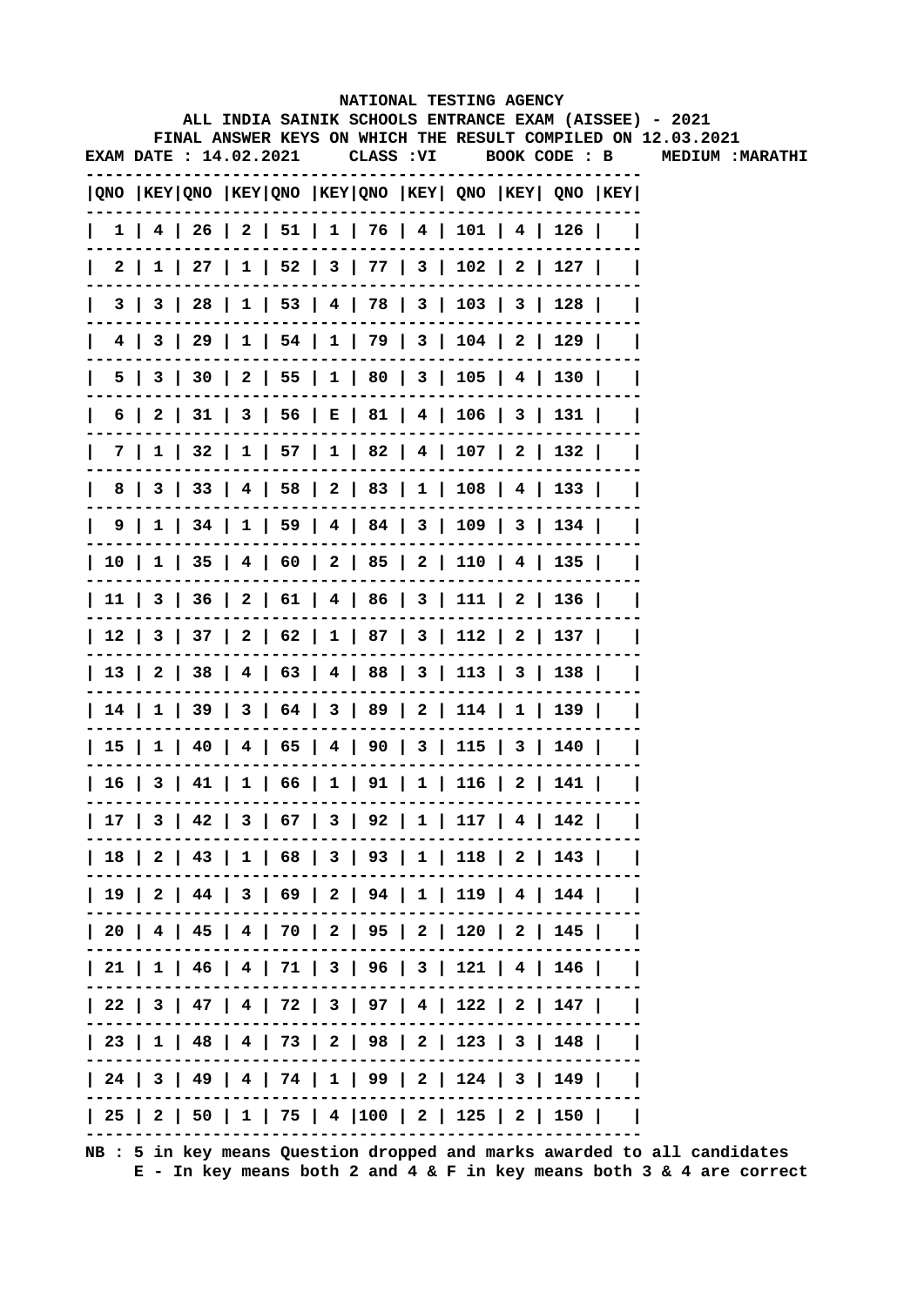**NATIONAL TESTING AGENCY**

**ALL INDIA SAINIK SCHOOLS ENTRANCE EXAM (AISSEE) - 2021**

**FINAL ANSWER KEYS ON WHICH THE RESULT COMPILED ON 12.03.2021**

**EXAM DATE : 14.02.2021 CLASS :VI BOOK CODE : B MEDIUM :MARATHI**

| QNO | KEY | QNO | KEY | QNO | KEY | QNO | KEY | QNO | KEY | QNO | KEY |
|---|---|---|---|---|---|---|---|---|---|---|---|
| 1 | 4 | 26 | 2 | 51 | 1 | 76 | 4 | 101 | 4 | 126 | |
| 2 | 1 | 27 | 1 | 52 | 3 | 77 | 3 | 102 | 2 | 127 | |
| 3 | 3 | 28 | 1 | 53 | 4 | 78 | 3 | 103 | 3 | 128 | |
| 4 | 3 | 29 | 1 | 54 | 1 | 79 | 3 | 104 | 2 | 129 | |
| 5 | 3 | 30 | 2 | 55 | 1 | 80 | 3 | 105 | 4 | 130 | |
| 6 | 2 | 31 | 3 | 56 | E | 81 | 4 | 106 | 3 | 131 | |
| 7 | 1 | 32 | 1 | 57 | 1 | 82 | 4 | 107 | 2 | 132 | |
| 8 | 3 | 33 | 4 | 58 | 2 | 83 | 1 | 108 | 4 | 133 | |
| 9 | 1 | 34 | 1 | 59 | 4 | 84 | 3 | 109 | 3 | 134 | |
| 10 | 1 | 35 | 4 | 60 | 2 | 85 | 2 | 110 | 4 | 135 | |
| 11 | 3 | 36 | 2 | 61 | 4 | 86 | 3 | 111 | 2 | 136 | |
| 12 | 3 | 37 | 2 | 62 | 1 | 87 | 3 | 112 | 2 | 137 | |
| 13 | 2 | 38 | 4 | 63 | 4 | 88 | 3 | 113 | 3 | 138 | |
| 14 | 1 | 39 | 3 | 64 | 3 | 89 | 2 | 114 | 1 | 139 | |
| 15 | 1 | 40 | 4 | 65 | 4 | 90 | 3 | 115 | 3 | 140 | |
| 16 | 3 | 41 | 1 | 66 | 1 | 91 | 1 | 116 | 2 | 141 | |
| 17 | 3 | 42 | 3 | 67 | 3 | 92 | 1 | 117 | 4 | 142 | |
| 18 | 2 | 43 | 1 | 68 | 3 | 93 | 1 | 118 | 2 | 143 | |
| 19 | 2 | 44 | 3 | 69 | 2 | 94 | 1 | 119 | 4 | 144 | |
| 20 | 4 | 45 | 4 | 70 | 2 | 95 | 2 | 120 | 2 | 145 | |
| 21 | 1 | 46 | 4 | 71 | 3 | 96 | 3 | 121 | 4 | 146 | |
| 22 | 3 | 47 | 4 | 72 | 3 | 97 | 4 | 122 | 2 | 147 | |
| 23 | 1 | 48 | 4 | 73 | 2 | 98 | 2 | 123 | 3 | 148 | |
| 24 | 3 | 49 | 4 | 74 | 1 | 99 | 2 | 124 | 3 | 149 | |
| 25 | 2 | 50 | 1 | 75 | 4 | 100 | 2 | 125 | 2 | 150 | |

NB : 5 in key means Question dropped and marks awarded to all candidates
E - In key means both 2 and 4 & F in key means both 3 & 4 are correct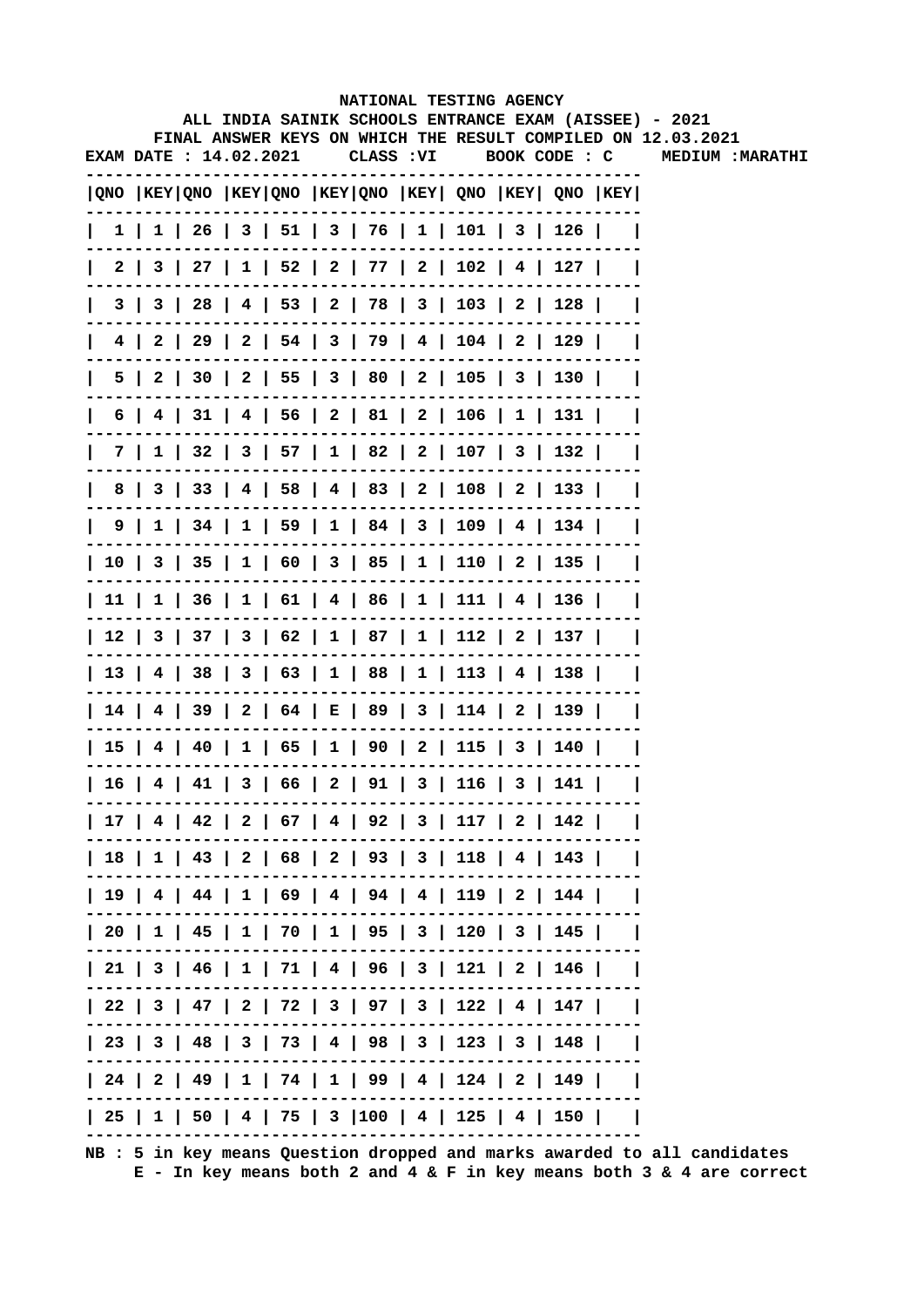NATIONAL TESTING AGENCY

ALL INDIA SAINIK SCHOOLS ENTRANCE EXAM (AISSEE) - 2021

FINAL ANSWER KEYS ON WHICH THE RESULT COMPILED ON 12.03.2021

EXAM DATE : 14.02.2021 CLASS :VI BOOK CODE : C MEDIUM :MARATHI

| QNO | KEY | QNO | KEY | QNO | KEY | QNO | KEY | QNO | KEY | QNO | KEY |
|---|---|---|---|---|---|---|---|---|---|---|---|
| 1 | 1 | 26 | 3 | 51 | 3 | 76 | 1 | 101 | 3 | 126 | |
| 2 | 3 | 27 | 1 | 52 | 2 | 77 | 2 | 102 | 4 | 127 | |
| 3 | 3 | 28 | 4 | 53 | 2 | 78 | 3 | 103 | 2 | 128 | |
| 4 | 2 | 29 | 2 | 54 | 3 | 79 | 4 | 104 | 2 | 129 | |
| 5 | 2 | 30 | 2 | 55 | 3 | 80 | 2 | 105 | 3 | 130 | |
| 6 | 4 | 31 | 4 | 56 | 2 | 81 | 2 | 106 | 1 | 131 | |
| 7 | 1 | 32 | 3 | 57 | 1 | 82 | 2 | 107 | 3 | 132 | |
| 8 | 3 | 33 | 4 | 58 | 4 | 83 | 2 | 108 | 2 | 133 | |
| 9 | 1 | 34 | 1 | 59 | 1 | 84 | 3 | 109 | 4 | 134 | |
| 10 | 3 | 35 | 1 | 60 | 3 | 85 | 1 | 110 | 2 | 135 | |
| 11 | 1 | 36 | 1 | 61 | 4 | 86 | 1 | 111 | 4 | 136 | |
| 12 | 3 | 37 | 3 | 62 | 1 | 87 | 1 | 112 | 2 | 137 | |
| 13 | 4 | 38 | 3 | 63 | 1 | 88 | 1 | 113 | 4 | 138 | |
| 14 | 4 | 39 | 2 | 64 | E | 89 | 3 | 114 | 2 | 139 | |
| 15 | 4 | 40 | 1 | 65 | 1 | 90 | 2 | 115 | 3 | 140 | |
| 16 | 4 | 41 | 3 | 66 | 2 | 91 | 3 | 116 | 3 | 141 | |
| 17 | 4 | 42 | 2 | 67 | 4 | 92 | 3 | 117 | 2 | 142 | |
| 18 | 1 | 43 | 2 | 68 | 2 | 93 | 3 | 118 | 4 | 143 | |
| 19 | 4 | 44 | 1 | 69 | 4 | 94 | 4 | 119 | 2 | 144 | |
| 20 | 1 | 45 | 1 | 70 | 1 | 95 | 3 | 120 | 3 | 145 | |
| 21 | 3 | 46 | 1 | 71 | 4 | 96 | 3 | 121 | 2 | 146 | |
| 22 | 3 | 47 | 2 | 72 | 3 | 97 | 3 | 122 | 4 | 147 | |
| 23 | 3 | 48 | 3 | 73 | 4 | 98 | 3 | 123 | 3 | 148 | |
| 24 | 2 | 49 | 1 | 74 | 1 | 99 | 4 | 124 | 2 | 149 | |
| 25 | 1 | 50 | 4 | 75 | 3 | 100 | 4 | 125 | 4 | 150 | |

NB : 5 in key means Question dropped and marks awarded to all candidates
E - In key means both 2 and 4 & F in key means both 3 & 4 are correct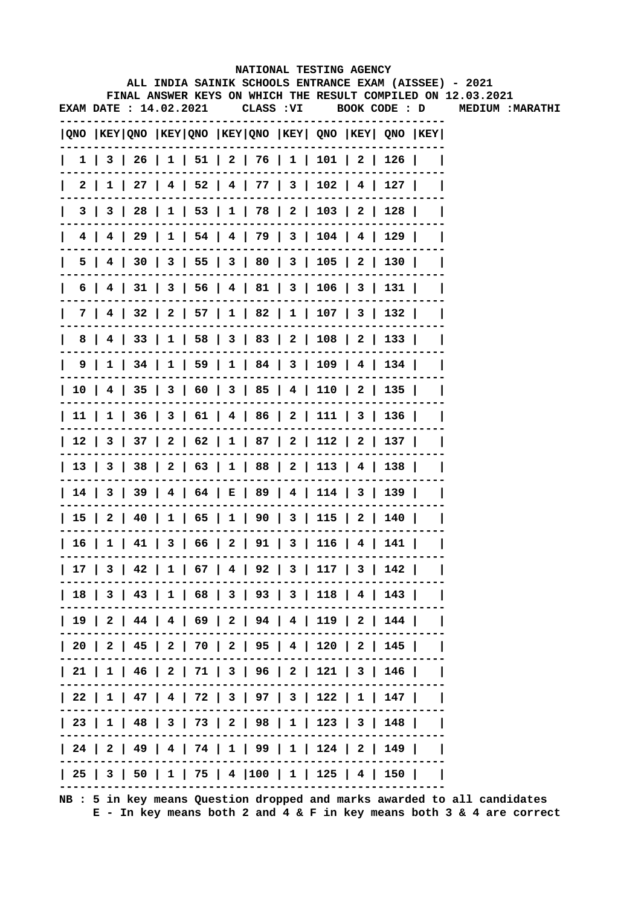# NATIONAL TESTING AGENCY

## ALL INDIA SAINIK SCHOOLS ENTRANCE EXAM (AISSEE) - 2021

### FINAL ANSWER KEYS ON WHICH THE RESULT COMPILED ON 12.03.2021

**EXAM DATE : 14.02.2021 CLASS :VI BOOK CODE : D MEDIUM :MARATHI**

| QNO | KEY | QNO | KEY | QNO | KEY | QNO | KEY | QNO | KEY | QNO | KEY |
|---|---|---|---|---|---|---|---|---|---|---|---|
| 1 | 3 | 26 | 1 | 51 | 2 | 76 | 1 | 101 | 2 | 126 | |
| 2 | 1 | 27 | 4 | 52 | 4 | 77 | 3 | 102 | 4 | 127 | |
| 3 | 3 | 28 | 1 | 53 | 1 | 78 | 2 | 103 | 2 | 128 | |
| 4 | 4 | 29 | 1 | 54 | 4 | 79 | 3 | 104 | 4 | 129 | |
| 5 | 4 | 30 | 3 | 55 | 3 | 80 | 3 | 105 | 2 | 130 | |
| 6 | 4 | 31 | 3 | 56 | 4 | 81 | 3 | 106 | 3 | 131 | |
| 7 | 4 | 32 | 2 | 57 | 1 | 82 | 1 | 107 | 3 | 132 | |
| 8 | 4 | 33 | 1 | 58 | 3 | 83 | 2 | 108 | 2 | 133 | |
| 9 | 1 | 34 | 1 | 59 | 1 | 84 | 3 | 109 | 4 | 134 | |
| 10 | 4 | 35 | 3 | 60 | 3 | 85 | 4 | 110 | 2 | 135 | |
| 11 | 1 | 36 | 3 | 61 | 4 | 86 | 2 | 111 | 3 | 136 | |
| 12 | 3 | 37 | 2 | 62 | 1 | 87 | 2 | 112 | 2 | 137 | |
| 13 | 3 | 38 | 2 | 63 | 1 | 88 | 2 | 113 | 4 | 138 | |
| 14 | 3 | 39 | 4 | 64 | E | 89 | 4 | 114 | 3 | 139 | |
| 15 | 2 | 40 | 1 | 65 | 1 | 90 | 3 | 115 | 2 | 140 | |
| 16 | 1 | 41 | 3 | 66 | 2 | 91 | 3 | 116 | 4 | 141 | |
| 17 | 3 | 42 | 1 | 67 | 4 | 92 | 3 | 117 | 3 | 142 | |
| 18 | 3 | 43 | 1 | 68 | 3 | 93 | 3 | 118 | 4 | 143 | |
| 19 | 2 | 44 | 4 | 69 | 2 | 94 | 4 | 119 | 2 | 144 | |
| 20 | 2 | 45 | 2 | 70 | 2 | 95 | 4 | 120 | 2 | 145 | |
| 21 | 1 | 46 | 2 | 71 | 3 | 96 | 2 | 121 | 3 | 146 | |
| 22 | 1 | 47 | 4 | 72 | 3 | 97 | 3 | 122 | 1 | 147 | |
| 23 | 1 | 48 | 3 | 73 | 2 | 98 | 1 | 123 | 3 | 148 | |
| 24 | 2 | 49 | 4 | 74 | 1 | 99 | 1 | 124 | 2 | 149 | |
| 25 | 3 | 50 | 1 | 75 | 4 | 100 | 1 | 125 | 4 | 150 | |

**NB : 5 in key means Question dropped and marks awarded to all candidates**
**E - In key means both 2 and 4 & F in key means both 3 & 4 are correct**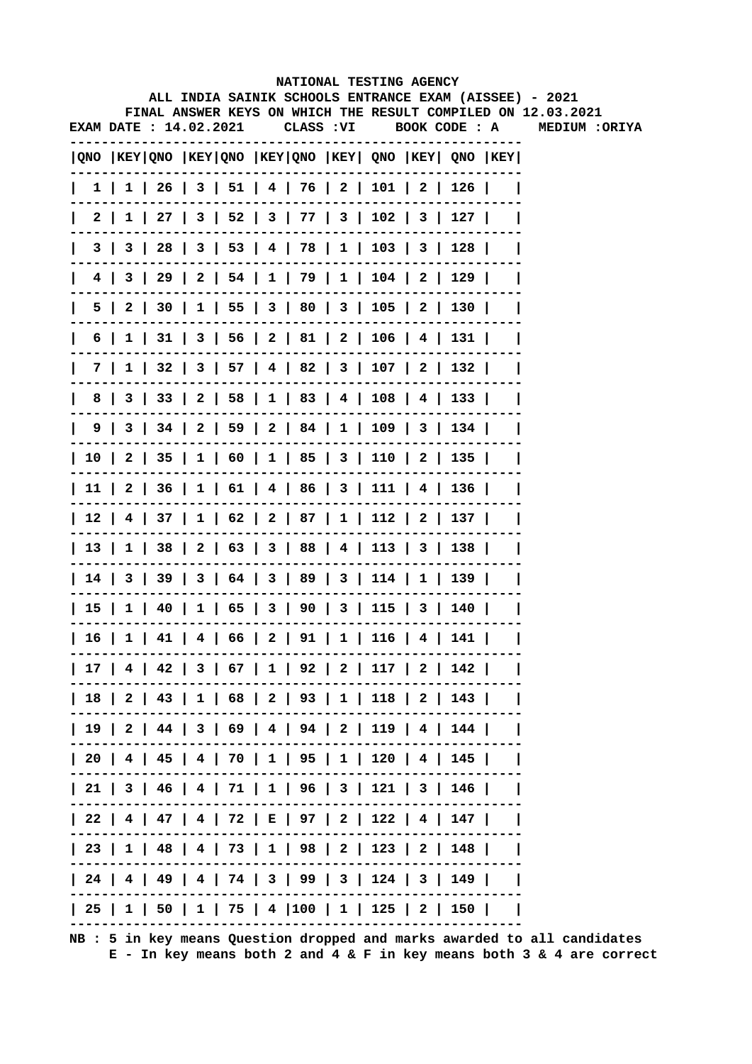NATIONAL TESTING AGENCY

ALL INDIA SAINIK SCHOOLS ENTRANCE EXAM (AISSEE) - 2021

FINAL ANSWER KEYS ON WHICH THE RESULT COMPILED ON 12.03.2021

EXAM DATE : 14.02.2021 CLASS :VI BOOK CODE : A MEDIUM :ORIYA

| QNO | KEY | QNO | KEY | QNO | KEY | QNO | KEY | QNO | KEY | QNO | KEY |
|---|---|---|---|---|---|---|---|---|---|---|---|
| 1 | 1 | 26 | 3 | 51 | 4 | 76 | 2 | 101 | 2 | 126 | |
| 2 | 1 | 27 | 3 | 52 | 3 | 77 | 3 | 102 | 3 | 127 | |
| 3 | 3 | 28 | 3 | 53 | 4 | 78 | 1 | 103 | 3 | 128 | |
| 4 | 3 | 29 | 2 | 54 | 1 | 79 | 1 | 104 | 2 | 129 | |
| 5 | 2 | 30 | 1 | 55 | 3 | 80 | 3 | 105 | 2 | 130 | |
| 6 | 1 | 31 | 3 | 56 | 2 | 81 | 2 | 106 | 4 | 131 | |
| 7 | 1 | 32 | 3 | 57 | 4 | 82 | 3 | 107 | 2 | 132 | |
| 8 | 3 | 33 | 2 | 58 | 1 | 83 | 4 | 108 | 4 | 133 | |
| 9 | 3 | 34 | 2 | 59 | 2 | 84 | 1 | 109 | 3 | 134 | |
| 10 | 2 | 35 | 1 | 60 | 1 | 85 | 3 | 110 | 2 | 135 | |
| 11 | 2 | 36 | 1 | 61 | 4 | 86 | 3 | 111 | 4 | 136 | |
| 12 | 4 | 37 | 1 | 62 | 2 | 87 | 1 | 112 | 2 | 137 | |
| 13 | 1 | 38 | 2 | 63 | 3 | 88 | 4 | 113 | 3 | 138 | |
| 14 | 3 | 39 | 3 | 64 | 3 | 89 | 3 | 114 | 1 | 139 | |
| 15 | 1 | 40 | 1 | 65 | 3 | 90 | 3 | 115 | 3 | 140 | |
| 16 | 1 | 41 | 4 | 66 | 2 | 91 | 1 | 116 | 4 | 141 | |
| 17 | 4 | 42 | 3 | 67 | 1 | 92 | 2 | 117 | 2 | 142 | |
| 18 | 2 | 43 | 1 | 68 | 2 | 93 | 1 | 118 | 2 | 143 | |
| 19 | 2 | 44 | 3 | 69 | 4 | 94 | 2 | 119 | 4 | 144 | |
| 20 | 4 | 45 | 4 | 70 | 1 | 95 | 1 | 120 | 4 | 145 | |
| 21 | 3 | 46 | 4 | 71 | 1 | 96 | 3 | 121 | 3 | 146 | |
| 22 | 4 | 47 | 4 | 72 | E | 97 | 2 | 122 | 4 | 147 | |
| 23 | 1 | 48 | 4 | 73 | 1 | 98 | 2 | 123 | 2 | 148 | |
| 24 | 4 | 49 | 4 | 74 | 3 | 99 | 3 | 124 | 3 | 149 | |
| 25 | 1 | 50 | 1 | 75 | 4 | 100 | 1 | 125 | 2 | 150 | |

NB : 5 in key means Question dropped and marks awarded to all candidates
E - In key means both 2 and 4 & F in key means both 3 & 4 are correct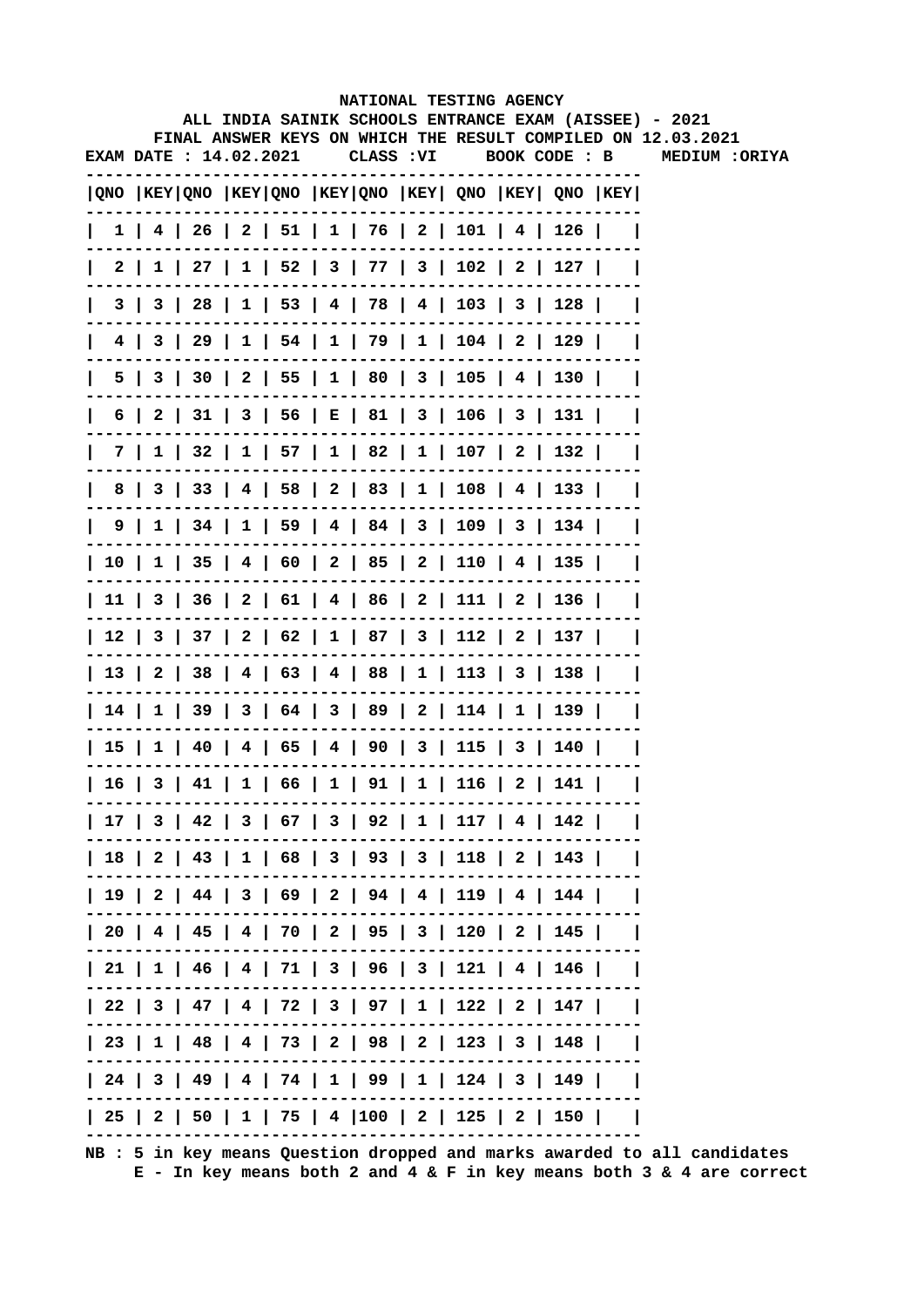NATIONAL TESTING AGENCY

ALL INDIA SAINIK SCHOOLS ENTRANCE EXAM (AISSEE) - 2021

FINAL ANSWER KEYS ON WHICH THE RESULT COMPILED ON 12.03.2021

EXAM DATE : 14.02.2021 CLASS :VI BOOK CODE : B MEDIUM :ORIYA

| QNO | KEY | QNO | KEY | QNO | KEY | QNO | KEY | QNO | KEY | QNO | KEY |
|---|---|---|---|---|---|---|---|---|---|---|---|
| 1 | 4 | 26 | 2 | 51 | 1 | 76 | 2 | 101 | 4 | 126 | |
| 2 | 1 | 27 | 1 | 52 | 3 | 77 | 3 | 102 | 2 | 127 | |
| 3 | 3 | 28 | 1 | 53 | 4 | 78 | 4 | 103 | 3 | 128 | |
| 4 | 3 | 29 | 1 | 54 | 1 | 79 | 1 | 104 | 2 | 129 | |
| 5 | 3 | 30 | 2 | 55 | 1 | 80 | 3 | 105 | 4 | 130 | |
| 6 | 2 | 31 | 3 | 56 | E | 81 | 3 | 106 | 3 | 131 | |
| 7 | 1 | 32 | 1 | 57 | 1 | 82 | 1 | 107 | 2 | 132 | |
| 8 | 3 | 33 | 4 | 58 | 2 | 83 | 1 | 108 | 4 | 133 | |
| 9 | 1 | 34 | 1 | 59 | 4 | 84 | 3 | 109 | 3 | 134 | |
| 10 | 1 | 35 | 4 | 60 | 2 | 85 | 2 | 110 | 4 | 135 | |
| 11 | 3 | 36 | 2 | 61 | 4 | 86 | 2 | 111 | 2 | 136 | |
| 12 | 3 | 37 | 2 | 62 | 1 | 87 | 3 | 112 | 2 | 137 | |
| 13 | 2 | 38 | 4 | 63 | 4 | 88 | 1 | 113 | 3 | 138 | |
| 14 | 1 | 39 | 3 | 64 | 3 | 89 | 2 | 114 | 1 | 139 | |
| 15 | 1 | 40 | 4 | 65 | 4 | 90 | 3 | 115 | 3 | 140 | |
| 16 | 3 | 41 | 1 | 66 | 1 | 91 | 1 | 116 | 2 | 141 | |
| 17 | 3 | 42 | 3 | 67 | 3 | 92 | 1 | 117 | 4 | 142 | |
| 18 | 2 | 43 | 1 | 68 | 3 | 93 | 3 | 118 | 2 | 143 | |
| 19 | 2 | 44 | 3 | 69 | 2 | 94 | 4 | 119 | 4 | 144 | |
| 20 | 4 | 45 | 4 | 70 | 2 | 95 | 3 | 120 | 2 | 145 | |
| 21 | 1 | 46 | 4 | 71 | 3 | 96 | 3 | 121 | 4 | 146 | |
| 22 | 3 | 47 | 4 | 72 | 3 | 97 | 1 | 122 | 2 | 147 | |
| 23 | 1 | 48 | 4 | 73 | 2 | 98 | 2 | 123 | 3 | 148 | |
| 24 | 3 | 49 | 4 | 74 | 1 | 99 | 1 | 124 | 3 | 149 | |
| 25 | 2 | 50 | 1 | 75 | 4 | 100 | 2 | 125 | 2 | 150 | |

NB : 5 in key means Question dropped and marks awarded to all candidates
E - In key means both 2 and 4 & F in key means both 3 & 4 are correct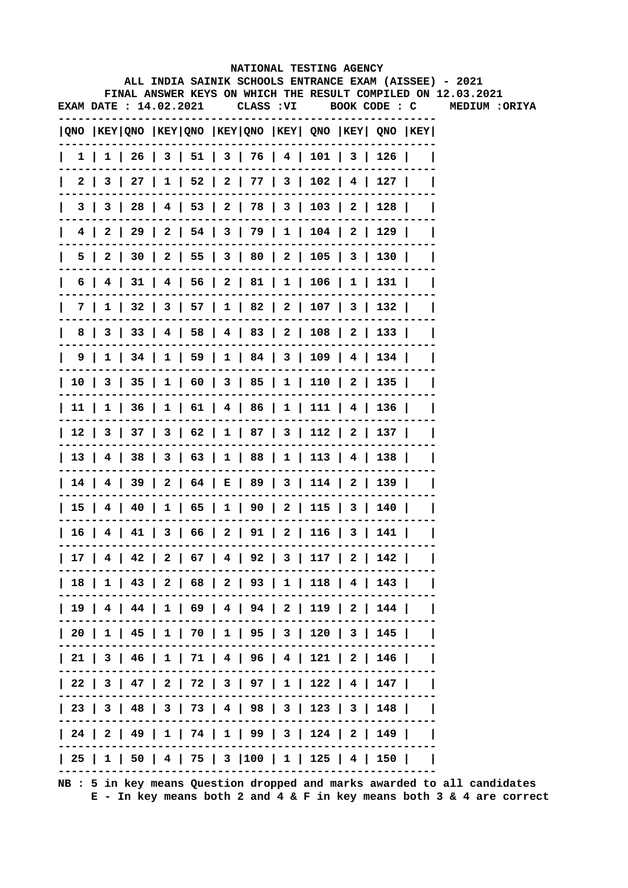**NATIONAL TESTING AGENCY**

**ALL INDIA SAINIK SCHOOLS ENTRANCE EXAM (AISSEE) - 2021**

**FINAL ANSWER KEYS ON WHICH THE RESULT COMPILED ON 12.03.2021**

**EXAM DATE : 14.02.2021 CLASS :VI BOOK CODE : C MEDIUM :ORIYA**

| QNO | KEY | QNO | KEY | QNO | KEY | QNO | KEY | QNO | KEY | QNO | KEY |
|---|---|---|---|---|---|---|---|---|---|---|---|
| 1 | 1 | 26 | 3 | 51 | 3 | 76 | 4 | 101 | 3 | 126 | |
| 2 | 3 | 27 | 1 | 52 | 2 | 77 | 3 | 102 | 4 | 127 | |
| 3 | 3 | 28 | 4 | 53 | 2 | 78 | 3 | 103 | 2 | 128 | |
| 4 | 2 | 29 | 2 | 54 | 3 | 79 | 1 | 104 | 2 | 129 | |
| 5 | 2 | 30 | 2 | 55 | 3 | 80 | 2 | 105 | 3 | 130 | |
| 6 | 4 | 31 | 4 | 56 | 2 | 81 | 1 | 106 | 1 | 131 | |
| 7 | 1 | 32 | 3 | 57 | 1 | 82 | 2 | 107 | 3 | 132 | |
| 8 | 3 | 33 | 4 | 58 | 4 | 83 | 2 | 108 | 2 | 133 | |
| 9 | 1 | 34 | 1 | 59 | 1 | 84 | 3 | 109 | 4 | 134 | |
| 10 | 3 | 35 | 1 | 60 | 3 | 85 | 1 | 110 | 2 | 135 | |
| 11 | 1 | 36 | 1 | 61 | 4 | 86 | 1 | 111 | 4 | 136 | |
| 12 | 3 | 37 | 3 | 62 | 1 | 87 | 3 | 112 | 2 | 137 | |
| 13 | 4 | 38 | 3 | 63 | 1 | 88 | 1 | 113 | 4 | 138 | |
| 14 | 4 | 39 | 2 | 64 | E | 89 | 3 | 114 | 2 | 139 | |
| 15 | 4 | 40 | 1 | 65 | 1 | 90 | 2 | 115 | 3 | 140 | |
| 16 | 4 | 41 | 3 | 66 | 2 | 91 | 2 | 116 | 3 | 141 | |
| 17 | 4 | 42 | 2 | 67 | 4 | 92 | 3 | 117 | 2 | 142 | |
| 18 | 1 | 43 | 2 | 68 | 2 | 93 | 1 | 118 | 4 | 143 | |
| 19 | 4 | 44 | 1 | 69 | 4 | 94 | 2 | 119 | 2 | 144 | |
| 20 | 1 | 45 | 1 | 70 | 1 | 95 | 3 | 120 | 3 | 145 | |
| 21 | 3 | 46 | 1 | 71 | 4 | 96 | 4 | 121 | 2 | 146 | |
| 22 | 3 | 47 | 2 | 72 | 3 | 97 | 1 | 122 | 4 | 147 | |
| 23 | 3 | 48 | 3 | 73 | 4 | 98 | 3 | 123 | 3 | 148 | |
| 24 | 2 | 49 | 1 | 74 | 1 | 99 | 3 | 124 | 2 | 149 | |
| 25 | 1 | 50 | 4 | 75 | 3 | 100 | 1 | 125 | 4 | 150 | |

**NB : 5 in key means Question dropped and marks awarded to all candidates**

**E - In key means both 2 and 4 & F in key means both 3 & 4 are correct**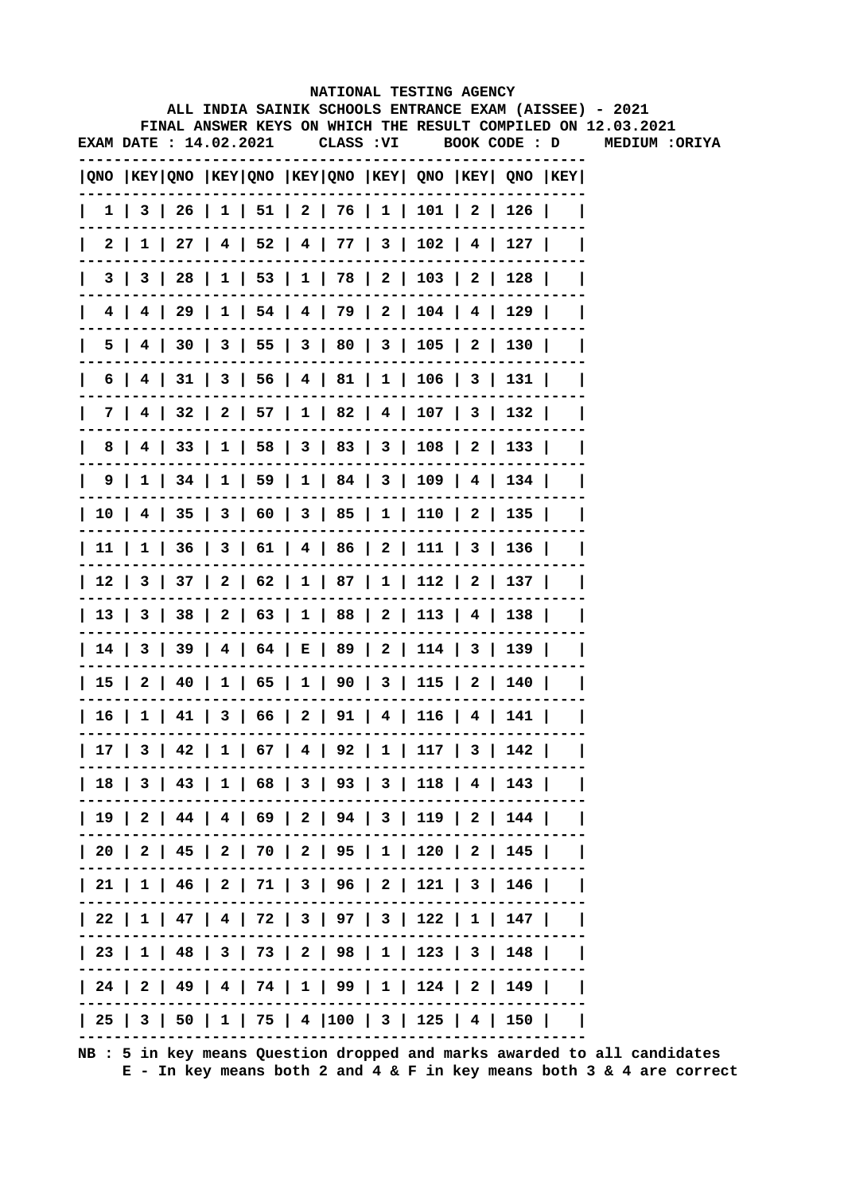NATIONAL TESTING AGENCY

ALL INDIA SAINIK SCHOOLS ENTRANCE EXAM (AISSEE) - 2021

FINAL ANSWER KEYS ON WHICH THE RESULT COMPILED ON 12.03.2021

**EXAM DATE : 14.02.2021 CLASS :VI BOOK CODE : D MEDIUM :ORIYA**

| QNO | KEY | QNO | KEY | QNO | KEY | QNO | KEY | QNO | KEY | QNO | KEY |
|---|---|---|---|---|---|---|---|---|---|---|---|
| 1 | 3 | 26 | 1 | 51 | 2 | 76 | 1 | 101 | 2 | 126 | |
| 2 | 1 | 27 | 4 | 52 | 4 | 77 | 3 | 102 | 4 | 127 | |
| 3 | 3 | 28 | 1 | 53 | 1 | 78 | 2 | 103 | 2 | 128 | |
| 4 | 4 | 29 | 1 | 54 | 4 | 79 | 2 | 104 | 4 | 129 | |
| 5 | 4 | 30 | 3 | 55 | 3 | 80 | 3 | 105 | 2 | 130 | |
| 6 | 4 | 31 | 3 | 56 | 4 | 81 | 1 | 106 | 3 | 131 | |
| 7 | 4 | 32 | 2 | 57 | 1 | 82 | 4 | 107 | 3 | 132 | |
| 8 | 4 | 33 | 1 | 58 | 3 | 83 | 3 | 108 | 2 | 133 | |
| 9 | 1 | 34 | 1 | 59 | 1 | 84 | 3 | 109 | 4 | 134 | |
| 10 | 4 | 35 | 3 | 60 | 3 | 85 | 1 | 110 | 2 | 135 | |
| 11 | 1 | 36 | 3 | 61 | 4 | 86 | 2 | 111 | 3 | 136 | |
| 12 | 3 | 37 | 2 | 62 | 1 | 87 | 1 | 112 | 2 | 137 | |
| 13 | 3 | 38 | 2 | 63 | 1 | 88 | 2 | 113 | 4 | 138 | |
| 14 | 3 | 39 | 4 | 64 | E | 89 | 2 | 114 | 3 | 139 | |
| 15 | 2 | 40 | 1 | 65 | 1 | 90 | 3 | 115 | 2 | 140 | |
| 16 | 1 | 41 | 3 | 66 | 2 | 91 | 4 | 116 | 4 | 141 | |
| 17 | 3 | 42 | 1 | 67 | 4 | 92 | 1 | 117 | 3 | 142 | |
| 18 | 3 | 43 | 1 | 68 | 3 | 93 | 3 | 118 | 4 | 143 | |
| 19 | 2 | 44 | 4 | 69 | 2 | 94 | 3 | 119 | 2 | 144 | |
| 20 | 2 | 45 | 2 | 70 | 2 | 95 | 1 | 120 | 2 | 145 | |
| 21 | 1 | 46 | 2 | 71 | 3 | 96 | 2 | 121 | 3 | 146 | |
| 22 | 1 | 47 | 4 | 72 | 3 | 97 | 3 | 122 | 1 | 147 | |
| 23 | 1 | 48 | 3 | 73 | 2 | 98 | 1 | 123 | 3 | 148 | |
| 24 | 2 | 49 | 4 | 74 | 1 | 99 | 1 | 124 | 2 | 149 | |
| 25 | 3 | 50 | 1 | 75 | 4 | 100 | 3 | 125 | 4 | 150 | |

NB : 5 in key means Question dropped and marks awarded to all candidates
E - In key means both 2 and 4 & F in key means both 3 & 4 are correct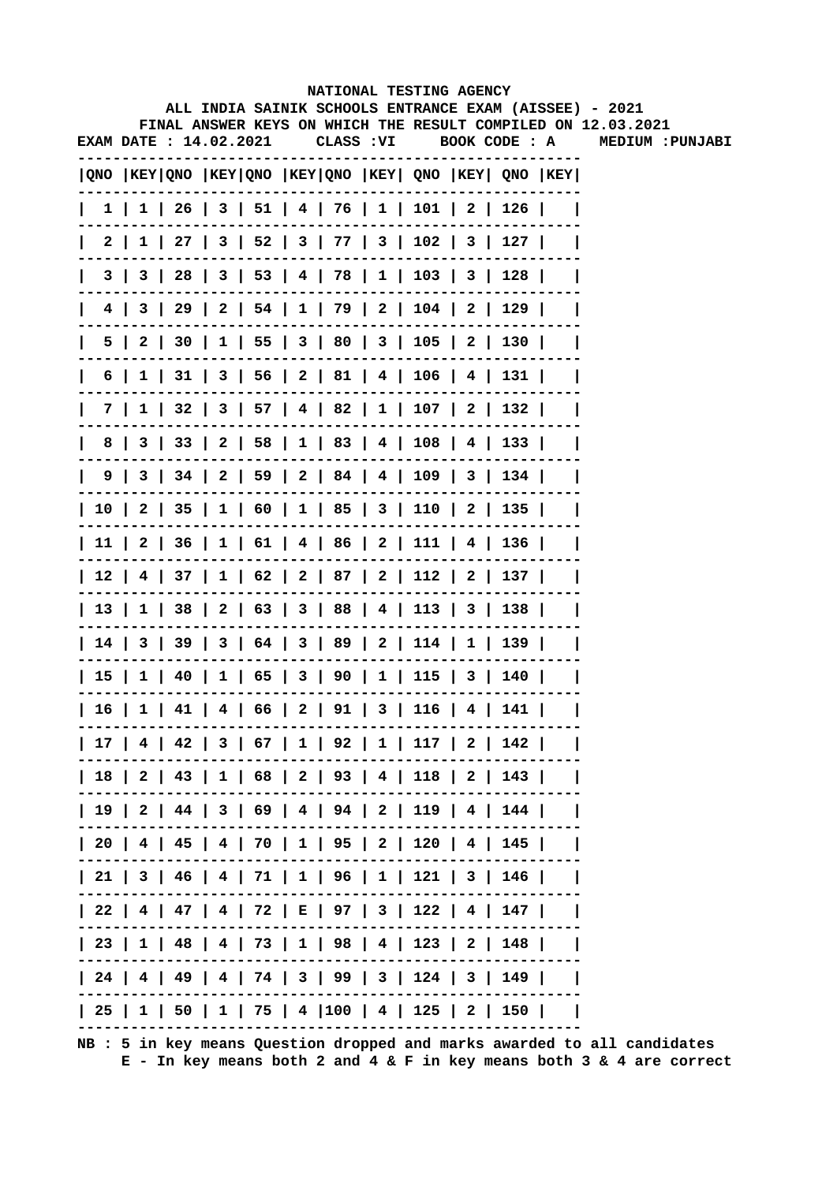NATIONAL TESTING AGENCY

ALL INDIA SAINIK SCHOOLS ENTRANCE EXAM (AISSEE) - 2021

FINAL ANSWER KEYS ON WHICH THE RESULT COMPILED ON 12.03.2021

EXAM DATE : 14.02.2021 CLASS :VI BOOK CODE : A MEDIUM :PUNJABI

| QNO | KEY | QNO | KEY | QNO | KEY | QNO | KEY | QNO | KEY | QNO | KEY |
|---|---|---|---|---|---|---|---|---|---|---|---|
| 1 | 1 | 26 | 3 | 51 | 4 | 76 | 1 | 101 | 2 | 126 | |
| 2 | 1 | 27 | 3 | 52 | 3 | 77 | 3 | 102 | 3 | 127 | |
| 3 | 3 | 28 | 3 | 53 | 4 | 78 | 1 | 103 | 3 | 128 | |
| 4 | 3 | 29 | 2 | 54 | 1 | 79 | 2 | 104 | 2 | 129 | |
| 5 | 2 | 30 | 1 | 55 | 3 | 80 | 3 | 105 | 2 | 130 | |
| 6 | 1 | 31 | 3 | 56 | 2 | 81 | 4 | 106 | 4 | 131 | |
| 7 | 1 | 32 | 3 | 57 | 4 | 82 | 1 | 107 | 2 | 132 | |
| 8 | 3 | 33 | 2 | 58 | 1 | 83 | 4 | 108 | 4 | 133 | |
| 9 | 3 | 34 | 2 | 59 | 2 | 84 | 4 | 109 | 3 | 134 | |
| 10 | 2 | 35 | 1 | 60 | 1 | 85 | 3 | 110 | 2 | 135 | |
| 11 | 2 | 36 | 1 | 61 | 4 | 86 | 2 | 111 | 4 | 136 | |
| 12 | 4 | 37 | 1 | 62 | 2 | 87 | 2 | 112 | 2 | 137 | |
| 13 | 1 | 38 | 2 | 63 | 3 | 88 | 4 | 113 | 3 | 138 | |
| 14 | 3 | 39 | 3 | 64 | 3 | 89 | 2 | 114 | 1 | 139 | |
| 15 | 1 | 40 | 1 | 65 | 3 | 90 | 1 | 115 | 3 | 140 | |
| 16 | 1 | 41 | 4 | 66 | 2 | 91 | 3 | 116 | 4 | 141 | |
| 17 | 4 | 42 | 3 | 67 | 1 | 92 | 1 | 117 | 2 | 142 | |
| 18 | 2 | 43 | 1 | 68 | 2 | 93 | 4 | 118 | 2 | 143 | |
| 19 | 2 | 44 | 3 | 69 | 4 | 94 | 2 | 119 | 4 | 144 | |
| 20 | 4 | 45 | 4 | 70 | 1 | 95 | 2 | 120 | 4 | 145 | |
| 21 | 3 | 46 | 4 | 71 | 1 | 96 | 1 | 121 | 3 | 146 | |
| 22 | 4 | 47 | 4 | 72 | E | 97 | 3 | 122 | 4 | 147 | |
| 23 | 1 | 48 | 4 | 73 | 1 | 98 | 4 | 123 | 2 | 148 | |
| 24 | 4 | 49 | 4 | 74 | 3 | 99 | 3 | 124 | 3 | 149 | |
| 25 | 1 | 50 | 1 | 75 | 4 | 100 | 4 | 125 | 2 | 150 | |

NB : 5 in key means Question dropped and marks awarded to all candidates
E - In key means both 2 and 4 & F in key means both 3 & 4 are correct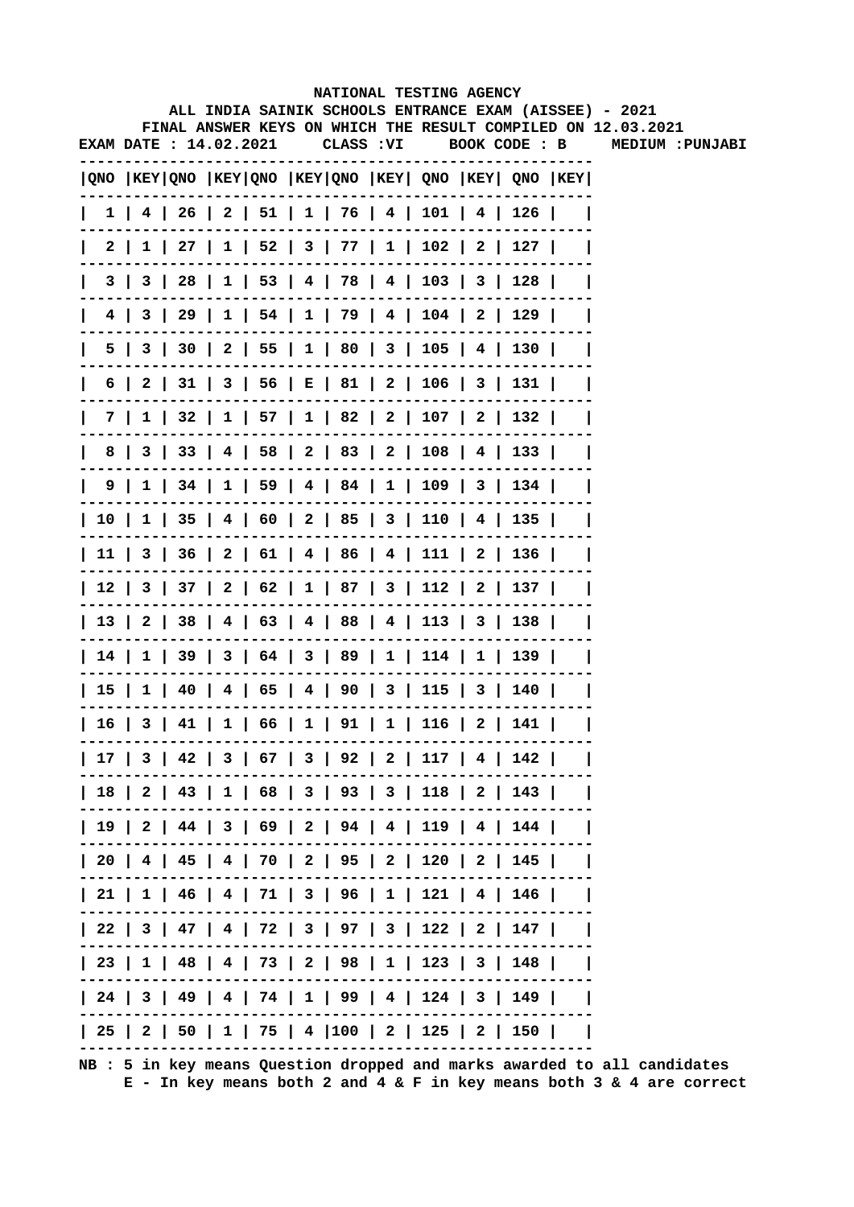NATIONAL TESTING AGENCY

ALL INDIA SAINIK SCHOOLS ENTRANCE EXAM (AISSEE) - 2021

FINAL ANSWER KEYS ON WHICH THE RESULT COMPILED ON 12.03.2021

EXAM DATE : 14.02.2021 CLASS :VI BOOK CODE : B MEDIUM :PUNJABI

| QNO | KEY | QNO | KEY | QNO | KEY | QNO | KEY | QNO | KEY | QNO | KEY |
|---|---|---|---|---|---|---|---|---|---|---|---|
| 1 | 4 | 26 | 2 | 51 | 1 | 76 | 4 | 101 | 4 | 126 | |
| 2 | 1 | 27 | 1 | 52 | 3 | 77 | 1 | 102 | 2 | 127 | |
| 3 | 3 | 28 | 1 | 53 | 4 | 78 | 4 | 103 | 3 | 128 | |
| 4 | 3 | 29 | 1 | 54 | 1 | 79 | 4 | 104 | 2 | 129 | |
| 5 | 3 | 30 | 2 | 55 | 1 | 80 | 3 | 105 | 4 | 130 | |
| 6 | 2 | 31 | 3 | 56 | E | 81 | 2 | 106 | 3 | 131 | |
| 7 | 1 | 32 | 1 | 57 | 1 | 82 | 2 | 107 | 2 | 132 | |
| 8 | 3 | 33 | 4 | 58 | 2 | 83 | 2 | 108 | 4 | 133 | |
| 9 | 1 | 34 | 1 | 59 | 4 | 84 | 1 | 109 | 3 | 134 | |
| 10 | 1 | 35 | 4 | 60 | 2 | 85 | 3 | 110 | 4 | 135 | |
| 11 | 3 | 36 | 2 | 61 | 4 | 86 | 4 | 111 | 2 | 136 | |
| 12 | 3 | 37 | 2 | 62 | 1 | 87 | 3 | 112 | 2 | 137 | |
| 13 | 2 | 38 | 4 | 63 | 4 | 88 | 4 | 113 | 3 | 138 | |
| 14 | 1 | 39 | 3 | 64 | 3 | 89 | 1 | 114 | 1 | 139 | |
| 15 | 1 | 40 | 4 | 65 | 4 | 90 | 3 | 115 | 3 | 140 | |
| 16 | 3 | 41 | 1 | 66 | 1 | 91 | 1 | 116 | 2 | 141 | |
| 17 | 3 | 42 | 3 | 67 | 3 | 92 | 2 | 117 | 4 | 142 | |
| 18 | 2 | 43 | 1 | 68 | 3 | 93 | 3 | 118 | 2 | 143 | |
| 19 | 2 | 44 | 3 | 69 | 2 | 94 | 4 | 119 | 4 | 144 | |
| 20 | 4 | 45 | 4 | 70 | 2 | 95 | 2 | 120 | 2 | 145 | |
| 21 | 1 | 46 | 4 | 71 | 3 | 96 | 1 | 121 | 4 | 146 | |
| 22 | 3 | 47 | 4 | 72 | 3 | 97 | 3 | 122 | 2 | 147 | |
| 23 | 1 | 48 | 4 | 73 | 2 | 98 | 1 | 123 | 3 | 148 | |
| 24 | 3 | 49 | 4 | 74 | 1 | 99 | 4 | 124 | 3 | 149 | |
| 25 | 2 | 50 | 1 | 75 | 4 | 100 | 2 | 125 | 2 | 150 | |

NB : 5 in key means Question dropped and marks awarded to all candidates
E - In key means both 2 and 4 & F in key means both 3 & 4 are correct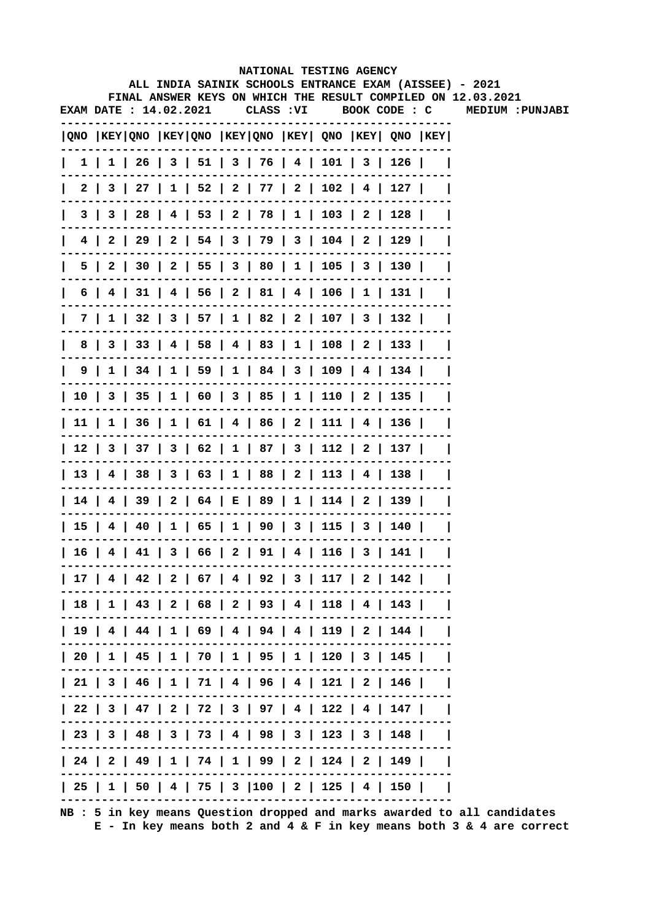NATIONAL TESTING AGENCY

ALL INDIA SAINIK SCHOOLS ENTRANCE EXAM (AISSEE) - 2021

FINAL ANSWER KEYS ON WHICH THE RESULT COMPILED ON 12.03.2021

EXAM DATE : 14.02.2021 CLASS :VI BOOK CODE : C MEDIUM :PUNJABI

| QNO | KEY | QNO | KEY | QNO | KEY | QNO | KEY | QNO | KEY | QNO | KEY |
|---|---|---|---|---|---|---|---|---|---|---|---|
| 1 | 1 | 26 | 3 | 51 | 3 | 76 | 4 | 101 | 3 | 126 | |
| 2 | 3 | 27 | 1 | 52 | 2 | 77 | 2 | 102 | 4 | 127 | |
| 3 | 3 | 28 | 4 | 53 | 2 | 78 | 1 | 103 | 2 | 128 | |
| 4 | 2 | 29 | 2 | 54 | 3 | 79 | 3 | 104 | 2 | 129 | |
| 5 | 2 | 30 | 2 | 55 | 3 | 80 | 1 | 105 | 3 | 130 | |
| 6 | 4 | 31 | 4 | 56 | 2 | 81 | 4 | 106 | 1 | 131 | |
| 7 | 1 | 32 | 3 | 57 | 1 | 82 | 2 | 107 | 3 | 132 | |
| 8 | 3 | 33 | 4 | 58 | 4 | 83 | 1 | 108 | 2 | 133 | |
| 9 | 1 | 34 | 1 | 59 | 1 | 84 | 3 | 109 | 4 | 134 | |
| 10 | 3 | 35 | 1 | 60 | 3 | 85 | 1 | 110 | 2 | 135 | |
| 11 | 1 | 36 | 1 | 61 | 4 | 86 | 2 | 111 | 4 | 136 | |
| 12 | 3 | 37 | 3 | 62 | 1 | 87 | 3 | 112 | 2 | 137 | |
| 13 | 4 | 38 | 3 | 63 | 1 | 88 | 2 | 113 | 4 | 138 | |
| 14 | 4 | 39 | 2 | 64 | E | 89 | 1 | 114 | 2 | 139 | |
| 15 | 4 | 40 | 1 | 65 | 1 | 90 | 3 | 115 | 3 | 140 | |
| 16 | 4 | 41 | 3 | 66 | 2 | 91 | 4 | 116 | 3 | 141 | |
| 17 | 4 | 42 | 2 | 67 | 4 | 92 | 3 | 117 | 2 | 142 | |
| 18 | 1 | 43 | 2 | 68 | 2 | 93 | 4 | 118 | 4 | 143 | |
| 19 | 4 | 44 | 1 | 69 | 4 | 94 | 4 | 119 | 2 | 144 | |
| 20 | 1 | 45 | 1 | 70 | 1 | 95 | 1 | 120 | 3 | 145 | |
| 21 | 3 | 46 | 1 | 71 | 4 | 96 | 4 | 121 | 2 | 146 | |
| 22 | 3 | 47 | 2 | 72 | 3 | 97 | 4 | 122 | 4 | 147 | |
| 23 | 3 | 48 | 3 | 73 | 4 | 98 | 3 | 123 | 3 | 148 | |
| 24 | 2 | 49 | 1 | 74 | 1 | 99 | 2 | 124 | 2 | 149 | |
| 25 | 1 | 50 | 4 | 75 | 3 | 100 | 2 | 125 | 4 | 150 | |

NB : 5 in key means Question dropped and marks awarded to all candidates
E - In key means both 2 and 4 & F in key means both 3 & 4 are correct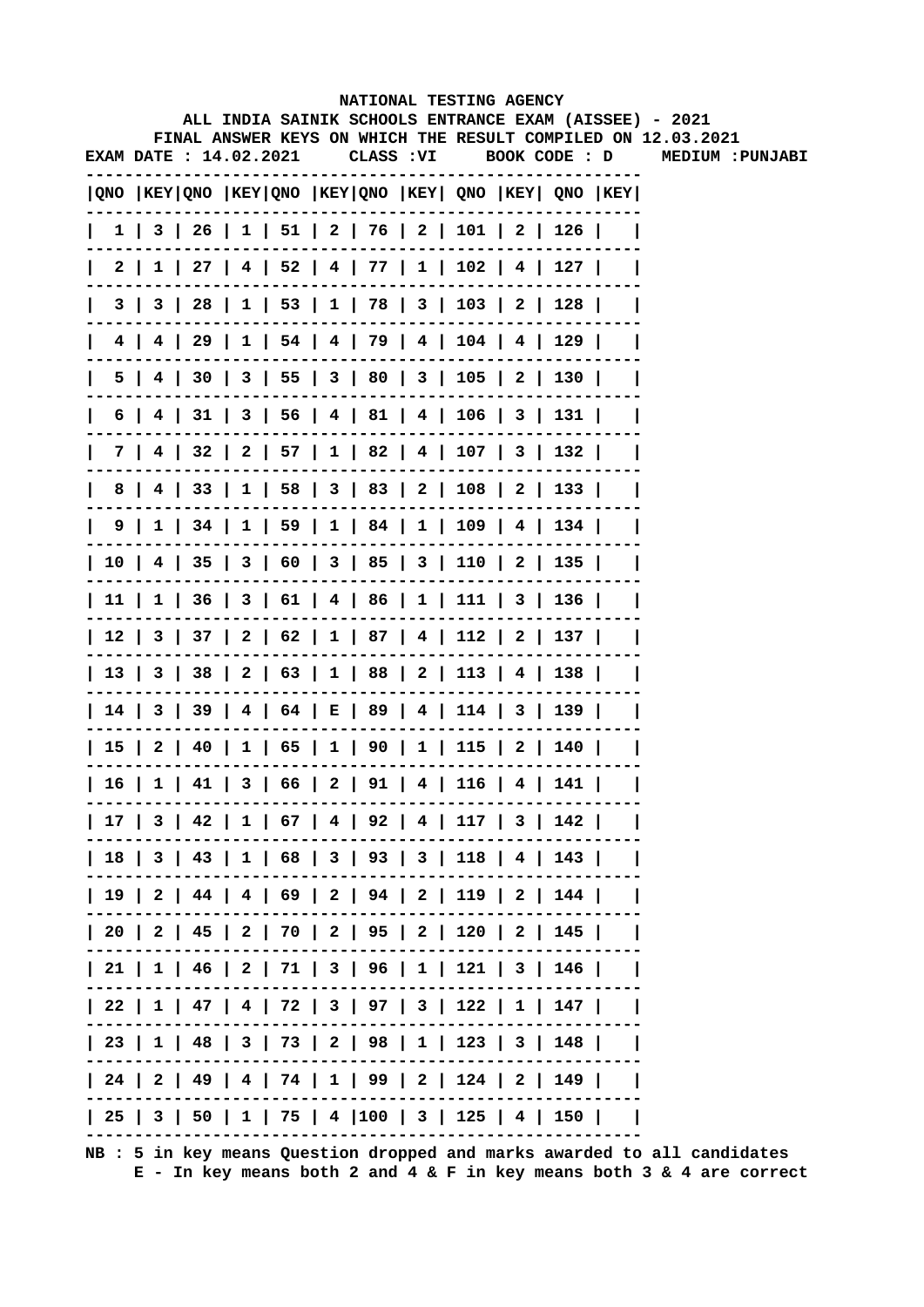NATIONAL TESTING AGENCY

ALL INDIA SAINIK SCHOOLS ENTRANCE EXAM (AISSEE) - 2021

FINAL ANSWER KEYS ON WHICH THE RESULT COMPILED ON 12.03.2021

EXAM DATE : 14.02.2021 CLASS :VI BOOK CODE : D MEDIUM :PUNJABI

| QNO | KEY | QNO | KEY | QNO | KEY | QNO | KEY | QNO | KEY | QNO | KEY |
|---|---|---|---|---|---|---|---|---|---|---|---|
| 1 | 3 | 26 | 1 | 51 | 2 | 76 | 2 | 101 | 2 | 126 | |
| 2 | 1 | 27 | 4 | 52 | 4 | 77 | 1 | 102 | 4 | 127 | |
| 3 | 3 | 28 | 1 | 53 | 1 | 78 | 3 | 103 | 2 | 128 | |
| 4 | 4 | 29 | 1 | 54 | 4 | 79 | 4 | 104 | 4 | 129 | |
| 5 | 4 | 30 | 3 | 55 | 3 | 80 | 3 | 105 | 2 | 130 | |
| 6 | 4 | 31 | 3 | 56 | 4 | 81 | 4 | 106 | 3 | 131 | |
| 7 | 4 | 32 | 2 | 57 | 1 | 82 | 4 | 107 | 3 | 132 | |
| 8 | 4 | 33 | 1 | 58 | 3 | 83 | 2 | 108 | 2 | 133 | |
| 9 | 1 | 34 | 1 | 59 | 1 | 84 | 1 | 109 | 4 | 134 | |
| 10 | 4 | 35 | 3 | 60 | 3 | 85 | 3 | 110 | 2 | 135 | |
| 11 | 1 | 36 | 3 | 61 | 4 | 86 | 1 | 111 | 3 | 136 | |
| 12 | 3 | 37 | 2 | 62 | 1 | 87 | 4 | 112 | 2 | 137 | |
| 13 | 3 | 38 | 2 | 63 | 1 | 88 | 2 | 113 | 4 | 138 | |
| 14 | 3 | 39 | 4 | 64 | E | 89 | 4 | 114 | 3 | 139 | |
| 15 | 2 | 40 | 1 | 65 | 1 | 90 | 1 | 115 | 2 | 140 | |
| 16 | 1 | 41 | 3 | 66 | 2 | 91 | 4 | 116 | 4 | 141 | |
| 17 | 3 | 42 | 1 | 67 | 4 | 92 | 4 | 117 | 3 | 142 | |
| 18 | 3 | 43 | 1 | 68 | 3 | 93 | 3 | 118 | 4 | 143 | |
| 19 | 2 | 44 | 4 | 69 | 2 | 94 | 2 | 119 | 2 | 144 | |
| 20 | 2 | 45 | 2 | 70 | 2 | 95 | 2 | 120 | 2 | 145 | |
| 21 | 1 | 46 | 2 | 71 | 3 | 96 | 1 | 121 | 3 | 146 | |
| 22 | 1 | 47 | 4 | 72 | 3 | 97 | 3 | 122 | 1 | 147 | |
| 23 | 1 | 48 | 3 | 73 | 2 | 98 | 1 | 123 | 3 | 148 | |
| 24 | 2 | 49 | 4 | 74 | 1 | 99 | 2 | 124 | 2 | 149 | |
| 25 | 3 | 50 | 1 | 75 | 4 | 100 | 3 | 125 | 4 | 150 | |

NB : 5 in key means Question dropped and marks awarded to all candidates
E - In key means both 2 and 4 & F in key means both 3 & 4 are correct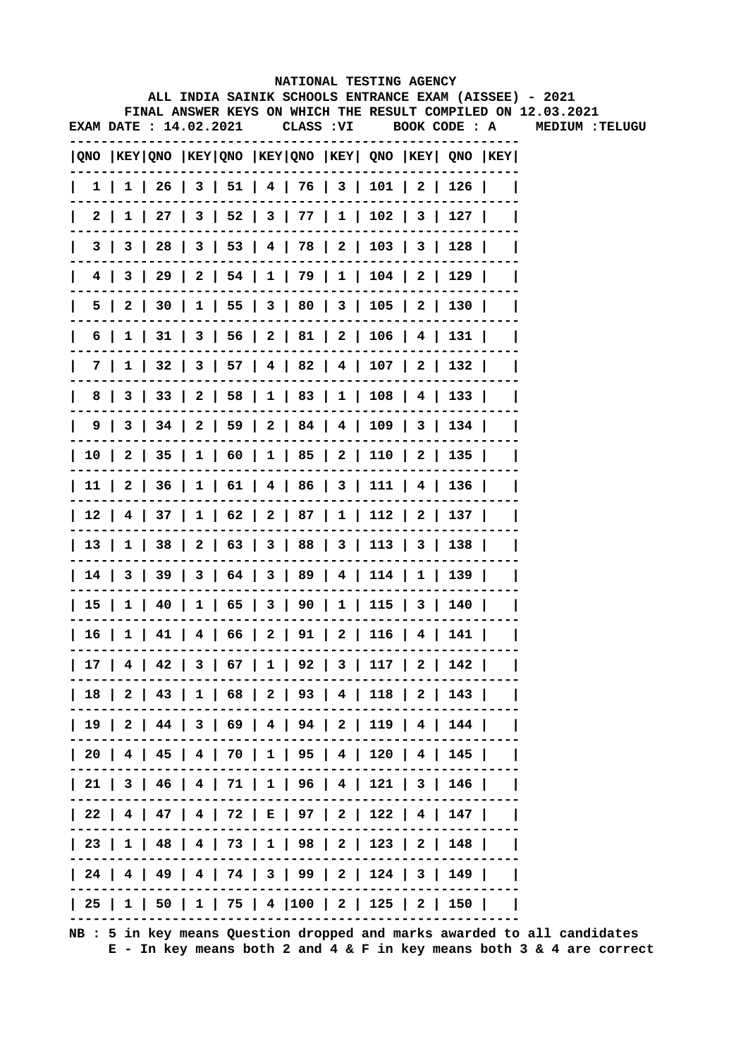# NATIONAL TESTING AGENCY

## ALL INDIA SAINIK SCHOOLS ENTRANCE EXAM (AISSEE) - 2021

### FINAL ANSWER KEYS ON WHICH THE RESULT COMPILED ON 12.03.2021

**EXAM DATE : 14.02.2021 CLASS :VI BOOK CODE : A MEDIUM :TELUGU**

| QNO | KEY | QNO | KEY | QNO | KEY | QNO | KEY | QNO | KEY | QNO | KEY |
|---|---|---|---|---|---|---|---|---|---|---|---|
| 1 | 1 | 26 | 3 | 51 | 4 | 76 | 3 | 101 | 2 | 126 | |
| 2 | 1 | 27 | 3 | 52 | 3 | 77 | 1 | 102 | 3 | 127 | |
| 3 | 3 | 28 | 3 | 53 | 4 | 78 | 2 | 103 | 3 | 128 | |
| 4 | 3 | 29 | 2 | 54 | 1 | 79 | 1 | 104 | 2 | 129 | |
| 5 | 2 | 30 | 1 | 55 | 3 | 80 | 3 | 105 | 2 | 130 | |
| 6 | 1 | 31 | 3 | 56 | 2 | 81 | 2 | 106 | 4 | 131 | |
| 7 | 1 | 32 | 3 | 57 | 4 | 82 | 4 | 107 | 2 | 132 | |
| 8 | 3 | 33 | 2 | 58 | 1 | 83 | 1 | 108 | 4 | 133 | |
| 9 | 3 | 34 | 2 | 59 | 2 | 84 | 4 | 109 | 3 | 134 | |
| 10 | 2 | 35 | 1 | 60 | 1 | 85 | 2 | 110 | 2 | 135 | |
| 11 | 2 | 36 | 1 | 61 | 4 | 86 | 3 | 111 | 4 | 136 | |
| 12 | 4 | 37 | 1 | 62 | 2 | 87 | 1 | 112 | 2 | 137 | |
| 13 | 1 | 38 | 2 | 63 | 3 | 88 | 3 | 113 | 3 | 138 | |
| 14 | 3 | 39 | 3 | 64 | 3 | 89 | 4 | 114 | 1 | 139 | |
| 15 | 1 | 40 | 1 | 65 | 3 | 90 | 1 | 115 | 3 | 140 | |
| 16 | 1 | 41 | 4 | 66 | 2 | 91 | 2 | 116 | 4 | 141 | |
| 17 | 4 | 42 | 3 | 67 | 1 | 92 | 3 | 117 | 2 | 142 | |
| 18 | 2 | 43 | 1 | 68 | 2 | 93 | 4 | 118 | 2 | 143 | |
| 19 | 2 | 44 | 3 | 69 | 4 | 94 | 2 | 119 | 4 | 144 | |
| 20 | 4 | 45 | 4 | 70 | 1 | 95 | 4 | 120 | 4 | 145 | |
| 21 | 3 | 46 | 4 | 71 | 1 | 96 | 4 | 121 | 3 | 146 | |
| 22 | 4 | 47 | 4 | 72 | E | 97 | 2 | 122 | 4 | 147 | |
| 23 | 1 | 48 | 4 | 73 | 1 | 98 | 2 | 123 | 2 | 148 | |
| 24 | 4 | 49 | 4 | 74 | 3 | 99 | 2 | 124 | 3 | 149 | |
| 25 | 1 | 50 | 1 | 75 | 4 | 100 | 2 | 125 | 2 | 150 | |

NB : 5 in key means Question dropped and marks awarded to all candidates
E - In key means both 2 and 4 & F in key means both 3 & 4 are correct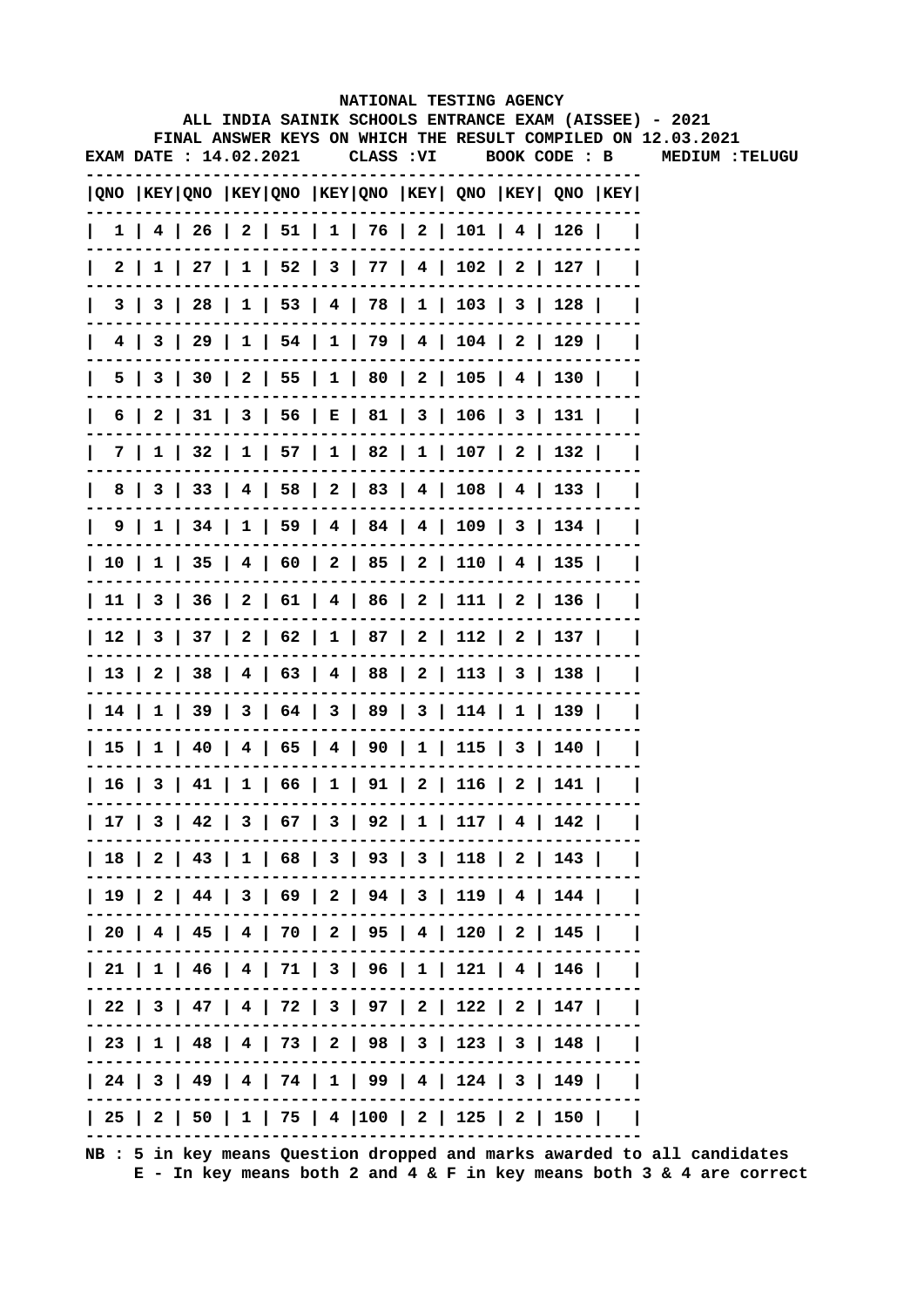# NATIONAL TESTING AGENCY

## ALL INDIA SAINIK SCHOOLS ENTRANCE EXAM (AISSEE) - 2021

### FINAL ANSWER KEYS ON WHICH THE RESULT COMPILED ON 12.03.2021

**EXAM DATE : 14.02.2021 CLASS :VI BOOK CODE : B MEDIUM :TELUGU**

| QNO | KEY | QNO | KEY | QNO | KEY | QNO | KEY | QNO | KEY | QNO | KEY |
|---|---|---|---|---|---|---|---|---|---|---|---|
| 1 | 4 | 26 | 2 | 51 | 1 | 76 | 2 | 101 | 4 | 126 | |
| 2 | 1 | 27 | 1 | 52 | 3 | 77 | 4 | 102 | 2 | 127 | |
| 3 | 3 | 28 | 1 | 53 | 4 | 78 | 1 | 103 | 3 | 128 | |
| 4 | 3 | 29 | 1 | 54 | 1 | 79 | 4 | 104 | 2 | 129 | |
| 5 | 3 | 30 | 2 | 55 | 1 | 80 | 2 | 105 | 4 | 130 | |
| 6 | 2 | 31 | 3 | 56 | E | 81 | 3 | 106 | 3 | 131 | |
| 7 | 1 | 32 | 1 | 57 | 1 | 82 | 1 | 107 | 2 | 132 | |
| 8 | 3 | 33 | 4 | 58 | 2 | 83 | 4 | 108 | 4 | 133 | |
| 9 | 1 | 34 | 1 | 59 | 4 | 84 | 4 | 109 | 3 | 134 | |
| 10 | 1 | 35 | 4 | 60 | 2 | 85 | 2 | 110 | 4 | 135 | |
| 11 | 3 | 36 | 2 | 61 | 4 | 86 | 2 | 111 | 2 | 136 | |
| 12 | 3 | 37 | 2 | 62 | 1 | 87 | 2 | 112 | 2 | 137 | |
| 13 | 2 | 38 | 4 | 63 | 4 | 88 | 2 | 113 | 3 | 138 | |
| 14 | 1 | 39 | 3 | 64 | 3 | 89 | 3 | 114 | 1 | 139 | |
| 15 | 1 | 40 | 4 | 65 | 4 | 90 | 1 | 115 | 3 | 140 | |
| 16 | 3 | 41 | 1 | 66 | 1 | 91 | 2 | 116 | 2 | 141 | |
| 17 | 3 | 42 | 3 | 67 | 3 | 92 | 1 | 117 | 4 | 142 | |
| 18 | 2 | 43 | 1 | 68 | 3 | 93 | 3 | 118 | 2 | 143 | |
| 19 | 2 | 44 | 3 | 69 | 2 | 94 | 3 | 119 | 4 | 144 | |
| 20 | 4 | 45 | 4 | 70 | 2 | 95 | 4 | 120 | 2 | 145 | |
| 21 | 1 | 46 | 4 | 71 | 3 | 96 | 1 | 121 | 4 | 146 | |
| 22 | 3 | 47 | 4 | 72 | 3 | 97 | 2 | 122 | 2 | 147 | |
| 23 | 1 | 48 | 4 | 73 | 2 | 98 | 3 | 123 | 3 | 148 | |
| 24 | 3 | 49 | 4 | 74 | 1 | 99 | 4 | 124 | 3 | 149 | |
| 25 | 2 | 50 | 1 | 75 | 4 | 100 | 2 | 125 | 2 | 150 | |

NB : 5 in key means Question dropped and marks awarded to all candidates
E - In key means both 2 and 4 & F in key means both 3 & 4 are correct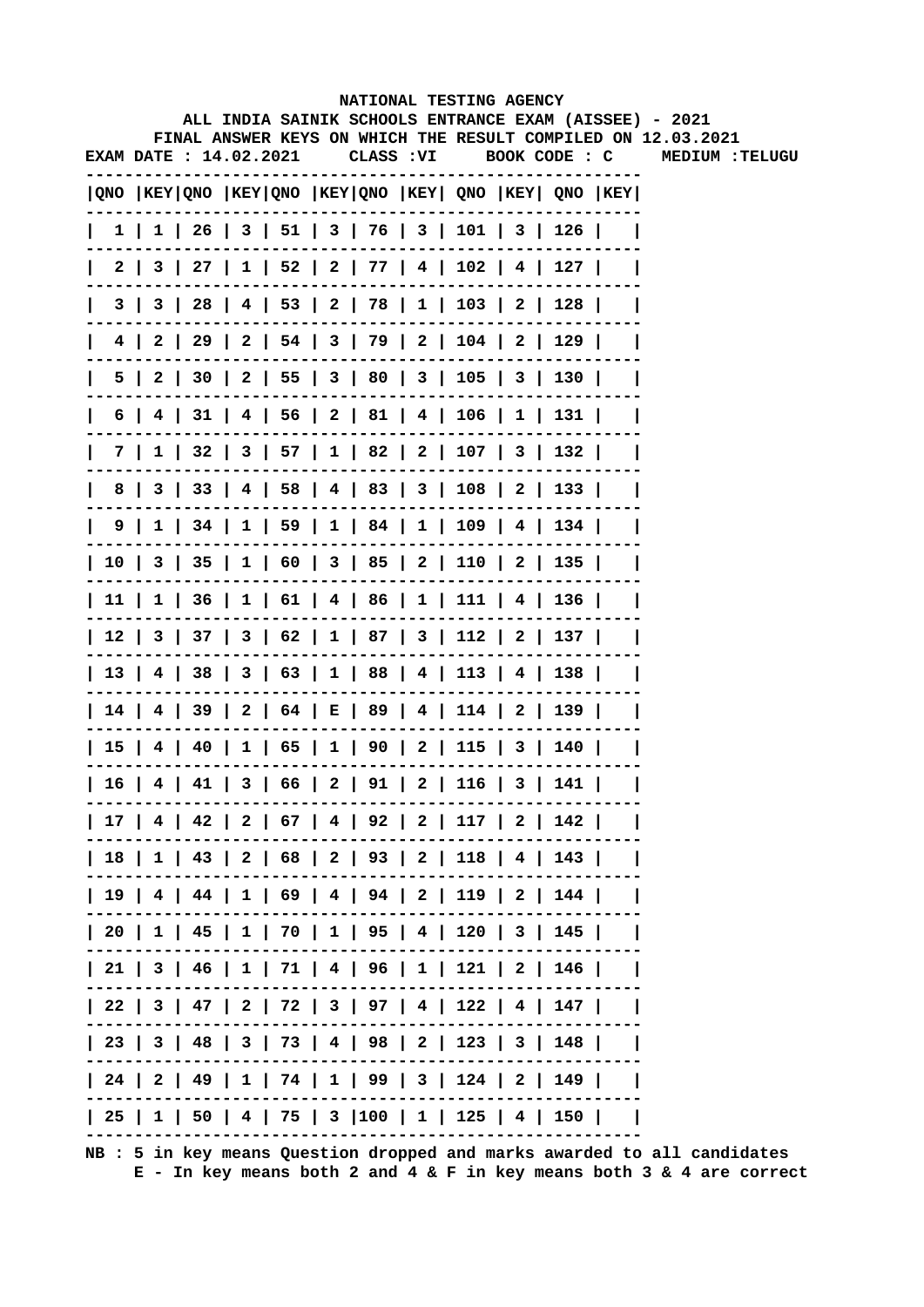NATIONAL TESTING AGENCY

ALL INDIA SAINIK SCHOOLS ENTRANCE EXAM (AISSEE) - 2021

FINAL ANSWER KEYS ON WHICH THE RESULT COMPILED ON 12.03.2021

EXAM DATE : 14.02.2021 CLASS :VI BOOK CODE : C MEDIUM :TELUGU

| QNO | KEY | QNO | KEY | QNO | KEY | QNO | KEY | QNO | KEY | QNO | KEY |
|---|---|---|---|---|---|---|---|---|---|---|---|
| 1 | 1 | 26 | 3 | 51 | 3 | 76 | 3 | 101 | 3 | 126 | |
| 2 | 3 | 27 | 1 | 52 | 2 | 77 | 4 | 102 | 4 | 127 | |
| 3 | 3 | 28 | 4 | 53 | 2 | 78 | 1 | 103 | 2 | 128 | |
| 4 | 2 | 29 | 2 | 54 | 3 | 79 | 2 | 104 | 2 | 129 | |
| 5 | 2 | 30 | 2 | 55 | 3 | 80 | 3 | 105 | 3 | 130 | |
| 6 | 4 | 31 | 4 | 56 | 2 | 81 | 4 | 106 | 1 | 131 | |
| 7 | 1 | 32 | 3 | 57 | 1 | 82 | 2 | 107 | 3 | 132 | |
| 8 | 3 | 33 | 4 | 58 | 4 | 83 | 3 | 108 | 2 | 133 | |
| 9 | 1 | 34 | 1 | 59 | 1 | 84 | 1 | 109 | 4 | 134 | |
| 10 | 3 | 35 | 1 | 60 | 3 | 85 | 2 | 110 | 2 | 135 | |
| 11 | 1 | 36 | 1 | 61 | 4 | 86 | 1 | 111 | 4 | 136 | |
| 12 | 3 | 37 | 3 | 62 | 1 | 87 | 3 | 112 | 2 | 137 | |
| 13 | 4 | 38 | 3 | 63 | 1 | 88 | 4 | 113 | 4 | 138 | |
| 14 | 4 | 39 | 2 | 64 | E | 89 | 4 | 114 | 2 | 139 | |
| 15 | 4 | 40 | 1 | 65 | 1 | 90 | 2 | 115 | 3 | 140 | |
| 16 | 4 | 41 | 3 | 66 | 2 | 91 | 2 | 116 | 3 | 141 | |
| 17 | 4 | 42 | 2 | 67 | 4 | 92 | 2 | 117 | 2 | 142 | |
| 18 | 1 | 43 | 2 | 68 | 2 | 93 | 2 | 118 | 4 | 143 | |
| 19 | 4 | 44 | 1 | 69 | 4 | 94 | 2 | 119 | 2 | 144 | |
| 20 | 1 | 45 | 1 | 70 | 1 | 95 | 4 | 120 | 3 | 145 | |
| 21 | 3 | 46 | 1 | 71 | 4 | 96 | 1 | 121 | 2 | 146 | |
| 22 | 3 | 47 | 2 | 72 | 3 | 97 | 4 | 122 | 4 | 147 | |
| 23 | 3 | 48 | 3 | 73 | 4 | 98 | 2 | 123 | 3 | 148 | |
| 24 | 2 | 49 | 1 | 74 | 1 | 99 | 3 | 124 | 2 | 149 | |
| 25 | 1 | 50 | 4 | 75 | 3 | 100 | 1 | 125 | 4 | 150 | |

NB : 5 in key means Question dropped and marks awarded to all candidates
E - In key means both 2 and 4 & F in key means both 3 & 4 are correct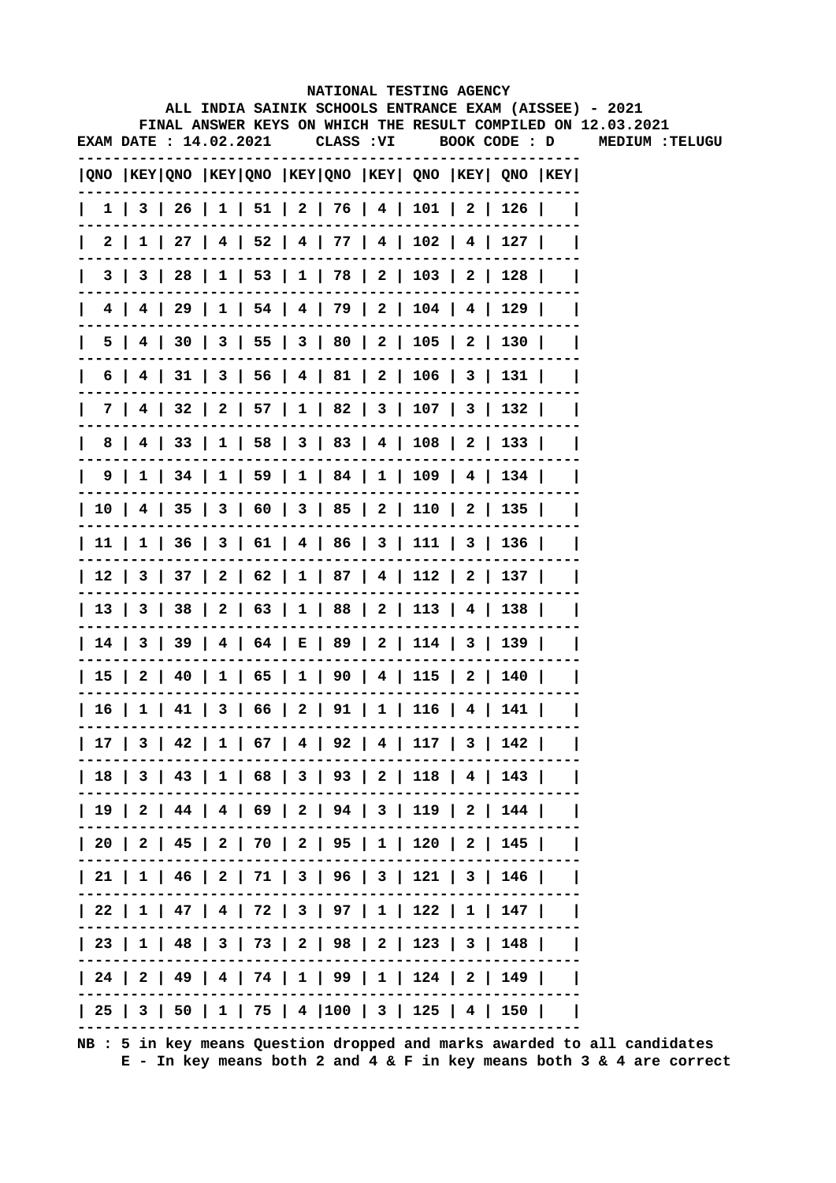NATIONAL TESTING AGENCY

ALL INDIA SAINIK SCHOOLS ENTRANCE EXAM (AISSEE) - 2021

FINAL ANSWER KEYS ON WHICH THE RESULT COMPILED ON 12.03.2021

EXAM DATE : 14.02.2021 CLASS :VI BOOK CODE : D MEDIUM :TELUGU

| QNO | KEY | QNO | KEY | QNO | KEY | QNO | KEY | QNO | KEY | QNO | KEY |
|---|---|---|---|---|---|---|---|---|---|---|---|
| 1 | 3 | 26 | 1 | 51 | 2 | 76 | 4 | 101 | 2 | 126 | |
| 2 | 1 | 27 | 4 | 52 | 4 | 77 | 4 | 102 | 4 | 127 | |
| 3 | 3 | 28 | 1 | 53 | 1 | 78 | 2 | 103 | 2 | 128 | |
| 4 | 4 | 29 | 1 | 54 | 4 | 79 | 2 | 104 | 4 | 129 | |
| 5 | 4 | 30 | 3 | 55 | 3 | 80 | 2 | 105 | 2 | 130 | |
| 6 | 4 | 31 | 3 | 56 | 4 | 81 | 2 | 106 | 3 | 131 | |
| 7 | 4 | 32 | 2 | 57 | 1 | 82 | 3 | 107 | 3 | 132 | |
| 8 | 4 | 33 | 1 | 58 | 3 | 83 | 4 | 108 | 2 | 133 | |
| 9 | 1 | 34 | 1 | 59 | 1 | 84 | 1 | 109 | 4 | 134 | |
| 10 | 4 | 35 | 3 | 60 | 3 | 85 | 2 | 110 | 2 | 135 | |
| 11 | 1 | 36 | 3 | 61 | 4 | 86 | 3 | 111 | 3 | 136 | |
| 12 | 3 | 37 | 2 | 62 | 1 | 87 | 4 | 112 | 2 | 137 | |
| 13 | 3 | 38 | 2 | 63 | 1 | 88 | 2 | 113 | 4 | 138 | |
| 14 | 3 | 39 | 4 | 64 | E | 89 | 2 | 114 | 3 | 139 | |
| 15 | 2 | 40 | 1 | 65 | 1 | 90 | 4 | 115 | 2 | 140 | |
| 16 | 1 | 41 | 3 | 66 | 2 | 91 | 1 | 116 | 4 | 141 | |
| 17 | 3 | 42 | 1 | 67 | 4 | 92 | 4 | 117 | 3 | 142 | |
| 18 | 3 | 43 | 1 | 68 | 3 | 93 | 2 | 118 | 4 | 143 | |
| 19 | 2 | 44 | 4 | 69 | 2 | 94 | 3 | 119 | 2 | 144 | |
| 20 | 2 | 45 | 2 | 70 | 2 | 95 | 1 | 120 | 2 | 145 | |
| 21 | 1 | 46 | 2 | 71 | 3 | 96 | 3 | 121 | 3 | 146 | |
| 22 | 1 | 47 | 4 | 72 | 3 | 97 | 1 | 122 | 1 | 147 | |
| 23 | 1 | 48 | 3 | 73 | 2 | 98 | 2 | 123 | 3 | 148 | |
| 24 | 2 | 49 | 4 | 74 | 1 | 99 | 1 | 124 | 2 | 149 | |
| 25 | 3 | 50 | 1 | 75 | 4 | 100 | 3 | 125 | 4 | 150 | |

NB : 5 in key means Question dropped and marks awarded to all candidates

E - In key means both 2 and 4 & F in key means both 3 & 4 are correct